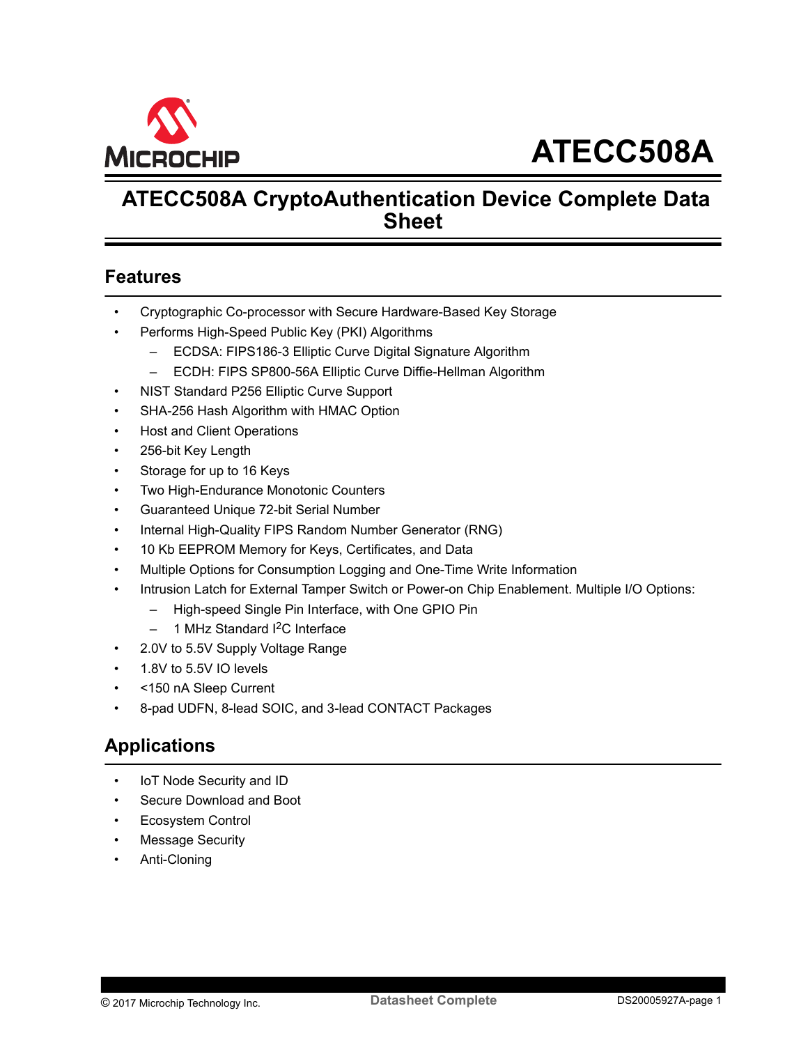# ATECC508A

## ATECC508A CryptoAuthentication Device Complete Data Sheet

### Features

- Cryptographic Co-processor with Secure Hardware-Based Key Storage
- Performs High-Speed Public Key (PKI) Algorithms
  - ECDSA: FIPS186-3 Elliptic Curve Digital Signature Algorithm
  - ECDH: FIPS SP800-56A Elliptic Curve Diffie-Hellman Algorithm
- NIST Standard P256 Elliptic Curve Support
- SHA-256 Hash Algorithm with HMAC Option
- Host and Client Operations
- 256-bit Key Length
- Storage for up to 16 Keys
- Two High-Endurance Monotonic Counters
- Guaranteed Unique 72-bit Serial Number
- Internal High-Quality FIPS Random Number Generator (RNG)
- 10 Kb EEPROM Memory for Keys, Certificates, and Data
- Multiple Options for Consumption Logging and One-Time Write Information
- Intrusion Latch for External Tamper Switch or Power-on Chip Enablement. Multiple I/O Options:
  - High-speed Single Pin Interface, with One GPIO Pin
  - 1 MHz Standard $I^2C$ Interface
- 2.0V to 5.5V Supply Voltage Range
- 1.8V to 5.5V IO levels
- <150 nA Sleep Current
- 8-pad UDFN, 8-lead SOIC, and 3-lead CONTACT Packages

### Applications

- IoT Node Security and ID
- Secure Download and Boot
- Ecosystem Control
- Message Security
- Anti-Cloning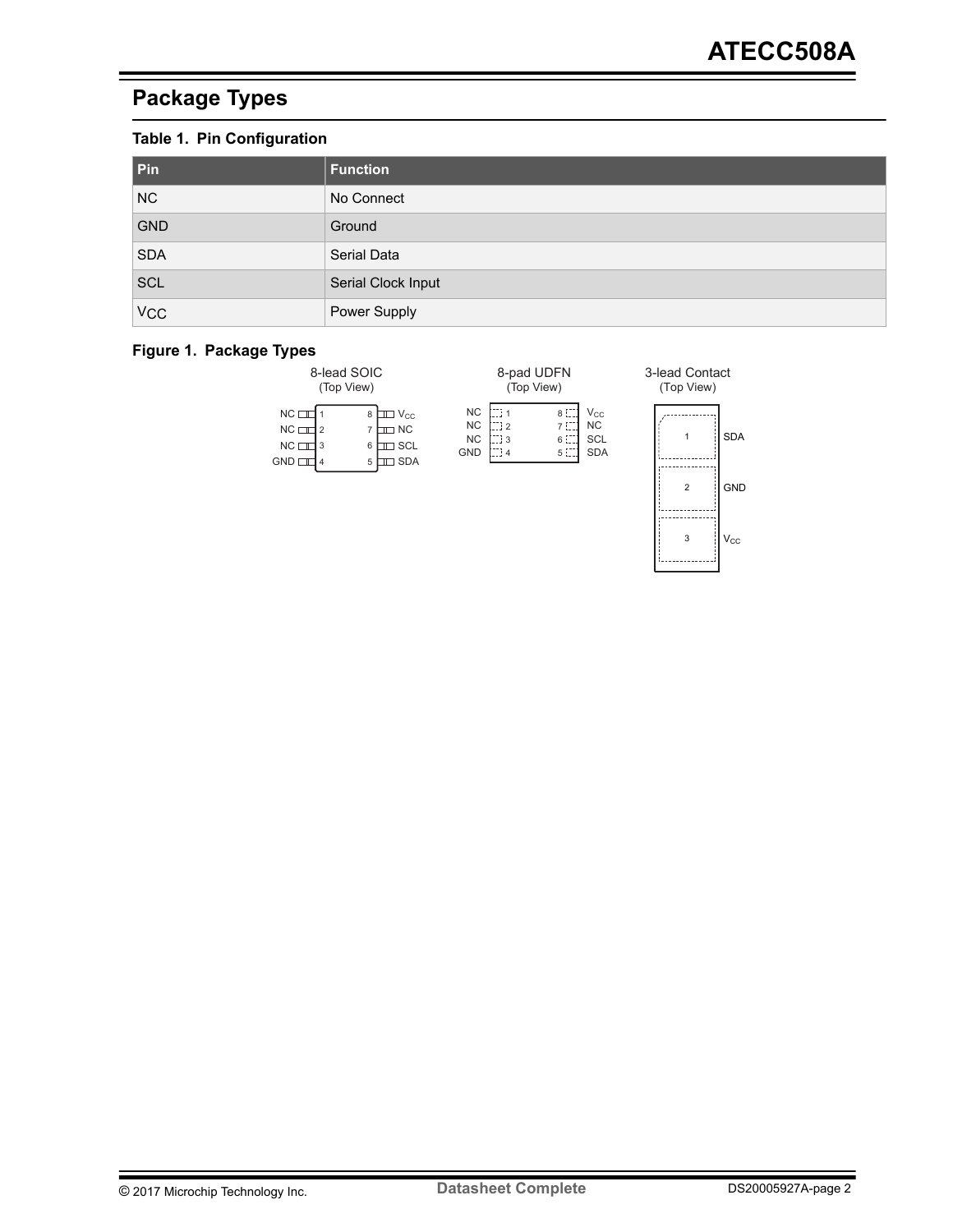## Package Types

**Table 1. Pin Configuration**

| Pin | Function |
| --- | --- |
| NC | No Connect |
| GND | Ground |
| SDA | Serial Data |
| SCL | Serial Clock Input |
| $V_{CC}$ | Power Supply |

**Figure 1. Package Types**

8-lead SOIC (Top View)

| Pin | Name | Pin | Name |
| --- | --- | --- | --- |
| 1 | NC | 8 | $V_{CC}$ |
| 2 | NC | 7 | NC |
| 3 | NC | 6 | SCL |
| 4 | GND | 5 | SDA |

8-pad UDFN (Top View)

| Pin | Name | Pin | Name |
| --- | --- | --- | --- |
| 1 | NC | 8 | $V_{CC}$ |
| 2 | NC | 7 | NC |
| 3 | NC | 6 | SCL |
| 4 | GND | 5 | SDA |

3-lead Contact (Top View)

| Pin | Name |
| --- | --- |
| 1 | SDA |
| 2 | GND |
| 3 | $V_{CC}$ |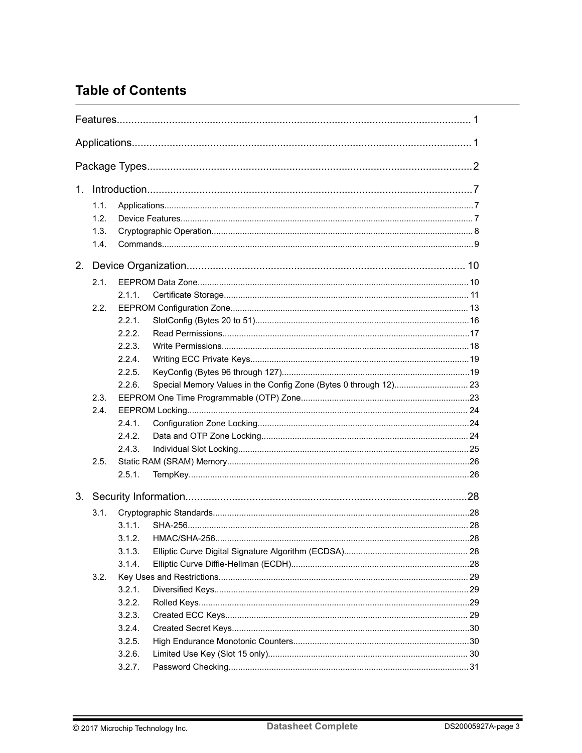# Table of Contents

Features...1

Applications...1

Package Types...2

1. Introduction...7
   - 1.1. Applications...7
   - 1.2. Device Features...7
   - 1.3. Cryptographic Operation...8
   - 1.4. Commands...9

2. Device Organization...10
   - 2.1. EEPROM Data Zone...10
     - 2.1.1. Certificate Storage...11
   - 2.2. EEPROM Configuration Zone...13
     - 2.2.1. SlotConfig (Bytes 20 to 51)...16
     - 2.2.2. Read Permissions...17
     - 2.2.3. Write Permissions...18
     - 2.2.4. Writing ECC Private Keys...19
     - 2.2.5. KeyConfig (Bytes 96 through 127)...19
     - 2.2.6. Special Memory Values in the Config Zone (Bytes 0 through 12)...23
   - 2.3. EEPROM One Time Programmable (OTP) Zone...23
   - 2.4. EEPROM Locking...24
     - 2.4.1. Configuration Zone Locking...24
     - 2.4.2. Data and OTP Zone Locking...24
     - 2.4.3. Individual Slot Locking...25
   - 2.5. Static RAM (SRAM) Memory...26
     - 2.5.1. TempKey...26

3. Security Information...28
   - 3.1. Cryptographic Standards...28
     - 3.1.1. SHA-256...28
     - 3.1.2. HMAC/SHA-256...28
     - 3.1.3. Elliptic Curve Digital Signature Algorithm (ECDSA)...28
     - 3.1.4. Elliptic Curve Diffie-Hellman (ECDH)...28
   - 3.2. Key Uses and Restrictions...29
     - 3.2.1. Diversified Keys...29
     - 3.2.2. Rolled Keys...29
     - 3.2.3. Created ECC Keys...29
     - 3.2.4. Created Secret Keys...30
     - 3.2.5. High Endurance Monotonic Counters...30
     - 3.2.6. Limited Use Key (Slot 15 only)...30
     - 3.2.7. Password Checking...31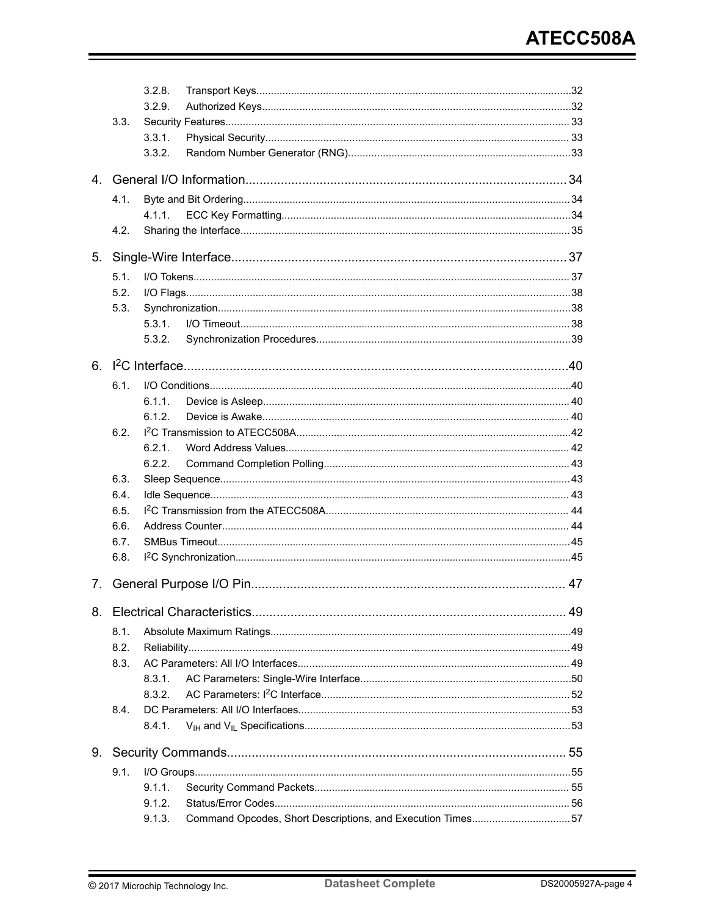- 3.2.8. Transport Keys....32
- 3.2.9. Authorized Keys....32
- 3.3. Security Features....33
  - 3.3.1. Physical Security....33
  - 3.3.2. Random Number Generator (RNG)....33

4. General I/O Information....34
- 4.1. Byte and Bit Ordering....34
  - 4.1.1. ECC Key Formatting....34
- 4.2. Sharing the Interface....35

5. Single-Wire Interface....37
- 5.1. I/O Tokens....37
- 5.2. I/O Flags....38
- 5.3. Synchronization....38
  - 5.3.1. I/O Timeout....38
  - 5.3.2. Synchronization Procedures....39

6. $I^2C$ Interface....40
- 6.1. I/O Conditions....40
  - 6.1.1. Device is Asleep....40
  - 6.1.2. Device is Awake....40
- 6.2. $I^2C$ Transmission to ATECC508A....42
  - 6.2.1. Word Address Values....42
  - 6.2.2. Command Completion Polling....43
- 6.3. Sleep Sequence....43
- 6.4. Idle Sequence....43
- 6.5. $I^2C$ Transmission from the ATECC508A....44
- 6.6. Address Counter....44
- 6.7. SMBus Timeout....45
- 6.8. $I^2C$ Synchronization....45

7. General Purpose I/O Pin....47

8. Electrical Characteristics....49
- 8.1. Absolute Maximum Ratings....49
- 8.2. Reliability....49
- 8.3. AC Parameters: All I/O Interfaces....49
  - 8.3.1. AC Parameters: Single-Wire Interface....50
  - 8.3.2. AC Parameters: $I^2C$ Interface....52
- 8.4. DC Parameters: All I/O Interfaces....53
  - 8.4.1. $V_{IH}$ and $V_{IL}$ Specifications....53

9. Security Commands....55
- 9.1. I/O Groups....55
  - 9.1.1. Security Command Packets....55
  - 9.1.2. Status/Error Codes....56
  - 9.1.3. Command Opcodes, Short Descriptions, and Execution Times....57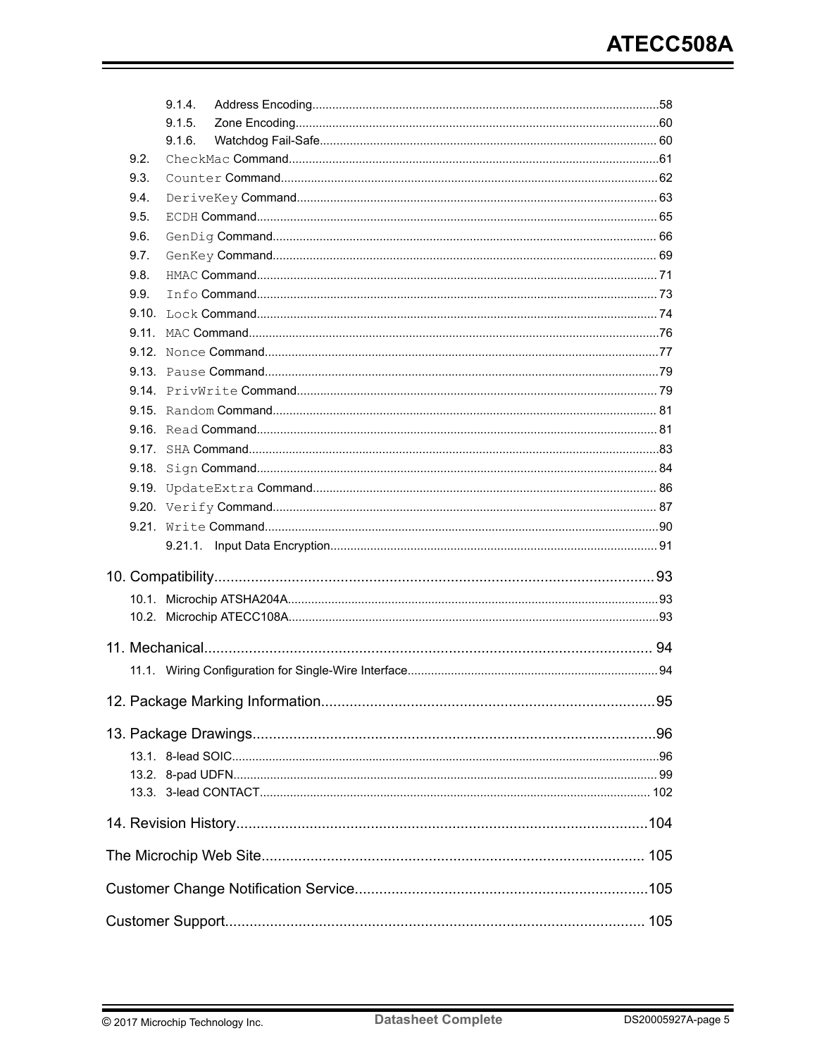- 9.1.4. Address Encoding....................58
- 9.1.5. Zone Encoding....................60
- 9.1.6. Watchdog Fail-Safe....................60
- 9.2. `CheckMac` Command....................61
- 9.3. `Counter` Command....................62
- 9.4. `DeriveKey` Command....................63
- 9.5. `ECDH` Command....................65
- 9.6. `GenDig` Command....................66
- 9.7. `GenKey` Command....................69
- 9.8. `HMAC` Command....................71
- 9.9. `Info` Command....................73
- 9.10. `Lock` Command....................74
- 9.11. `MAC` Command....................76
- 9.12. `Nonce` Command....................77
- 9.13. `Pause` Command....................79
- 9.14. `PrivWrite` Command....................79
- 9.15. `Random` Command....................81
- 9.16. `Read` Command....................81
- 9.17. `SHA` Command....................83
- 9.18. `Sign` Command....................84
- 9.19. `UpdateExtra` Command....................86
- 9.20. `Verify` Command....................87
- 9.21. `Write` Command....................90
  - 9.21.1. Input Data Encryption....................91

10. Compatibility....................93
- 10.1. Microchip ATSHA204A....................93
- 10.2. Microchip ATECC108A....................93

11. Mechanical....................94
- 11.1. Wiring Configuration for Single-Wire Interface....................94

12. Package Marking Information....................95

13. Package Drawings....................96
- 13.1. 8-lead SOIC....................96
- 13.2. 8-pad UDFN....................99
- 13.3. 3-lead CONTACT....................102

14. Revision History....................104

The Microchip Web Site....................105

Customer Change Notification Service....................105

Customer Support....................105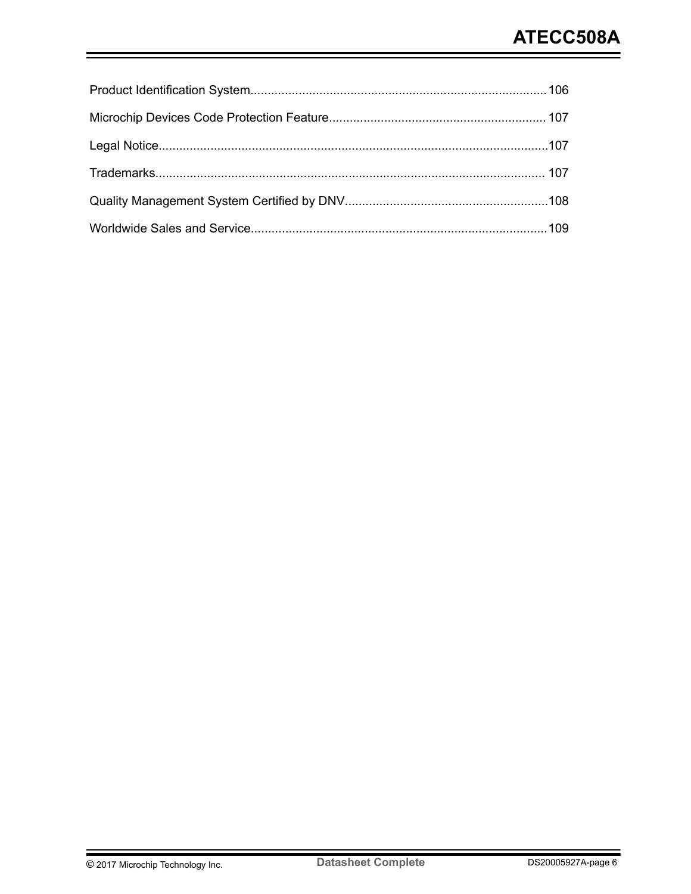Product Identification System.....................................................................................106

Microchip Devices Code Protection Feature............................................................... 107

Legal Notice.................................................................................................................107

Trademarks................................................................................................................. 107

Quality Management System Certified by DNV...........................................................108

Worldwide Sales and Service......................................................................................109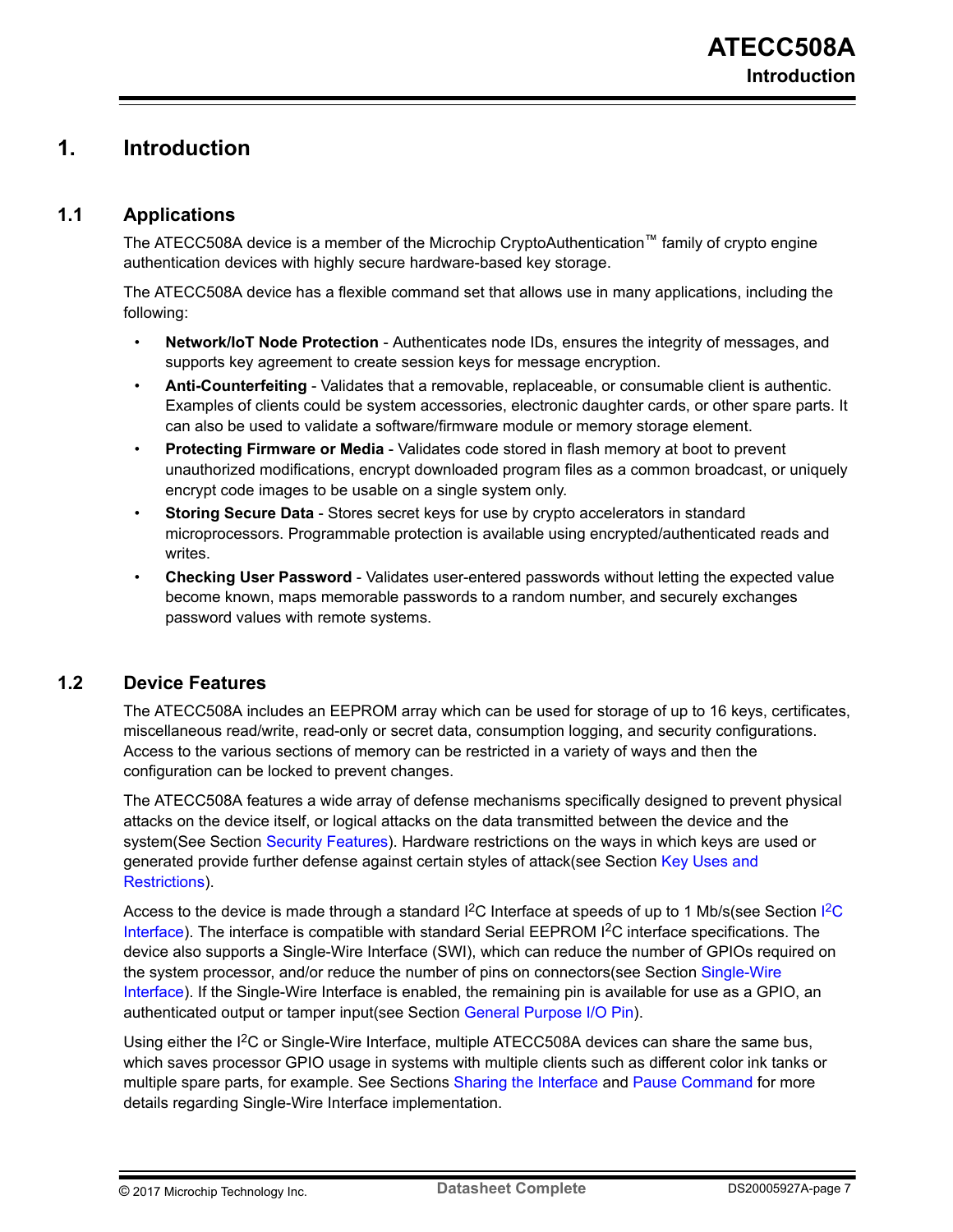# 1. Introduction

## 1.1 Applications

The ATECC508A device is a member of the Microchip CryptoAuthentication™ family of crypto engine authentication devices with highly secure hardware-based key storage.

The ATECC508A device has a flexible command set that allows use in many applications, including the following:

- **Network/IoT Node Protection** - Authenticates node IDs, ensures the integrity of messages, and supports key agreement to create session keys for message encryption.
- **Anti-Counterfeiting** - Validates that a removable, replaceable, or consumable client is authentic. Examples of clients could be system accessories, electronic daughter cards, or other spare parts. It can also be used to validate a software/firmware module or memory storage element.
- **Protecting Firmware or Media** - Validates code stored in flash memory at boot to prevent unauthorized modifications, encrypt downloaded program files as a common broadcast, or uniquely encrypt code images to be usable on a single system only.
- **Storing Secure Data** - Stores secret keys for use by crypto accelerators in standard microprocessors. Programmable protection is available using encrypted/authenticated reads and writes.
- **Checking User Password** - Validates user-entered passwords without letting the expected value become known, maps memorable passwords to a random number, and securely exchanges password values with remote systems.

## 1.2 Device Features

The ATECC508A includes an EEPROM array which can be used for storage of up to 16 keys, certificates, miscellaneous read/write, read-only or secret data, consumption logging, and security configurations. Access to the various sections of memory can be restricted in a variety of ways and then the configuration can be locked to prevent changes.

The ATECC508A features a wide array of defense mechanisms specifically designed to prevent physical attacks on the device itself, or logical attacks on the data transmitted between the device and the system(See Section Security Features). Hardware restrictions on the ways in which keys are used or generated provide further defense against certain styles of attack(see Section Key Uses and Restrictions).

Access to the device is made through a standard I²C Interface at speeds of up to 1 Mb/s(see Section I²C Interface). The interface is compatible with standard Serial EEPROM I²C interface specifications. The device also supports a Single-Wire Interface (SWI), which can reduce the number of GPIOs required on the system processor, and/or reduce the number of pins on connectors(see Section Single-Wire Interface). If the Single-Wire Interface is enabled, the remaining pin is available for use as a GPIO, an authenticated output or tamper input(see Section General Purpose I/O Pin).

Using either the I²C or Single-Wire Interface, multiple ATECC508A devices can share the same bus, which saves processor GPIO usage in systems with multiple clients such as different color ink tanks or multiple spare parts, for example. See Sections Sharing the Interface and Pause Command for more details regarding Single-Wire Interface implementation.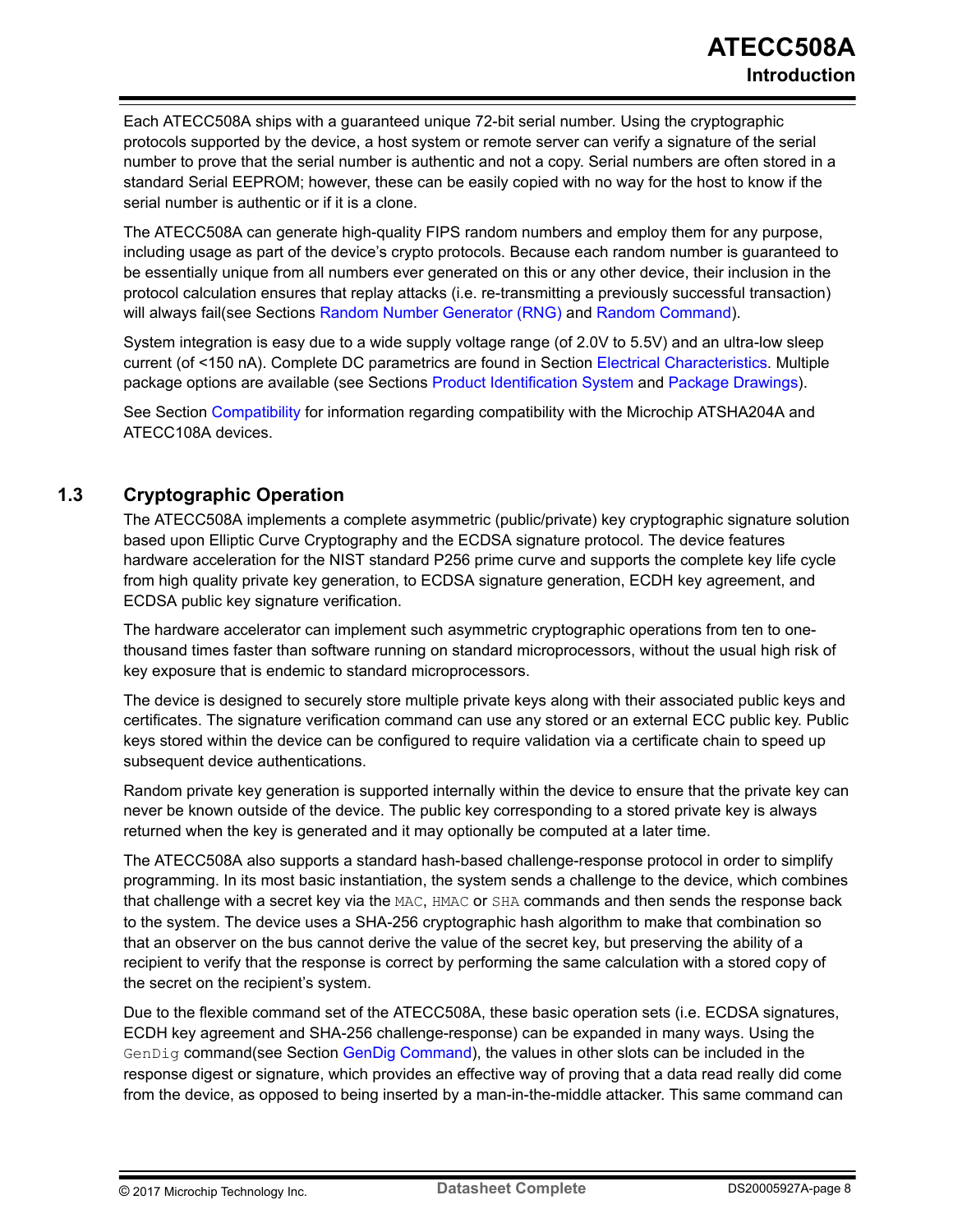Each ATECC508A ships with a guaranteed unique 72-bit serial number. Using the cryptographic protocols supported by the device, a host system or remote server can verify a signature of the serial number to prove that the serial number is authentic and not a copy. Serial numbers are often stored in a standard Serial EEPROM; however, these can be easily copied with no way for the host to know if the serial number is authentic or if it is a clone.

The ATECC508A can generate high-quality FIPS random numbers and employ them for any purpose, including usage as part of the device's crypto protocols. Because each random number is guaranteed to be essentially unique from all numbers ever generated on this or any other device, their inclusion in the protocol calculation ensures that replay attacks (i.e. re-transmitting a previously successful transaction) will always fail(see Sections Random Number Generator (RNG) and Random Command).

System integration is easy due to a wide supply voltage range (of 2.0V to 5.5V) and an ultra-low sleep current (of <150 nA). Complete DC parametrics are found in Section Electrical Characteristics. Multiple package options are available (see Sections Product Identification System and Package Drawings).

See Section Compatibility for information regarding compatibility with the Microchip ATSHA204A and ATECC108A devices.

## 1.3 Cryptographic Operation

The ATECC508A implements a complete asymmetric (public/private) key cryptographic signature solution based upon Elliptic Curve Cryptography and the ECDSA signature protocol. The device features hardware acceleration for the NIST standard P256 prime curve and supports the complete key life cycle from high quality private key generation, to ECDSA signature generation, ECDH key agreement, and ECDSA public key signature verification.

The hardware accelerator can implement such asymmetric cryptographic operations from ten to one-thousand times faster than software running on standard microprocessors, without the usual high risk of key exposure that is endemic to standard microprocessors.

The device is designed to securely store multiple private keys along with their associated public keys and certificates. The signature verification command can use any stored or an external ECC public key. Public keys stored within the device can be configured to require validation via a certificate chain to speed up subsequent device authentications.

Random private key generation is supported internally within the device to ensure that the private key can never be known outside of the device. The public key corresponding to a stored private key is always returned when the key is generated and it may optionally be computed at a later time.

The ATECC508A also supports a standard hash-based challenge-response protocol in order to simplify programming. In its most basic instantiation, the system sends a challenge to the device, which combines that challenge with a secret key via the `MAC`, `HMAC` or `SHA` commands and then sends the response back to the system. The device uses a SHA-256 cryptographic hash algorithm to make that combination so that an observer on the bus cannot derive the value of the secret key, but preserving the ability of a recipient to verify that the response is correct by performing the same calculation with a stored copy of the secret on the recipient's system.

Due to the flexible command set of the ATECC508A, these basic operation sets (i.e. ECDSA signatures, ECDH key agreement and SHA-256 challenge-response) can be expanded in many ways. Using the `GenDig` command(see Section GenDig Command), the values in other slots can be included in the response digest or signature, which provides an effective way of proving that a data read really did come from the device, as opposed to being inserted by a man-in-the-middle attacker. This same command can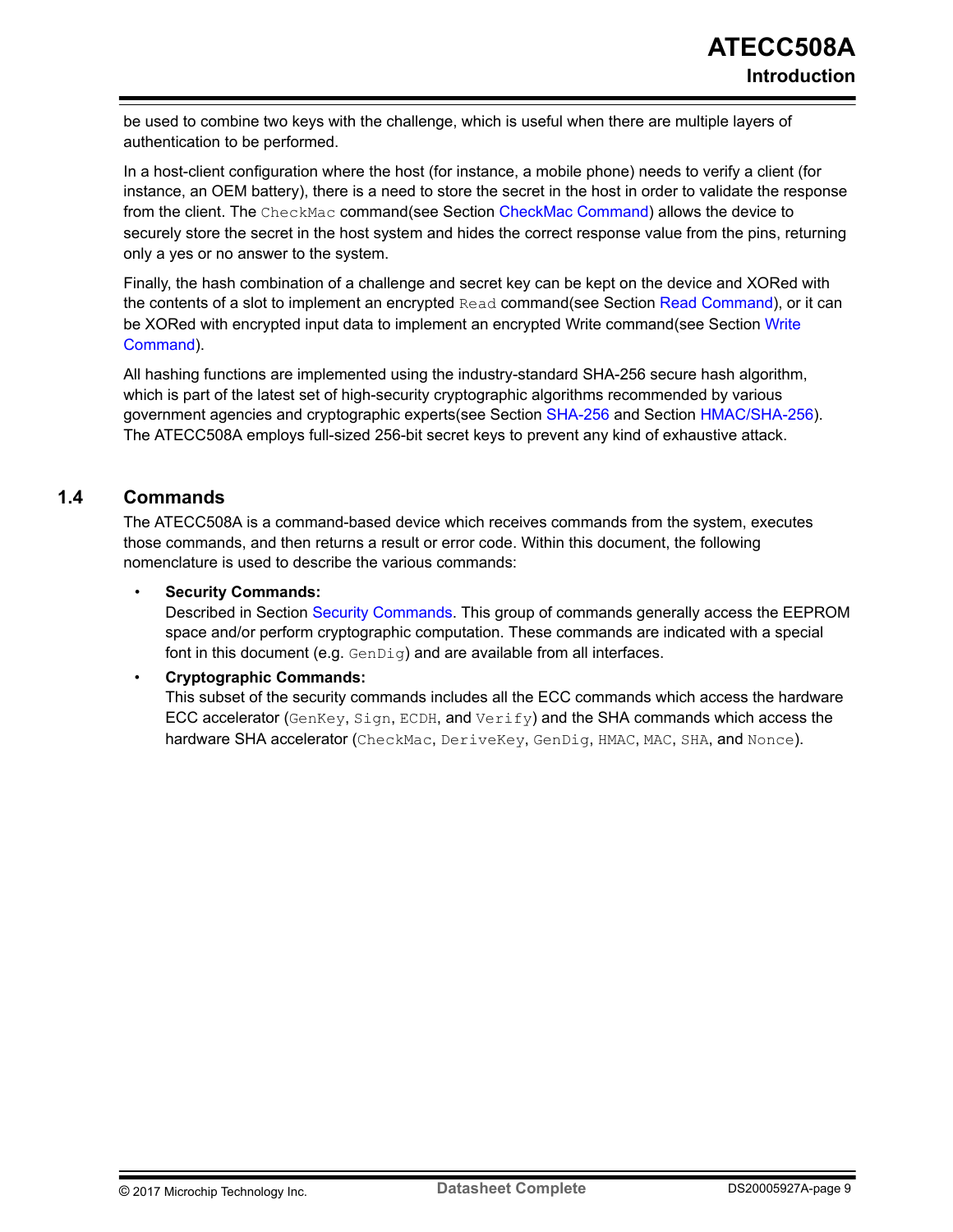be used to combine two keys with the challenge, which is useful when there are multiple layers of authentication to be performed.

In a host-client configuration where the host (for instance, a mobile phone) needs to verify a client (for instance, an OEM battery), there is a need to store the secret in the host in order to validate the response from the client. The `CheckMac` command(see Section CheckMac Command) allows the device to securely store the secret in the host system and hides the correct response value from the pins, returning only a yes or no answer to the system.

Finally, the hash combination of a challenge and secret key can be kept on the device and XORed with the contents of a slot to implement an encrypted `Read` command(see Section Read Command), or it can be XORed with encrypted input data to implement an encrypted Write command(see Section Write Command).

All hashing functions are implemented using the industry-standard SHA-256 secure hash algorithm, which is part of the latest set of high-security cryptographic algorithms recommended by various government agencies and cryptographic experts(see Section SHA-256 and Section HMAC/SHA-256). The ATECC508A employs full-sized 256-bit secret keys to prevent any kind of exhaustive attack.

## 1.4 Commands

The ATECC508A is a command-based device which receives commands from the system, executes those commands, and then returns a result or error code. Within this document, the following nomenclature is used to describe the various commands:

- **Security Commands:**
  Described in Section Security Commands. This group of commands generally access the EEPROM space and/or perform cryptographic computation. These commands are indicated with a special font in this document (e.g. `GenDig`) and are available from all interfaces.
- **Cryptographic Commands:**
  This subset of the security commands includes all the ECC commands which access the hardware ECC accelerator (`GenKey`, `Sign`, `ECDH`, and `Verify`) and the SHA commands which access the hardware SHA accelerator (`CheckMac`, `DeriveKey`, `GenDig`, `HMAC`, `MAC`, `SHA`, and `Nonce`).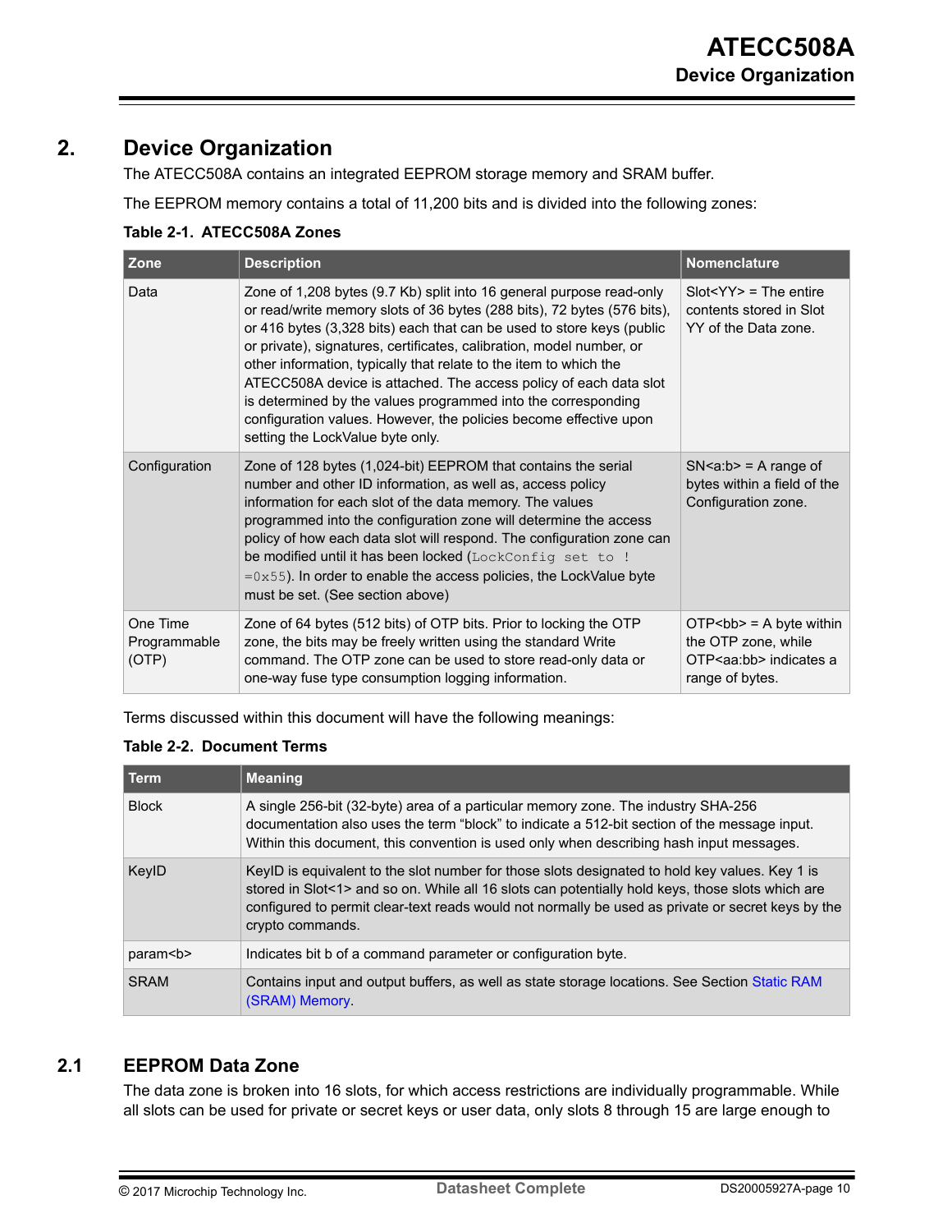# 2. Device Organization

The ATECC508A contains an integrated EEPROM storage memory and SRAM buffer.

The EEPROM memory contains a total of 11,200 bits and is divided into the following zones:

**Table 2-1. ATECC508A Zones**

| Zone | Description | Nomenclature |
|---|---|---|
| Data | Zone of 1,208 bytes (9.7 Kb) split into 16 general purpose read-only or read/write memory slots of 36 bytes (288 bits), 72 bytes (576 bits), or 416 bytes (3,328 bits) each that can be used to store keys (public or private), signatures, certificates, calibration, model number, or other information, typically that relate to the item to which the ATECC508A device is attached. The access policy of each data slot is determined by the values programmed into the corresponding configuration values. However, the policies become effective upon setting the LockValue byte only. | Slot<YY> = The entire contents stored in Slot YY of the Data zone. |
| Configuration | Zone of 128 bytes (1,024-bit) EEPROM that contains the serial number and other ID information, as well as, access policy information for each slot of the data memory. The values programmed into the configuration zone will determine the access policy of how each data slot will respond. The configuration zone can be modified until it has been locked (`LockConfig set to !=0x55`). In order to enable the access policies, the LockValue byte must be set. (See section above) | SN<a:b> = A range of bytes within a field of the Configuration zone. |
| One Time Programmable (OTP) | Zone of 64 bytes (512 bits) of OTP bits. Prior to locking the OTP zone, the bits may be freely written using the standard Write command. The OTP zone can be used to store read-only data or one-way fuse type consumption logging information. | OTP<bb> = A byte within the OTP zone, while OTP<aa:bb> indicates a range of bytes. |

Terms discussed within this document will have the following meanings:

**Table 2-2. Document Terms**

| Term | Meaning |
|---|---|
| Block | A single 256-bit (32-byte) area of a particular memory zone. The industry SHA-256 documentation also uses the term "block" to indicate a 512-bit section of the message input. Within this document, this convention is used only when describing hash input messages. |
| KeyID | KeyID is equivalent to the slot number for those slots designated to hold key values. Key 1 is stored in Slot<1> and so on. While all 16 slots can potentially hold keys, those slots which are configured to permit clear-text reads would not normally be used as private or secret keys by the crypto commands. |
| param<b> | Indicates bit b of a command parameter or configuration byte. |
| SRAM | Contains input and output buffers, as well as state storage locations. See Section Static RAM (SRAM) Memory. |

## 2.1 EEPROM Data Zone

The data zone is broken into 16 slots, for which access restrictions are individually programmable. While all slots can be used for private or secret keys or user data, only slots 8 through 15 are large enough to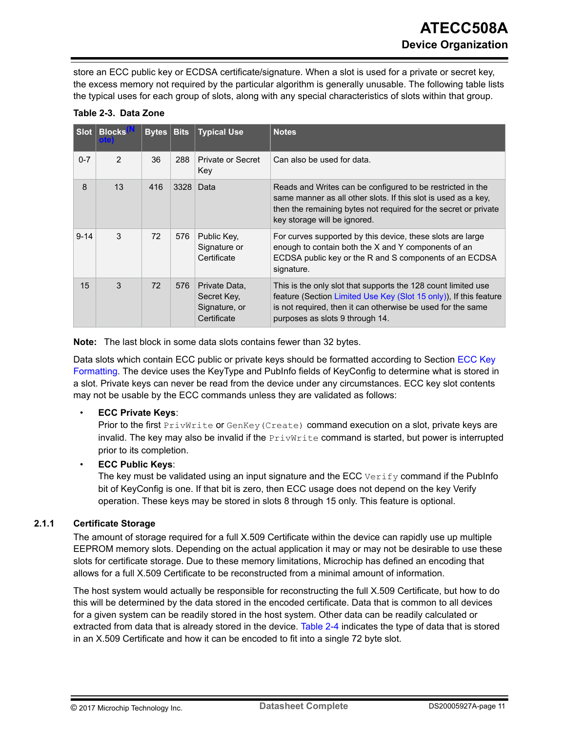store an ECC public key or ECDSA certificate/signature. When a slot is used for a private or secret key, the excess memory not required by the particular algorithm is generally unusable. The following table lists the typical uses for each group of slots, along with any special characteristics of slots within that group.

**Table 2-3. Data Zone**

| Slot | Blocks(Note) | Bytes | Bits | Typical Use | Notes |
|---|---|---|---|---|---|
| 0-7 | 2 | 36 | 288 | Private or Secret Key | Can also be used for data. |
| 8 | 13 | 416 | 3328 | Data | Reads and Writes can be configured to be restricted in the same manner as all other slots. If this slot is used as a key, then the remaining bytes not required for the secret or private key storage will be ignored. |
| 9-14 | 3 | 72 | 576 | Public Key, Signature or Certificate | For curves supported by this device, these slots are large enough to contain both the X and Y components of an ECDSA public key or the R and S components of an ECDSA signature. |
| 15 | 3 | 72 | 576 | Private Data, Secret Key, Signature, or Certificate | This is the only slot that supports the 128 count limited use feature (Section Limited Use Key (Slot 15 only)), If this feature is not required, then it can otherwise be used for the same purposes as slots 9 through 14. |

**Note:** The last block in some data slots contains fewer than 32 bytes.

Data slots which contain ECC public or private keys should be formatted according to Section ECC Key Formatting. The device uses the KeyType and PubInfo fields of KeyConfig to determine what is stored in a slot. Private keys can never be read from the device under any circumstances. ECC key slot contents may not be usable by the ECC commands unless they are validated as follows:

- **ECC Private Keys**:
  Prior to the first `PrivWrite` or `GenKey(Create)` command execution on a slot, private keys are invalid. The key may also be invalid if the `PrivWrite` command is started, but power is interrupted prior to its completion.
- **ECC Public Keys**:
  The key must be validated using an input signature and the ECC `Verify` command if the PubInfo bit of KeyConfig is one. If that bit is zero, then ECC usage does not depend on the key Verify operation. These keys may be stored in slots 8 through 15 only. This feature is optional.

### 2.1.1 Certificate Storage

The amount of storage required for a full X.509 Certificate within the device can rapidly use up multiple EEPROM memory slots. Depending on the actual application it may or may not be desirable to use these slots for certificate storage. Due to these memory limitations, Microchip has defined an encoding that allows for a full X.509 Certificate to be reconstructed from a minimal amount of information.

The host system would actually be responsible for reconstructing the full X.509 Certificate, but how to do this will be determined by the data stored in the encoded certificate. Data that is common to all devices for a given system can be readily stored in the host system. Other data can be readily calculated or extracted from data that is already stored in the device. Table 2-4 indicates the type of data that is stored in an X.509 Certificate and how it can be encoded to fit into a single 72 byte slot.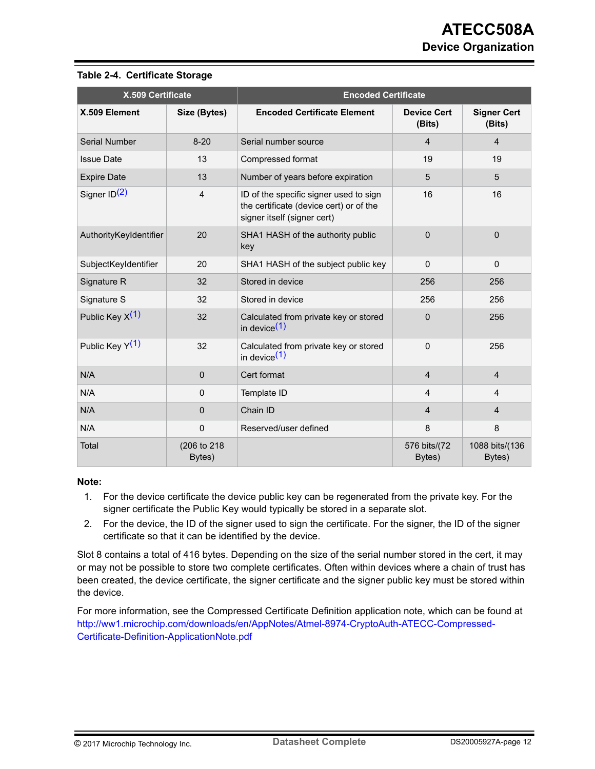**Table 2-4. Certificate Storage**

| X.509 Certificate | | Encoded Certificate | | |
|---|---|---|---|---|
| **X.509 Element** | **Size (Bytes)** | **Encoded Certificate Element** | **Device Cert (Bits)** | **Signer Cert (Bits)** |
| Serial Number | 8-20 | Serial number source | 4 | 4 |
| Issue Date | 13 | Compressed format | 19 | 19 |
| Expire Date | 13 | Number of years before expiration | 5 | 5 |
| Signer ID[(2)] | 4 | ID of the specific signer used to sign the certificate (device cert) or of the signer itself (signer cert) | 16 | 16 |
| AuthorityKeyIdentifier | 20 | SHA1 HASH of the authority public key | 0 | 0 |
| SubjectKeyIdentifier | 20 | SHA1 HASH of the subject public key | 0 | 0 |
| Signature R | 32 | Stored in device | 256 | 256 |
| Signature S | 32 | Stored in device | 256 | 256 |
| Public Key X[(1)] | 32 | Calculated from private key or stored in device[(1)] | 0 | 256 |
| Public Key Y[(1)] | 32 | Calculated from private key or stored in device[(1)] | 0 | 256 |
| N/A | 0 | Cert format | 4 | 4 |
| N/A | 0 | Template ID | 4 | 4 |
| N/A | 0 | Chain ID | 4 | 4 |
| N/A | 0 | Reserved/user defined | 8 | 8 |
| Total | (206 to 218 Bytes) | | 576 bits/(72 Bytes) | 1088 bits/(136 Bytes) |

**Note:**

1. For the device certificate the device public key can be regenerated from the private key. For the signer certificate the Public Key would typically be stored in a separate slot.
2. For the device, the ID of the signer used to sign the certificate. For the signer, the ID of the signer certificate so that it can be identified by the device.

Slot 8 contains a total of 416 bytes. Depending on the size of the serial number stored in the cert, it may or may not be possible to store two complete certificates. Often within devices where a chain of trust has been created, the device certificate, the signer certificate and the signer public key must be stored within the device.

For more information, see the Compressed Certificate Definition application note, which can be found at http://ww1.microchip.com/downloads/en/AppNotes/Atmel-8974-CryptoAuth-ATECC-Compressed-Certificate-Definition-ApplicationNote.pdf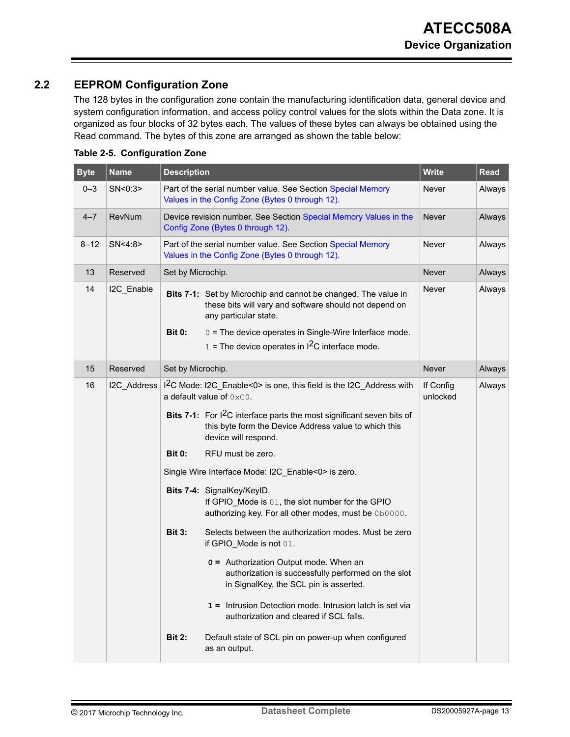## 2.2 EEPROM Configuration Zone

The 128 bytes in the configuration zone contain the manufacturing identification data, general device and system configuration information, and access policy control values for the slots within the Data zone. It is organized as four blocks of 32 bytes each. The values of these bytes can always be obtained using the Read command. The bytes of this zone are arranged as shown the table below:

**Table 2-5. Configuration Zone**

| Byte | Name | Description | Write | Read |
|---|---|---|---|---|
| 0–3 | SN<0:3> | Part of the serial number value. See Section Special Memory Values in the Config Zone (Bytes 0 through 12). | Never | Always |
| 4–7 | RevNum | Device revision number. See Section Special Memory Values in the Config Zone (Bytes 0 through 12). | Never | Always |
| 8–12 | SN<4:8> | Part of the serial number value. See Section Special Memory Values in the Config Zone (Bytes 0 through 12). | Never | Always |
| 13 | Reserved | Set by Microchip. | Never | Always |
| 14 | I2C_Enable | **Bits 7-1:** Set by Microchip and cannot be changed. The value in these bits will vary and software should not depend on any particular state.<br>**Bit 0:** `0` = The device operates in Single-Wire Interface mode.<br>`1` = The device operates in I²C interface mode. | Never | Always |
| 15 | Reserved | Set by Microchip. | Never | Always |
| 16 | I2C_Address | I²C Mode: I2C_Enable<0> is one, this field is the I2C_Address with a default value of `0xC0`.<br>**Bits 7-1:** For I²C interface parts the most significant seven bits of this byte form the Device Address value to which this device will respond.<br>**Bit 0:** RFU must be zero.<br>Single Wire Interface Mode: I2C_Enable<0> is zero.<br>**Bits 7-4:** SignalKey/KeyID.<br>If GPIO_Mode is `01`, the slot number for the GPIO authorizing key. For all other modes, must be `0b0000`.<br>**Bit 3:** Selects between the authorization modes. Must be zero if GPIO_Mode is not `01`.<br>**0 =** Authorization Output mode. When an authorization is successfully performed on the slot in SignalKey, the SCL pin is asserted.<br>**1 =** Intrusion Detection mode. Intrusion latch is set via authorization and cleared if SCL falls.<br>**Bit 2:** Default state of SCL pin on power-up when configured as an output. | If Config unlocked | Always |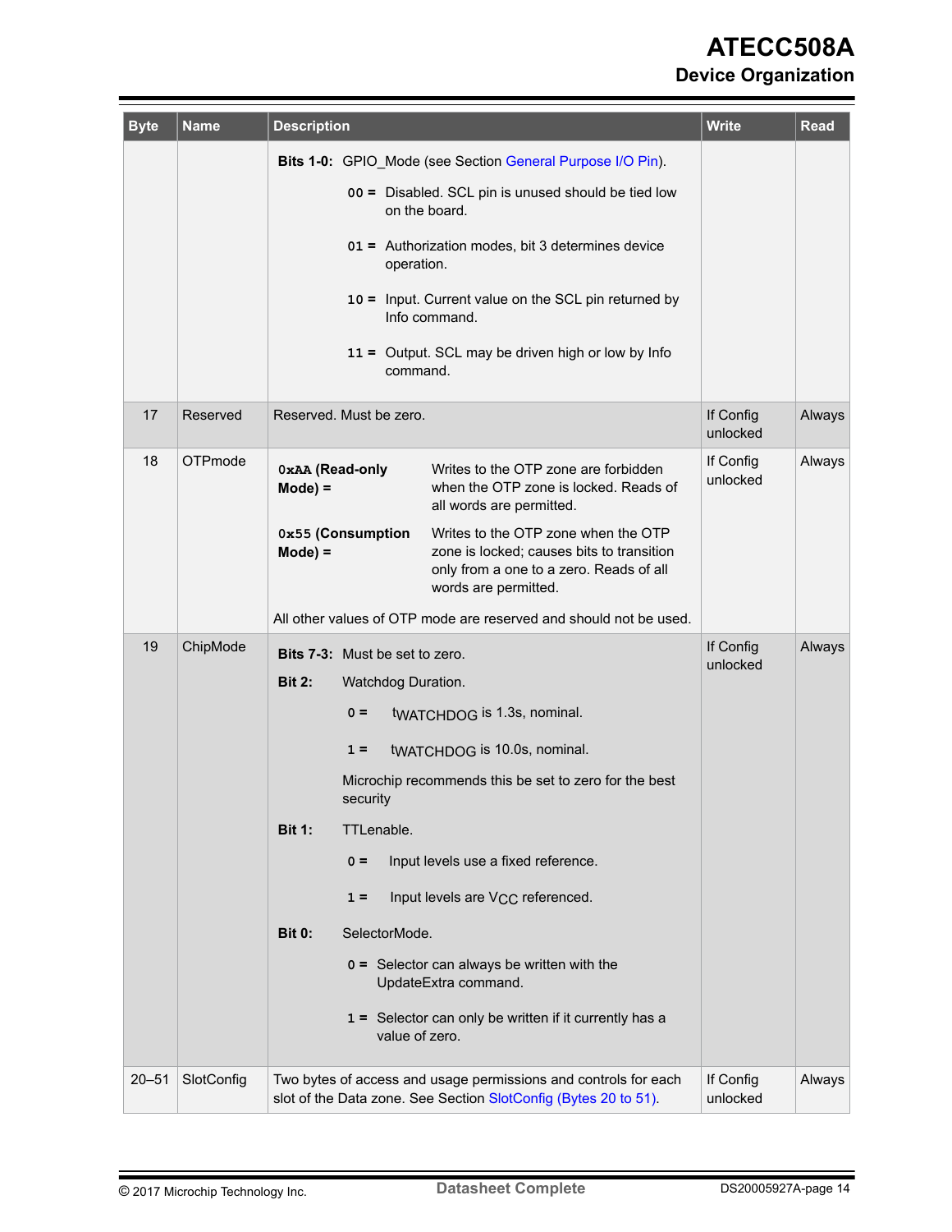| Byte | Name | Description | Write | Read |
|---|---|---|---|---|
| | | **Bits 1-0:** GPIO_Mode (see Section General Purpose I/O Pin).<br>`00` = Disabled. SCL pin is unused should be tied low on the board.<br>`01` = Authorization modes, bit 3 determines device operation.<br>`10` = Input. Current value on the SCL pin returned by Info command.<br>`11` = Output. SCL may be driven high or low by Info command. | | |
| 17 | Reserved | Reserved. Must be zero. | If Config unlocked | Always |
| 18 | OTPmode | **`0xAA` (Read-only Mode) =** Writes to the OTP zone are forbidden when the OTP zone is locked. Reads of all words are permitted.<br>**`0x55` (Consumption Mode) =** Writes to the OTP zone when the OTP zone is locked; causes bits to transition only from a one to a zero. Reads of all words are permitted.<br>All other values of OTP mode are reserved and should not be used. | If Config unlocked | Always |
| 19 | ChipMode | **Bits 7-3:** Must be set to zero.<br>**Bit 2:** Watchdog Duration.<br>`0` = $t_{WATCHDOG}$ is 1.3s, nominal.<br>`1` = $t_{WATCHDOG}$ is 10.0s, nominal.<br>Microchip recommends this be set to zero for the best security<br>**Bit 1:** TTLenable.<br>`0` = Input levels use a fixed reference.<br>`1` = Input levels are $V_{CC}$ referenced.<br>**Bit 0:** SelectorMode.<br>`0` = Selector can always be written with the UpdateExtra command.<br>`1` = Selector can only be written if it currently has a value of zero. | If Config unlocked | Always |
| 20–51 | SlotConfig | Two bytes of access and usage permissions and controls for each slot of the Data zone. See Section SlotConfig (Bytes 20 to 51). | If Config unlocked | Always |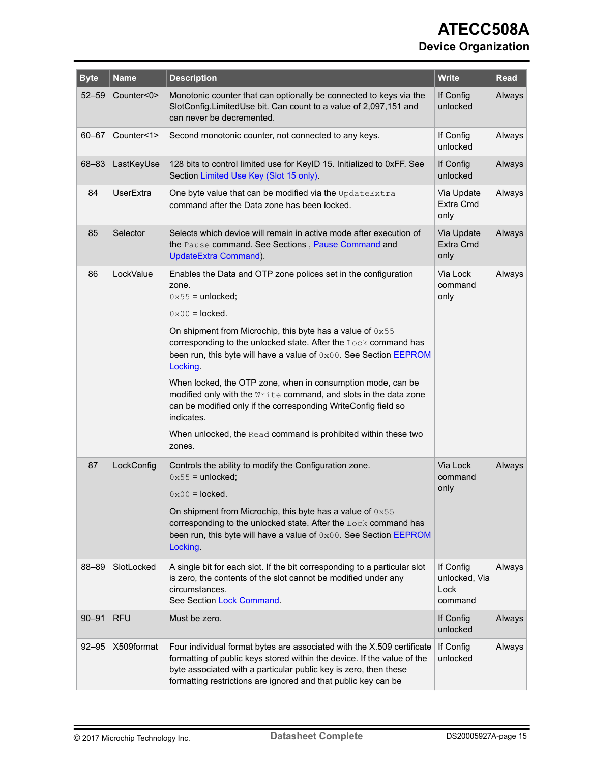| Byte | Name | Description | Write | Read |
|---|---|---|---|---|
| 52–59 | Counter<0> | Monotonic counter that can optionally be connected to keys via the SlotConfig.LimitedUse bit. Can count to a value of 2,097,151 and can never be decremented. | If Config unlocked | Always |
| 60–67 | Counter<1> | Second monotonic counter, not connected to any keys. | If Config unlocked | Always |
| 68–83 | LastKeyUse | 128 bits to control limited use for KeyID 15. Initialized to 0xFF. See Section Limited Use Key (Slot 15 only). | If Config unlocked | Always |
| 84 | UserExtra | One byte value that can be modified via the `UpdateExtra` command after the Data zone has been locked. | Via Update Extra Cmd only | Always |
| 85 | Selector | Selects which device will remain in active mode after execution of the `Pause` command. See Sections , Pause Command and UpdateExtra Command). | Via Update Extra Cmd only | Always |
| 86 | LockValue | Enables the Data and OTP zone polices set in the configuration zone.<br>`0x55` = unlocked;<br>`0x00` = locked.<br>On shipment from Microchip, this byte has a value of `0x55` corresponding to the unlocked state. After the `Lock` command has been run, this byte will have a value of `0x00`. See Section EEPROM Locking.<br>When locked, the OTP zone, when in consumption mode, can be modified only with the `Write` command, and slots in the data zone can be modified only if the corresponding WriteConfig field so indicates.<br>When unlocked, the `Read` command is prohibited within these two zones. | Via Lock command only | Always |
| 87 | LockConfig | Controls the ability to modify the Configuration zone.<br>`0x55` = unlocked;<br>`0x00` = locked.<br>On shipment from Microchip, this byte has a value of `0x55` corresponding to the unlocked state. After the `Lock` command has been run, this byte will have a value of `0x00`. See Section EEPROM Locking. | Via Lock command only | Always |
| 88–89 | SlotLocked | A single bit for each slot. If the bit corresponding to a particular slot is zero, the contents of the slot cannot be modified under any circumstances.<br>See Section Lock Command. | If Config unlocked, Via Lock command | Always |
| 90–91 | RFU | Must be zero. | If Config unlocked | Always |
| 92–95 | X509format | Four individual format bytes are associated with the X.509 certificate formatting of public keys stored within the device. If the value of the byte associated with a particular public key is zero, then these formatting restrictions are ignored and that public key can be | If Config unlocked | Always |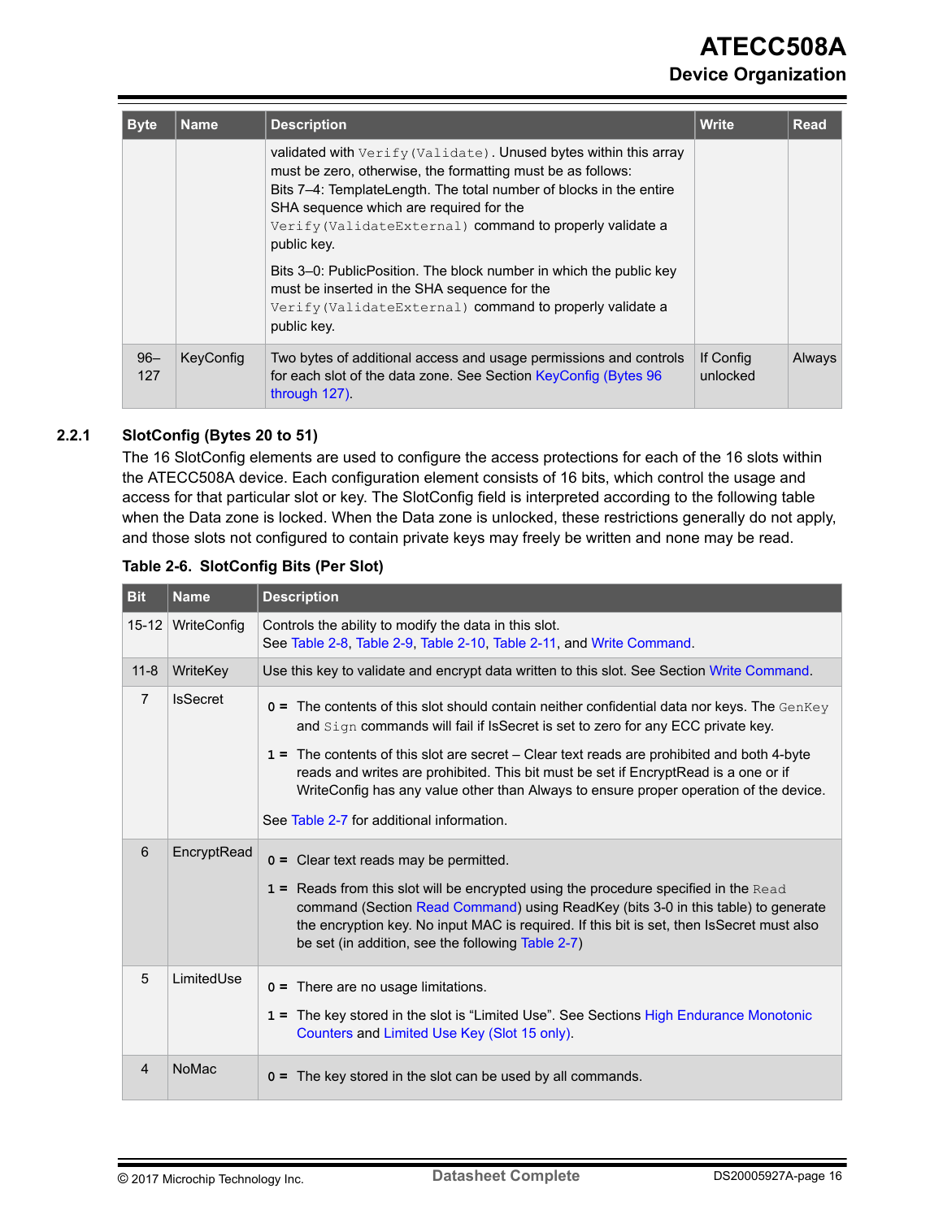| Byte | Name | Description | Write | Read |
|---|---|---|---|---|
| | | validated with `Verify(Validate)`. Unused bytes within this array must be zero, otherwise, the formatting must be as follows:<br>Bits 7–4: TemplateLength. The total number of blocks in the entire SHA sequence which are required for the `Verify(ValidateExternal)` command to properly validate a public key.<br><br>Bits 3–0: PublicPosition. The block number in which the public key must be inserted in the SHA sequence for the `Verify(ValidateExternal)` command to properly validate a public key. | | |
| 96–127 | KeyConfig | Two bytes of additional access and usage permissions and controls for each slot of the data zone. See Section KeyConfig (Bytes 96 through 127). | If Config unlocked | Always |

## 2.2.1 SlotConfig (Bytes 20 to 51)

The 16 SlotConfig elements are used to configure the access protections for each of the 16 slots within the ATECC508A device. Each configuration element consists of 16 bits, which control the usage and access for that particular slot or key. The SlotConfig field is interpreted according to the following table when the Data zone is locked. When the Data zone is unlocked, these restrictions generally do not apply, and those slots not configured to contain private keys may freely be written and none may be read.

**Table 2-6. SlotConfig Bits (Per Slot)**

| Bit | Name | Description |
|---|---|---|
| 15-12 | WriteConfig | Controls the ability to modify the data in this slot.<br>See Table 2-8, Table 2-9, Table 2-10, Table 2-11, and Write Command. |
| 11-8 | WriteKey | Use this key to validate and encrypt data written to this slot. See Section Write Command. |
| 7 | IsSecret | **0 =** The contents of this slot should contain neither confidential data nor keys. The `GenKey` and `Sign` commands will fail if IsSecret is set to zero for any ECC private key.<br><br>**1 =** The contents of this slot are secret – Clear text reads are prohibited and both 4-byte reads and writes are prohibited. This bit must be set if EncryptRead is a one or if WriteConfig has any value other than Always to ensure proper operation of the device.<br><br>See Table 2-7 for additional information. |
| 6 | EncryptRead | **0 =** Clear text reads may be permitted.<br><br>**1 =** Reads from this slot will be encrypted using the procedure specified in the `Read` command (Section Read Command) using ReadKey (bits 3-0 in this table) to generate the encryption key. No input MAC is required. If this bit is set, then IsSecret must also be set (in addition, see the following Table 2-7) |
| 5 | LimitedUse | **0 =** There are no usage limitations.<br><br>**1 =** The key stored in the slot is "Limited Use". See Sections High Endurance Monotonic Counters and Limited Use Key (Slot 15 only). |
| 4 | NoMac | **0 =** The key stored in the slot can be used by all commands. |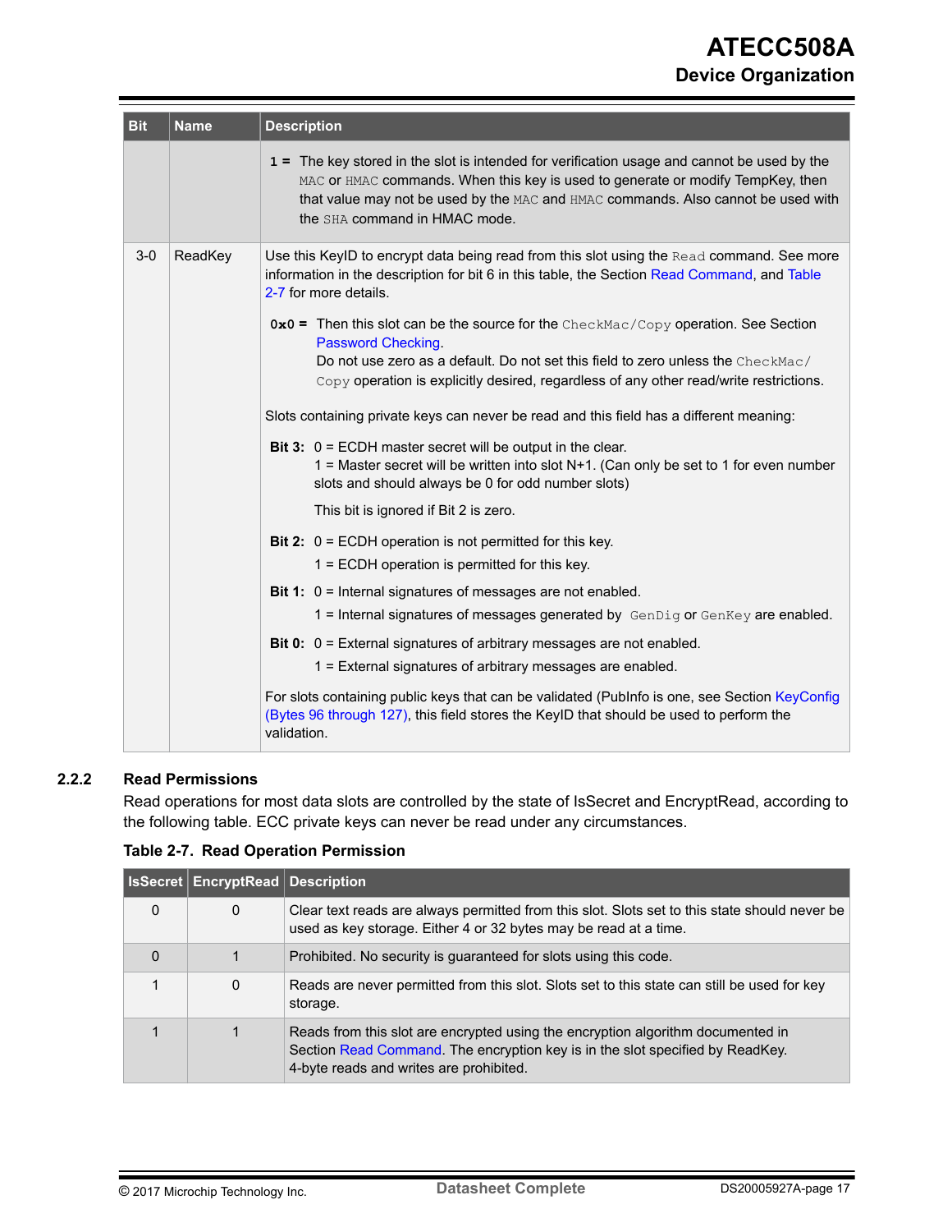| Bit | Name | Description |
|---|---|---|
| | | **1 =** The key stored in the slot is intended for verification usage and cannot be used by the `MAC` or `HMAC` commands. When this key is used to generate or modify TempKey, then that value may not be used by the `MAC` and `HMAC` commands. Also cannot be used with the `SHA` command in HMAC mode. |
| 3-0 | ReadKey | Use this KeyID to encrypt data being read from this slot using the `Read` command. See more information in the description for bit 6 in this table, the Section Read Command, and Table 2-7 for more details.<br><br>**0x0 =** Then this slot can be the source for the `CheckMac/Copy` operation. See Section Password Checking.<br>Do not use zero as a default. Do not set this field to zero unless the `CheckMac/Copy` operation is explicitly desired, regardless of any other read/write restrictions.<br><br>Slots containing private keys can never be read and this field has a different meaning:<br><br>**Bit 3:** 0 = ECDH master secret will be output in the clear.<br>1 = Master secret will be written into slot N+1. (Can only be set to 1 for even number slots and should always be 0 for odd number slots)<br>This bit is ignored if Bit 2 is zero.<br><br>**Bit 2:** 0 = ECDH operation is not permitted for this key.<br>1 = ECDH operation is permitted for this key.<br><br>**Bit 1:** 0 = Internal signatures of messages are not enabled.<br>1 = Internal signatures of messages generated by `GenDig` or `GenKey` are enabled.<br><br>**Bit 0:** 0 = External signatures of arbitrary messages are not enabled.<br>1 = External signatures of arbitrary messages are enabled.<br><br>For slots containing public keys that can be validated (PubInfo is one, see Section KeyConfig (Bytes 96 through 127), this field stores the KeyID that should be used to perform the validation. |

### 2.2.2 Read Permissions

Read operations for most data slots are controlled by the state of IsSecret and EncryptRead, according to the following table. ECC private keys can never be read under any circumstances.

**Table 2-7. Read Operation Permission**

| IsSecret | EncryptRead | Description |
|---|---|---|
| 0 | 0 | Clear text reads are always permitted from this slot. Slots set to this state should never be used as key storage. Either 4 or 32 bytes may be read at a time. |
| 0 | 1 | Prohibited. No security is guaranteed for slots using this code. |
| 1 | 0 | Reads are never permitted from this slot. Slots set to this state can still be used for key storage. |
| 1 | 1 | Reads from this slot are encrypted using the encryption algorithm documented in Section Read Command. The encryption key is in the slot specified by ReadKey.<br>4-byte reads and writes are prohibited. |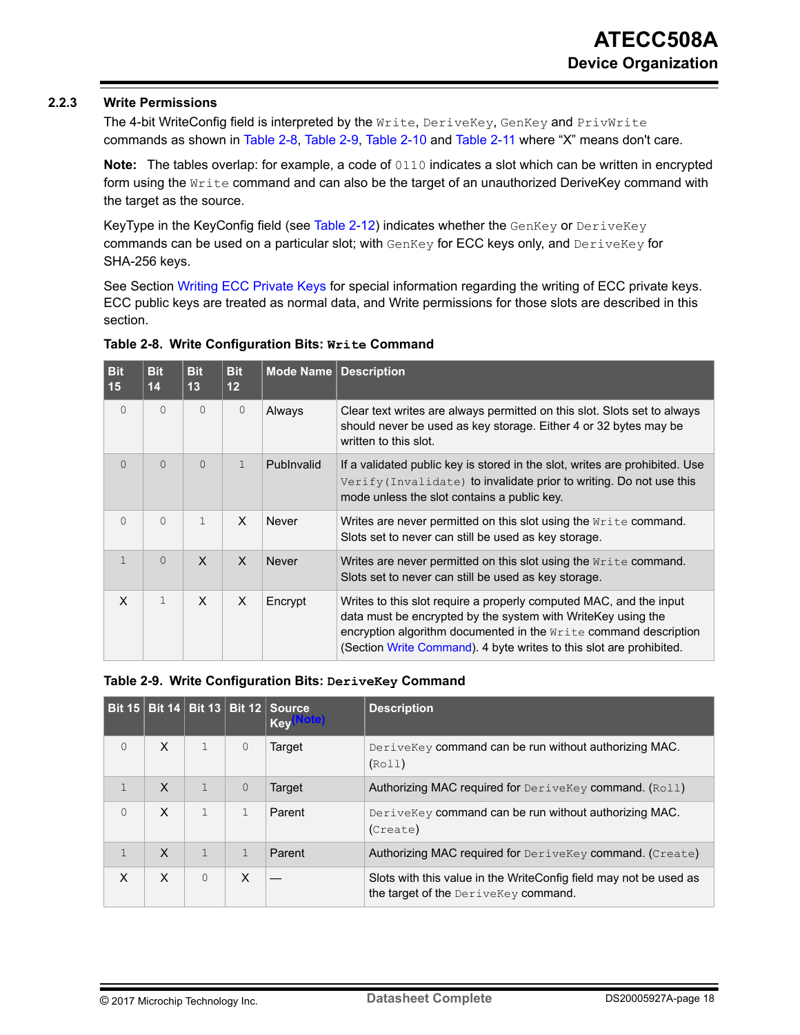### 2.2.3 Write Permissions

The 4-bit WriteConfig field is interpreted by the `Write`, `DeriveKey`, `GenKey` and `PrivWrite` commands as shown in Table 2-8, Table 2-9, Table 2-10 and Table 2-11 where "X" means don't care.

**Note:** The tables overlap: for example, a code of `0110` indicates a slot which can be written in encrypted form using the `Write` command and can also be the target of an unauthorized DeriveKey command with the target as the source.

KeyType in the KeyConfig field (see Table 2-12) indicates whether the `GenKey` or `DeriveKey` commands can be used on a particular slot; with `GenKey` for ECC keys only, and `DeriveKey` for SHA-256 keys.

See Section Writing ECC Private Keys for special information regarding the writing of ECC private keys. ECC public keys are treated as normal data, and Write permissions for those slots are described in this section.

**Table 2-8. Write Configuration Bits: `Write` Command**

| Bit 15 | Bit 14 | Bit 13 | Bit 12 | Mode Name | Description |
|---|---|---|---|---|---|
| 0 | 0 | 0 | 0 | Always | Clear text writes are always permitted on this slot. Slots set to always should never be used as key storage. Either 4 or 32 bytes may be written to this slot. |
| 0 | 0 | 0 | 1 | PubInvalid | If a validated public key is stored in the slot, writes are prohibited. Use `Verify(Invalidate)` to invalidate prior to writing. Do not use this mode unless the slot contains a public key. |
| 0 | 0 | 1 | X | Never | Writes are never permitted on this slot using the `Write` command. Slots set to never can still be used as key storage. |
| 1 | 0 | X | X | Never | Writes are never permitted on this slot using the `Write` command. Slots set to never can still be used as key storage. |
| X | 1 | X | X | Encrypt | Writes to this slot require a properly computed MAC, and the input data must be encrypted by the system with WriteKey using the encryption algorithm documented in the `Write` command description (Section Write Command). 4 byte writes to this slot are prohibited. |

**Table 2-9. Write Configuration Bits: `DeriveKey` Command**

| Bit 15 | Bit 14 | Bit 13 | Bit 12 | Source Key(Note) | Description |
|---|---|---|---|---|---|
| 0 | X | 1 | 0 | Target | `DeriveKey` command can be run without authorizing MAC. (`Roll`) |
| 1 | X | 1 | 0 | Target | Authorizing MAC required for `DeriveKey` command. (`Roll`) |
| 0 | X | 1 | 1 | Parent | `DeriveKey` command can be run without authorizing MAC. (`Create`) |
| 1 | X | 1 | 1 | Parent | Authorizing MAC required for `DeriveKey` command. (`Create`) |
| X | X | 0 | X | — | Slots with this value in the WriteConfig field may not be used as the target of the `DeriveKey` command. |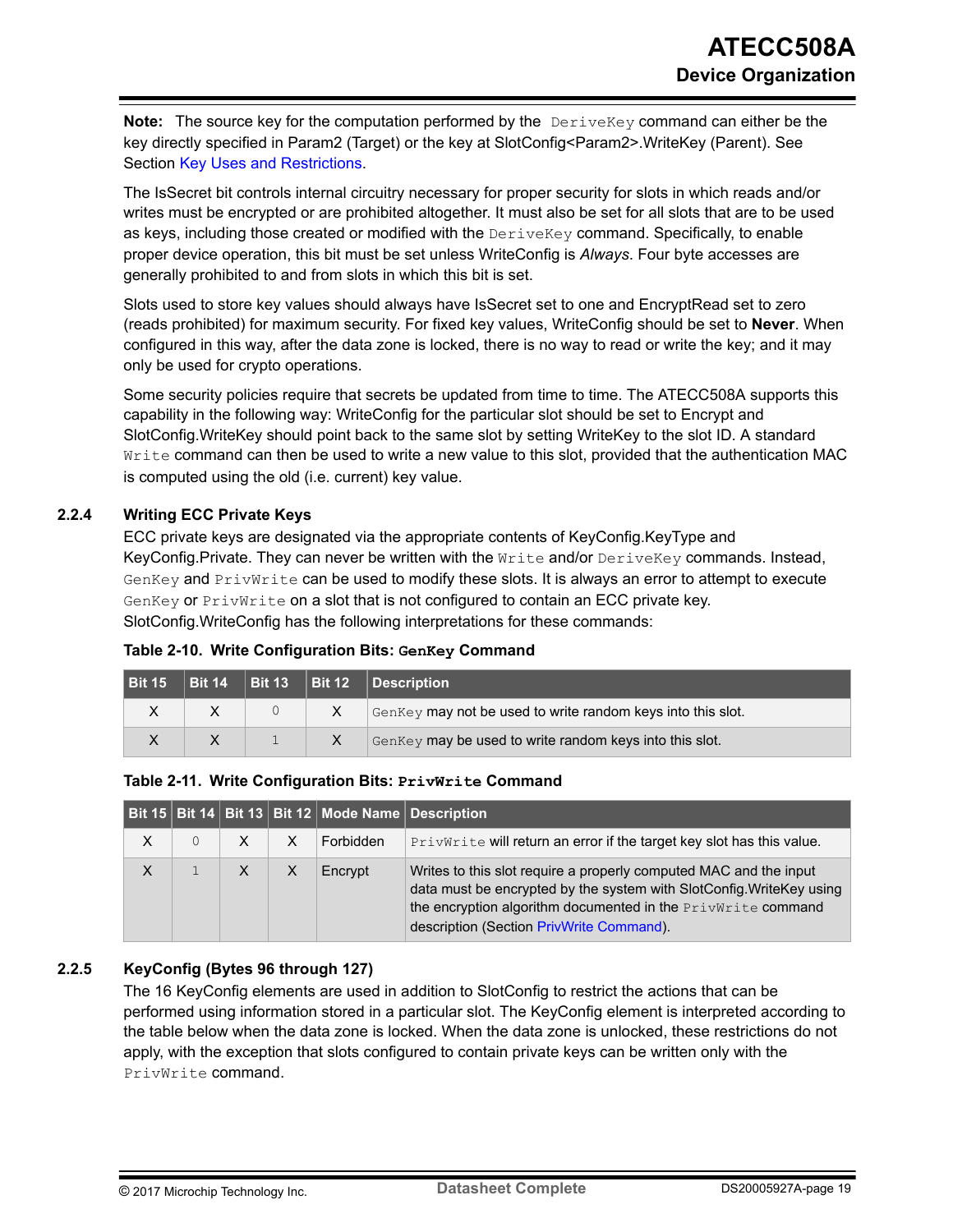**Note:** The source key for the computation performed by the `DeriveKey` command can either be the key directly specified in Param2 (Target) or the key at SlotConfig<Param2>.WriteKey (Parent). See Section Key Uses and Restrictions.

The IsSecret bit controls internal circuitry necessary for proper security for slots in which reads and/or writes must be encrypted or are prohibited altogether. It must also be set for all slots that are to be used as keys, including those created or modified with the `DeriveKey` command. Specifically, to enable proper device operation, this bit must be set unless WriteConfig is *Always*. Four byte accesses are generally prohibited to and from slots in which this bit is set.

Slots used to store key values should always have IsSecret set to one and EncryptRead set to zero (reads prohibited) for maximum security. For fixed key values, WriteConfig should be set to **Never**. When configured in this way, after the data zone is locked, there is no way to read or write the key; and it may only be used for crypto operations.

Some security policies require that secrets be updated from time to time. The ATECC508A supports this capability in the following way: WriteConfig for the particular slot should be set to Encrypt and SlotConfig.WriteKey should point back to the same slot by setting WriteKey to the slot ID. A standard `Write` command can then be used to write a new value to this slot, provided that the authentication MAC is computed using the old (i.e. current) key value.

### 2.2.4 Writing ECC Private Keys

ECC private keys are designated via the appropriate contents of KeyConfig.KeyType and KeyConfig.Private. They can never be written with the `Write` and/or `DeriveKey` commands. Instead, `GenKey` and `PrivWrite` can be used to modify these slots. It is always an error to attempt to execute `GenKey` or `PrivWrite` on a slot that is not configured to contain an ECC private key. SlotConfig.WriteConfig has the following interpretations for these commands:

**Table 2-10. Write Configuration Bits: `GenKey` Command**

| Bit 15 | Bit 14 | Bit 13 | Bit 12 | Description |
|---|---|---|---|---|
| X | X | 0 | X | `GenKey` may not be used to write random keys into this slot. |
| X | X | 1 | X | `GenKey` may be used to write random keys into this slot. |

**Table 2-11. Write Configuration Bits: `PrivWrite` Command**

| Bit 15 | Bit 14 | Bit 13 | Bit 12 | Mode Name | Description |
|---|---|---|---|---|---|
| X | 0 | X | X | Forbidden | `PrivWrite` will return an error if the target key slot has this value. |
| X | 1 | X | X | Encrypt | Writes to this slot require a properly computed MAC and the input data must be encrypted by the system with SlotConfig.WriteKey using the encryption algorithm documented in the `PrivWrite` command description (Section PrivWrite Command). |

### 2.2.5 KeyConfig (Bytes 96 through 127)

The 16 KeyConfig elements are used in addition to SlotConfig to restrict the actions that can be performed using information stored in a particular slot. The KeyConfig element is interpreted according to the table below when the data zone is locked. When the data zone is unlocked, these restrictions do not apply, with the exception that slots configured to contain private keys can be written only with the `PrivWrite` command.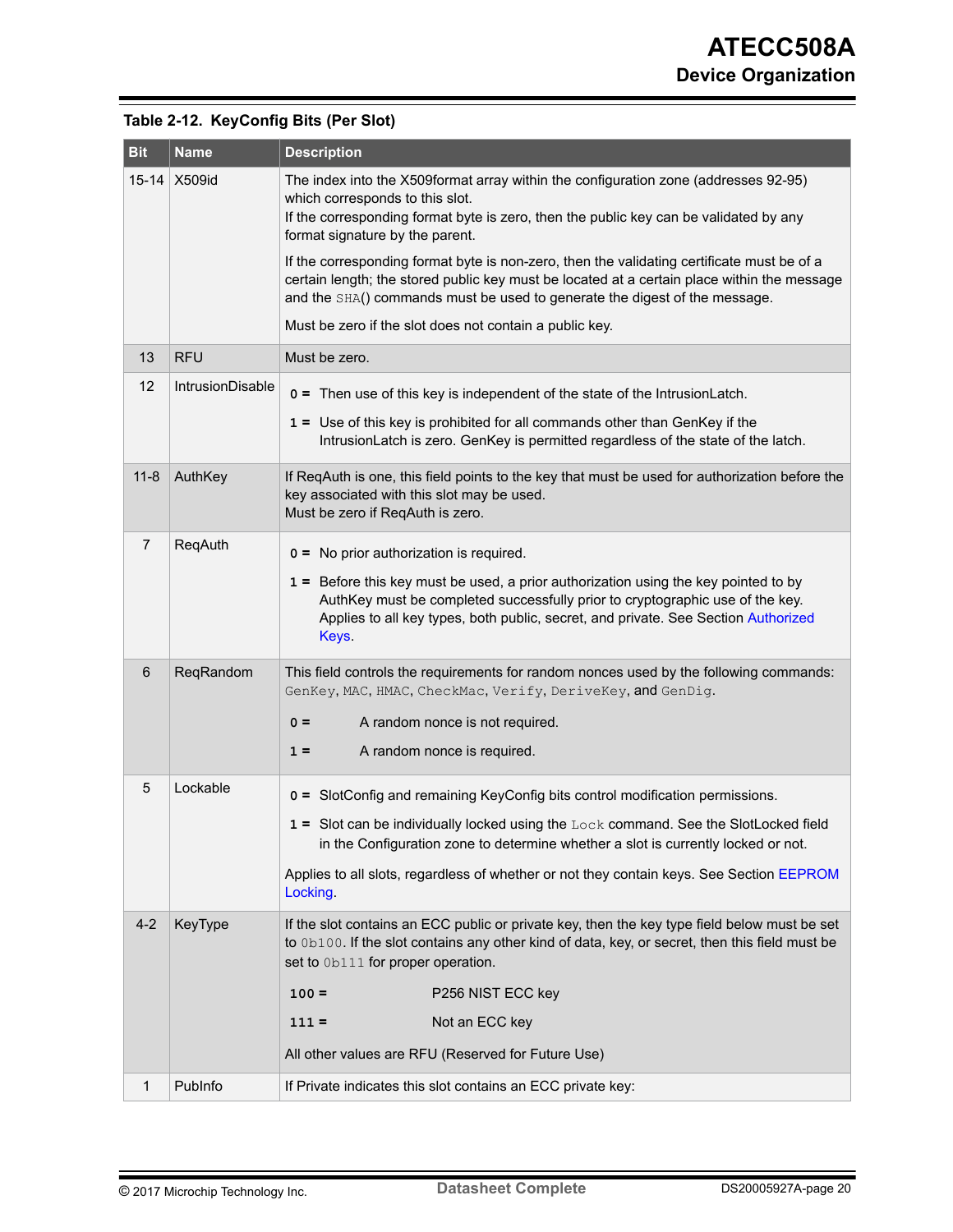**Table 2-12. KeyConfig Bits (Per Slot)**

| Bit | Name | Description |
|---|---|---|
| 15-14 | X509id | The index into the X509format array within the configuration zone (addresses 92-95) which corresponds to this slot.<br>If the corresponding format byte is zero, then the public key can be validated by any format signature by the parent.<br><br>If the corresponding format byte is non-zero, then the validating certificate must be of a certain length; the stored public key must be located at a certain place within the message and the `SHA()` commands must be used to generate the digest of the message.<br><br>Must be zero if the slot does not contain a public key. |
| 13 | RFU | Must be zero. |
| 12 | IntrusionDisable | **0 =** Then use of this key is independent of the state of the IntrusionLatch.<br><br>**1 =** Use of this key is prohibited for all commands other than GenKey if the IntrusionLatch is zero. GenKey is permitted regardless of the state of the latch. |
| 11-8 | AuthKey | If ReqAuth is one, this field points to the key that must be used for authorization before the key associated with this slot may be used.<br>Must be zero if ReqAuth is zero. |
| 7 | ReqAuth | **0 =** No prior authorization is required.<br><br>**1 =** Before this key must be used, a prior authorization using the key pointed to by AuthKey must be completed successfully prior to cryptographic use of the key. Applies to all key types, both public, secret, and private. See Section Authorized Keys. |
| 6 | ReqRandom | This field controls the requirements for random nonces used by the following commands: `GenKey`, `MAC`, `HMAC`, `CheckMac`, `Verify`, `DeriveKey`, and `GenDig`.<br><br>**0 =** A random nonce is not required.<br><br>**1 =** A random nonce is required. |
| 5 | Lockable | **0 =** SlotConfig and remaining KeyConfig bits control modification permissions.<br><br>**1 =** Slot can be individually locked using the `Lock` command. See the SlotLocked field in the Configuration zone to determine whether a slot is currently locked or not.<br><br>Applies to all slots, regardless of whether or not they contain keys. See Section EEPROM Locking. |
| 4-2 | KeyType | If the slot contains an ECC public or private key, then the key type field below must be set to `0b100`. If the slot contains any other kind of data, key, or secret, then this field must be set to `0b111` for proper operation.<br><br>**100 =** P256 NIST ECC key<br><br>**111 =** Not an ECC key<br><br>All other values are RFU (Reserved for Future Use) |
| 1 | PubInfo | If Private indicates this slot contains an ECC private key: |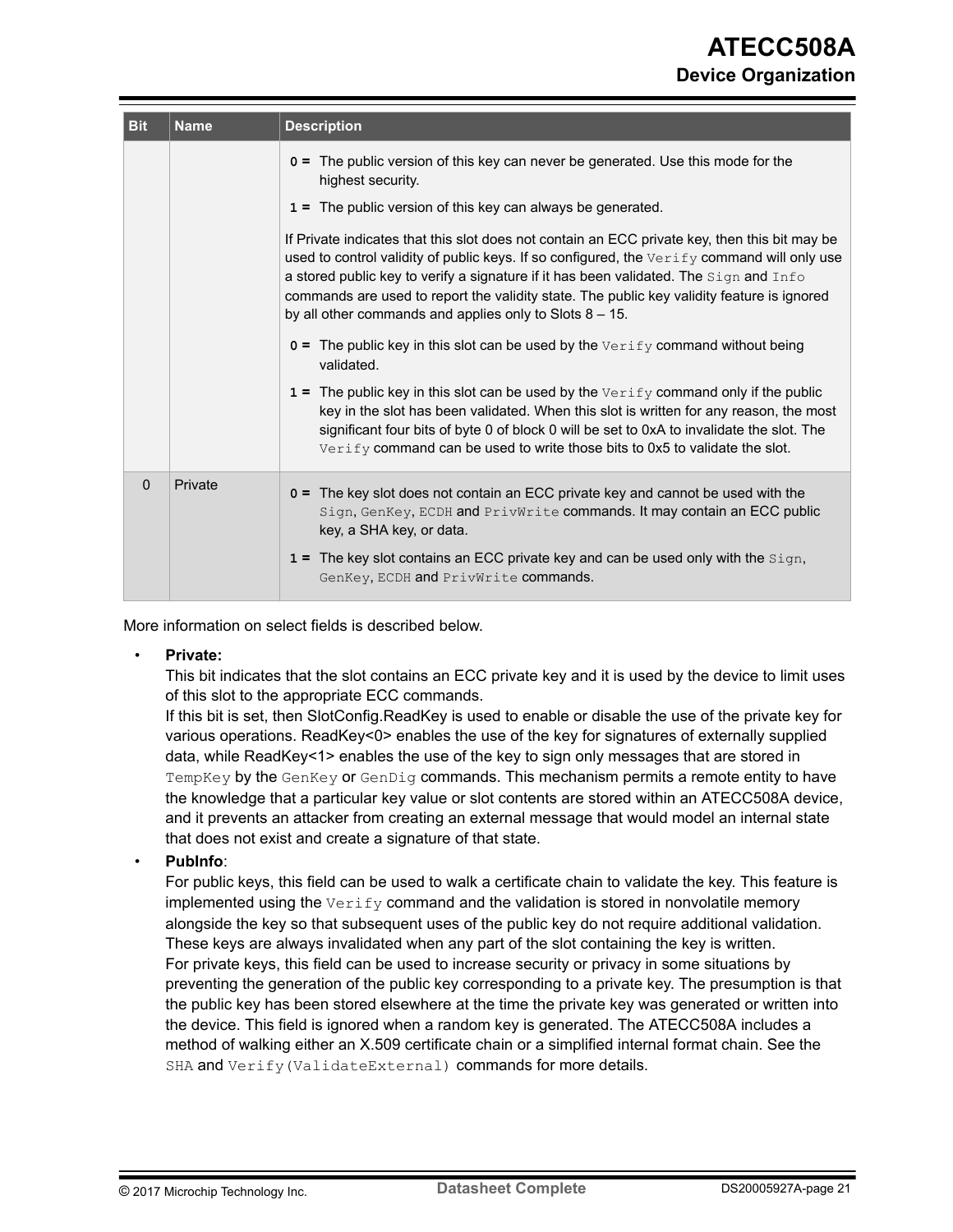| Bit | Name | Description |
|---|---|---|
| | | **0 =** The public version of this key can never be generated. Use this mode for the highest security.<br>**1 =** The public version of this key can always be generated.<br>If Private indicates that this slot does not contain an ECC private key, then this bit may be used to control validity of public keys. If so configured, the `Verify` command will only use a stored public key to verify a signature if it has been validated. The `Sign` and `Info` commands are used to report the validity state. The public key validity feature is ignored by all other commands and applies only to Slots 8 – 15.<br>**0 =** The public key in this slot can be used by the `Verify` command without being validated.<br>**1 =** The public key in this slot can be used by the `Verify` command only if the public key in the slot has been validated. When this slot is written for any reason, the most significant four bits of byte 0 of block 0 will be set to 0xA to invalidate the slot. The `Verify` command can be used to write those bits to 0x5 to validate the slot. |
| 0 | Private | **0 =** The key slot does not contain an ECC private key and cannot be used with the `Sign`, `GenKey`, `ECDH` and `PrivWrite` commands. It may contain an ECC public key, a SHA key, or data.<br>**1 =** The key slot contains an ECC private key and can be used only with the `Sign`, `GenKey`, `ECDH` and `PrivWrite` commands. |

More information on select fields is described below.

- **Private:**
  This bit indicates that the slot contains an ECC private key and it is used by the device to limit uses of this slot to the appropriate ECC commands.
  If this bit is set, then SlotConfig.ReadKey is used to enable or disable the use of the private key for various operations. ReadKey<0> enables the use of the key for signatures of externally supplied data, while ReadKey<1> enables the use of the key to sign only messages that are stored in `TempKey` by the `GenKey` or `GenDig` commands. This mechanism permits a remote entity to have the knowledge that a particular key value or slot contents are stored within an ATECC508A device, and it prevents an attacker from creating an external message that would model an internal state that does not exist and create a signature of that state.
- **PubInfo**:
  For public keys, this field can be used to walk a certificate chain to validate the key. This feature is implemented using the `Verify` command and the validation is stored in nonvolatile memory alongside the key so that subsequent uses of the public key do not require additional validation. These keys are always invalidated when any part of the slot containing the key is written.
  For private keys, this field can be used to increase security or privacy in some situations by preventing the generation of the public key corresponding to a private key. The presumption is that the public key has been stored elsewhere at the time the private key was generated or written into the device. This field is ignored when a random key is generated. The ATECC508A includes a method of walking either an X.509 certificate chain or a simplified internal format chain. See the `SHA` and `Verify(ValidateExternal)` commands for more details.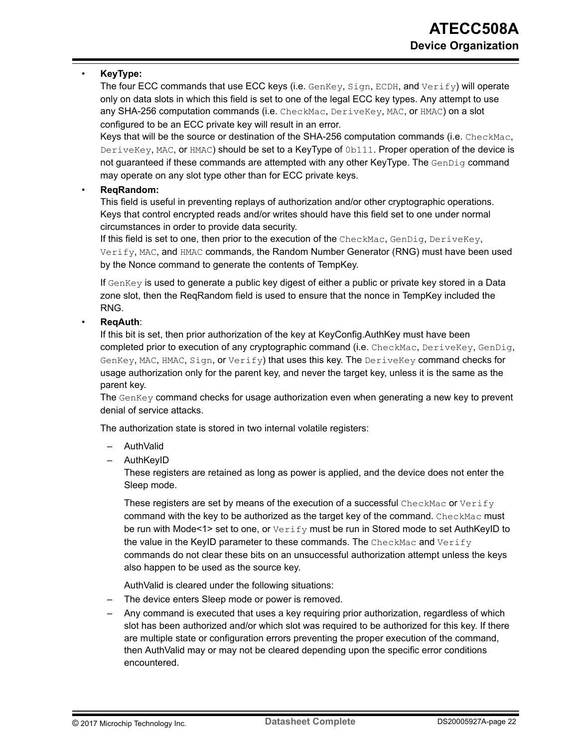- **KeyType:**
  The four ECC commands that use ECC keys (i.e. `GenKey`, `Sign`, `ECDH`, and `Verify`) will operate only on data slots in which this field is set to one of the legal ECC key types. Any attempt to use any SHA-256 computation commands (i.e. `CheckMac`, `DeriveKey`, `MAC`, or `HMAC`) on a slot configured to be an ECC private key will result in an error.
  Keys that will be the source or destination of the SHA-256 computation commands (i.e. `CheckMac`, `DeriveKey`, `MAC`, or `HMAC`) should be set to a KeyType of `0b111`. Proper operation of the device is not guaranteed if these commands are attempted with any other KeyType. The `GenDig` command may operate on any slot type other than for ECC private keys.

- **ReqRandom:**
  This field is useful in preventing replays of authorization and/or other cryptographic operations. Keys that control encrypted reads and/or writes should have this field set to one under normal circumstances in order to provide data security.
  If this field is set to one, then prior to the execution of the `CheckMac`, `GenDig`, `DeriveKey`, `Verify`, `MAC`, and `HMAC` commands, the Random Number Generator (RNG) must have been used by the Nonce command to generate the contents of TempKey.

  If `GenKey` is used to generate a public key digest of either a public or private key stored in a Data zone slot, then the ReqRandom field is used to ensure that the nonce in TempKey included the RNG.

- **ReqAuth**:
  If this bit is set, then prior authorization of the key at KeyConfig.AuthKey must have been completed prior to execution of any cryptographic command (i.e. `CheckMac`, `DeriveKey`, `GenDig`, `GenKey`, `MAC`, `HMAC`, `Sign`, or `Verify`) that uses this key. The `DeriveKey` command checks for usage authorization only for the parent key, and never the target key, unless it is the same as the parent key.
  The `GenKey` command checks for usage authorization even when generating a new key to prevent denial of service attacks.

  The authorization state is stored in two internal volatile registers:

  – AuthValid
  – AuthKeyID
    These registers are retained as long as power is applied, and the device does not enter the Sleep mode.

    These registers are set by means of the execution of a successful `CheckMac` or `Verify` command with the key to be authorized as the target key of the command. `CheckMac` must be run with Mode<1> set to one, or `Verify` must be run in Stored mode to set AuthKeyID to the value in the KeyID parameter to these commands. The `CheckMac` and `Verify` commands do not clear these bits on an unsuccessful authorization attempt unless the keys also happen to be used as the source key.

    AuthValid is cleared under the following situations:

  – The device enters Sleep mode or power is removed.
  – Any command is executed that uses a key requiring prior authorization, regardless of which slot has been authorized and/or which slot was required to be authorized for this key. If there are multiple state or configuration errors preventing the proper execution of the command, then AuthValid may or may not be cleared depending upon the specific error conditions encountered.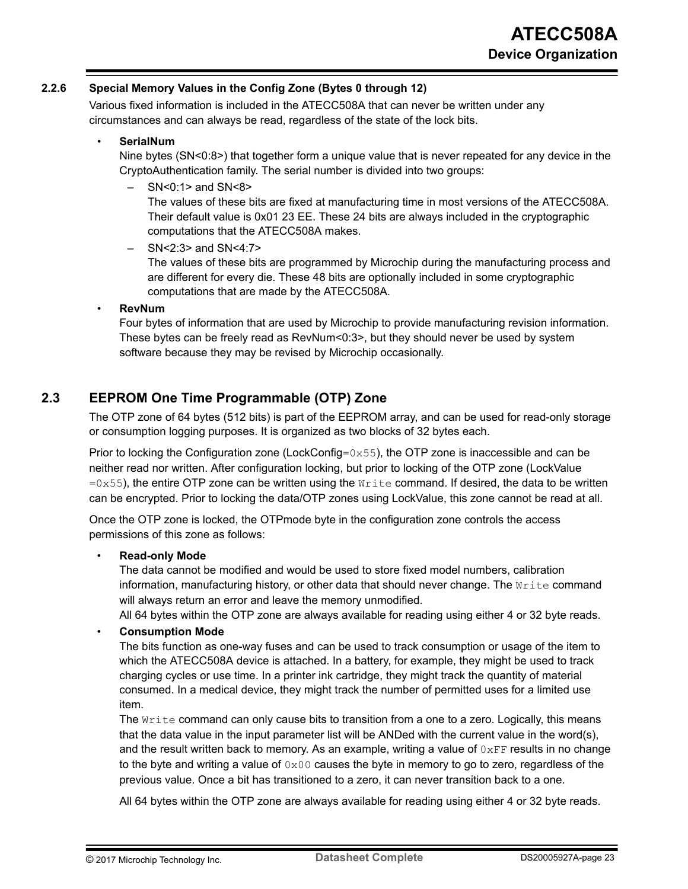### 2.2.6 Special Memory Values in the Config Zone (Bytes 0 through 12)

Various fixed information is included in the ATECC508A that can never be written under any circumstances and can always be read, regardless of the state of the lock bits.

- **SerialNum**
  Nine bytes (SN<0:8>) that together form a unique value that is never repeated for any device in the CryptoAuthentication family. The serial number is divided into two groups:
  - SN<0:1> and SN<8>
    The values of these bits are fixed at manufacturing time in most versions of the ATECC508A. Their default value is 0x01 23 EE. These 24 bits are always included in the cryptographic computations that the ATECC508A makes.
  - SN<2:3> and SN<4:7>
    The values of these bits are programmed by Microchip during the manufacturing process and are different for every die. These 48 bits are optionally included in some cryptographic computations that are made by the ATECC508A.
- **RevNum**
  Four bytes of information that are used by Microchip to provide manufacturing revision information. These bytes can be freely read as RevNum<0:3>, but they should never be used by system software because they may be revised by Microchip occasionally.

## 2.3 EEPROM One Time Programmable (OTP) Zone

The OTP zone of 64 bytes (512 bits) is part of the EEPROM array, and can be used for read-only storage or consumption logging purposes. It is organized as two blocks of 32 bytes each.

Prior to locking the Configuration zone (LockConfig=`0x55`), the OTP zone is inaccessible and can be neither read nor written. After configuration locking, but prior to locking of the OTP zone (LockValue =`0x55`), the entire OTP zone can be written using the `Write` command. If desired, the data to be written can be encrypted. Prior to locking the data/OTP zones using LockValue, this zone cannot be read at all.

Once the OTP zone is locked, the OTPmode byte in the configuration zone controls the access permissions of this zone as follows:

- **Read-only Mode**
  The data cannot be modified and would be used to store fixed model numbers, calibration information, manufacturing history, or other data that should never change. The `Write` command will always return an error and leave the memory unmodified.
  All 64 bytes within the OTP zone are always available for reading using either 4 or 32 byte reads.
- **Consumption Mode**
  The bits function as one-way fuses and can be used to track consumption or usage of the item to which the ATECC508A device is attached. In a battery, for example, they might be used to track charging cycles or use time. In a printer ink cartridge, they might track the quantity of material consumed. In a medical device, they might track the number of permitted uses for a limited use item.
  The `Write` command can only cause bits to transition from a one to a zero. Logically, this means that the data value in the input parameter list will be ANDed with the current value in the word(s), and the result written back to memory. As an example, writing a value of `0xFF` results in no change to the byte and writing a value of `0x00` causes the byte in memory to go to zero, regardless of the previous value. Once a bit has transitioned to a zero, it can never transition back to a one.

  All 64 bytes within the OTP zone are always available for reading using either 4 or 32 byte reads.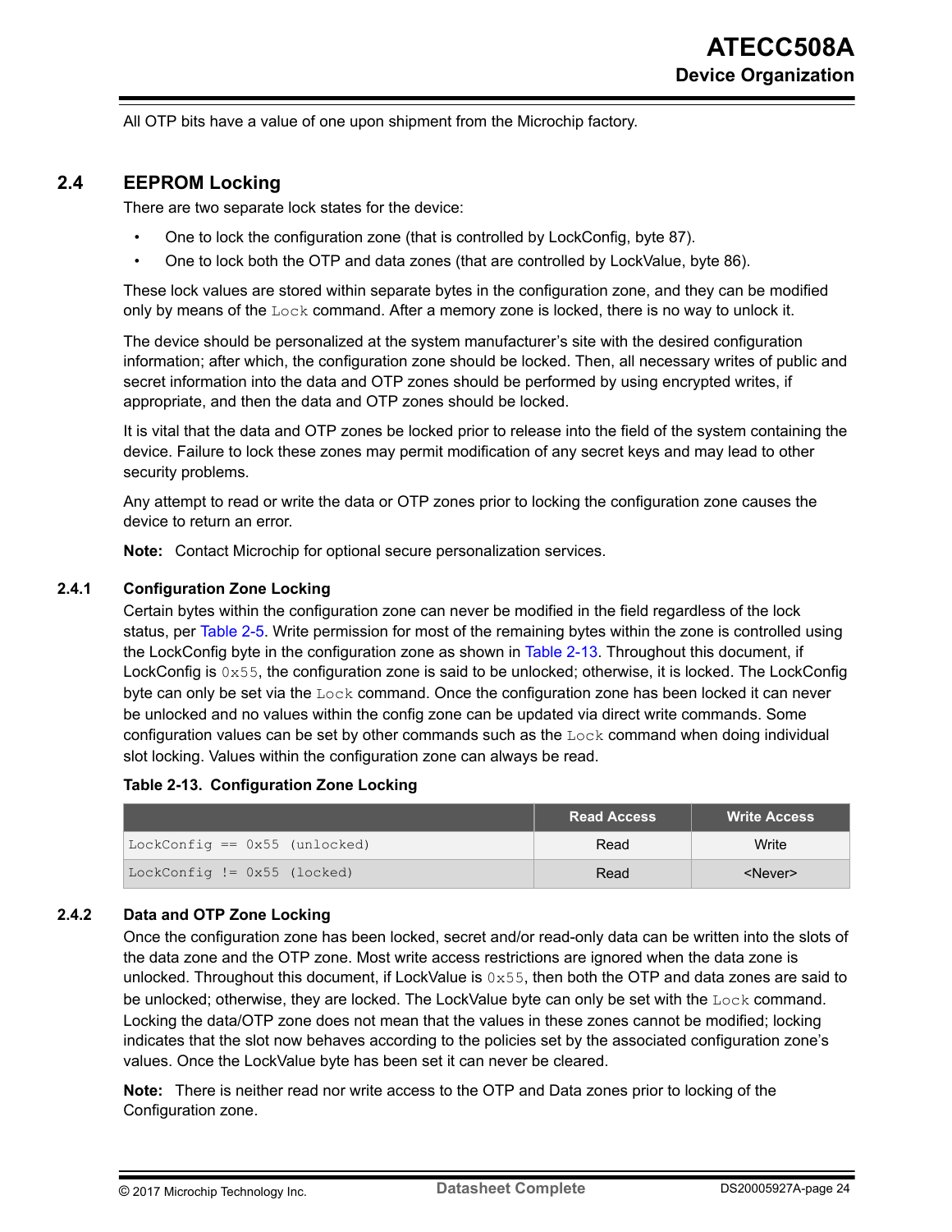All OTP bits have a value of one upon shipment from the Microchip factory.

## 2.4 EEPROM Locking

There are two separate lock states for the device:

- One to lock the configuration zone (that is controlled by LockConfig, byte 87).
- One to lock both the OTP and data zones (that are controlled by LockValue, byte 86).

These lock values are stored within separate bytes in the configuration zone, and they can be modified only by means of the `Lock` command. After a memory zone is locked, there is no way to unlock it.

The device should be personalized at the system manufacturer's site with the desired configuration information; after which, the configuration zone should be locked. Then, all necessary writes of public and secret information into the data and OTP zones should be performed by using encrypted writes, if appropriate, and then the data and OTP zones should be locked.

It is vital that the data and OTP zones be locked prior to release into the field of the system containing the device. Failure to lock these zones may permit modification of any secret keys and may lead to other security problems.

Any attempt to read or write the data or OTP zones prior to locking the configuration zone causes the device to return an error.

**Note:** Contact Microchip for optional secure personalization services.

### 2.4.1 Configuration Zone Locking

Certain bytes within the configuration zone can never be modified in the field regardless of the lock status, per Table 2-5. Write permission for most of the remaining bytes within the zone is controlled using the LockConfig byte in the configuration zone as shown in Table 2-13. Throughout this document, if LockConfig is `0x55`, the configuration zone is said to be unlocked; otherwise, it is locked. The LockConfig byte can only be set via the `Lock` command. Once the configuration zone has been locked it can never be unlocked and no values within the config zone can be updated via direct write commands. Some configuration values can be set by other commands such as the `Lock` command when doing individual slot locking. Values within the configuration zone can always be read.

**Table 2-13. Configuration Zone Locking**

| | Read Access | Write Access |
|---|---|---|
| `LockConfig == 0x55 (unlocked)` | Read | Write |
| `LockConfig != 0x55 (locked)` | Read | <Never> |

### 2.4.2 Data and OTP Zone Locking

Once the configuration zone has been locked, secret and/or read-only data can be written into the slots of the data zone and the OTP zone. Most write access restrictions are ignored when the data zone is unlocked. Throughout this document, if LockValue is `0x55`, then both the OTP and data zones are said to be unlocked; otherwise, they are locked. The LockValue byte can only be set with the `Lock` command. Locking the data/OTP zone does not mean that the values in these zones cannot be modified; locking indicates that the slot now behaves according to the policies set by the associated configuration zone's values. Once the LockValue byte has been set it can never be cleared.

**Note:** There is neither read nor write access to the OTP and Data zones prior to locking of the Configuration zone.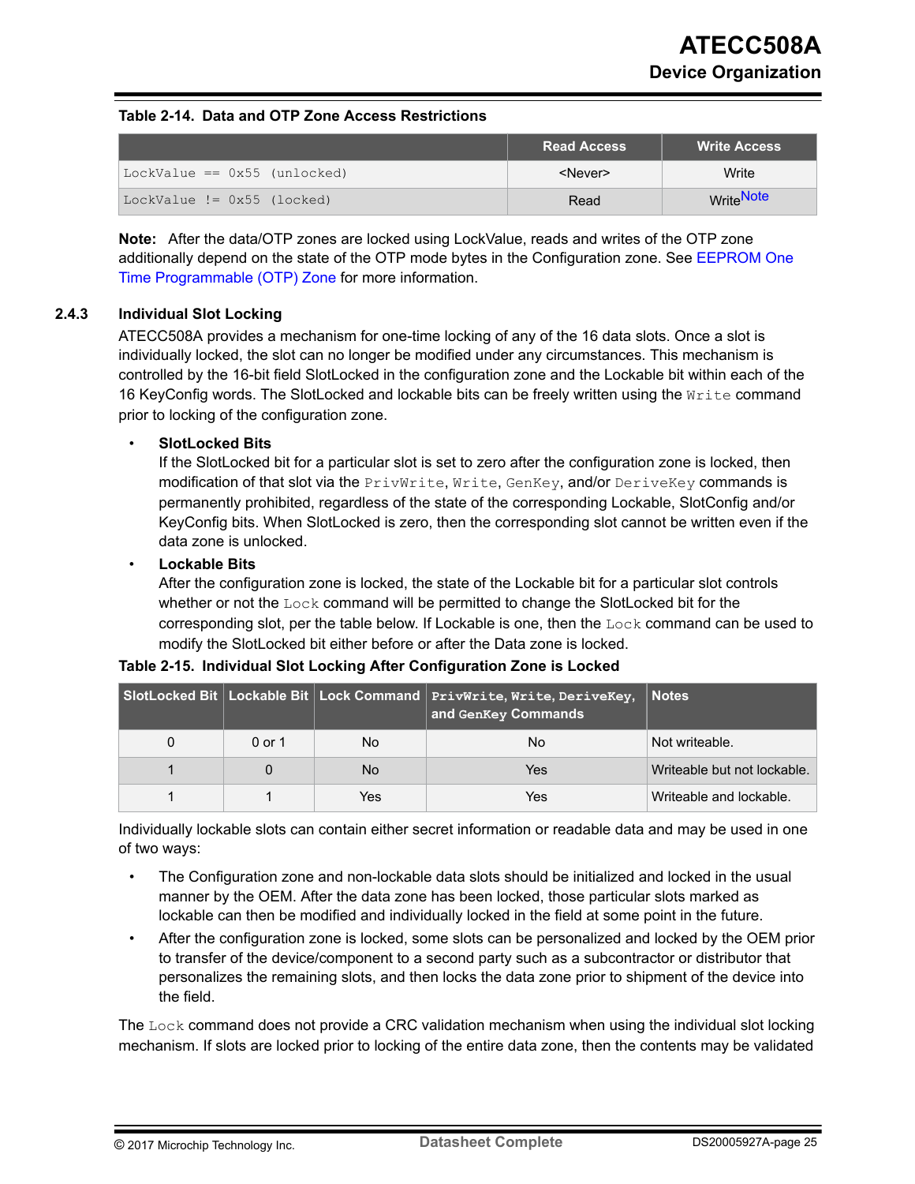**Table 2-14. Data and OTP Zone Access Restrictions**

| | Read Access | Write Access |
|---|---|---|
| `LockValue == 0x55 (unlocked)` | <Never> | Write |
| `LockValue != 0x55 (locked)` | Read | Write[Note] |

**Note:** After the data/OTP zones are locked using LockValue, reads and writes of the OTP zone additionally depend on the state of the OTP mode bytes in the Configuration zone. See EEPROM One Time Programmable (OTP) Zone for more information.

### 2.4.3 Individual Slot Locking

ATECC508A provides a mechanism for one-time locking of any of the 16 data slots. Once a slot is individually locked, the slot can no longer be modified under any circumstances. This mechanism is controlled by the 16-bit field SlotLocked in the configuration zone and the Lockable bit within each of the 16 KeyConfig words. The SlotLocked and lockable bits can be freely written using the `Write` command prior to locking of the configuration zone.

- **SlotLocked Bits**
  If the SlotLocked bit for a particular slot is set to zero after the configuration zone is locked, then modification of that slot via the `PrivWrite`, `Write`, `GenKey`, and/or `DeriveKey` commands is permanently prohibited, regardless of the state of the corresponding Lockable, SlotConfig and/or KeyConfig bits. When SlotLocked is zero, then the corresponding slot cannot be written even if the data zone is unlocked.
- **Lockable Bits**
  After the configuration zone is locked, the state of the Lockable bit for a particular slot controls whether or not the `Lock` command will be permitted to change the SlotLocked bit for the corresponding slot, per the table below. If Lockable is one, then the `Lock` command can be used to modify the SlotLocked bit either before or after the Data zone is locked.

**Table 2-15. Individual Slot Locking After Configuration Zone is Locked**

| SlotLocked Bit | Lockable Bit | Lock Command | `PrivWrite`, `Write`, `DeriveKey`, and `GenKey` Commands | Notes |
|---|---|---|---|---|
| 0 | 0 or 1 | No | No | Not writeable. |
| 1 | 0 | No | Yes | Writeable but not lockable. |
| 1 | 1 | Yes | Yes | Writeable and lockable. |

Individually lockable slots can contain either secret information or readable data and may be used in one of two ways:

- The Configuration zone and non-lockable data slots should be initialized and locked in the usual manner by the OEM. After the data zone has been locked, those particular slots marked as lockable can then be modified and individually locked in the field at some point in the future.
- After the configuration zone is locked, some slots can be personalized and locked by the OEM prior to transfer of the device/component to a second party such as a subcontractor or distributor that personalizes the remaining slots, and then locks the data zone prior to shipment of the device into the field.

The `Lock` command does not provide a CRC validation mechanism when using the individual slot locking mechanism. If slots are locked prior to locking of the entire data zone, then the contents may be validated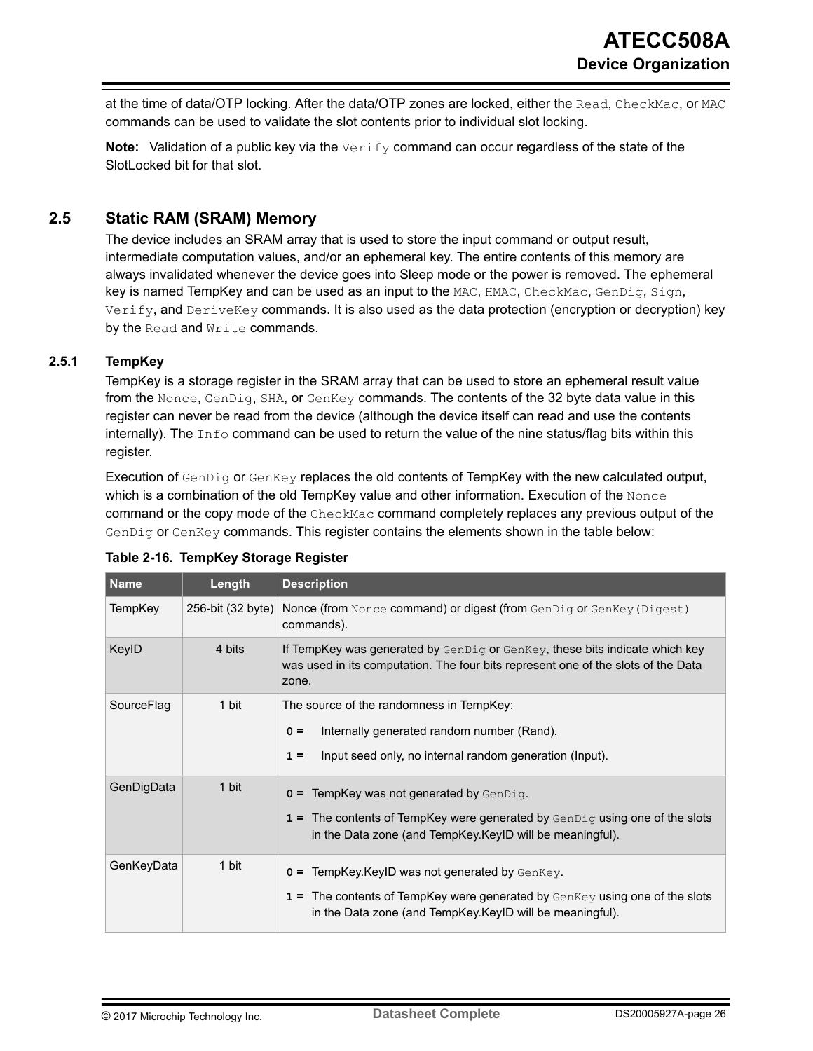at the time of data/OTP locking. After the data/OTP zones are locked, either the `Read`, `CheckMac`, or `MAC` commands can be used to validate the slot contents prior to individual slot locking.

**Note:** Validation of a public key via the `Verify` command can occur regardless of the state of the SlotLocked bit for that slot.

## 2.5 Static RAM (SRAM) Memory

The device includes an SRAM array that is used to store the input command or output result, intermediate computation values, and/or an ephemeral key. The entire contents of this memory are always invalidated whenever the device goes into Sleep mode or the power is removed. The ephemeral key is named TempKey and can be used as an input to the `MAC`, `HMAC`, `CheckMac`, `GenDig`, `Sign`, `Verify`, and `DeriveKey` commands. It is also used as the data protection (encryption or decryption) key by the `Read` and `Write` commands.

### 2.5.1 TempKey

TempKey is a storage register in the SRAM array that can be used to store an ephemeral result value from the `Nonce`, `GenDig`, `SHA`, or `GenKey` commands. The contents of the 32 byte data value in this register can never be read from the device (although the device itself can read and use the contents internally). The `Info` command can be used to return the value of the nine status/flag bits within this register.

Execution of `GenDig` or `GenKey` replaces the old contents of TempKey with the new calculated output, which is a combination of the old TempKey value and other information. Execution of the `Nonce` command or the copy mode of the `CheckMac` command completely replaces any previous output of the `GenDig` or `GenKey` commands. This register contains the elements shown in the table below:

**Table 2-16. TempKey Storage Register**

| Name | Length | Description |
| --- | --- | --- |
| TempKey | 256-bit (32 byte) | Nonce (from `Nonce` command) or digest (from `GenDig` or `GenKey(Digest)` commands). |
| KeyID | 4 bits | If TempKey was generated by `GenDig` or `GenKey`, these bits indicate which key was used in its computation. The four bits represent one of the slots of the Data zone. |
| SourceFlag | 1 bit | The source of the randomness in TempKey:<br>**0 =** Internally generated random number (Rand).<br>**1 =** Input seed only, no internal random generation (Input). |
| GenDigData | 1 bit | **0 =** TempKey was not generated by `GenDig`.<br>**1 =** The contents of TempKey were generated by `GenDig` using one of the slots in the Data zone (and TempKey.KeyID will be meaningful). |
| GenKeyData | 1 bit | **0 =** TempKey.KeyID was not generated by `GenKey`.<br>**1 =** The contents of TempKey were generated by `GenKey` using one of the slots in the Data zone (and TempKey.KeyID will be meaningful). |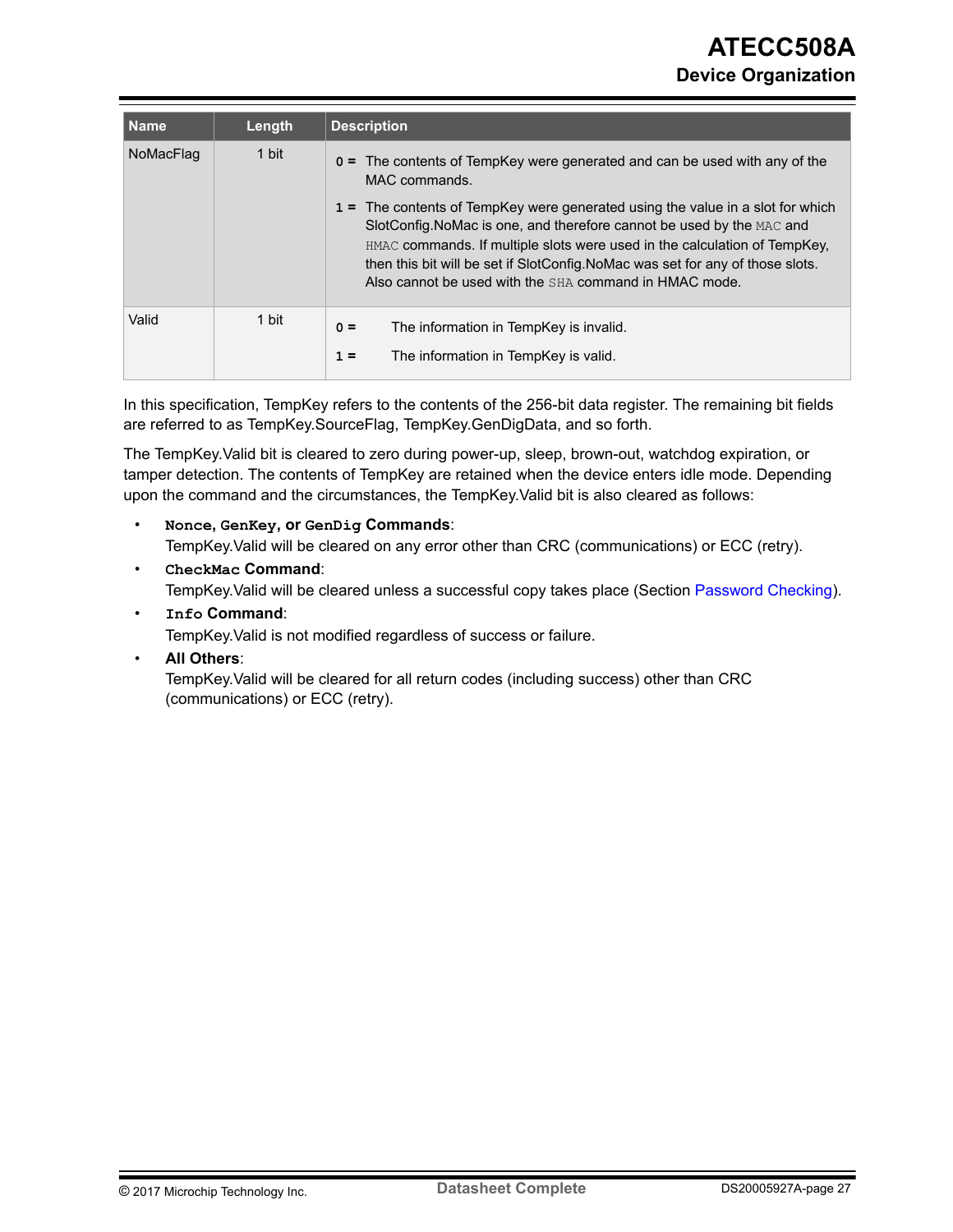| Name | Length | Description |
| --- | --- | --- |
| NoMacFlag | 1 bit | **0 =** The contents of TempKey were generated and can be used with any of the MAC commands.<br>**1 =** The contents of TempKey were generated using the value in a slot for which SlotConfig.NoMac is one, and therefore cannot be used by the `MAC` and `HMAC` commands. If multiple slots were used in the calculation of TempKey, then this bit will be set if SlotConfig.NoMac was set for any of those slots. Also cannot be used with the `SHA` command in HMAC mode. |
| Valid | 1 bit | **0 =** The information in TempKey is invalid.<br>**1 =** The information in TempKey is valid. |

In this specification, TempKey refers to the contents of the 256-bit data register. The remaining bit fields are referred to as TempKey.SourceFlag, TempKey.GenDigData, and so forth.

The TempKey.Valid bit is cleared to zero during power-up, sleep, brown-out, watchdog expiration, or tamper detection. The contents of TempKey are retained when the device enters idle mode. Depending upon the command and the circumstances, the TempKey.Valid bit is also cleared as follows:

- **`Nonce`, `GenKey`, or `GenDig` Commands**:
  TempKey.Valid will be cleared on any error other than CRC (communications) or ECC (retry).
- **`CheckMac` Command**:
  TempKey.Valid will be cleared unless a successful copy takes place (Section Password Checking).
- **`Info` Command**:
  TempKey.Valid is not modified regardless of success or failure.
- **All Others**:
  TempKey.Valid will be cleared for all return codes (including success) other than CRC (communications) or ECC (retry).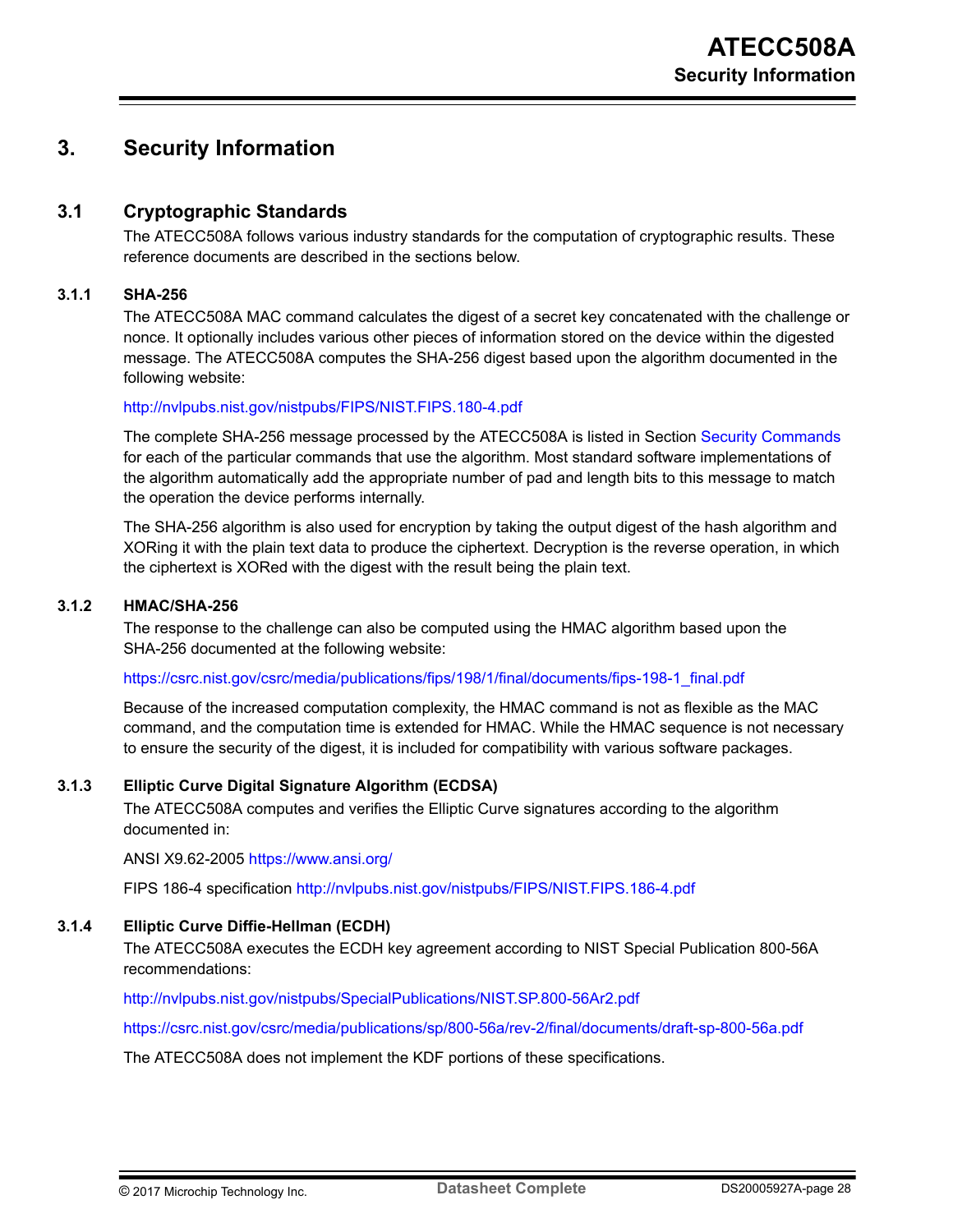# 3. Security Information

## 3.1 Cryptographic Standards

The ATECC508A follows various industry standards for the computation of cryptographic results. These reference documents are described in the sections below.

### 3.1.1 SHA-256

The ATECC508A MAC command calculates the digest of a secret key concatenated with the challenge or nonce. It optionally includes various other pieces of information stored on the device within the digested message. The ATECC508A computes the SHA-256 digest based upon the algorithm documented in the following website:

http://nvlpubs.nist.gov/nistpubs/FIPS/NIST.FIPS.180-4.pdf

The complete SHA-256 message processed by the ATECC508A is listed in Section Security Commands for each of the particular commands that use the algorithm. Most standard software implementations of the algorithm automatically add the appropriate number of pad and length bits to this message to match the operation the device performs internally.

The SHA-256 algorithm is also used for encryption by taking the output digest of the hash algorithm and XORing it with the plain text data to produce the ciphertext. Decryption is the reverse operation, in which the ciphertext is XORed with the digest with the result being the plain text.

### 3.1.2 HMAC/SHA-256

The response to the challenge can also be computed using the HMAC algorithm based upon the SHA-256 documented at the following website:

https://csrc.nist.gov/csrc/media/publications/fips/198/1/final/documents/fips-198-1_final.pdf

Because of the increased computation complexity, the HMAC command is not as flexible as the MAC command, and the computation time is extended for HMAC. While the HMAC sequence is not necessary to ensure the security of the digest, it is included for compatibility with various software packages.

### 3.1.3 Elliptic Curve Digital Signature Algorithm (ECDSA)

The ATECC508A computes and verifies the Elliptic Curve signatures according to the algorithm documented in:

ANSI X9.62-2005 https://www.ansi.org/

FIPS 186-4 specification http://nvlpubs.nist.gov/nistpubs/FIPS/NIST.FIPS.186-4.pdf

### 3.1.4 Elliptic Curve Diffie-Hellman (ECDH)

The ATECC508A executes the ECDH key agreement according to NIST Special Publication 800-56A recommendations:

http://nvlpubs.nist.gov/nistpubs/SpecialPublications/NIST.SP.800-56Ar2.pdf

https://csrc.nist.gov/csrc/media/publications/sp/800-56a/rev-2/final/documents/draft-sp-800-56a.pdf

The ATECC508A does not implement the KDF portions of these specifications.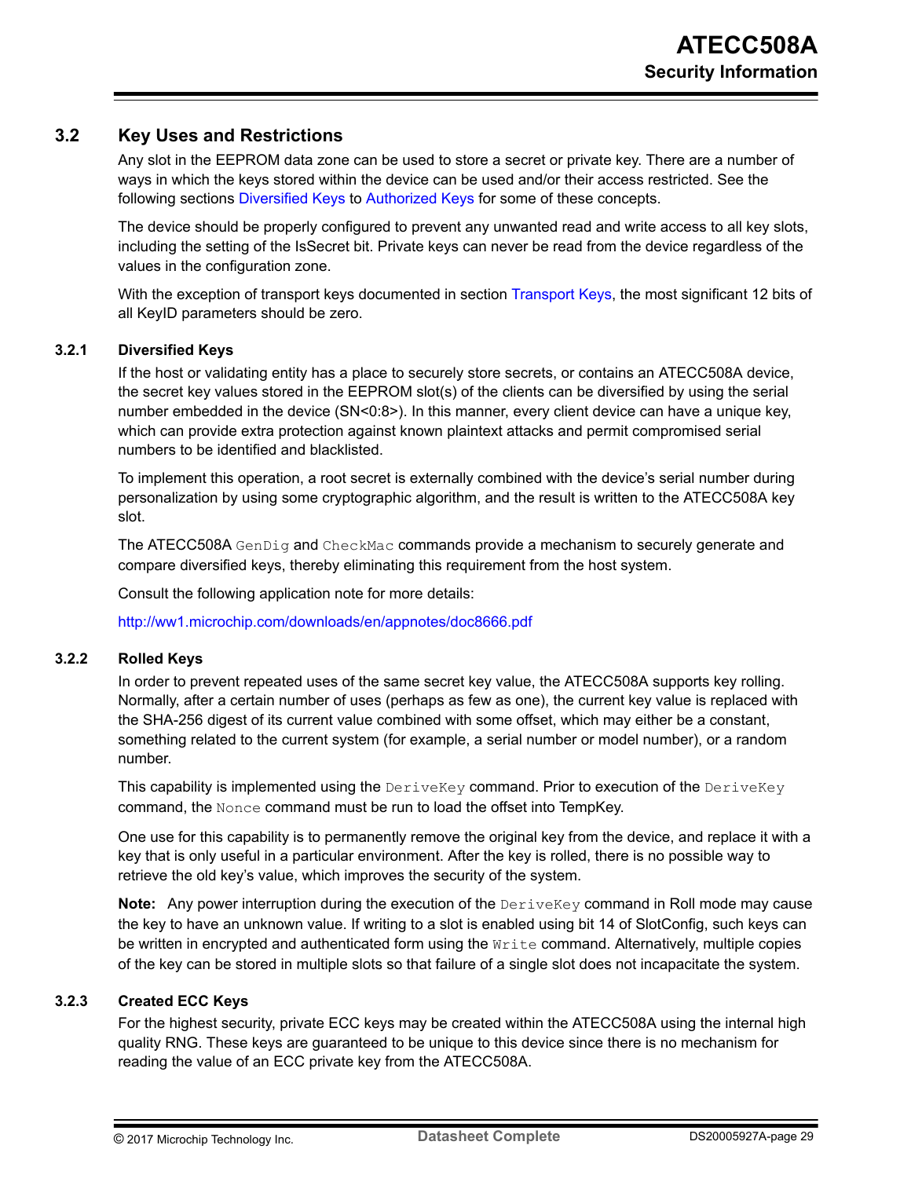## 3.2 Key Uses and Restrictions

Any slot in the EEPROM data zone can be used to store a secret or private key. There are a number of ways in which the keys stored within the device can be used and/or their access restricted. See the following sections Diversified Keys to Authorized Keys for some of these concepts.

The device should be properly configured to prevent any unwanted read and write access to all key slots, including the setting of the IsSecret bit. Private keys can never be read from the device regardless of the values in the configuration zone.

With the exception of transport keys documented in section Transport Keys, the most significant 12 bits of all KeyID parameters should be zero.

### 3.2.1 Diversified Keys

If the host or validating entity has a place to securely store secrets, or contains an ATECC508A device, the secret key values stored in the EEPROM slot(s) of the clients can be diversified by using the serial number embedded in the device (SN<0:8>). In this manner, every client device can have a unique key, which can provide extra protection against known plaintext attacks and permit compromised serial numbers to be identified and blacklisted.

To implement this operation, a root secret is externally combined with the device's serial number during personalization by using some cryptographic algorithm, and the result is written to the ATECC508A key slot.

The ATECC508A `GenDig` and `CheckMac` commands provide a mechanism to securely generate and compare diversified keys, thereby eliminating this requirement from the host system.

Consult the following application note for more details:

http://ww1.microchip.com/downloads/en/appnotes/doc8666.pdf

### 3.2.2 Rolled Keys

In order to prevent repeated uses of the same secret key value, the ATECC508A supports key rolling. Normally, after a certain number of uses (perhaps as few as one), the current key value is replaced with the SHA-256 digest of its current value combined with some offset, which may either be a constant, something related to the current system (for example, a serial number or model number), or a random number.

This capability is implemented using the `DeriveKey` command. Prior to execution of the `DeriveKey` command, the `Nonce` command must be run to load the offset into TempKey.

One use for this capability is to permanently remove the original key from the device, and replace it with a key that is only useful in a particular environment. After the key is rolled, there is no possible way to retrieve the old key's value, which improves the security of the system.

**Note:** Any power interruption during the execution of the `DeriveKey` command in Roll mode may cause the key to have an unknown value. If writing to a slot is enabled using bit 14 of SlotConfig, such keys can be written in encrypted and authenticated form using the `Write` command. Alternatively, multiple copies of the key can be stored in multiple slots so that failure of a single slot does not incapacitate the system.

### 3.2.3 Created ECC Keys

For the highest security, private ECC keys may be created within the ATECC508A using the internal high quality RNG. These keys are guaranteed to be unique to this device since there is no mechanism for reading the value of an ECC private key from the ATECC508A.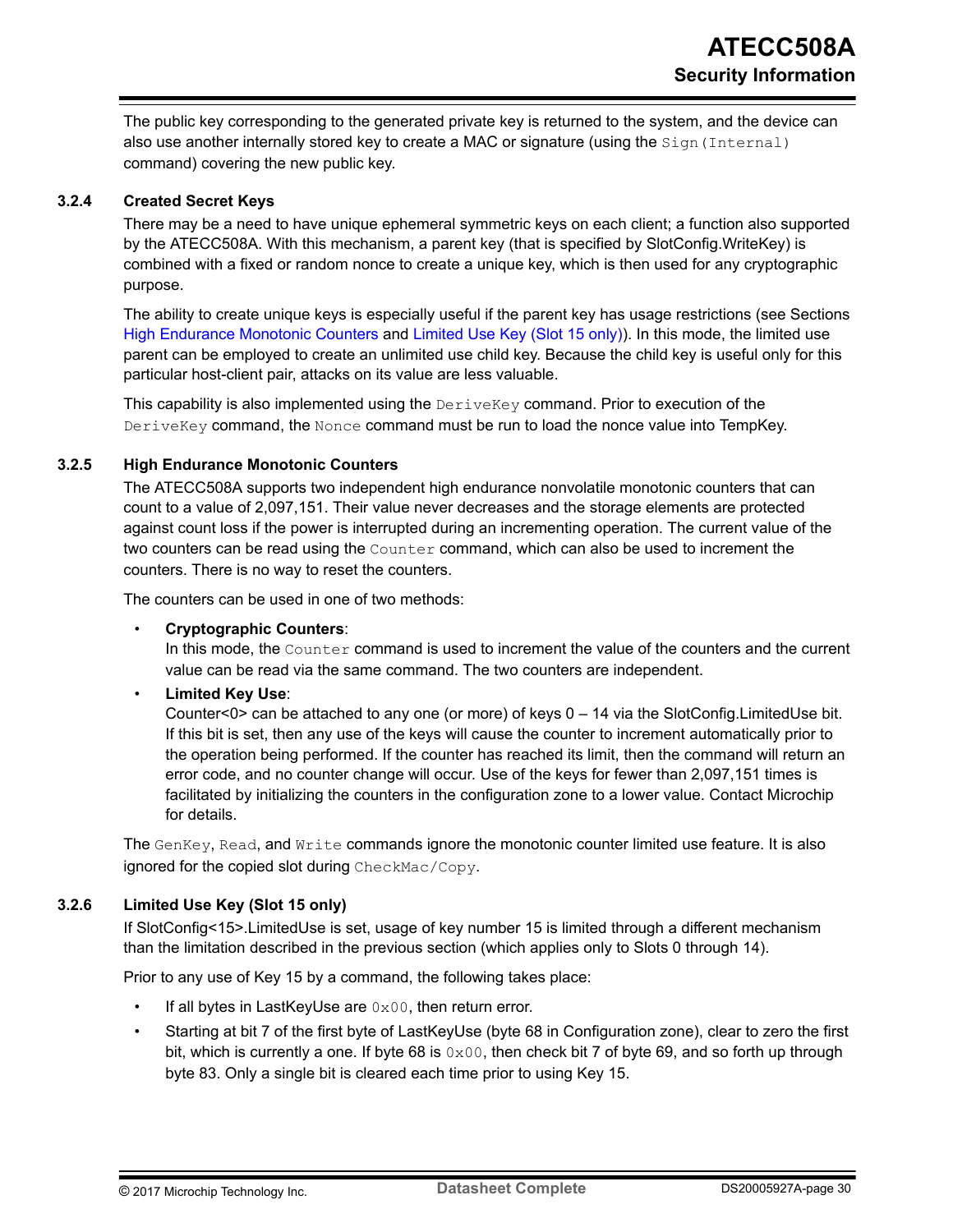The public key corresponding to the generated private key is returned to the system, and the device can also use another internally stored key to create a MAC or signature (using the `Sign(Internal)` command) covering the new public key.

### 3.2.4 Created Secret Keys

There may be a need to have unique ephemeral symmetric keys on each client; a function also supported by the ATECC508A. With this mechanism, a parent key (that is specified by SlotConfig.WriteKey) is combined with a fixed or random nonce to create a unique key, which is then used for any cryptographic purpose.

The ability to create unique keys is especially useful if the parent key has usage restrictions (see Sections High Endurance Monotonic Counters and Limited Use Key (Slot 15 only)). In this mode, the limited use parent can be employed to create an unlimited use child key. Because the child key is useful only for this particular host-client pair, attacks on its value are less valuable.

This capability is also implemented using the `DeriveKey` command. Prior to execution of the `DeriveKey` command, the `Nonce` command must be run to load the nonce value into TempKey.

### 3.2.5 High Endurance Monotonic Counters

The ATECC508A supports two independent high endurance nonvolatile monotonic counters that can count to a value of 2,097,151. Their value never decreases and the storage elements are protected against count loss if the power is interrupted during an incrementing operation. The current value of the two counters can be read using the `Counter` command, which can also be used to increment the counters. There is no way to reset the counters.

The counters can be used in one of two methods:

- **Cryptographic Counters**:
  In this mode, the `Counter` command is used to increment the value of the counters and the current value can be read via the same command. The two counters are independent.
- **Limited Key Use**:
  Counter<0> can be attached to any one (or more) of keys 0 – 14 via the SlotConfig.LimitedUse bit. If this bit is set, then any use of the keys will cause the counter to increment automatically prior to the operation being performed. If the counter has reached its limit, then the command will return an error code, and no counter change will occur. Use of the keys for fewer than 2,097,151 times is facilitated by initializing the counters in the configuration zone to a lower value. Contact Microchip for details.

The `GenKey`, `Read`, and `Write` commands ignore the monotonic counter limited use feature. It is also ignored for the copied slot during `CheckMac/Copy`.

### 3.2.6 Limited Use Key (Slot 15 only)

If SlotConfig<15>.LimitedUse is set, usage of key number 15 is limited through a different mechanism than the limitation described in the previous section (which applies only to Slots 0 through 14).

Prior to any use of Key 15 by a command, the following takes place:

- If all bytes in LastKeyUse are `0x00`, then return error.
- Starting at bit 7 of the first byte of LastKeyUse (byte 68 in Configuration zone), clear to zero the first bit, which is currently a one. If byte 68 is `0x00`, then check bit 7 of byte 69, and so forth up through byte 83. Only a single bit is cleared each time prior to using Key 15.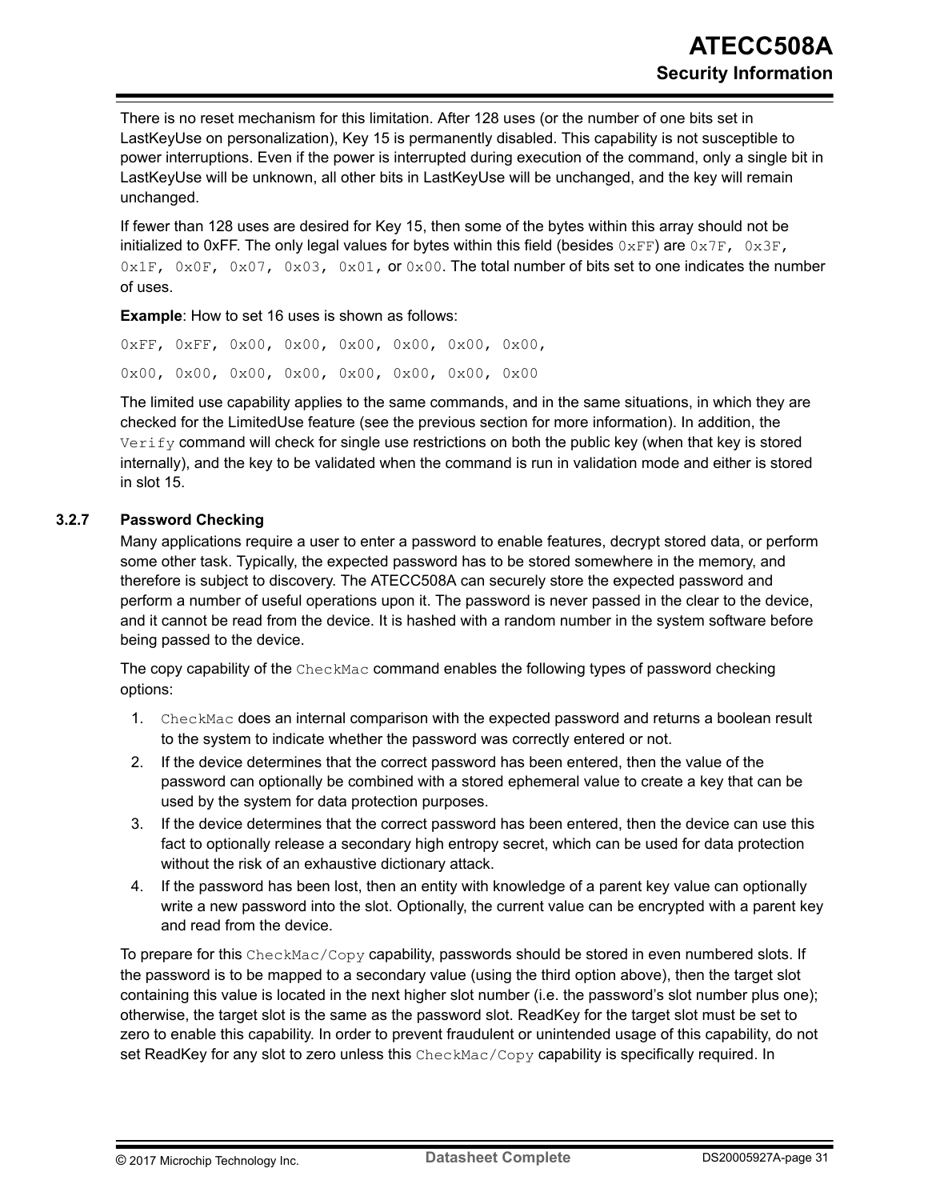There is no reset mechanism for this limitation. After 128 uses (or the number of one bits set in LastKeyUse on personalization), Key 15 is permanently disabled. This capability is not susceptible to power interruptions. Even if the power is interrupted during execution of the command, only a single bit in LastKeyUse will be unknown, all other bits in LastKeyUse will be unchanged, and the key will remain unchanged.

If fewer than 128 uses are desired for Key 15, then some of the bytes within this array should not be initialized to 0xFF. The only legal values for bytes within this field (besides `0xFF`) are `0x7F, 0x3F, 0x1F, 0x0F, 0x07, 0x03, 0x01,` or `0x00`. The total number of bits set to one indicates the number of uses.

**Example**: How to set 16 uses is shown as follows:

```
0xFF, 0xFF, 0x00, 0x00, 0x00, 0x00, 0x00, 0x00,
0x00, 0x00, 0x00, 0x00, 0x00, 0x00, 0x00, 0x00
```

The limited use capability applies to the same commands, and in the same situations, in which they are checked for the LimitedUse feature (see the previous section for more information). In addition, the `Verify` command will check for single use restrictions on both the public key (when that key is stored internally), and the key to be validated when the command is run in validation mode and either is stored in slot 15.

### 3.2.7 Password Checking

Many applications require a user to enter a password to enable features, decrypt stored data, or perform some other task. Typically, the expected password has to be stored somewhere in the memory, and therefore is subject to discovery. The ATECC508A can securely store the expected password and perform a number of useful operations upon it. The password is never passed in the clear to the device, and it cannot be read from the device. It is hashed with a random number in the system software before being passed to the device.

The copy capability of the `CheckMac` command enables the following types of password checking options:

1. `CheckMac` does an internal comparison with the expected password and returns a boolean result to the system to indicate whether the password was correctly entered or not.
2. If the device determines that the correct password has been entered, then the value of the password can optionally be combined with a stored ephemeral value to create a key that can be used by the system for data protection purposes.
3. If the device determines that the correct password has been entered, then the device can use this fact to optionally release a secondary high entropy secret, which can be used for data protection without the risk of an exhaustive dictionary attack.
4. If the password has been lost, then an entity with knowledge of a parent key value can optionally write a new password into the slot. Optionally, the current value can be encrypted with a parent key and read from the device.

To prepare for this `CheckMac/Copy` capability, passwords should be stored in even numbered slots. If the password is to be mapped to a secondary value (using the third option above), then the target slot containing this value is located in the next higher slot number (i.e. the password's slot number plus one); otherwise, the target slot is the same as the password slot. ReadKey for the target slot must be set to zero to enable this capability. In order to prevent fraudulent or unintended usage of this capability, do not set ReadKey for any slot to zero unless this `CheckMac/Copy` capability is specifically required. In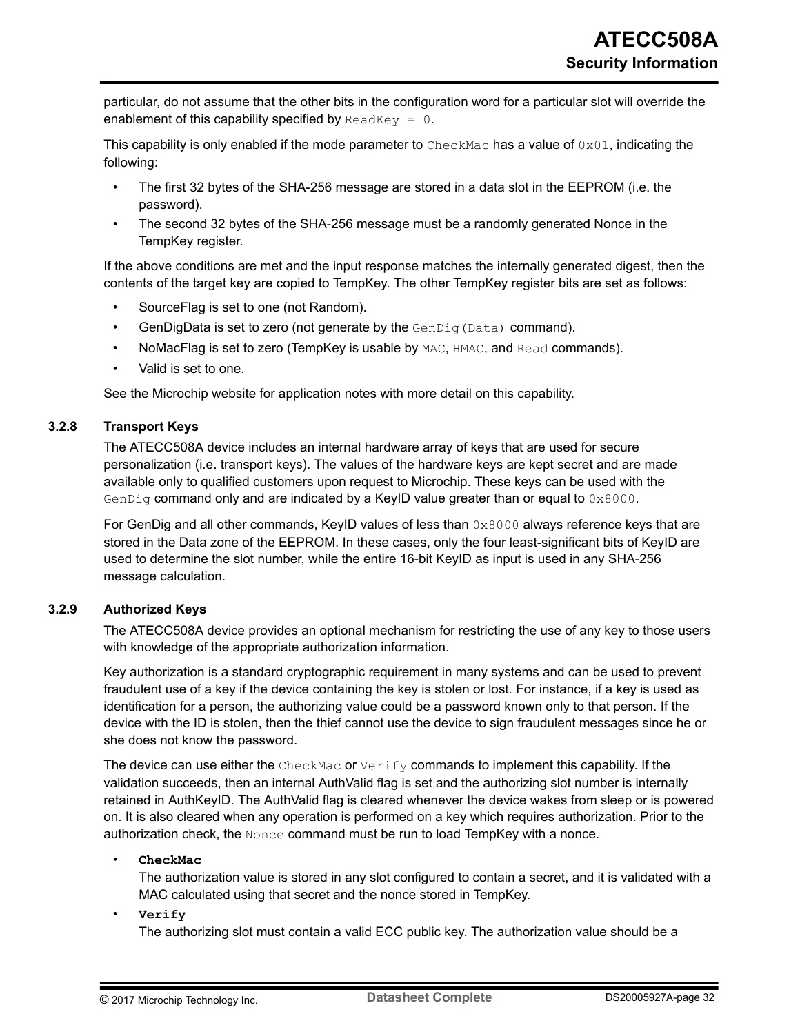particular, do not assume that the other bits in the configuration word for a particular slot will override the enablement of this capability specified by `ReadKey = 0`.

This capability is only enabled if the mode parameter to `CheckMac` has a value of `0x01`, indicating the following:

- The first 32 bytes of the SHA-256 message are stored in a data slot in the EEPROM (i.e. the password).
- The second 32 bytes of the SHA-256 message must be a randomly generated Nonce in the TempKey register.

If the above conditions are met and the input response matches the internally generated digest, then the contents of the target key are copied to TempKey. The other TempKey register bits are set as follows:

- SourceFlag is set to one (not Random).
- GenDigData is set to zero (not generate by the `GenDig(Data)` command).
- NoMacFlag is set to zero (TempKey is usable by `MAC`, `HMAC`, and `Read` commands).
- Valid is set to one.

See the Microchip website for application notes with more detail on this capability.

### 3.2.8 Transport Keys

The ATECC508A device includes an internal hardware array of keys that are used for secure personalization (i.e. transport keys). The values of the hardware keys are kept secret and are made available only to qualified customers upon request to Microchip. These keys can be used with the `GenDig` command only and are indicated by a KeyID value greater than or equal to `0x8000`.

For GenDig and all other commands, KeyID values of less than `0x8000` always reference keys that are stored in the Data zone of the EEPROM. In these cases, only the four least-significant bits of KeyID are used to determine the slot number, while the entire 16-bit KeyID as input is used in any SHA-256 message calculation.

### 3.2.9 Authorized Keys

The ATECC508A device provides an optional mechanism for restricting the use of any key to those users with knowledge of the appropriate authorization information.

Key authorization is a standard cryptographic requirement in many systems and can be used to prevent fraudulent use of a key if the device containing the key is stolen or lost. For instance, if a key is used as identification for a person, the authorizing value could be a password known only to that person. If the device with the ID is stolen, then the thief cannot use the device to sign fraudulent messages since he or she does not know the password.

The device can use either the `CheckMac` or `Verify` commands to implement this capability. If the validation succeeds, then an internal AuthValid flag is set and the authorizing slot number is internally retained in AuthKeyID. The AuthValid flag is cleared whenever the device wakes from sleep or is powered on. It is also cleared when any operation is performed on a key which requires authorization. Prior to the authorization check, the `Nonce` command must be run to load TempKey with a nonce.

- **`CheckMac`**
  The authorization value is stored in any slot configured to contain a secret, and it is validated with a MAC calculated using that secret and the nonce stored in TempKey.
- **`Verify`**
  The authorizing slot must contain a valid ECC public key. The authorization value should be a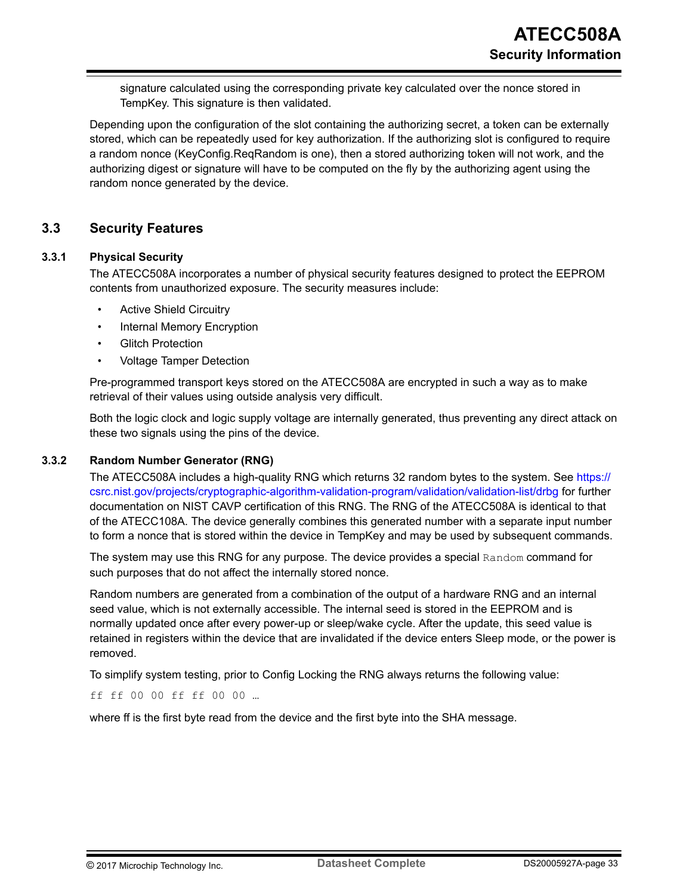signature calculated using the corresponding private key calculated over the nonce stored in TempKey. This signature is then validated.

Depending upon the configuration of the slot containing the authorizing secret, a token can be externally stored, which can be repeatedly used for key authorization. If the authorizing slot is configured to require a random nonce (KeyConfig.ReqRandom is one), then a stored authorizing token will not work, and the authorizing digest or signature will have to be computed on the fly by the authorizing agent using the random nonce generated by the device.

## 3.3 Security Features

### 3.3.1 Physical Security

The ATECC508A incorporates a number of physical security features designed to protect the EEPROM contents from unauthorized exposure. The security measures include:

- Active Shield Circuitry
- Internal Memory Encryption
- Glitch Protection
- Voltage Tamper Detection

Pre-programmed transport keys stored on the ATECC508A are encrypted in such a way as to make retrieval of their values using outside analysis very difficult.

Both the logic clock and logic supply voltage are internally generated, thus preventing any direct attack on these two signals using the pins of the device.

### 3.3.2 Random Number Generator (RNG)

The ATECC508A includes a high-quality RNG which returns 32 random bytes to the system. See https://csrc.nist.gov/projects/cryptographic-algorithm-validation-program/validation/validation-list/drbg for further documentation on NIST CAVP certification of this RNG. The RNG of the ATECC508A is identical to that of the ATECC108A. The device generally combines this generated number with a separate input number to form a nonce that is stored within the device in TempKey and may be used by subsequent commands.

The system may use this RNG for any purpose. The device provides a special `Random` command for such purposes that do not affect the internally stored nonce.

Random numbers are generated from a combination of the output of a hardware RNG and an internal seed value, which is not externally accessible. The internal seed is stored in the EEPROM and is normally updated once after every power-up or sleep/wake cycle. After the update, this seed value is retained in registers within the device that are invalidated if the device enters Sleep mode, or the power is removed.

To simplify system testing, prior to Config Locking the RNG always returns the following value:

```
ff ff 00 00 ff ff 00 00 …
```

where ff is the first byte read from the device and the first byte into the SHA message.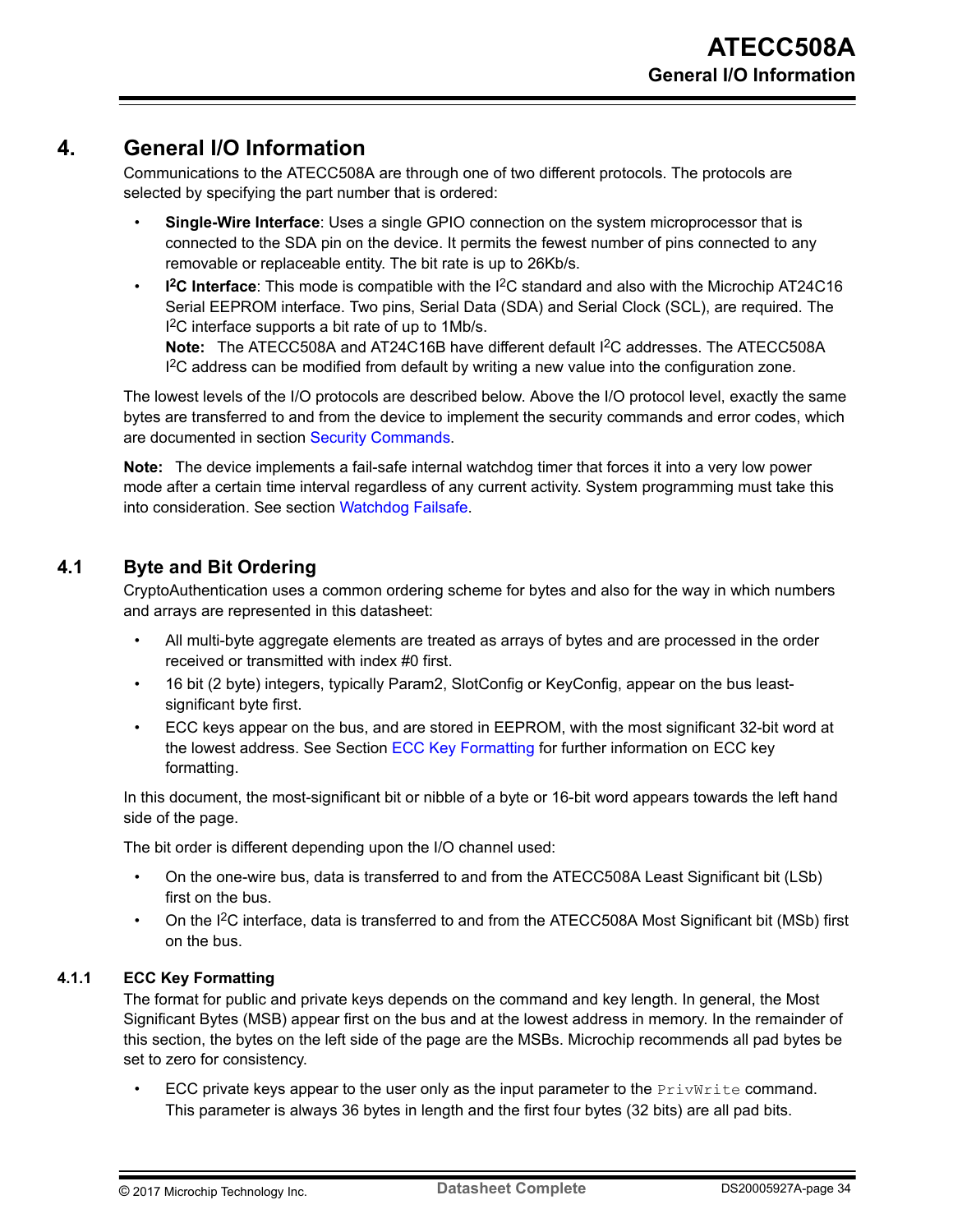# 4. General I/O Information

Communications to the ATECC508A are through one of two different protocols. The protocols are selected by specifying the part number that is ordered:

- **Single-Wire Interface**: Uses a single GPIO connection on the system microprocessor that is connected to the SDA pin on the device. It permits the fewest number of pins connected to any removable or replaceable entity. The bit rate is up to 26Kb/s.
- **I$^2$C Interface**: This mode is compatible with the I$^2$C standard and also with the Microchip AT24C16 Serial EEPROM interface. Two pins, Serial Data (SDA) and Serial Clock (SCL), are required. The I$^2$C interface supports a bit rate of up to 1Mb/s.
  **Note:** The ATECC508A and AT24C16B have different default I$^2$C addresses. The ATECC508A I$^2$C address can be modified from default by writing a new value into the configuration zone.

The lowest levels of the I/O protocols are described below. Above the I/O protocol level, exactly the same bytes are transferred to and from the device to implement the security commands and error codes, which are documented in section Security Commands.

**Note:** The device implements a fail-safe internal watchdog timer that forces it into a very low power mode after a certain time interval regardless of any current activity. System programming must take this into consideration. See section Watchdog Failsafe.

## 4.1 Byte and Bit Ordering

CryptoAuthentication uses a common ordering scheme for bytes and also for the way in which numbers and arrays are represented in this datasheet:

- All multi-byte aggregate elements are treated as arrays of bytes and are processed in the order received or transmitted with index #0 first.
- 16 bit (2 byte) integers, typically Param2, SlotConfig or KeyConfig, appear on the bus least-significant byte first.
- ECC keys appear on the bus, and are stored in EEPROM, with the most significant 32-bit word at the lowest address. See Section ECC Key Formatting for further information on ECC key formatting.

In this document, the most-significant bit or nibble of a byte or 16-bit word appears towards the left hand side of the page.

The bit order is different depending upon the I/O channel used:

- On the one-wire bus, data is transferred to and from the ATECC508A Least Significant bit (LSb) first on the bus.
- On the I$^2$C interface, data is transferred to and from the ATECC508A Most Significant bit (MSb) first on the bus.

### 4.1.1 ECC Key Formatting

The format for public and private keys depends on the command and key length. In general, the Most Significant Bytes (MSB) appear first on the bus and at the lowest address in memory. In the remainder of this section, the bytes on the left side of the page are the MSBs. Microchip recommends all pad bytes be set to zero for consistency.

- ECC private keys appear to the user only as the input parameter to the `PrivWrite` command. This parameter is always 36 bytes in length and the first four bytes (32 bits) are all pad bits.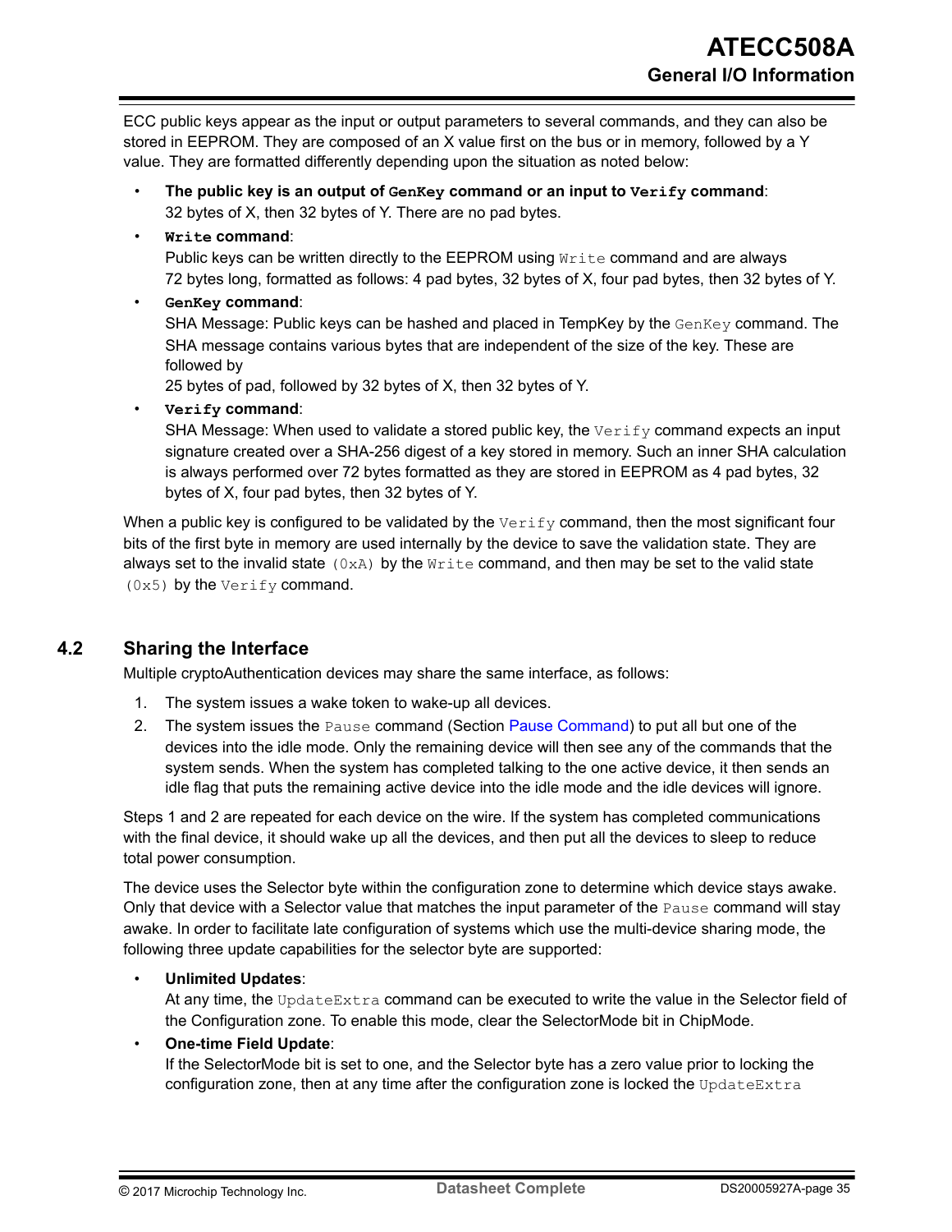ECC public keys appear as the input or output parameters to several commands, and they can also be stored in EEPROM. They are composed of an X value first on the bus or in memory, followed by a Y value. They are formatted differently depending upon the situation as noted below:

- **The public key is an output of `GenKey` command or an input to `Verify` command**:
  32 bytes of X, then 32 bytes of Y. There are no pad bytes.
- **`Write` command**:
  Public keys can be written directly to the EEPROM using `Write` command and are always 72 bytes long, formatted as follows: 4 pad bytes, 32 bytes of X, four pad bytes, then 32 bytes of Y.
- **`GenKey` command**:
  SHA Message: Public keys can be hashed and placed in TempKey by the `GenKey` command. The SHA message contains various bytes that are independent of the size of the key. These are followed by
  25 bytes of pad, followed by 32 bytes of X, then 32 bytes of Y.
- **`Verify` command**:
  SHA Message: When used to validate a stored public key, the `Verify` command expects an input signature created over a SHA-256 digest of a key stored in memory. Such an inner SHA calculation is always performed over 72 bytes formatted as they are stored in EEPROM as 4 pad bytes, 32 bytes of X, four pad bytes, then 32 bytes of Y.

When a public key is configured to be validated by the `Verify` command, then the most significant four bits of the first byte in memory are used internally by the device to save the validation state. They are always set to the invalid state `(0xA)` by the `Write` command, and then may be set to the valid state `(0x5)` by the `Verify` command.

## 4.2 Sharing the Interface

Multiple cryptoAuthentication devices may share the same interface, as follows:

1. The system issues a wake token to wake-up all devices.
2. The system issues the `Pause` command (Section Pause Command) to put all but one of the devices into the idle mode. Only the remaining device will then see any of the commands that the system sends. When the system has completed talking to the one active device, it then sends an idle flag that puts the remaining active device into the idle mode and the idle devices will ignore.

Steps 1 and 2 are repeated for each device on the wire. If the system has completed communications with the final device, it should wake up all the devices, and then put all the devices to sleep to reduce total power consumption.

The device uses the Selector byte within the configuration zone to determine which device stays awake. Only that device with a Selector value that matches the input parameter of the `Pause` command will stay awake. In order to facilitate late configuration of systems which use the multi-device sharing mode, the following three update capabilities for the selector byte are supported:

- **Unlimited Updates**:
  At any time, the `UpdateExtra` command can be executed to write the value in the Selector field of the Configuration zone. To enable this mode, clear the SelectorMode bit in ChipMode.
- **One-time Field Update**:
  If the SelectorMode bit is set to one, and the Selector byte has a zero value prior to locking the configuration zone, then at any time after the configuration zone is locked the `UpdateExtra`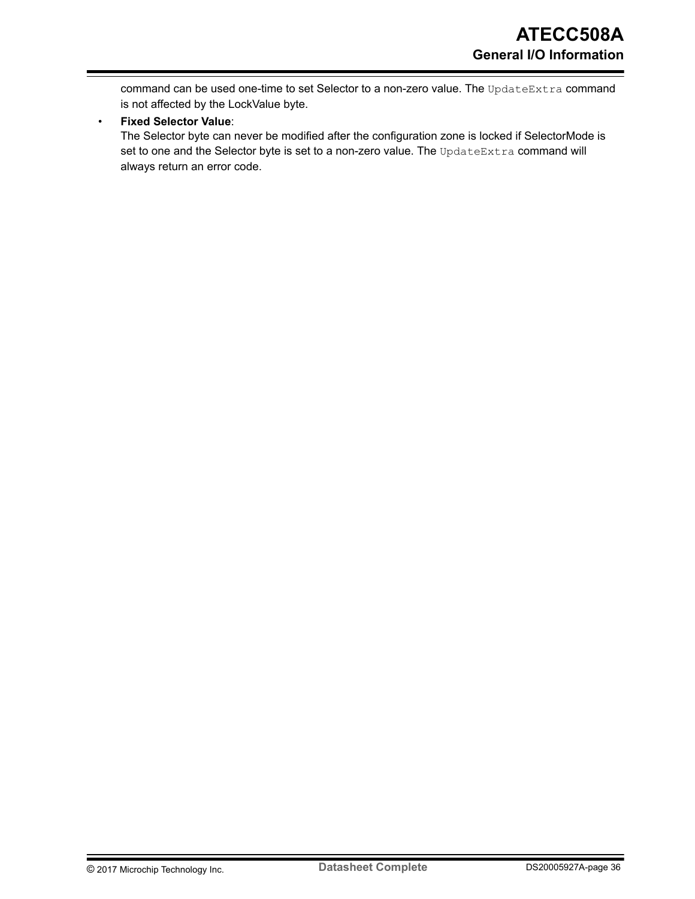command can be used one-time to set Selector to a non-zero value. The `UpdateExtra` command is not affected by the LockValue byte.

- **Fixed Selector Value**:
  The Selector byte can never be modified after the configuration zone is locked if SelectorMode is set to one and the Selector byte is set to a non-zero value. The `UpdateExtra` command will always return an error code.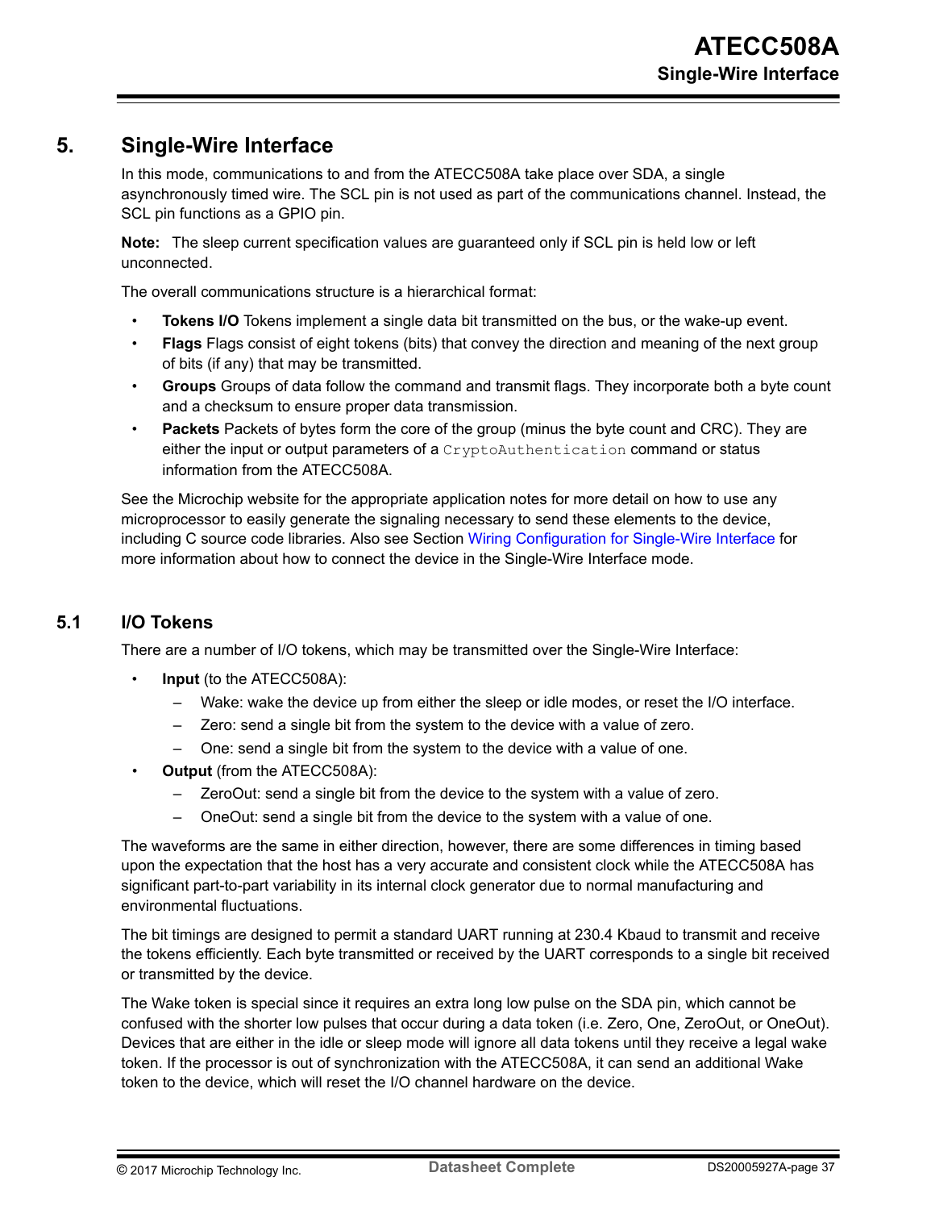# 5. Single-Wire Interface

In this mode, communications to and from the ATECC508A take place over SDA, a single asynchronously timed wire. The SCL pin is not used as part of the communications channel. Instead, the SCL pin functions as a GPIO pin.

**Note:** The sleep current specification values are guaranteed only if SCL pin is held low or left unconnected.

The overall communications structure is a hierarchical format:

- **Tokens I/O** Tokens implement a single data bit transmitted on the bus, or the wake-up event.
- **Flags** Flags consist of eight tokens (bits) that convey the direction and meaning of the next group of bits (if any) that may be transmitted.
- **Groups** Groups of data follow the command and transmit flags. They incorporate both a byte count and a checksum to ensure proper data transmission.
- **Packets** Packets of bytes form the core of the group (minus the byte count and CRC). They are either the input or output parameters of a `CryptoAuthentication` command or status information from the ATECC508A.

See the Microchip website for the appropriate application notes for more detail on how to use any microprocessor to easily generate the signaling necessary to send these elements to the device, including C source code libraries. Also see Section Wiring Configuration for Single-Wire Interface for more information about how to connect the device in the Single-Wire Interface mode.

## 5.1 I/O Tokens

There are a number of I/O tokens, which may be transmitted over the Single-Wire Interface:

- **Input** (to the ATECC508A):
  - Wake: wake the device up from either the sleep or idle modes, or reset the I/O interface.
  - Zero: send a single bit from the system to the device with a value of zero.
  - One: send a single bit from the system to the device with a value of one.
- **Output** (from the ATECC508A):
  - ZeroOut: send a single bit from the device to the system with a value of zero.
  - OneOut: send a single bit from the device to the system with a value of one.

The waveforms are the same in either direction, however, there are some differences in timing based upon the expectation that the host has a very accurate and consistent clock while the ATECC508A has significant part-to-part variability in its internal clock generator due to normal manufacturing and environmental fluctuations.

The bit timings are designed to permit a standard UART running at 230.4 Kbaud to transmit and receive the tokens efficiently. Each byte transmitted or received by the UART corresponds to a single bit received or transmitted by the device.

The Wake token is special since it requires an extra long low pulse on the SDA pin, which cannot be confused with the shorter low pulses that occur during a data token (i.e. Zero, One, ZeroOut, or OneOut). Devices that are either in the idle or sleep mode will ignore all data tokens until they receive a legal wake token. If the processor is out of synchronization with the ATECC508A, it can send an additional Wake token to the device, which will reset the I/O channel hardware on the device.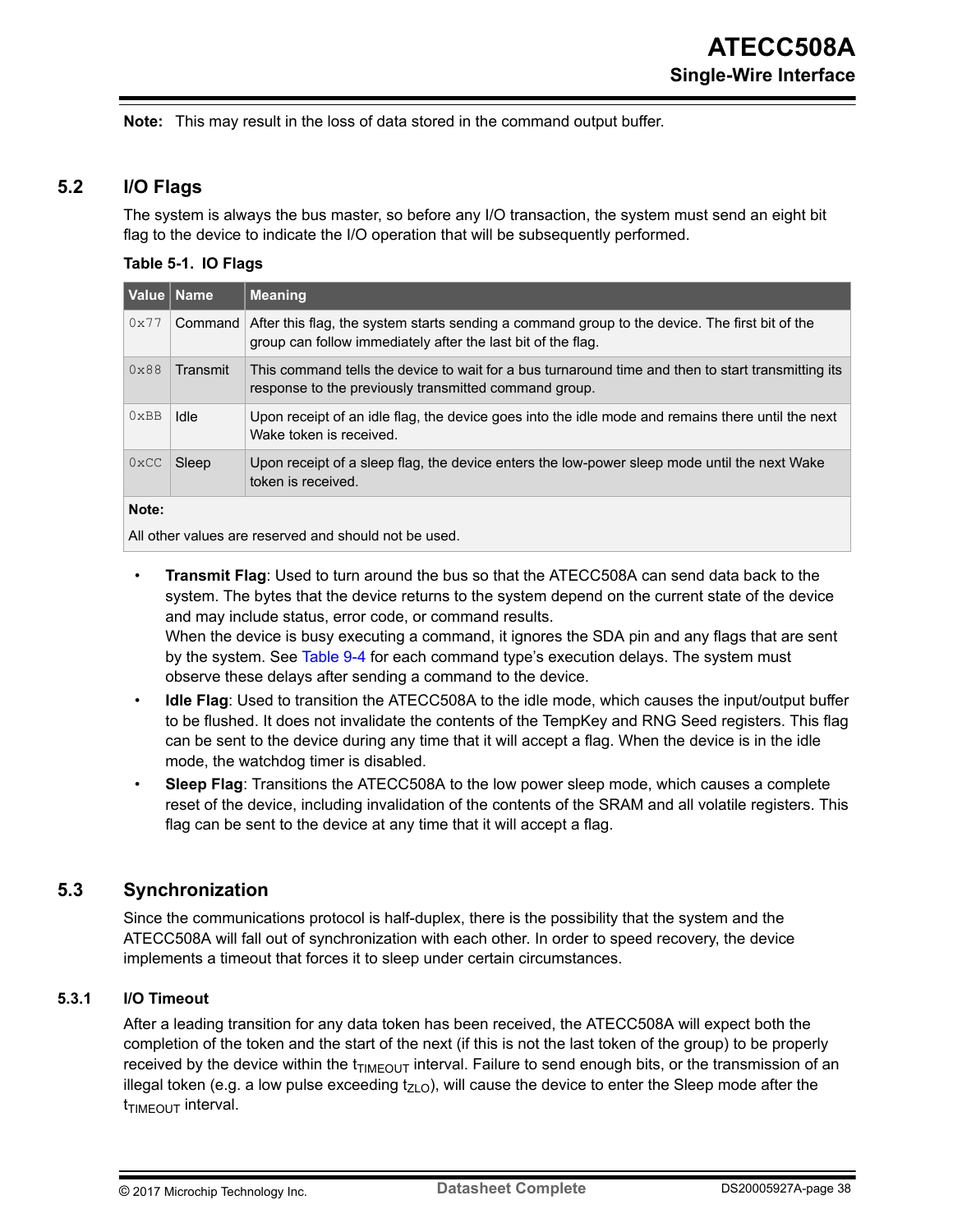**Note:** This may result in the loss of data stored in the command output buffer.

## 5.2 I/O Flags

The system is always the bus master, so before any I/O transaction, the system must send an eight bit flag to the device to indicate the I/O operation that will be subsequently performed.

**Table 5-1. IO Flags**

| Value | Name | Meaning |
|---|---|---|
| 0x77 | Command | After this flag, the system starts sending a command group to the device. The first bit of the group can follow immediately after the last bit of the flag. |
| 0x88 | Transmit | This command tells the device to wait for a bus turnaround time and then to start transmitting its response to the previously transmitted command group. |
| 0xBB | Idle | Upon receipt of an idle flag, the device goes into the idle mode and remains there until the next Wake token is received. |
| 0xCC | Sleep | Upon receipt of a sleep flag, the device enters the low-power sleep mode until the next Wake token is received. |
| **Note:** All other values are reserved and should not be used. | | |

- **Transmit Flag**: Used to turn around the bus so that the ATECC508A can send data back to the system. The bytes that the device returns to the system depend on the current state of the device and may include status, error code, or command results.
  When the device is busy executing a command, it ignores the SDA pin and any flags that are sent by the system. See Table 9-4 for each command type's execution delays. The system must observe these delays after sending a command to the device.
- **Idle Flag**: Used to transition the ATECC508A to the idle mode, which causes the input/output buffer to be flushed. It does not invalidate the contents of the TempKey and RNG Seed registers. This flag can be sent to the device during any time that it will accept a flag. When the device is in the idle mode, the watchdog timer is disabled.
- **Sleep Flag**: Transitions the ATECC508A to the low power sleep mode, which causes a complete reset of the device, including invalidation of the contents of the SRAM and all volatile registers. This flag can be sent to the device at any time that it will accept a flag.

## 5.3 Synchronization

Since the communications protocol is half-duplex, there is the possibility that the system and the ATECC508A will fall out of synchronization with each other. In order to speed recovery, the device implements a timeout that forces it to sleep under certain circumstances.

### 5.3.1 I/O Timeout

After a leading transition for any data token has been received, the ATECC508A will expect both the completion of the token and the start of the next (if this is not the last token of the group) to be properly received by the device within the $t_{TIMEOUT}$ interval. Failure to send enough bits, or the transmission of an illegal token (e.g. a low pulse exceeding $t_{ZLO}$), will cause the device to enter the Sleep mode after the $t_{TIMEOUT}$ interval.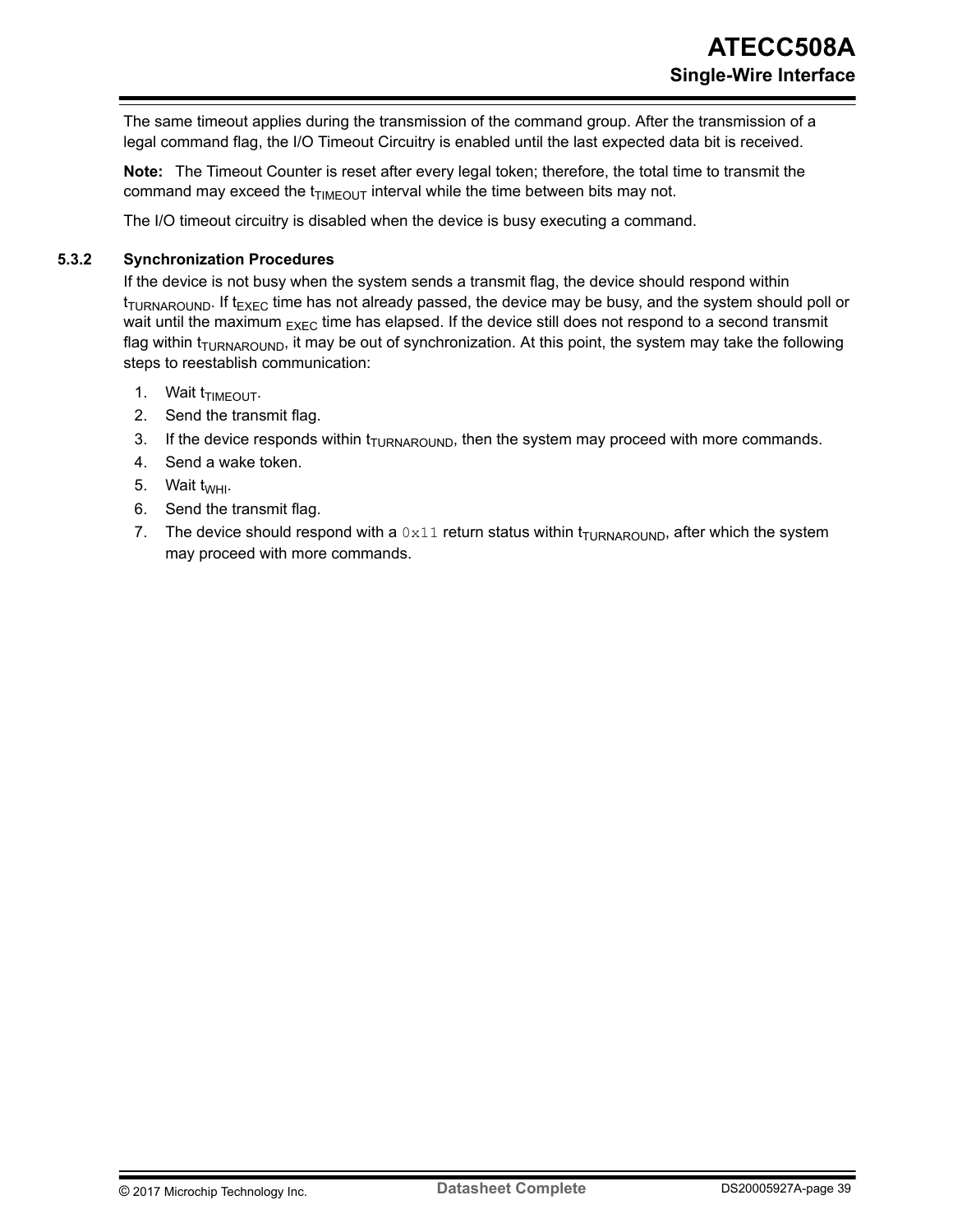The same timeout applies during the transmission of the command group. After the transmission of a legal command flag, the I/O Timeout Circuitry is enabled until the last expected data bit is received.

**Note:** The Timeout Counter is reset after every legal token; therefore, the total time to transmit the command may exceed the $t_{TIMEOUT}$ interval while the time between bits may not.

The I/O timeout circuitry is disabled when the device is busy executing a command.

### 5.3.2 Synchronization Procedures

If the device is not busy when the system sends a transmit flag, the device should respond within $t_{TURNAROUND}$. If $t_{EXEC}$ time has not already passed, the device may be busy, and the system should poll or wait until the maximum $_{EXEC}$ time has elapsed. If the device still does not respond to a second transmit flag within $t_{TURNAROUND}$, it may be out of synchronization. At this point, the system may take the following steps to reestablish communication:

1. Wait $t_{TIMEOUT}$.
2. Send the transmit flag.
3. If the device responds within $t_{TURNAROUND}$, then the system may proceed with more commands.
4. Send a wake token.
5. Wait $t_{WHI}$.
6. Send the transmit flag.
7. The device should respond with a `0x11` return status within $t_{TURNAROUND}$, after which the system may proceed with more commands.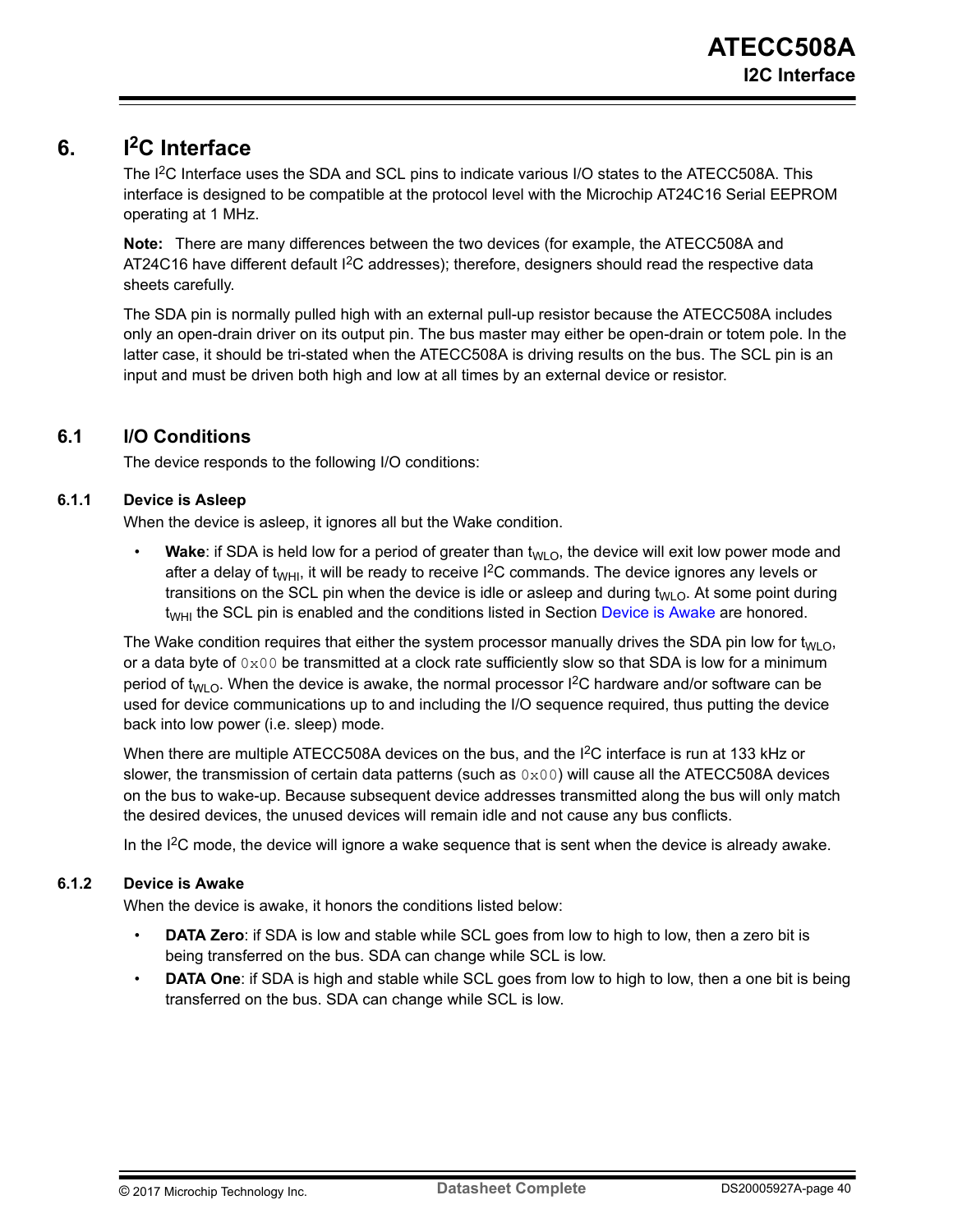# 6. I²C Interface

The I²C Interface uses the SDA and SCL pins to indicate various I/O states to the ATECC508A. This interface is designed to be compatible at the protocol level with the Microchip AT24C16 Serial EEPROM operating at 1 MHz.

**Note:** There are many differences between the two devices (for example, the ATECC508A and AT24C16 have different default I²C addresses); therefore, designers should read the respective data sheets carefully.

The SDA pin is normally pulled high with an external pull-up resistor because the ATECC508A includes only an open-drain driver on its output pin. The bus master may either be open-drain or totem pole. In the latter case, it should be tri-stated when the ATECC508A is driving results on the bus. The SCL pin is an input and must be driven both high and low at all times by an external device or resistor.

## 6.1 I/O Conditions

The device responds to the following I/O conditions:

### 6.1.1 Device is Asleep

When the device is asleep, it ignores all but the Wake condition.

- **Wake**: if SDA is held low for a period of greater than $t_{WLO}$, the device will exit low power mode and after a delay of $t_{WHI}$, it will be ready to receive I²C commands. The device ignores any levels or transitions on the SCL pin when the device is idle or asleep and during $t_{WLO}$. At some point during $t_{WHI}$ the SCL pin is enabled and the conditions listed in Section Device is Awake are honored.

The Wake condition requires that either the system processor manually drives the SDA pin low for $t_{WLO}$, or a data byte of `0x00` be transmitted at a clock rate sufficiently slow so that SDA is low for a minimum period of $t_{WLO}$. When the device is awake, the normal processor I²C hardware and/or software can be used for device communications up to and including the I/O sequence required, thus putting the device back into low power (i.e. sleep) mode.

When there are multiple ATECC508A devices on the bus, and the I²C interface is run at 133 kHz or slower, the transmission of certain data patterns (such as `0x00`) will cause all the ATECC508A devices on the bus to wake-up. Because subsequent device addresses transmitted along the bus will only match the desired devices, the unused devices will remain idle and not cause any bus conflicts.

In the I²C mode, the device will ignore a wake sequence that is sent when the device is already awake.

### 6.1.2 Device is Awake

When the device is awake, it honors the conditions listed below:

- **DATA Zero**: if SDA is low and stable while SCL goes from low to high to low, then a zero bit is being transferred on the bus. SDA can change while SCL is low.
- **DATA One**: if SDA is high and stable while SCL goes from low to high to low, then a one bit is being transferred on the bus. SDA can change while SCL is low.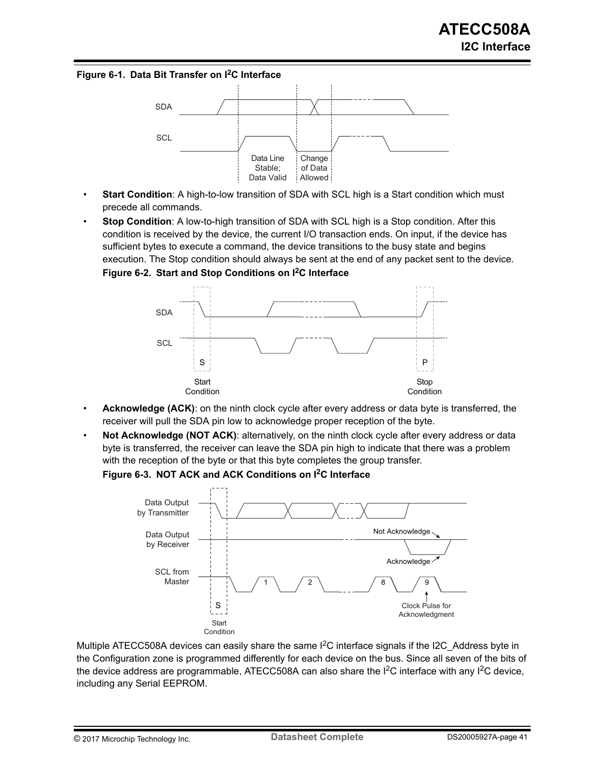**Figure 6-1. Data Bit Transfer on $I^2C$ Interface**

- **Start Condition**: A high-to-low transition of SDA with SCL high is a Start condition which must precede all commands.
- **Stop Condition**: A low-to-high transition of SDA with SCL high is a Stop condition. After this condition is received by the device, the current I/O transaction ends. On input, if the device has sufficient bytes to execute a command, the device transitions to the busy state and begins execution. The Stop condition should always be sent at the end of any packet sent to the device.

**Figure 6-2. Start and Stop Conditions on $I^2C$ Interface**

- **Acknowledge (ACK)**: on the ninth clock cycle after every address or data byte is transferred, the receiver will pull the SDA pin low to acknowledge proper reception of the byte.
- **Not Acknowledge (NOT ACK)**: alternatively, on the ninth clock cycle after every address or data byte is transferred, the receiver can leave the SDA pin high to indicate that there was a problem with the reception of the byte or that this byte completes the group transfer.

**Figure 6-3. NOT ACK and ACK Conditions on $I^2C$ Interface**

Multiple ATECC508A devices can easily share the same $I^2C$ interface signals if the I2C_Address byte in the Configuration zone is programmed differently for each device on the bus. Since all seven of the bits of the device address are programmable, ATECC508A can also share the $I^2C$ interface with any $I^2C$ device, including any Serial EEPROM.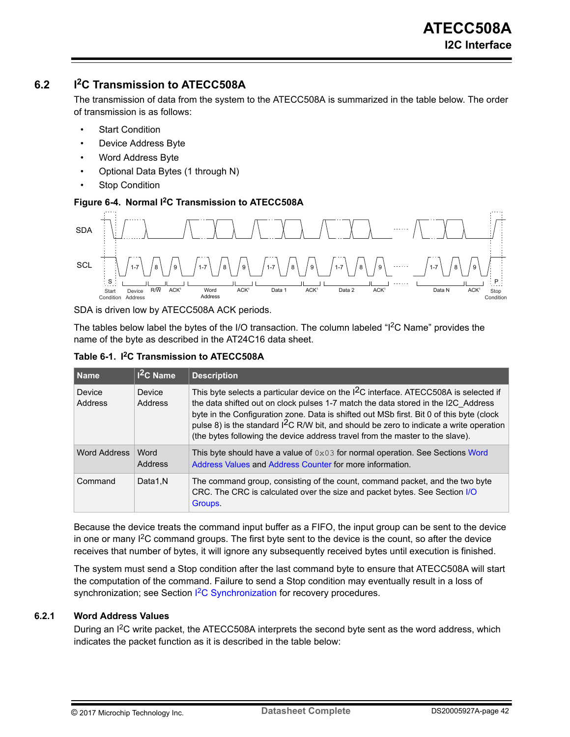## 6.2 I²C Transmission to ATECC508A

The transmission of data from the system to the ATECC508A is summarized in the table below. The order of transmission is as follows:

- Start Condition
- Device Address Byte
- Word Address Byte
- Optional Data Bytes (1 through N)
- Stop Condition

**Figure 6-4. Normal I²C Transmission to ATECC508A**

SDA is driven low by ATECC508A ACK periods.

The tables below label the bytes of the I/O transaction. The column labeled "I²C Name" provides the name of the byte as described in the AT24C16 data sheet.

**Table 6-1. I²C Transmission to ATECC508A**

| Name | I²C Name | Description |
|---|---|---|
| Device Address | Device Address | This byte selects a particular device on the I²C interface. ATECC508A is selected if the data shifted out on clock pulses 1-7 match the data stored in the I2C_Address byte in the Configuration zone. Data is shifted out MSb first. Bit 0 of this byte (clock pulse 8) is the standard I²C R/W bit, and should be zero to indicate a write operation (the bytes following the device address travel from the master to the slave). |
| Word Address | Word Address | This byte should have a value of `0x03` for normal operation. See Sections Word Address Values and Address Counter for more information. |
| Command | Data1,N | The command group, consisting of the count, command packet, and the two byte CRC. The CRC is calculated over the size and packet bytes. See Section I/O Groups. |

Because the device treats the command input buffer as a FIFO, the input group can be sent to the device in one or many I²C command groups. The first byte sent to the device is the count, so after the device receives that number of bytes, it will ignore any subsequently received bytes until execution is finished.

The system must send a Stop condition after the last command byte to ensure that ATECC508A will start the computation of the command. Failure to send a Stop condition may eventually result in a loss of synchronization; see Section I²C Synchronization for recovery procedures.

### 6.2.1 Word Address Values

During an I²C write packet, the ATECC508A interprets the second byte sent as the word address, which indicates the packet function as it is described in the table below: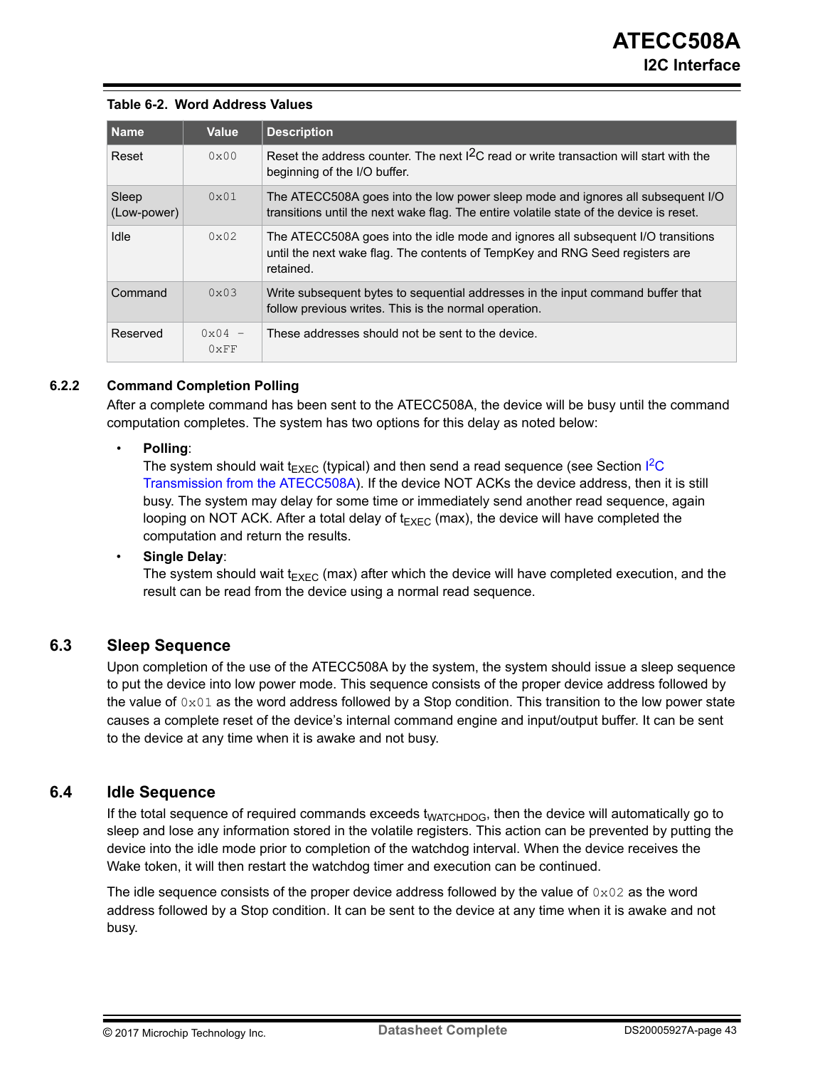**Table 6-2. Word Address Values**

| Name | Value | Description |
|---|---|---|
| Reset | 0x00 | Reset the address counter. The next I2C read or write transaction will start with the beginning of the I/O buffer. |
| Sleep (Low-power) | 0x01 | The ATECC508A goes into the low power sleep mode and ignores all subsequent I/O transitions until the next wake flag. The entire volatile state of the device is reset. |
| Idle | 0x02 | The ATECC508A goes into the idle mode and ignores all subsequent I/O transitions until the next wake flag. The contents of TempKey and RNG Seed registers are retained. |
| Command | 0x03 | Write subsequent bytes to sequential addresses in the input command buffer that follow previous writes. This is the normal operation. |
| Reserved | 0x04 – 0xFF | These addresses should not be sent to the device. |

### 6.2.2 Command Completion Polling

After a complete command has been sent to the ATECC508A, the device will be busy until the command computation completes. The system has two options for this delay as noted below:

- **Polling**:
  The system should wait $t_{EXEC}$ (typical) and then send a read sequence (see Section I2C Transmission from the ATECC508A). If the device NOT ACKs the device address, then it is still busy. The system may delay for some time or immediately send another read sequence, again looping on NOT ACK. After a total delay of $t_{EXEC}$ (max), the device will have completed the computation and return the results.
- **Single Delay**:
  The system should wait $t_{EXEC}$ (max) after which the device will have completed execution, and the result can be read from the device using a normal read sequence.

## 6.3 Sleep Sequence

Upon completion of the use of the ATECC508A by the system, the system should issue a sleep sequence to put the device into low power mode. This sequence consists of the proper device address followed by the value of 0x01 as the word address followed by a Stop condition. This transition to the low power state causes a complete reset of the device's internal command engine and input/output buffer. It can be sent to the device at any time when it is awake and not busy.

## 6.4 Idle Sequence

If the total sequence of required commands exceeds $t_{WATCHDOG}$, then the device will automatically go to sleep and lose any information stored in the volatile registers. This action can be prevented by putting the device into the idle mode prior to completion of the watchdog interval. When the device receives the Wake token, it will then restart the watchdog timer and execution can be continued.

The idle sequence consists of the proper device address followed by the value of 0x02 as the word address followed by a Stop condition. It can be sent to the device at any time when it is awake and not busy.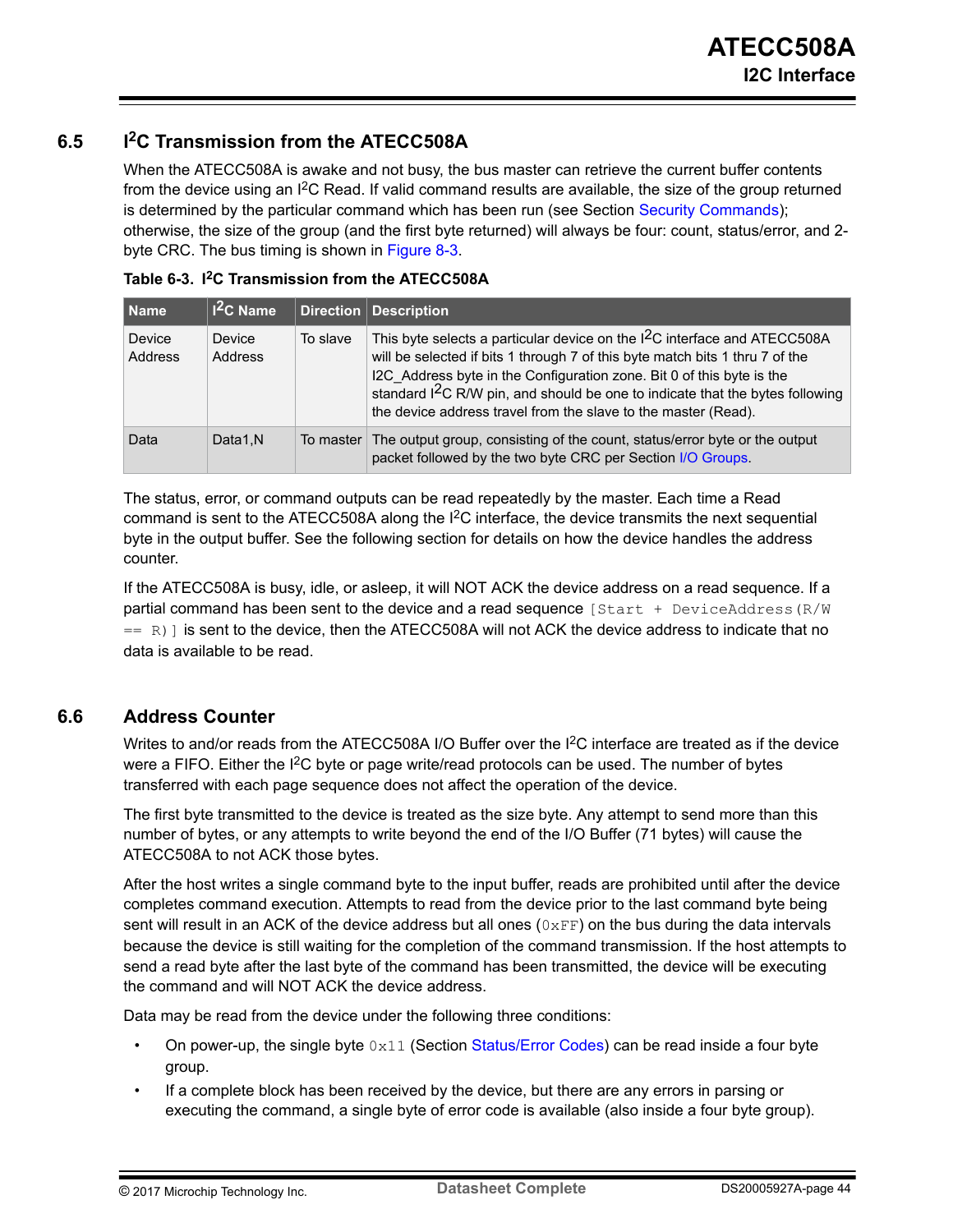## 6.5 I2C Transmission from the ATECC508A

When the ATECC508A is awake and not busy, the bus master can retrieve the current buffer contents from the device using an I2C Read. If valid command results are available, the size of the group returned is determined by the particular command which has been run (see Section Security Commands); otherwise, the size of the group (and the first byte returned) will always be four: count, status/error, and 2-byte CRC. The bus timing is shown in Figure 8-3.

**Table 6-3. I2C Transmission from the ATECC508A**

| Name | I2C Name | Direction | Description |
|---|---|---|---|
| Device Address | Device Address | To slave | This byte selects a particular device on the I2C interface and ATECC508A will be selected if bits 1 through 7 of this byte match bits 1 thru 7 of the I2C_Address byte in the Configuration zone. Bit 0 of this byte is the standard I2C R/W pin, and should be one to indicate that the bytes following the device address travel from the slave to the master (Read). |
| Data | Data1,N | To master | The output group, consisting of the count, status/error byte or the output packet followed by the two byte CRC per Section I/O Groups. |

The status, error, or command outputs can be read repeatedly by the master. Each time a Read command is sent to the ATECC508A along the I2C interface, the device transmits the next sequential byte in the output buffer. See the following section for details on how the device handles the address counter.

If the ATECC508A is busy, idle, or asleep, it will NOT ACK the device address on a read sequence. If a partial command has been sent to the device and a read sequence `[Start + DeviceAddress(R/W == R)]` is sent to the device, then the ATECC508A will not ACK the device address to indicate that no data is available to be read.

## 6.6 Address Counter

Writes to and/or reads from the ATECC508A I/O Buffer over the I2C interface are treated as if the device were a FIFO. Either the I2C byte or page write/read protocols can be used. The number of bytes transferred with each page sequence does not affect the operation of the device.

The first byte transmitted to the device is treated as the size byte. Any attempt to send more than this number of bytes, or any attempts to write beyond the end of the I/O Buffer (71 bytes) will cause the ATECC508A to not ACK those bytes.

After the host writes a single command byte to the input buffer, reads are prohibited until after the device completes command execution. Attempts to read from the device prior to the last command byte being sent will result in an ACK of the device address but all ones (`0xFF`) on the bus during the data intervals because the device is still waiting for the completion of the command transmission. If the host attempts to send a read byte after the last byte of the command has been transmitted, the device will be executing the command and will NOT ACK the device address.

Data may be read from the device under the following three conditions:

- On power-up, the single byte `0x11` (Section Status/Error Codes) can be read inside a four byte group.
- If a complete block has been received by the device, but there are any errors in parsing or executing the command, a single byte of error code is available (also inside a four byte group).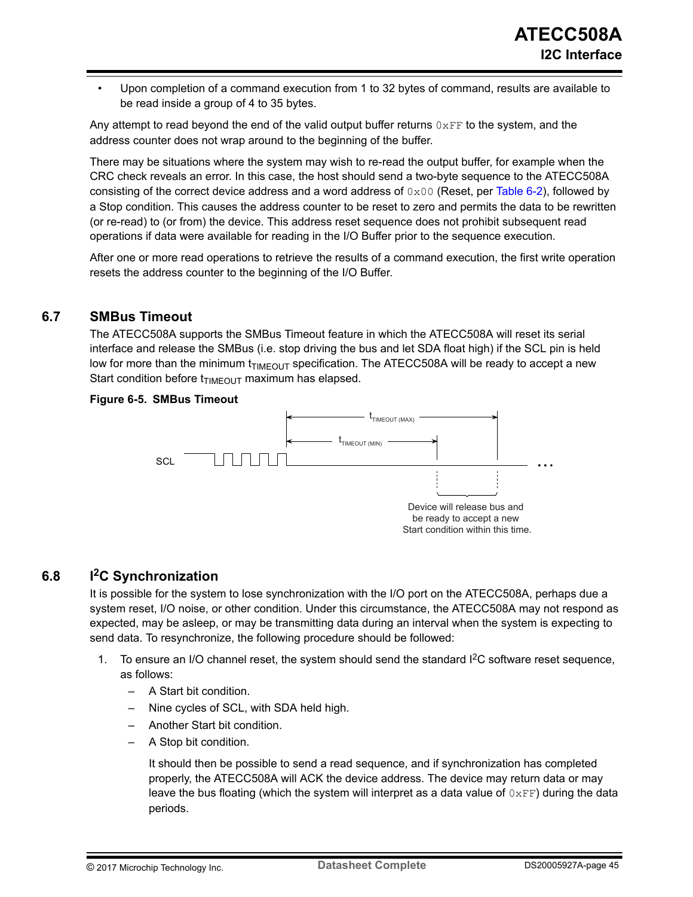- Upon completion of a command execution from 1 to 32 bytes of command, results are available to be read inside a group of 4 to 35 bytes.

Any attempt to read beyond the end of the valid output buffer returns `0xFF` to the system, and the address counter does not wrap around to the beginning of the buffer.

There may be situations where the system may wish to re-read the output buffer, for example when the CRC check reveals an error. In this case, the host should send a two-byte sequence to the ATECC508A consisting of the correct device address and a word address of `0x00` (Reset, per Table 6-2), followed by a Stop condition. This causes the address counter to be reset to zero and permits the data to be rewritten (or re-read) to (or from) the device. This address reset sequence does not prohibit subsequent read operations if data were available for reading in the I/O Buffer prior to the sequence execution.

After one or more read operations to retrieve the results of a command execution, the first write operation resets the address counter to the beginning of the I/O Buffer.

## 6.7 SMBus Timeout

The ATECC508A supports the SMBus Timeout feature in which the ATECC508A will reset its serial interface and release the SMBus (i.e. stop driving the bus and let SDA float high) if the SCL pin is held low for more than the minimum $t_{TIMEOUT}$ specification. The ATECC508A will be ready to accept a new Start condition before $t_{TIMEOUT}$ maximum has elapsed.

**Figure 6-5. SMBus Timeout**

SCL

$t_{TIMEOUT (MAX)}$

$t_{TIMEOUT (MIN)}$

Device will release bus and be ready to accept a new Start condition within this time.

## 6.8 I²C Synchronization

It is possible for the system to lose synchronization with the I/O port on the ATECC508A, perhaps due a system reset, I/O noise, or other condition. Under this circumstance, the ATECC508A may not respond as expected, may be asleep, or may be transmitting data during an interval when the system is expecting to send data. To resynchronize, the following procedure should be followed:

1. To ensure an I/O channel reset, the system should send the standard I²C software reset sequence, as follows:
   - A Start bit condition.
   - Nine cycles of SCL, with SDA held high.
   - Another Start bit condition.
   - A Stop bit condition.

   It should then be possible to send a read sequence, and if synchronization has completed properly, the ATECC508A will ACK the device address. The device may return data or may leave the bus floating (which the system will interpret as a data value of `0xFF`) during the data periods.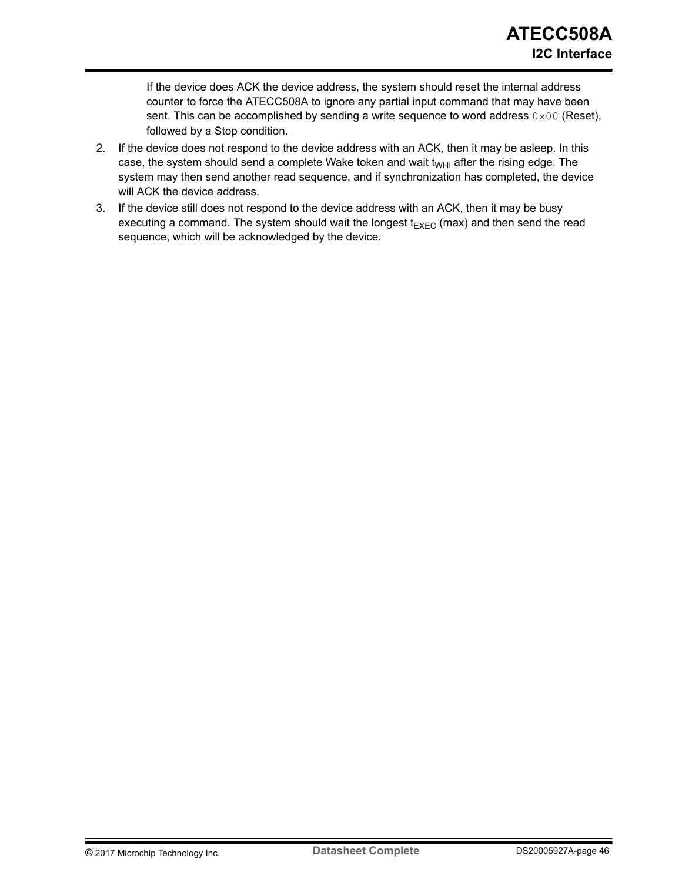If the device does ACK the device address, the system should reset the internal address counter to force the ATECC508A to ignore any partial input command that may have been sent. This can be accomplished by sending a write sequence to word address `0x00` (Reset), followed by a Stop condition.

2. If the device does not respond to the device address with an ACK, then it may be asleep. In this case, the system should send a complete Wake token and wait $t_{WHI}$ after the rising edge. The system may then send another read sequence, and if synchronization has completed, the device will ACK the device address.
3. If the device still does not respond to the device address with an ACK, then it may be busy executing a command. The system should wait the longest $t_{EXEC}$ (max) and then send the read sequence, which will be acknowledged by the device.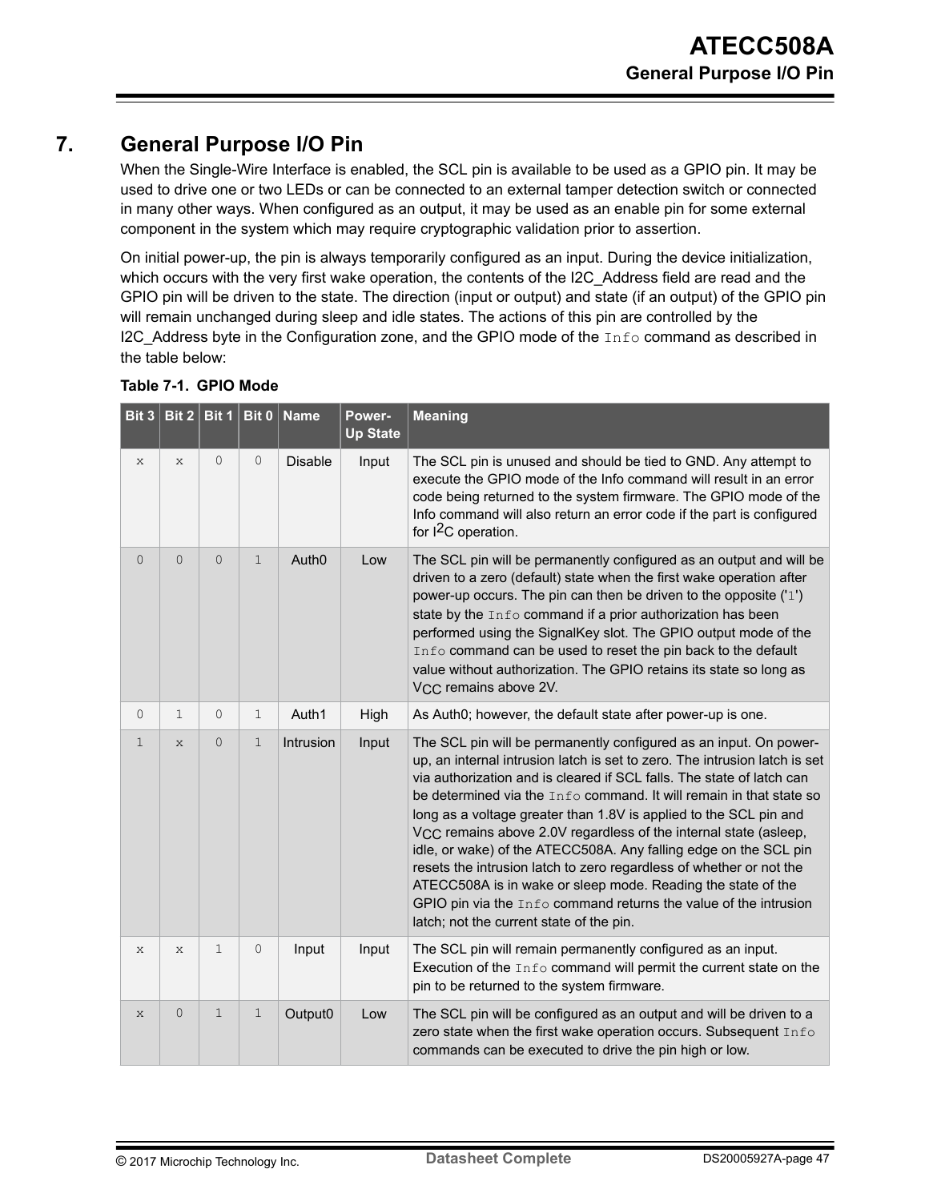# 7. General Purpose I/O Pin

When the Single-Wire Interface is enabled, the SCL pin is available to be used as a GPIO pin. It may be used to drive one or two LEDs or can be connected to an external tamper detection switch or connected in many other ways. When configured as an output, it may be used as an enable pin for some external component in the system which may require cryptographic validation prior to assertion.

On initial power-up, the pin is always temporarily configured as an input. During the device initialization, which occurs with the very first wake operation, the contents of the I2C_Address field are read and the GPIO pin will be driven to the state. The direction (input or output) and state (if an output) of the GPIO pin will remain unchanged during sleep and idle states. The actions of this pin are controlled by the I2C_Address byte in the Configuration zone, and the GPIO mode of the `Info` command as described in the table below:

**Table 7-1. GPIO Mode**

| Bit 3 | Bit 2 | Bit 1 | Bit 0 | Name | Power-Up State | Meaning |
|---|---|---|---|---|---|---|
| x | x | 0 | 0 | Disable | Input | The SCL pin is unused and should be tied to GND. Any attempt to execute the GPIO mode of the Info command will result in an error code being returned to the system firmware. The GPIO mode of the Info command will also return an error code if the part is configured for I2C operation. |
| 0 | 0 | 0 | 1 | Auth0 | Low | The SCL pin will be permanently configured as an output and will be driven to a zero (default) state when the first wake operation after power-up occurs. The pin can then be driven to the opposite ('1') state by the `Info` command if a prior authorization has been performed using the SignalKey slot. The GPIO output mode of the `Info` command can be used to reset the pin back to the default value without authorization. The GPIO retains its state so long as $V_{CC}$ remains above 2V. |
| 0 | 1 | 0 | 1 | Auth1 | High | As Auth0; however, the default state after power-up is one. |
| 1 | x | 0 | 1 | Intrusion | Input | The SCL pin will be permanently configured as an input. On power-up, an internal intrusion latch is set to zero. The intrusion latch is set via authorization and is cleared if SCL falls. The state of latch can be determined via the `Info` command. It will remain in that state so long as a voltage greater than 1.8V is applied to the SCL pin and $V_{CC}$ remains above 2.0V regardless of the internal state (asleep, idle, or wake) of the ATECC508A. Any falling edge on the SCL pin resets the intrusion latch to zero regardless of whether or not the ATECC508A is in wake or sleep mode. Reading the state of the GPIO pin via the `Info` command returns the value of the intrusion latch; not the current state of the pin. |
| x | x | 1 | 0 | Input | Input | The SCL pin will remain permanently configured as an input. Execution of the `Info` command will permit the current state on the pin to be returned to the system firmware. |
| x | 0 | 1 | 1 | Output0 | Low | The SCL pin will be configured as an output and will be driven to a zero state when the first wake operation occurs. Subsequent `Info` commands can be executed to drive the pin high or low. |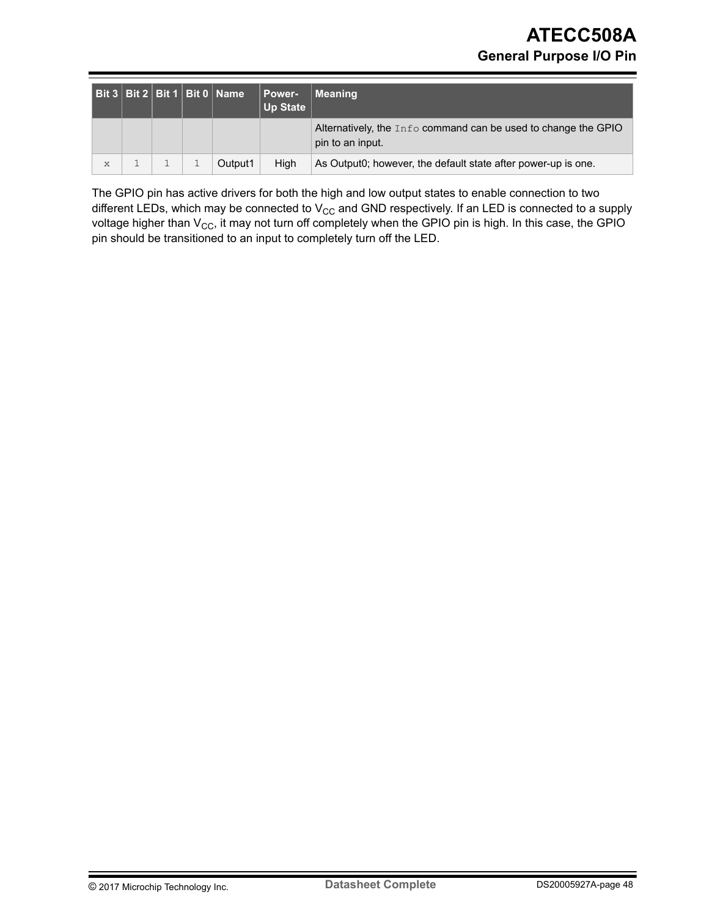| Bit 3 | Bit 2 | Bit 1 | Bit 0 | Name | Power-Up State | Meaning |
|---|---|---|---|---|---|---|
| | | | | | | Alternatively, the `Info` command can be used to change the GPIO pin to an input. |
| x | 1 | 1 | 1 | Output1 | High | As Output0; however, the default state after power-up is one. |

The GPIO pin has active drivers for both the high and low output states to enable connection to two different LEDs, which may be connected to $V_{CC}$ and GND respectively. If an LED is connected to a supply voltage higher than $V_{CC}$, it may not turn off completely when the GPIO pin is high. In this case, the GPIO pin should be transitioned to an input to completely turn off the LED.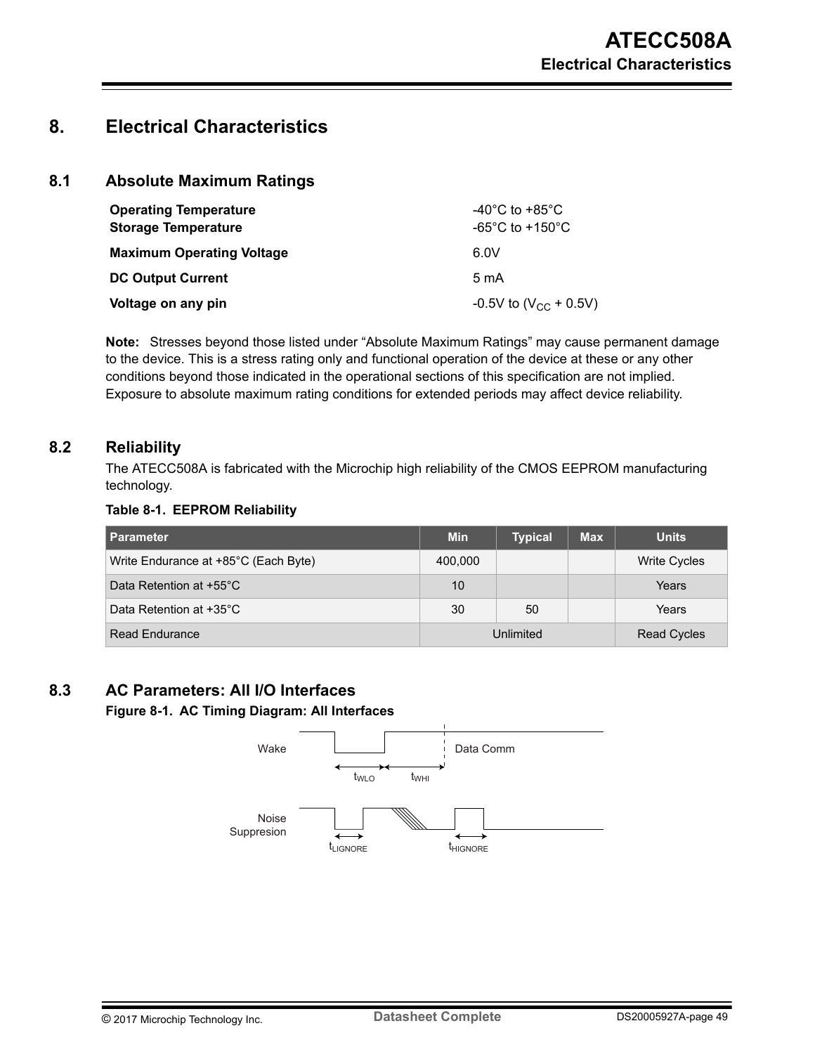# 8. Electrical Characteristics

## 8.1 Absolute Maximum Ratings

| | |
|---|---|
| **Operating Temperature** | -40°C to +85°C |
| **Storage Temperature** | -65°C to +150°C |
| **Maximum Operating Voltage** | 6.0V |
| **DC Output Current** | 5 mA |
| **Voltage on any pin** | -0.5V to ($V_{CC}$ + 0.5V) |

**Note:** Stresses beyond those listed under "Absolute Maximum Ratings" may cause permanent damage to the device. This is a stress rating only and functional operation of the device at these or any other conditions beyond those indicated in the operational sections of this specification are not implied. Exposure to absolute maximum rating conditions for extended periods may affect device reliability.

## 8.2 Reliability

The ATECC508A is fabricated with the Microchip high reliability of the CMOS EEPROM manufacturing technology.

**Table 8-1. EEPROM Reliability**

| Parameter | Min | Typical | Max | Units |
|---|---|---|---|---|
| Write Endurance at +85°C (Each Byte) | 400,000 | | | Write Cycles |
| Data Retention at +55°C | 10 | | | Years |
| Data Retention at +35°C | 30 | 50 | | Years |
| Read Endurance | Unlimited | | | Read Cycles |

## 8.3 AC Parameters: All I/O Interfaces

**Figure 8-1. AC Timing Diagram: All Interfaces**

Wake — $t_{WLO}$, $t_{WHI}$ — Data Comm

Noise Suppresion — $t_{LIGNORE}$, $t_{HIGNORE}$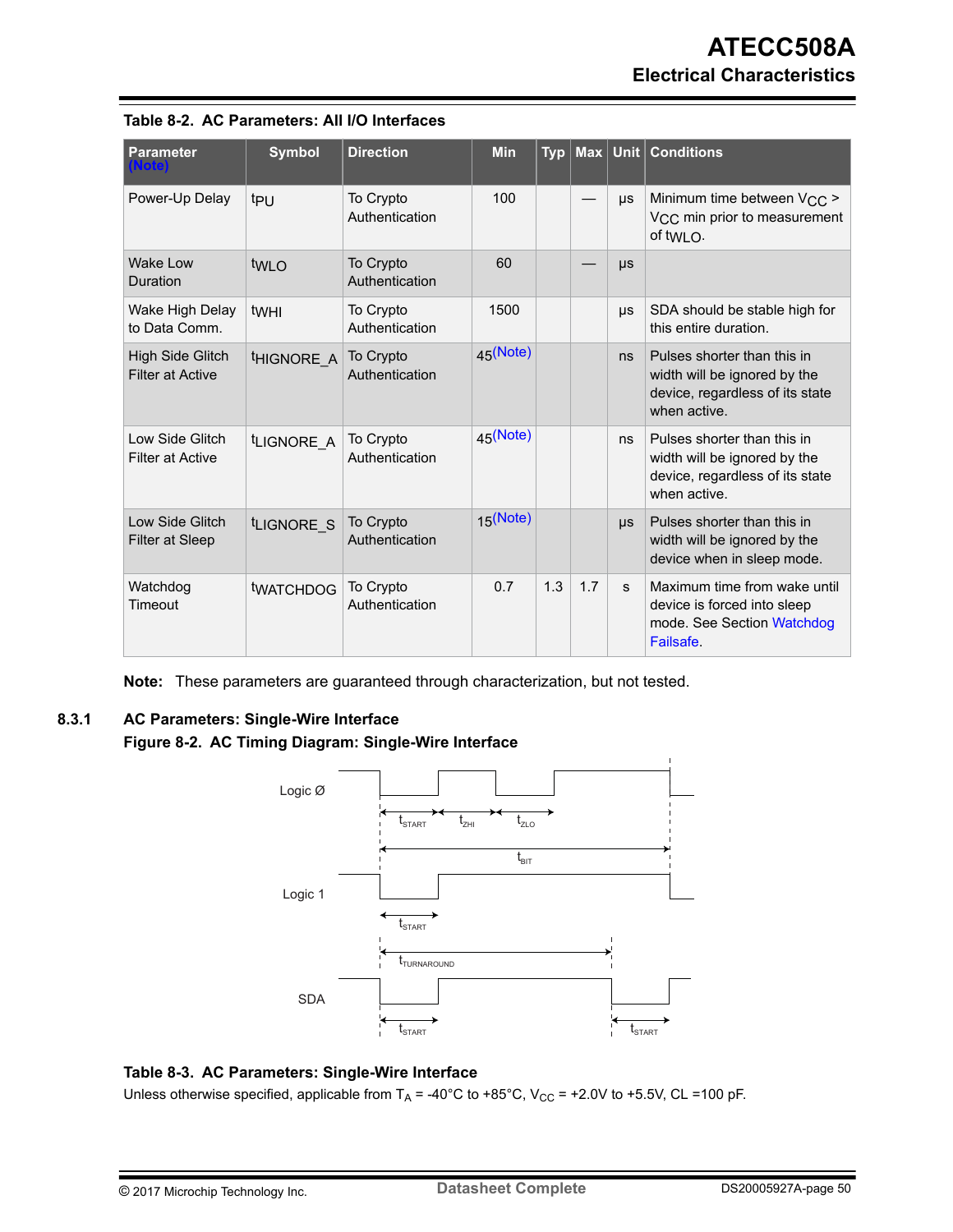**Table 8-2. AC Parameters: All I/O Interfaces**

| Parameter (Note) | Symbol | Direction | Min | Typ | Max | Unit | Conditions |
|---|---|---|---|---|---|---|---|
| Power-Up Delay | $t_{PU}$ | To Crypto Authentication | 100 | | — | μs | Minimum time between $V_{CC}$ > $V_{CC}$ min prior to measurement of $t_{WLO}$. |
| Wake Low Duration | $t_{WLO}$ | To Crypto Authentication | 60 | | — | μs | |
| Wake High Delay to Data Comm. | $t_{WHI}$ | To Crypto Authentication | 1500 | | | μs | SDA should be stable high for this entire duration. |
| High Side Glitch Filter at Active | $t_{HIGNORE\_A}$ | To Crypto Authentication | 45(Note) | | | ns | Pulses shorter than this in width will be ignored by the device, regardless of its state when active. |
| Low Side Glitch Filter at Active | $t_{LIGNORE\_A}$ | To Crypto Authentication | 45(Note) | | | ns | Pulses shorter than this in width will be ignored by the device, regardless of its state when active. |
| Low Side Glitch Filter at Sleep | $t_{LIGNORE\_S}$ | To Crypto Authentication | 15(Note) | | | μs | Pulses shorter than this in width will be ignored by the device when in sleep mode. |
| Watchdog Timeout | $t_{WATCHDOG}$ | To Crypto Authentication | 0.7 | 1.3 | 1.7 | s | Maximum time from wake until device is forced into sleep mode. See Section Watchdog Failsafe. |

**Note:** These parameters are guaranteed through characterization, but not tested.

### 8.3.1 AC Parameters: Single-Wire Interface

**Figure 8-2. AC Timing Diagram: Single-Wire Interface**

Logic Ø: $t_{START}$, $t_{ZHI}$, $t_{ZLO}$, $t_{BIT}$

Logic 1: $t_{START}$

$t_{TURNAROUND}$

SDA: $t_{START}$, $t_{START}$

**Table 8-3. AC Parameters: Single-Wire Interface**

Unless otherwise specified, applicable from $T_A$ = -40°C to +85°C, $V_{CC}$ = +2.0V to +5.5V, CL =100 pF.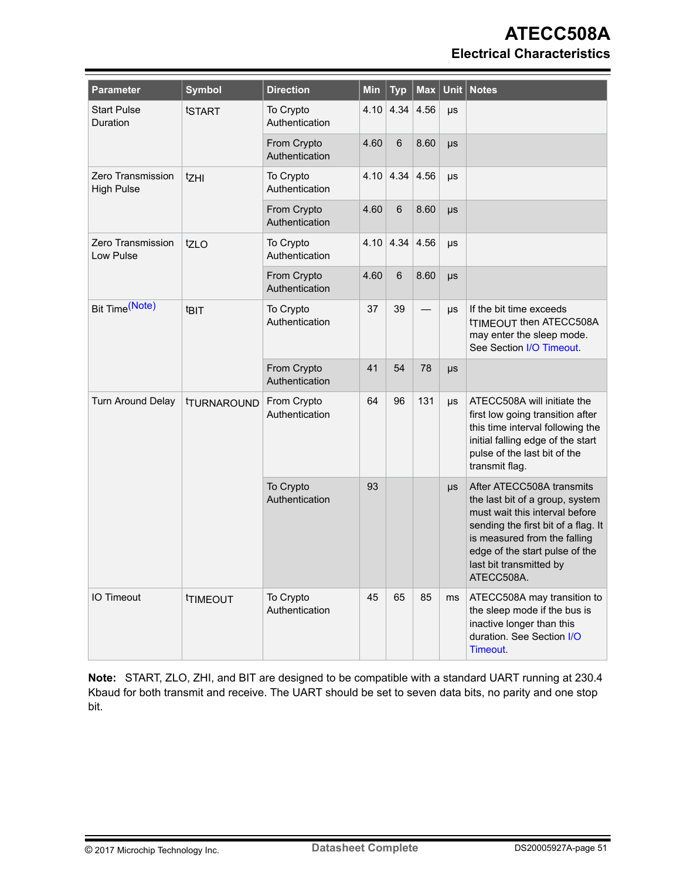| Parameter | Symbol | Direction | Min | Typ | Max | Unit | Notes |
|---|---|---|---|---|---|---|---|
| Start Pulse Duration | $t_{START}$ | To Crypto Authentication | 4.10 | 4.34 | 4.56 | µs | |
| | | From Crypto Authentication | 4.60 | 6 | 8.60 | µs | |
| Zero Transmission High Pulse | $t_{ZHI}$ | To Crypto Authentication | 4.10 | 4.34 | 4.56 | µs | |
| | | From Crypto Authentication | 4.60 | 6 | 8.60 | µs | |
| Zero Transmission Low Pulse | $t_{ZLO}$ | To Crypto Authentication | 4.10 | 4.34 | 4.56 | µs | |
| | | From Crypto Authentication | 4.60 | 6 | 8.60 | µs | |
| Bit Time(Note) | $t_{BIT}$ | To Crypto Authentication | 37 | 39 | — | µs | If the bit time exceeds $t_{TIMEOUT}$ then ATECC508A may enter the sleep mode. See Section I/O Timeout. |
| | | From Crypto Authentication | 41 | 54 | 78 | µs | |
| Turn Around Delay | $t_{TURNAROUND}$ | From Crypto Authentication | 64 | 96 | 131 | µs | ATECC508A will initiate the first low going transition after this time interval following the initial falling edge of the start pulse of the last bit of the transmit flag. |
| | | To Crypto Authentication | 93 | | | µs | After ATECC508A transmits the last bit of a group, system must wait this interval before sending the first bit of a flag. It is measured from the falling edge of the start pulse of the last bit transmitted by ATECC508A. |
| IO Timeout | $t_{TIMEOUT}$ | To Crypto Authentication | 45 | 65 | 85 | ms | ATECC508A may transition to the sleep mode if the bus is inactive longer than this duration. See Section I/O Timeout. |

**Note:** START, ZLO, ZHI, and BIT are designed to be compatible with a standard UART running at 230.4 Kbaud for both transmit and receive. The UART should be set to seven data bits, no parity and one stop bit.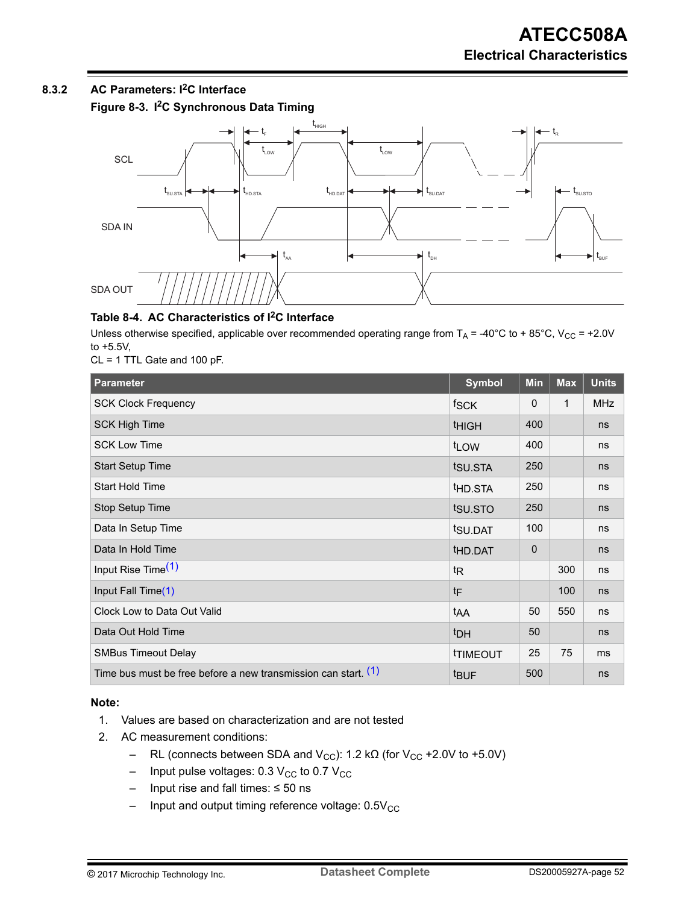### 8.3.2 AC Parameters: I²C Interface

**Figure 8-3. I²C Synchronous Data Timing**

**Table 8-4. AC Characteristics of I²C Interface**

Unless otherwise specified, applicable over recommended operating range from $T_A$ = -40°C to + 85°C, $V_{CC}$ = +2.0V to +5.5V,
CL = 1 TTL Gate and 100 pF.

| Parameter | Symbol | Min | Max | Units |
|---|---|---|---|---|
| SCK Clock Frequency | $f_{SCK}$ | 0 | 1 | MHz |
| SCK High Time | $t_{HIGH}$ | 400 | | ns |
| SCK Low Time | $t_{LOW}$ | 400 | | ns |
| Start Setup Time | $t_{SU.STA}$ | 250 | | ns |
| Start Hold Time | $t_{HD.STA}$ | 250 | | ns |
| Stop Setup Time | $t_{SU.STO}$ | 250 | | ns |
| Data In Setup Time | $t_{SU.DAT}$ | 100 | | ns |
| Data In Hold Time | $t_{HD.DAT}$ | 0 | | ns |
| Input Rise Time(1) | $t_R$ | | 300 | ns |
| Input Fall Time(1) | $t_F$ | | 100 | ns |
| Clock Low to Data Out Valid | $t_{AA}$ | 50 | 550 | ns |
| Data Out Hold Time | $t_{DH}$ | 50 | | ns |
| SMBus Timeout Delay | $t_{TIMEOUT}$ | 25 | 75 | ms |
| Time bus must be free before a new transmission can start. (1) | $t_{BUF}$ | 500 | | ns |

**Note:**

1. Values are based on characterization and are not tested
2. AC measurement conditions:
   - RL (connects between SDA and $V_{CC}$): 1.2 kΩ (for $V_{CC}$ +2.0V to +5.0V)
   - Input pulse voltages: 0.3 $V_{CC}$ to 0.7 $V_{CC}$
   - Input rise and fall times: ≤ 50 ns
   - Input and output timing reference voltage: 0.5$V_{CC}$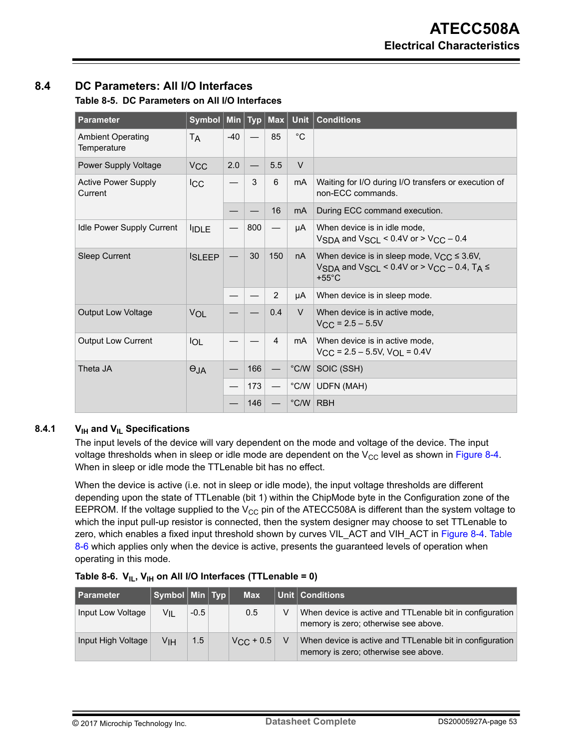## 8.4 DC Parameters: All I/O Interfaces

**Table 8-5. DC Parameters on All I/O Interfaces**

| Parameter | Symbol | Min | Typ | Max | Unit | Conditions |
|---|---|---|---|---|---|---|
| Ambient Operating Temperature | $T_A$ | -40 | — | 85 | °C | |
| Power Supply Voltage | $V_{CC}$ | 2.0 | — | 5.5 | V | |
| Active Power Supply Current | $I_{CC}$ | — | 3 | 6 | mA | Waiting for I/O during I/O transfers or execution of non-ECC commands. |
| | | — | — | 16 | mA | During ECC command execution. |
| Idle Power Supply Current | $I_{IDLE}$ | — | 800 | — | μA | When device is in idle mode, $V_{SDA}$ and $V_{SCL}$ < 0.4V or > $V_{CC}$ – 0.4 |
| Sleep Current | $I_{SLEEP}$ | — | 30 | 150 | nA | When device is in sleep mode, $V_{CC}$ ≤ 3.6V, $V_{SDA}$ and $V_{SCL}$ < 0.4V or > $V_{CC}$ – 0.4, $T_A$ ≤ +55°C |
| | | — | — | 2 | μA | When device is in sleep mode. |
| Output Low Voltage | $V_{OL}$ | — | — | 0.4 | V | When device is in active mode, $V_{CC}$ = 2.5 – 5.5V |
| Output Low Current | $I_{OL}$ | — | — | 4 | mA | When device is in active mode, $V_{CC}$ = 2.5 – 5.5V, $V_{OL}$ = 0.4V |
| Theta JA | $\Theta_{JA}$ | — | 166 | — | °C/W | SOIC (SSH) |
| | | — | 173 | — | °C/W | UDFN (MAH) |
| | | — | 146 | — | °C/W | RBH |

### 8.4.1 $V_{IH}$ and $V_{IL}$ Specifications

The input levels of the device will vary dependent on the mode and voltage of the device. The input voltage thresholds when in sleep or idle mode are dependent on the $V_{CC}$ level as shown in Figure 8-4. When in sleep or idle mode the TTLenable bit has no effect.

When the device is active (i.e. not in sleep or idle mode), the input voltage thresholds are different depending upon the state of TTLenable (bit 1) within the ChipMode byte in the Configuration zone of the EEPROM. If the voltage supplied to the $V_{CC}$ pin of the ATECC508A is different than the system voltage to which the input pull-up resistor is connected, then the system designer may choose to set TTLenable to zero, which enables a fixed input threshold shown by curves VIL_ACT and VIH_ACT in Figure 8-4. Table 8-6 which applies only when the device is active, presents the guaranteed levels of operation when operating in this mode.

**Table 8-6. $V_{IL}$, $V_{IH}$ on All I/O Interfaces (TTLenable = 0)**

| Parameter | Symbol | Min | Typ | Max | Unit | Conditions |
|---|---|---|---|---|---|---|
| Input Low Voltage | $V_{IL}$ | -0.5 | | 0.5 | V | When device is active and TTLenable bit in configuration memory is zero; otherwise see above. |
| Input High Voltage | $V_{IH}$ | 1.5 | | $V_{CC}$ + 0.5 | V | When device is active and TTLenable bit in configuration memory is zero; otherwise see above. |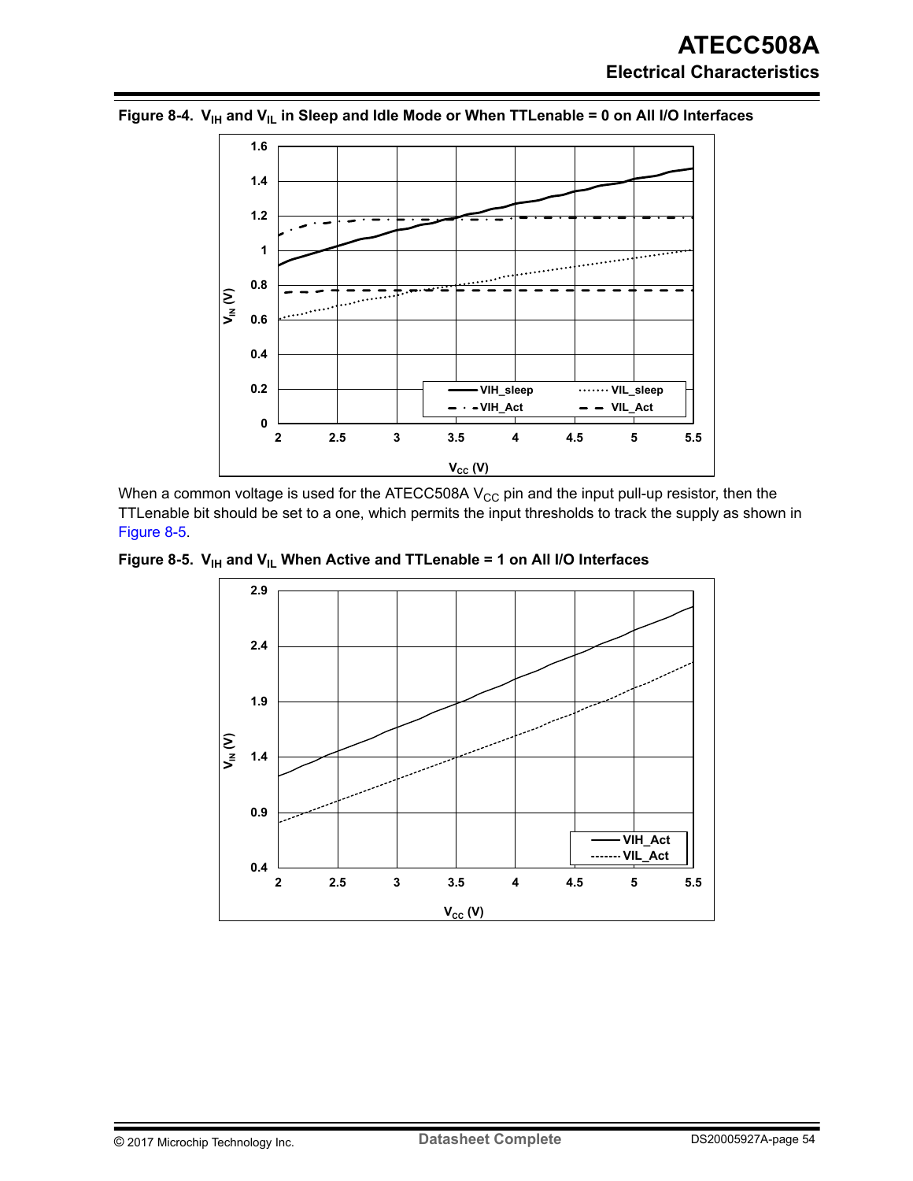**Figure 8-4. $V_{IH}$ and $V_{IL}$ in Sleep and Idle Mode or When TTLenable = 0 on All I/O Interfaces**

When a common voltage is used for the ATECC508A $V_{CC}$ pin and the input pull-up resistor, then the TTLenable bit should be set to a one, which permits the input thresholds to track the supply as shown in Figure 8-5.

**Figure 8-5. $V_{IH}$ and $V_{IL}$ When Active and TTLenable = 1 on All I/O Interfaces**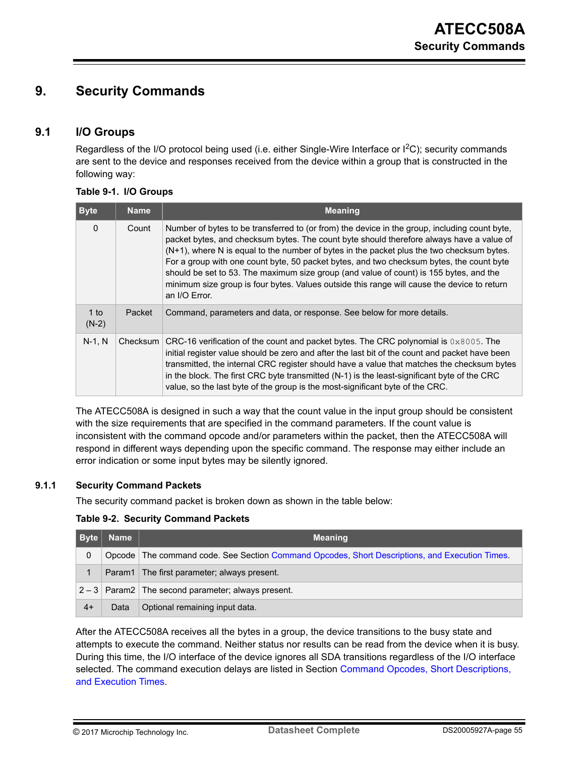# 9. Security Commands

## 9.1 I/O Groups

Regardless of the I/O protocol being used (i.e. either Single-Wire Interface or $I^2C$); security commands are sent to the device and responses received from the device within a group that is constructed in the following way:

**Table 9-1. I/O Groups**

| Byte | Name | Meaning |
|---|---|---|
| 0 | Count | Number of bytes to be transferred to (or from) the device in the group, including count byte, packet bytes, and checksum bytes. The count byte should therefore always have a value of (N+1), where N is equal to the number of bytes in the packet plus the two checksum bytes. For a group with one count byte, 50 packet bytes, and two checksum bytes, the count byte should be set to 53. The maximum size group (and value of count) is 155 bytes, and the minimum size group is four bytes. Values outside this range will cause the device to return an I/O Error. |
| 1 to (N-2) | Packet | Command, parameters and data, or response. See below for more details. |
| N-1, N | Checksum | CRC-16 verification of the count and packet bytes. The CRC polynomial is `0x8005`. The initial register value should be zero and after the last bit of the count and packet have been transmitted, the internal CRC register should have a value that matches the checksum bytes in the block. The first CRC byte transmitted (N-1) is the least-significant byte of the CRC value, so the last byte of the group is the most-significant byte of the CRC. |

The ATECC508A is designed in such a way that the count value in the input group should be consistent with the size requirements that are specified in the command parameters. If the count value is inconsistent with the command opcode and/or parameters within the packet, then the ATECC508A will respond in different ways depending upon the specific command. The response may either include an error indication or some input bytes may be silently ignored.

### 9.1.1 Security Command Packets

The security command packet is broken down as shown in the table below:

**Table 9-2. Security Command Packets**

| Byte | Name | Meaning |
|---|---|---|
| 0 | Opcode | The command code. See Section Command Opcodes, Short Descriptions, and Execution Times. |
| 1 | Param1 | The first parameter; always present. |
| 2 – 3 | Param2 | The second parameter; always present. |
| 4+ | Data | Optional remaining input data. |

After the ATECC508A receives all the bytes in a group, the device transitions to the busy state and attempts to execute the command. Neither status nor results can be read from the device when it is busy. During this time, the I/O interface of the device ignores all SDA transitions regardless of the I/O interface selected. The command execution delays are listed in Section Command Opcodes, Short Descriptions, and Execution Times.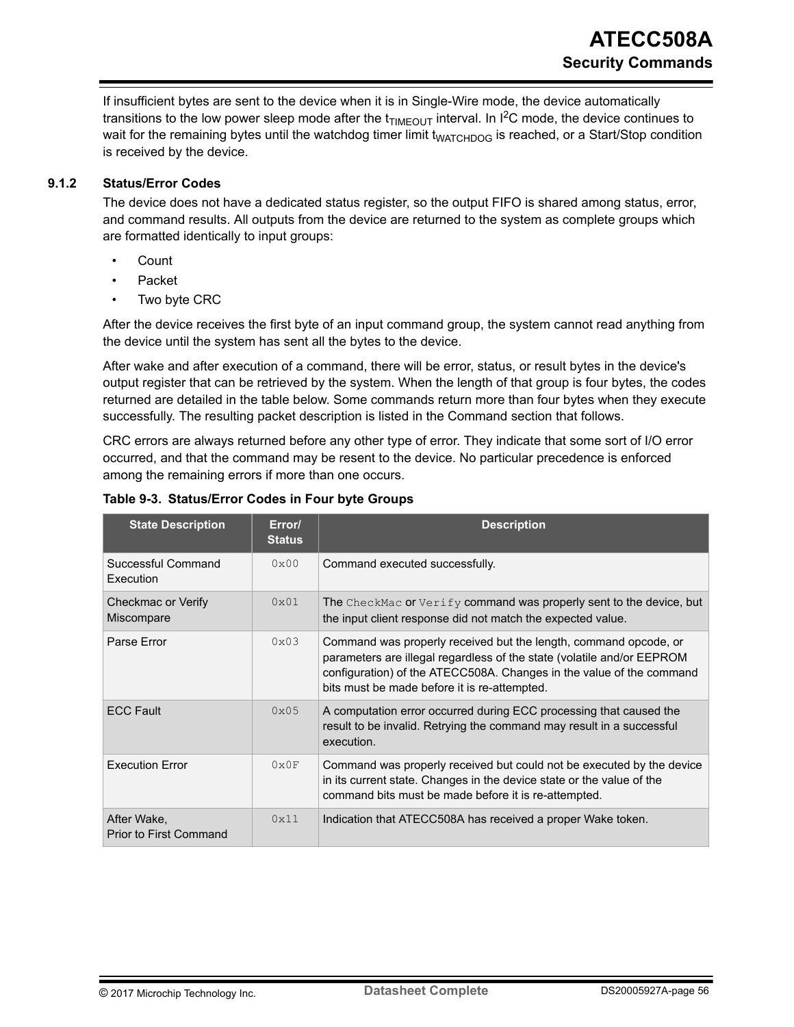If insufficient bytes are sent to the device when it is in Single-Wire mode, the device automatically transitions to the low power sleep mode after the $t_{TIMEOUT}$ interval. In $I^2C$ mode, the device continues to wait for the remaining bytes until the watchdog timer limit $t_{WATCHDOG}$ is reached, or a Start/Stop condition is received by the device.

### 9.1.2 Status/Error Codes

The device does not have a dedicated status register, so the output FIFO is shared among status, error, and command results. All outputs from the device are returned to the system as complete groups which are formatted identically to input groups:

- Count
- Packet
- Two byte CRC

After the device receives the first byte of an input command group, the system cannot read anything from the device until the system has sent all the bytes to the device.

After wake and after execution of a command, there will be error, status, or result bytes in the device's output register that can be retrieved by the system. When the length of that group is four bytes, the codes returned are detailed in the table below. Some commands return more than four bytes when they execute successfully. The resulting packet description is listed in the Command section that follows.

CRC errors are always returned before any other type of error. They indicate that some sort of I/O error occurred, and that the command may be resent to the device. No particular precedence is enforced among the remaining errors if more than one occurs.

**Table 9-3. Status/Error Codes in Four byte Groups**

| State Description | Error/ Status | Description |
|---|---|---|
| Successful Command Execution | `0x00` | Command executed successfully. |
| Checkmac or Verify Miscompare | `0x01` | The `CheckMac` or `Verify` command was properly sent to the device, but the input client response did not match the expected value. |
| Parse Error | `0x03` | Command was properly received but the length, command opcode, or parameters are illegal regardless of the state (volatile and/or EEPROM configuration) of the ATECC508A. Changes in the value of the command bits must be made before it is re-attempted. |
| ECC Fault | `0x05` | A computation error occurred during ECC processing that caused the result to be invalid. Retrying the command may result in a successful execution. |
| Execution Error | `0x0F` | Command was properly received but could not be executed by the device in its current state. Changes in the device state or the value of the command bits must be made before it is re-attempted. |
| After Wake, Prior to First Command | `0x11` | Indication that ATECC508A has received a proper Wake token. |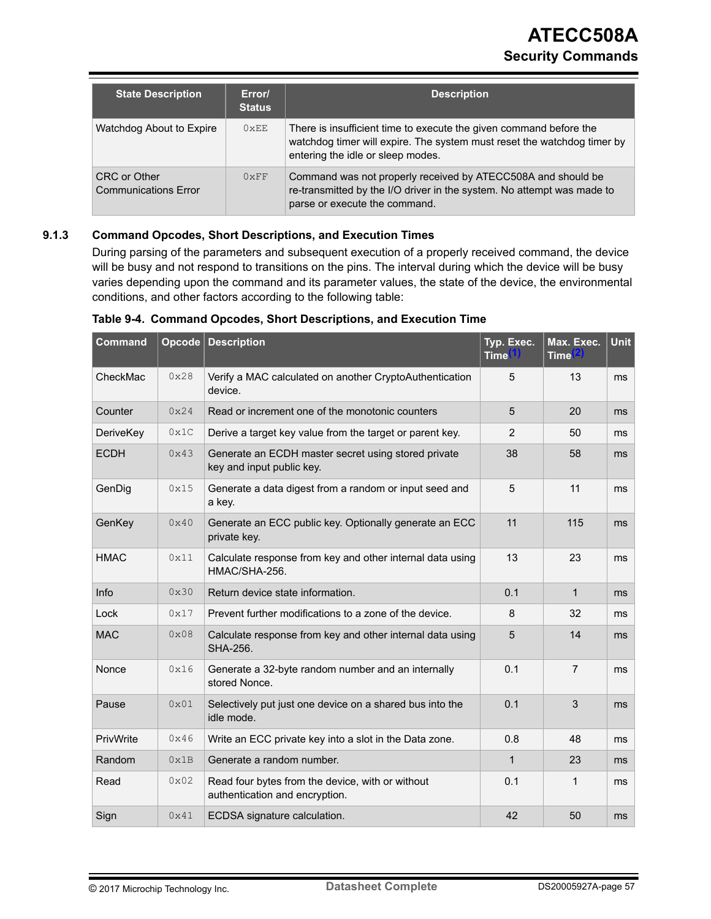| State Description | Error/ Status | Description |
| --- | --- | --- |
| Watchdog About to Expire | 0xEE | There is insufficient time to execute the given command before the watchdog timer will expire. The system must reset the watchdog timer by entering the idle or sleep modes. |
| CRC or Other Communications Error | 0xFF | Command was not properly received by ATECC508A and should be re-transmitted by the I/O driver in the system. No attempt was made to parse or execute the command. |

### 9.1.3 Command Opcodes, Short Descriptions, and Execution Times

During parsing of the parameters and subsequent execution of a properly received command, the device will be busy and not respond to transitions on the pins. The interval during which the device will be busy varies depending upon the command and its parameter values, the state of the device, the environmental conditions, and other factors according to the following table:

**Table 9-4. Command Opcodes, Short Descriptions, and Execution Time**

| Command | Opcode | Description | Typ. Exec. Time(1) | Max. Exec. Time(2) | Unit |
| --- | --- | --- | --- | --- | --- |
| CheckMac | 0x28 | Verify a MAC calculated on another CryptoAuthentication device. | 5 | 13 | ms |
| Counter | 0x24 | Read or increment one of the monotonic counters | 5 | 20 | ms |
| DeriveKey | 0x1C | Derive a target key value from the target or parent key. | 2 | 50 | ms |
| ECDH | 0x43 | Generate an ECDH master secret using stored private key and input public key. | 38 | 58 | ms |
| GenDig | 0x15 | Generate a data digest from a random or input seed and a key. | 5 | 11 | ms |
| GenKey | 0x40 | Generate an ECC public key. Optionally generate an ECC private key. | 11 | 115 | ms |
| HMAC | 0x11 | Calculate response from key and other internal data using HMAC/SHA-256. | 13 | 23 | ms |
| Info | 0x30 | Return device state information. | 0.1 | 1 | ms |
| Lock | 0x17 | Prevent further modifications to a zone of the device. | 8 | 32 | ms |
| MAC | 0x08 | Calculate response from key and other internal data using SHA-256. | 5 | 14 | ms |
| Nonce | 0x16 | Generate a 32-byte random number and an internally stored Nonce. | 0.1 | 7 | ms |
| Pause | 0x01 | Selectively put just one device on a shared bus into the idle mode. | 0.1 | 3 | ms |
| PrivWrite | 0x46 | Write an ECC private key into a slot in the Data zone. | 0.8 | 48 | ms |
| Random | 0x1B | Generate a random number. | 1 | 23 | ms |
| Read | 0x02 | Read four bytes from the device, with or without authentication and encryption. | 0.1 | 1 | ms |
| Sign | 0x41 | ECDSA signature calculation. | 42 | 50 | ms |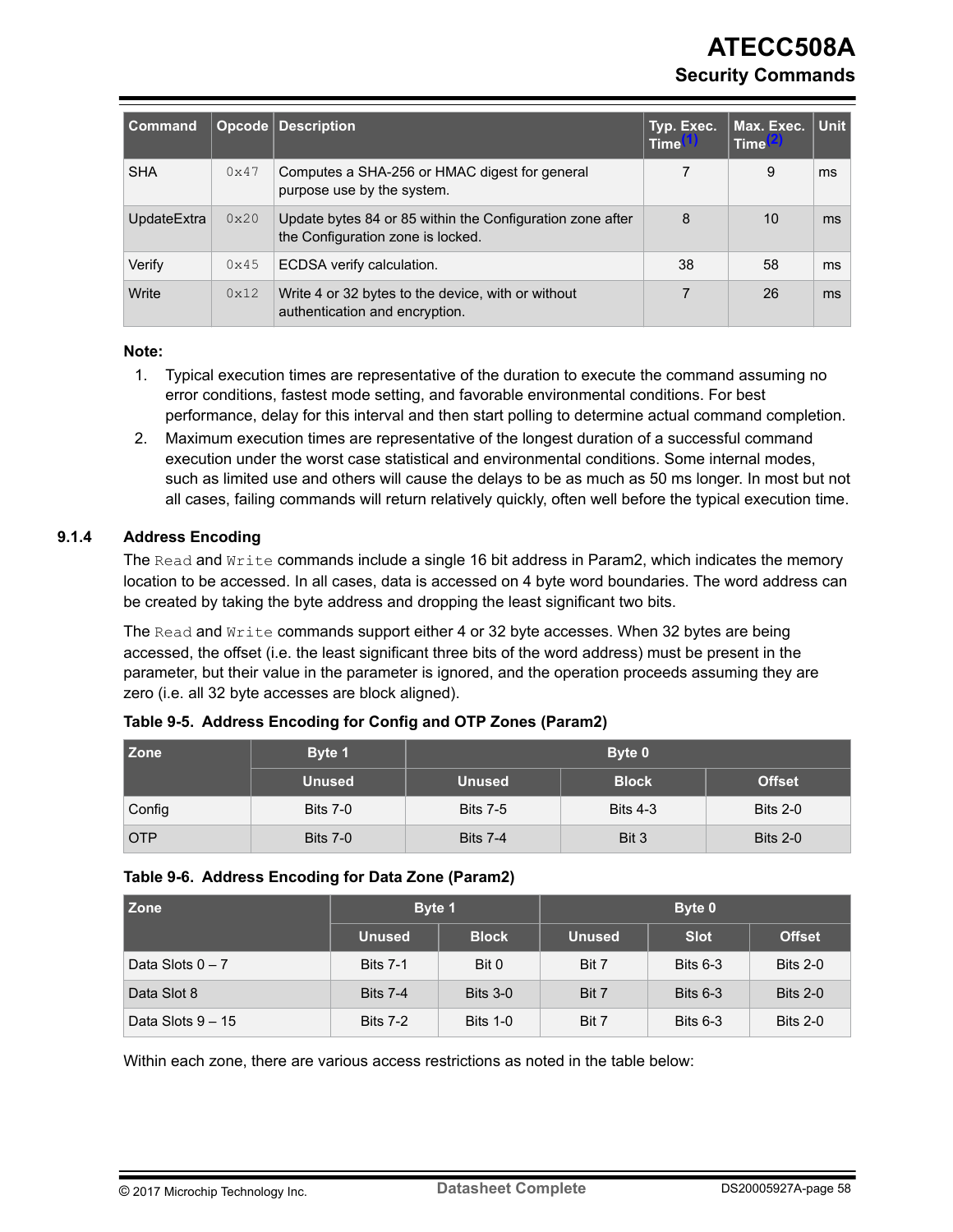| Command | Opcode | Description | Typ. Exec. Time[(1)] | Max. Exec. Time[(2)] | Unit |
|---|---|---|---|---|---|
| SHA | 0x47 | Computes a SHA-256 or HMAC digest for general purpose use by the system. | 7 | 9 | ms |
| UpdateExtra | 0x20 | Update bytes 84 or 85 within the Configuration zone after the Configuration zone is locked. | 8 | 10 | ms |
| Verify | 0x45 | ECDSA verify calculation. | 38 | 58 | ms |
| Write | 0x12 | Write 4 or 32 bytes to the device, with or without authentication and encryption. | 7 | 26 | ms |

**Note:**

1. Typical execution times are representative of the duration to execute the command assuming no error conditions, fastest mode setting, and favorable environmental conditions. For best performance, delay for this interval and then start polling to determine actual command completion.
2. Maximum execution times are representative of the longest duration of a successful command execution under the worst case statistical and environmental conditions. Some internal modes, such as limited use and others will cause the delays to be as much as 50 ms longer. In most but not all cases, failing commands will return relatively quickly, often well before the typical execution time.

### 9.1.4 Address Encoding

The `Read` and `Write` commands include a single 16 bit address in Param2, which indicates the memory location to be accessed. In all cases, data is accessed on 4 byte word boundaries. The word address can be created by taking the byte address and dropping the least significant two bits.

The `Read` and `Write` commands support either 4 or 32 byte accesses. When 32 bytes are being accessed, the offset (i.e. the least significant three bits of the word address) must be present in the parameter, but their value in the parameter is ignored, and the operation proceeds assuming they are zero (i.e. all 32 byte accesses are block aligned).

**Table 9-5. Address Encoding for Config and OTP Zones (Param2)**

| Zone | Byte 1 | Byte 0 | | |
|---|---|---|---|---|
| | Unused | Unused | Block | Offset |
| Config | Bits 7-0 | Bits 7-5 | Bits 4-3 | Bits 2-0 |
| OTP | Bits 7-0 | Bits 7-4 | Bit 3 | Bits 2-0 |

**Table 9-6. Address Encoding for Data Zone (Param2)**

| Zone | Byte 1 | | Byte 0 | | |
|---|---|---|---|---|---|
| | Unused | Block | Unused | Slot | Offset |
| Data Slots 0 – 7 | Bits 7-1 | Bit 0 | Bit 7 | Bits 6-3 | Bits 2-0 |
| Data Slot 8 | Bits 7-4 | Bits 3-0 | Bit 7 | Bits 6-3 | Bits 2-0 |
| Data Slots 9 – 15 | Bits 7-2 | Bits 1-0 | Bit 7 | Bits 6-3 | Bits 2-0 |

Within each zone, there are various access restrictions as noted in the table below: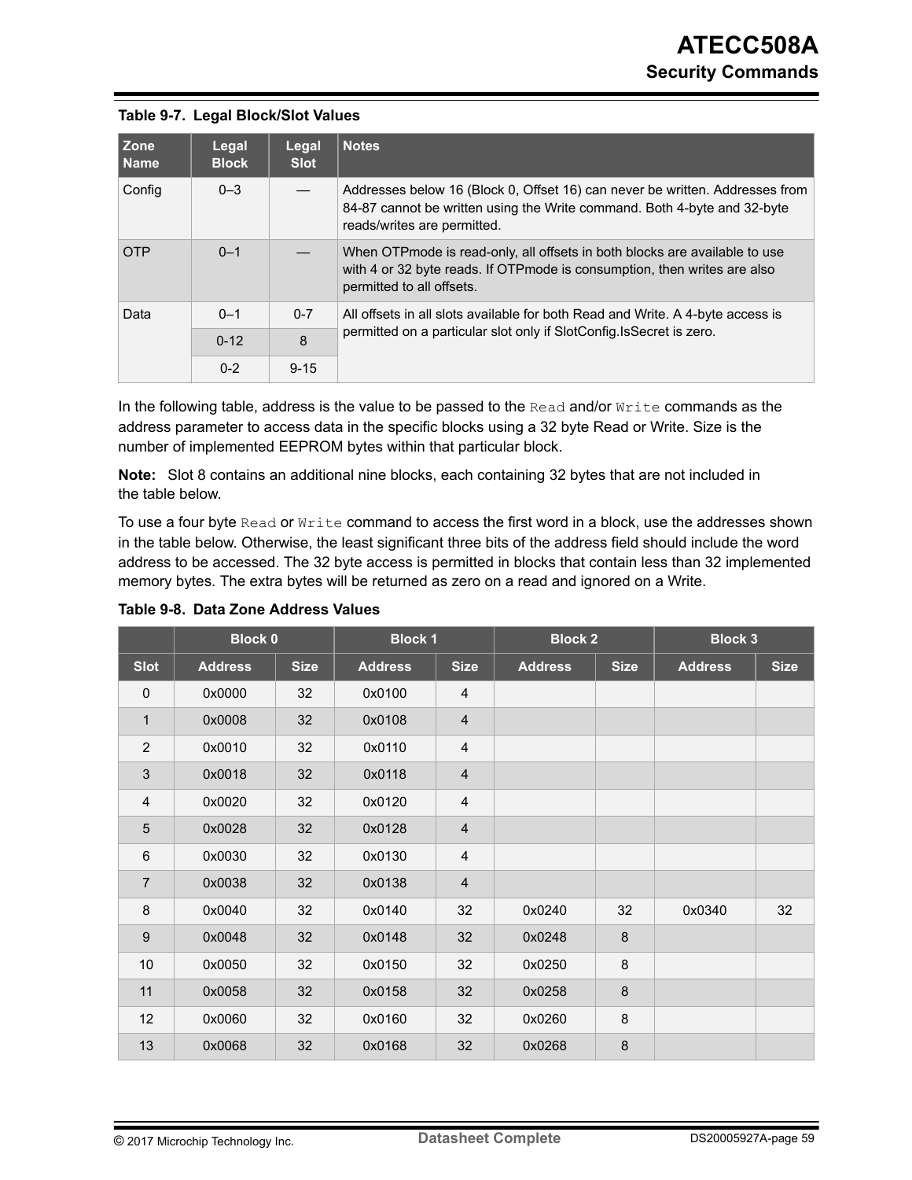**Table 9-7. Legal Block/Slot Values**

| Zone Name | Legal Block | Legal Slot | Notes |
|---|---|---|---|
| Config | 0–3 | — | Addresses below 16 (Block 0, Offset 16) can never be written. Addresses from 84-87 cannot be written using the Write command. Both 4-byte and 32-byte reads/writes are permitted. |
| OTP | 0–1 | — | When OTPmode is read-only, all offsets in both blocks are available to use with 4 or 32 byte reads. If OTPmode is consumption, then writes are also permitted to all offsets. |
| Data | 0–1 | 0-7 | All offsets in all slots available for both Read and Write. A 4-byte access is permitted on a particular slot only if SlotConfig.IsSecret is zero. |
| | 0-12 | 8 | |
| | 0-2 | 9-15 | |

In the following table, address is the value to be passed to the `Read` and/or `Write` commands as the address parameter to access data in the specific blocks using a 32 byte Read or Write. Size is the number of implemented EEPROM bytes within that particular block.

**Note:** Slot 8 contains an additional nine blocks, each containing 32 bytes that are not included in the table below.

To use a four byte `Read` or `Write` command to access the first word in a block, use the addresses shown in the table below. Otherwise, the least significant three bits of the address field should include the word address to be accessed. The 32 byte access is permitted in blocks that contain less than 32 implemented memory bytes. The extra bytes will be returned as zero on a read and ignored on a Write.

**Table 9-8. Data Zone Address Values**

| | Block 0 | | Block 1 | | Block 2 | | Block 3 | |
|---|---|---|---|---|---|---|---|---|
| Slot | Address | Size | Address | Size | Address | Size | Address | Size |
| 0 | 0x0000 | 32 | 0x0100 | 4 | | | | |
| 1 | 0x0008 | 32 | 0x0108 | 4 | | | | |
| 2 | 0x0010 | 32 | 0x0110 | 4 | | | | |
| 3 | 0x0018 | 32 | 0x0118 | 4 | | | | |
| 4 | 0x0020 | 32 | 0x0120 | 4 | | | | |
| 5 | 0x0028 | 32 | 0x0128 | 4 | | | | |
| 6 | 0x0030 | 32 | 0x0130 | 4 | | | | |
| 7 | 0x0038 | 32 | 0x0138 | 4 | | | | |
| 8 | 0x0040 | 32 | 0x0140 | 32 | 0x0240 | 32 | 0x0340 | 32 |
| 9 | 0x0048 | 32 | 0x0148 | 32 | 0x0248 | 8 | | |
| 10 | 0x0050 | 32 | 0x0150 | 32 | 0x0250 | 8 | | |
| 11 | 0x0058 | 32 | 0x0158 | 32 | 0x0258 | 8 | | |
| 12 | 0x0060 | 32 | 0x0160 | 32 | 0x0260 | 8 | | |
| 13 | 0x0068 | 32 | 0x0168 | 32 | 0x0268 | 8 | | |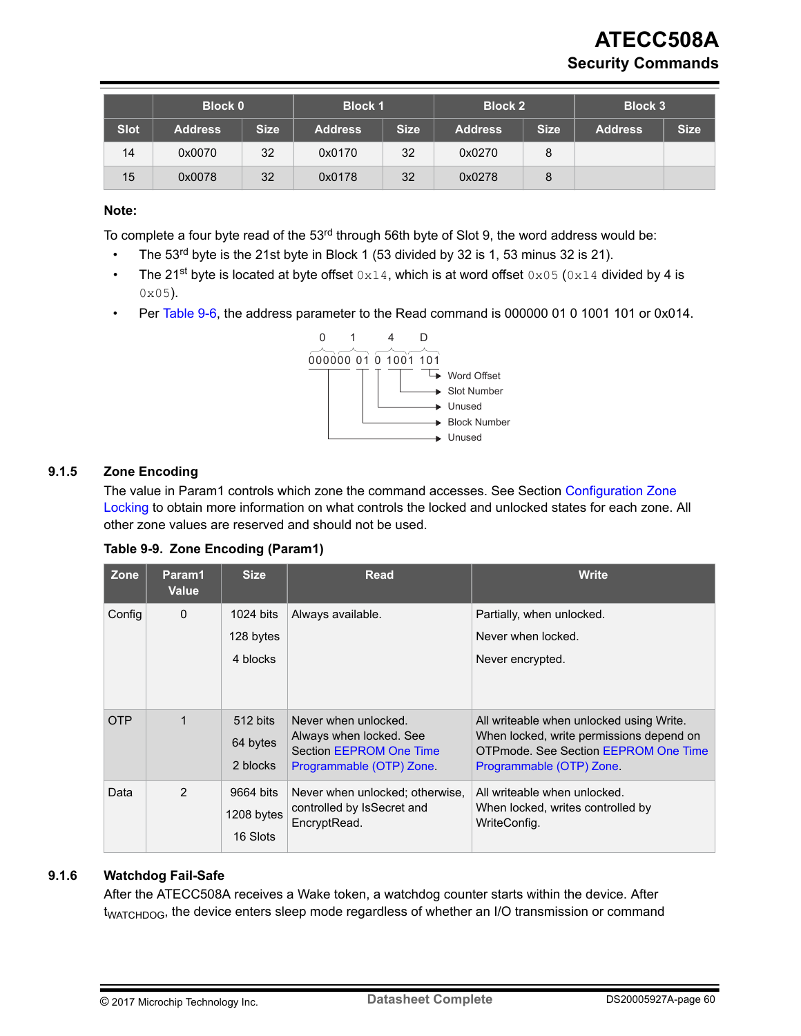| | Block 0 | | Block 1 | | Block 2 | | Block 3 | |
|---|---|---|---|---|---|---|---|---|
| Slot | Address | Size | Address | Size | Address | Size | Address | Size |
| 14 | 0x0070 | 32 | 0x0170 | 32 | 0x0270 | 8 | | |
| 15 | 0x0078 | 32 | 0x0178 | 32 | 0x0278 | 8 | | |

**Note:**

To complete a four byte read of the 53rd through 56th byte of Slot 9, the word address would be:

- The 53rd byte is the 21st byte in Block 1 (53 divided by 32 is 1, 53 minus 32 is 21).
- The 21st byte is located at byte offset `0x14`, which is at word offset `0x05` (`0x14` divided by 4 is `0x05`).
- Per Table 9-6, the address parameter to the Read command is 000000 01 0 1001 101 or 0x014.

```
 0     1      4     D
000000 01 0 1001 101
                  └─→ Word Offset
              └─────→ Slot Number
          └─────────→ Unused
       └────────────→ Block Number
  └─────────────────→ Unused
```

### 9.1.5 Zone Encoding

The value in Param1 controls which zone the command accesses. See Section Configuration Zone Locking to obtain more information on what controls the locked and unlocked states for each zone. All other zone values are reserved and should not be used.

**Table 9-9. Zone Encoding (Param1)**

| Zone | Param1 Value | Size | Read | Write |
|---|---|---|---|---|
| Config | 0 | 1024 bits<br>128 bytes<br>4 blocks | Always available. | Partially, when unlocked.<br>Never when locked.<br>Never encrypted. |
| OTP | 1 | 512 bits<br>64 bytes<br>2 blocks | Never when unlocked. Always when locked. See Section EEPROM One Time Programmable (OTP) Zone. | All writeable when unlocked using Write. When locked, write permissions depend on OTPmode. See Section EEPROM One Time Programmable (OTP) Zone. |
| Data | 2 | 9664 bits<br>1208 bytes<br>16 Slots | Never when unlocked; otherwise, controlled by IsSecret and EncryptRead. | All writeable when unlocked. When locked, writes controlled by WriteConfig. |

### 9.1.6 Watchdog Fail-Safe

After the ATECC508A receives a Wake token, a watchdog counter starts within the device. After $t_{WATCHDOG}$, the device enters sleep mode regardless of whether an I/O transmission or command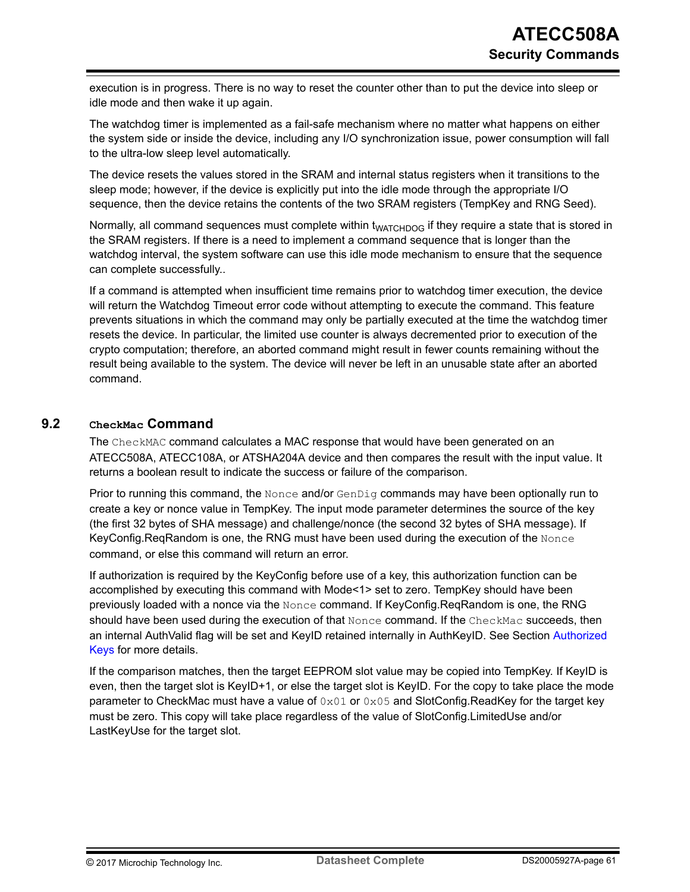execution is in progress. There is no way to reset the counter other than to put the device into sleep or idle mode and then wake it up again.

The watchdog timer is implemented as a fail-safe mechanism where no matter what happens on either the system side or inside the device, including any I/O synchronization issue, power consumption will fall to the ultra-low sleep level automatically.

The device resets the values stored in the SRAM and internal status registers when it transitions to the sleep mode; however, if the device is explicitly put into the idle mode through the appropriate I/O sequence, then the device retains the contents of the two SRAM registers (TempKey and RNG Seed).

Normally, all command sequences must complete within $t_{WATCHDOG}$ if they require a state that is stored in the SRAM registers. If there is a need to implement a command sequence that is longer than the watchdog interval, the system software can use this idle mode mechanism to ensure that the sequence can complete successfully..

If a command is attempted when insufficient time remains prior to watchdog timer execution, the device will return the Watchdog Timeout error code without attempting to execute the command. This feature prevents situations in which the command may only be partially executed at the time the watchdog timer resets the device. In particular, the limited use counter is always decremented prior to execution of the crypto computation; therefore, an aborted command might result in fewer counts remaining without the result being available to the system. The device will never be left in an unusable state after an aborted command.

## 9.2 `CheckMac` Command

The `CheckMAC` command calculates a MAC response that would have been generated on an ATECC508A, ATECC108A, or ATSHA204A device and then compares the result with the input value. It returns a boolean result to indicate the success or failure of the comparison.

Prior to running this command, the `Nonce` and/or `GenDig` commands may have been optionally run to create a key or nonce value in TempKey. The input mode parameter determines the source of the key (the first 32 bytes of SHA message) and challenge/nonce (the second 32 bytes of SHA message). If KeyConfig.ReqRandom is one, the RNG must have been used during the execution of the `Nonce` command, or else this command will return an error.

If authorization is required by the KeyConfig before use of a key, this authorization function can be accomplished by executing this command with Mode<1> set to zero. TempKey should have been previously loaded with a nonce via the `Nonce` command. If KeyConfig.ReqRandom is one, the RNG should have been used during the execution of that `Nonce` command. If the `CheckMac` succeeds, then an internal AuthValid flag will be set and KeyID retained internally in AuthKeyID. See Section Authorized Keys for more details.

If the comparison matches, then the target EEPROM slot value may be copied into TempKey. If KeyID is even, then the target slot is KeyID+1, or else the target slot is KeyID. For the copy to take place the mode parameter to CheckMac must have a value of `0x01` or `0x05` and SlotConfig.ReadKey for the target key must be zero. This copy will take place regardless of the value of SlotConfig.LimitedUse and/or LastKeyUse for the target slot.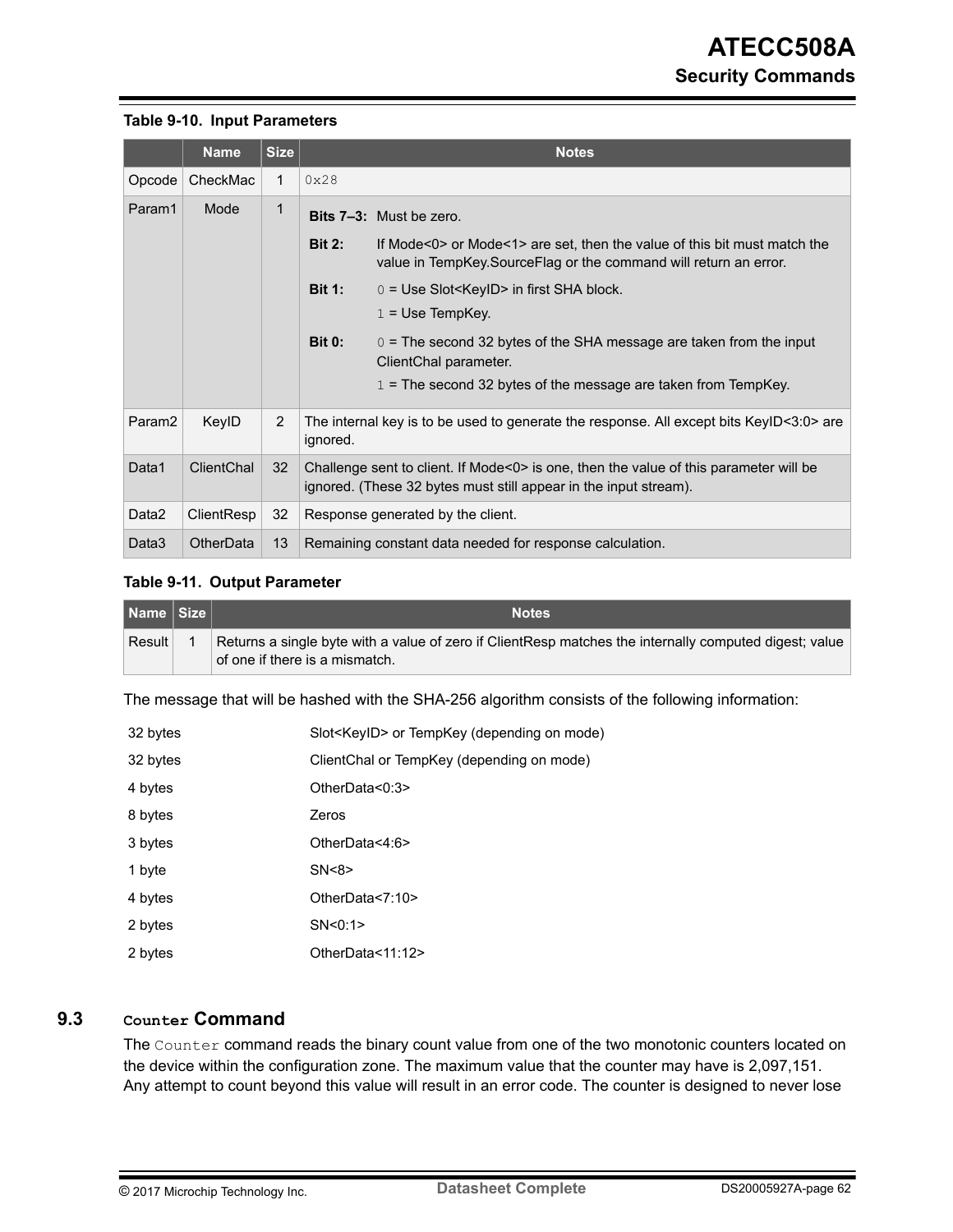**Table 9-10. Input Parameters**

| | Name | Size | Notes |
|---|---|---|---|
| Opcode | CheckMac | 1 | 0x28 |
| Param1 | Mode | 1 | **Bits 7–3:** Must be zero.<br>**Bit 2:** If Mode<0> or Mode<1> are set, then the value of this bit must match the value in TempKey.SourceFlag or the command will return an error.<br>**Bit 1:** 0 = Use Slot<KeyID> in first SHA block.<br>1 = Use TempKey.<br>**Bit 0:** 0 = The second 32 bytes of the SHA message are taken from the input ClientChal parameter.<br>1 = The second 32 bytes of the message are taken from TempKey. |
| Param2 | KeyID | 2 | The internal key is to be used to generate the response. All except bits KeyID<3:0> are ignored. |
| Data1 | ClientChal | 32 | Challenge sent to client. If Mode<0> is one, then the value of this parameter will be ignored. (These 32 bytes must still appear in the input stream). |
| Data2 | ClientResp | 32 | Response generated by the client. |
| Data3 | OtherData | 13 | Remaining constant data needed for response calculation. |

**Table 9-11. Output Parameter**

| Name | Size | Notes |
|---|---|---|
| Result | 1 | Returns a single byte with a value of zero if ClientResp matches the internally computed digest; value of one if there is a mismatch. |

The message that will be hashed with the SHA-256 algorithm consists of the following information:

| | |
|---|---|
| 32 bytes | Slot<KeyID> or TempKey (depending on mode) |
| 32 bytes | ClientChal or TempKey (depending on mode) |
| 4 bytes | OtherData<0:3> |
| 8 bytes | Zeros |
| 3 bytes | OtherData<4:6> |
| 1 byte | SN<8> |
| 4 bytes | OtherData<7:10> |
| 2 bytes | SN<0:1> |
| 2 bytes | OtherData<11:12> |

## 9.3 `Counter` Command

The `Counter` command reads the binary count value from one of the two monotonic counters located on the device within the configuration zone. The maximum value that the counter may have is 2,097,151. Any attempt to count beyond this value will result in an error code. The counter is designed to never lose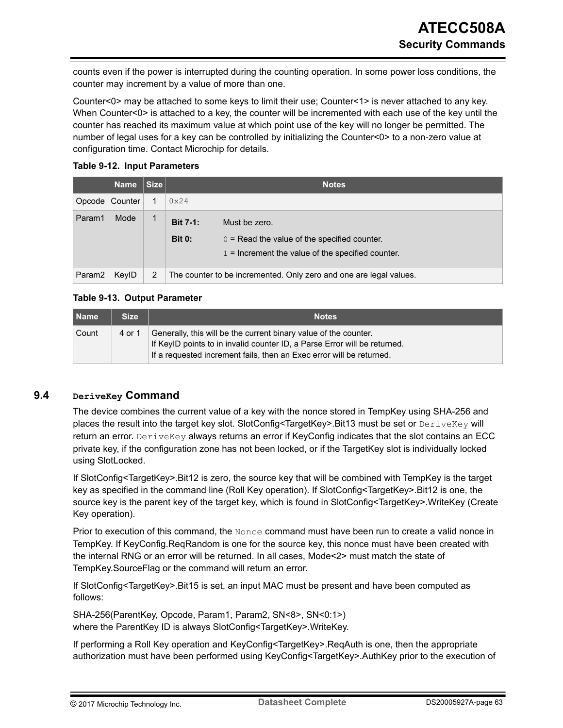counts even if the power is interrupted during the counting operation. In some power loss conditions, the counter may increment by a value of more than one.

Counter<0> may be attached to some keys to limit their use; Counter<1> is never attached to any key. When Counter<0> is attached to a key, the counter will be incremented with each use of the key until the counter has reached its maximum value at which point use of the key will no longer be permitted. The number of legal uses for a key can be controlled by initializing the Counter<0> to a non-zero value at configuration time. Contact Microchip for details.

**Table 9-12. Input Parameters**

| | Name | Size | Notes |
|---|---|---|---|
| Opcode | Counter | 1 | `0x24` |
| Param1 | Mode | 1 | **Bit 7-1:** Must be zero.<br>**Bit 0:** `0` = Read the value of the specified counter.<br>`1` = Increment the value of the specified counter. |
| Param2 | KeyID | 2 | The counter to be incremented. Only zero and one are legal values. |

**Table 9-13. Output Parameter**

| Name | Size | Notes |
|---|---|---|
| Count | 4 or 1 | Generally, this will be the current binary value of the counter.<br>If KeyID points to in invalid counter ID, a Parse Error will be returned.<br>If a requested increment fails, then an Exec error will be returned. |

## 9.4 `DeriveKey` Command

The device combines the current value of a key with the nonce stored in TempKey using SHA-256 and places the result into the target key slot. SlotConfig<TargetKey>.Bit13 must be set or `DeriveKey` will return an error. `DeriveKey` always returns an error if KeyConfig indicates that the slot contains an ECC private key, if the configuration zone has not been locked, or if the TargetKey slot is individually locked using SlotLocked.

If SlotConfig<TargetKey>.Bit12 is zero, the source key that will be combined with TempKey is the target key as specified in the command line (Roll Key operation). If SlotConfig<TargetKey>.Bit12 is one, the source key is the parent key of the target key, which is found in SlotConfig<TargetKey>.WriteKey (Create Key operation).

Prior to execution of this command, the `Nonce` command must have been run to create a valid nonce in TempKey. If KeyConfig.ReqRandom is one for the source key, this nonce must have been created with the internal RNG or an error will be returned. In all cases, Mode<2> must match the state of TempKey.SourceFlag or the command will return an error.

If SlotConfig<TargetKey>.Bit15 is set, an input MAC must be present and have been computed as follows:

SHA-256(ParentKey, Opcode, Param1, Param2, SN<8>, SN<0:1>)
where the ParentKey ID is always SlotConfig<TargetKey>.WriteKey.

If performing a Roll Key operation and KeyConfig<TargetKey>.ReqAuth is one, then the appropriate authorization must have been performed using KeyConfig<TargetKey>.AuthKey prior to the execution of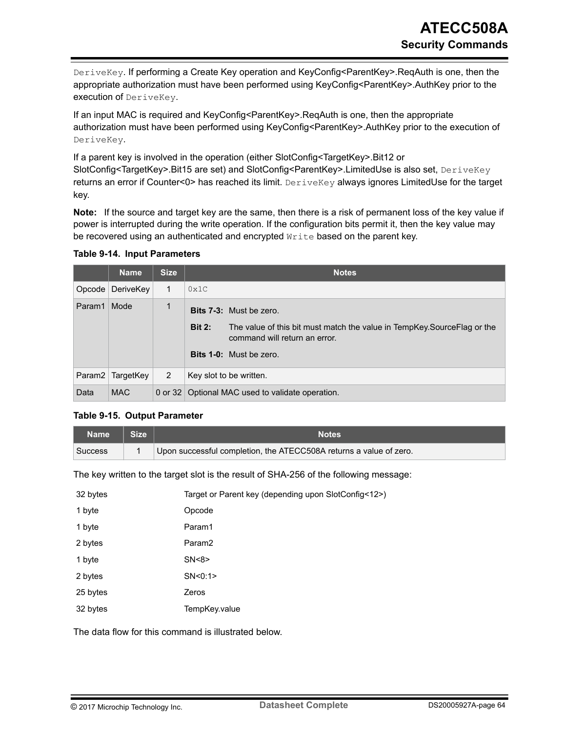DeriveKey. If performing a Create Key operation and KeyConfig<ParentKey>.ReqAuth is one, then the appropriate authorization must have been performed using KeyConfig<ParentKey>.AuthKey prior to the execution of DeriveKey.

If an input MAC is required and KeyConfig<ParentKey>.ReqAuth is one, then the appropriate authorization must have been performed using KeyConfig<ParentKey>.AuthKey prior to the execution of DeriveKey.

If a parent key is involved in the operation (either SlotConfig<TargetKey>.Bit12 or SlotConfig<TargetKey>.Bit15 are set) and SlotConfig<ParentKey>.LimitedUse is also set, DeriveKey returns an error if Counter<0> has reached its limit. DeriveKey always ignores LimitedUse for the target key.

**Note:** If the source and target key are the same, then there is a risk of permanent loss of the key value if power is interrupted during the write operation. If the configuration bits permit it, then the key value may be recovered using an authenticated and encrypted Write based on the parent key.

**Table 9-14. Input Parameters**

| | Name | Size | Notes |
|---|---|---|---|
| Opcode | DeriveKey | 1 | 0x1C |
| Param1 | Mode | 1 | **Bits 7-3:** Must be zero.<br>**Bit 2:** The value of this bit must match the value in TempKey.SourceFlag or the command will return an error.<br>**Bits 1-0:** Must be zero. |
| Param2 | TargetKey | 2 | Key slot to be written. |
| Data | MAC | 0 or 32 | Optional MAC used to validate operation. |

**Table 9-15. Output Parameter**

| Name | Size | Notes |
|---|---|---|
| Success | 1 | Upon successful completion, the ATECC508A returns a value of zero. |

The key written to the target slot is the result of SHA-256 of the following message:

| | |
|---|---|
| 32 bytes | Target or Parent key (depending upon SlotConfig<12>) |
| 1 byte | Opcode |
| 1 byte | Param1 |
| 2 bytes | Param2 |
| 1 byte | SN<8> |
| 2 bytes | SN<0:1> |
| 25 bytes | Zeros |
| 32 bytes | TempKey.value |

The data flow for this command is illustrated below.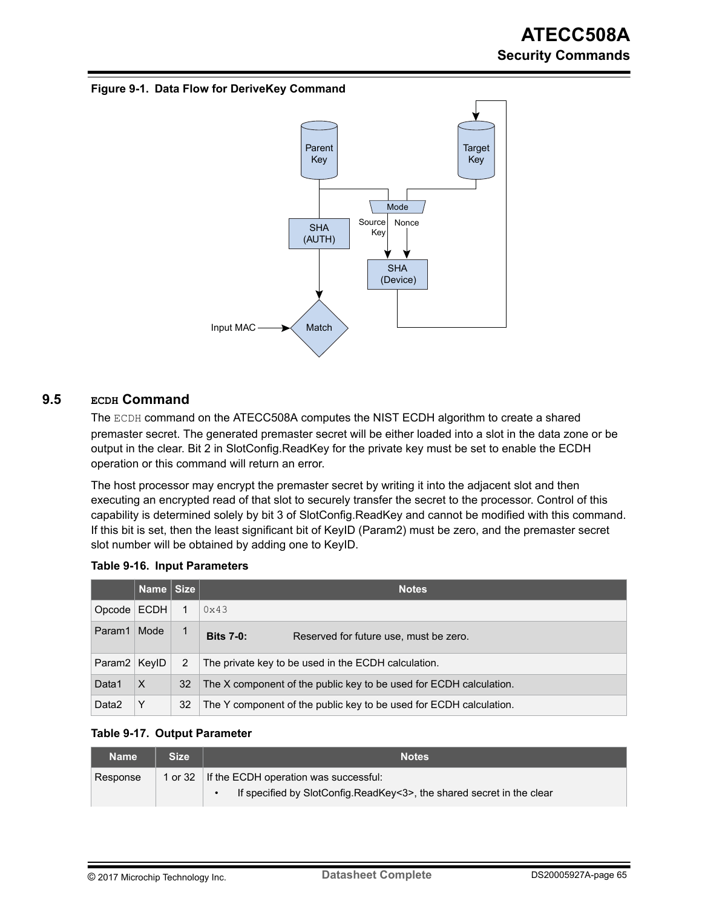**Figure 9-1. Data Flow for DeriveKey Command**

## 9.5 ECDH Command

The ECDH command on the ATECC508A computes the NIST ECDH algorithm to create a shared premaster secret. The generated premaster secret will be either loaded into a slot in the data zone or be output in the clear. Bit 2 in SlotConfig.ReadKey for the private key must be set to enable the ECDH operation or this command will return an error.

The host processor may encrypt the premaster secret by writing it into the adjacent slot and then executing an encrypted read of that slot to securely transfer the secret to the processor. Control of this capability is determined solely by bit 3 of SlotConfig.ReadKey and cannot be modified with this command. If this bit is set, then the least significant bit of KeyID (Param2) must be zero, and the premaster secret slot number will be obtained by adding one to KeyID.

**Table 9-16. Input Parameters**

| | Name | Size | Notes |
|---|---|---|---|
| Opcode | ECDH | 1 | 0x43 |
| Param1 | Mode | 1 | **Bits 7-0:** Reserved for future use, must be zero. |
| Param2 | KeyID | 2 | The private key to be used in the ECDH calculation. |
| Data1 | X | 32 | The X component of the public key to be used for ECDH calculation. |
| Data2 | Y | 32 | The Y component of the public key to be used for ECDH calculation. |

**Table 9-17. Output Parameter**

| Name | Size | Notes |
|---|---|---|
| Response | 1 or 32 | If the ECDH operation was successful:<br>• If specified by SlotConfig.ReadKey<3>, the shared secret in the clear |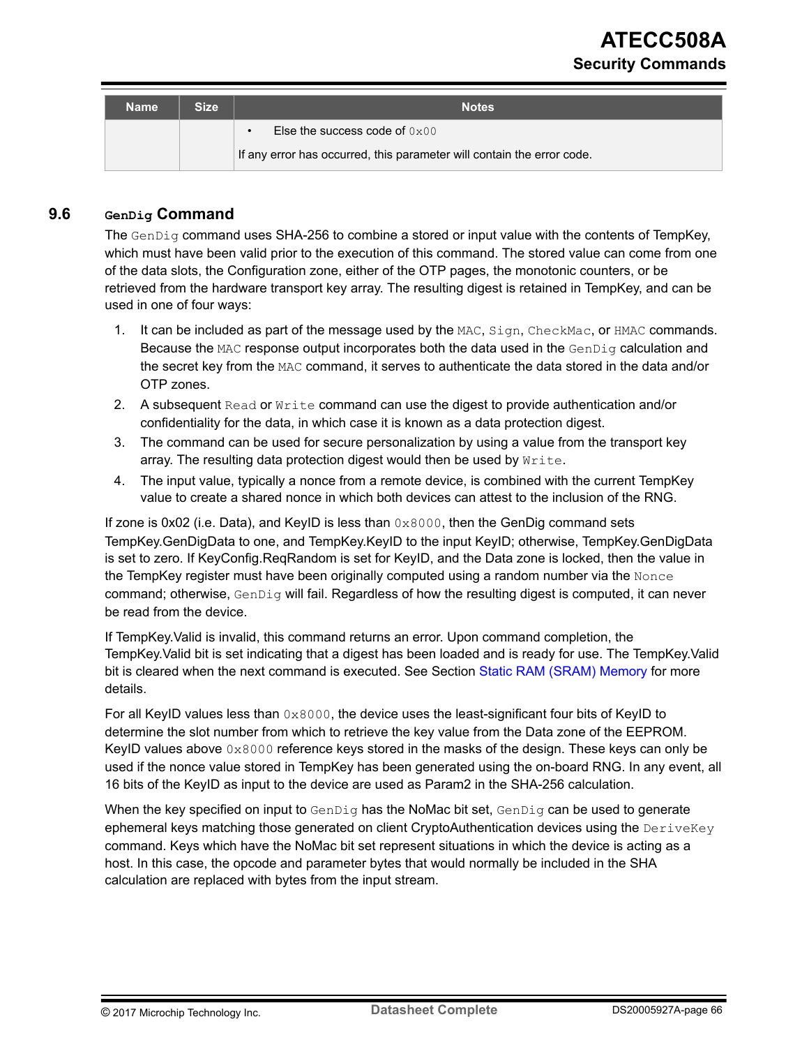| Name | Size | Notes |
|---|---|---|
| | | • Else the success code of 0x00<br>If any error has occurred, this parameter will contain the error code. |

## 9.6 GenDig Command

The GenDig command uses SHA-256 to combine a stored or input value with the contents of TempKey, which must have been valid prior to the execution of this command. The stored value can come from one of the data slots, the Configuration zone, either of the OTP pages, the monotonic counters, or be retrieved from the hardware transport key array. The resulting digest is retained in TempKey, and can be used in one of four ways:

1. It can be included as part of the message used by the MAC, Sign, CheckMac, or HMAC commands. Because the MAC response output incorporates both the data used in the GenDig calculation and the secret key from the MAC command, it serves to authenticate the data stored in the data and/or OTP zones.
2. A subsequent Read or Write command can use the digest to provide authentication and/or confidentiality for the data, in which case it is known as a data protection digest.
3. The command can be used for secure personalization by using a value from the transport key array. The resulting data protection digest would then be used by Write.
4. The input value, typically a nonce from a remote device, is combined with the current TempKey value to create a shared nonce in which both devices can attest to the inclusion of the RNG.

If zone is 0x02 (i.e. Data), and KeyID is less than 0x8000, then the GenDig command sets TempKey.GenDigData to one, and TempKey.KeyID to the input KeyID; otherwise, TempKey.GenDigData is set to zero. If KeyConfig.ReqRandom is set for KeyID, and the Data zone is locked, then the value in the TempKey register must have been originally computed using a random number via the Nonce command; otherwise, GenDig will fail. Regardless of how the resulting digest is computed, it can never be read from the device.

If TempKey.Valid is invalid, this command returns an error. Upon command completion, the TempKey.Valid bit is set indicating that a digest has been loaded and is ready for use. The TempKey.Valid bit is cleared when the next command is executed. See Section Static RAM (SRAM) Memory for more details.

For all KeyID values less than 0x8000, the device uses the least-significant four bits of KeyID to determine the slot number from which to retrieve the key value from the Data zone of the EEPROM. KeyID values above 0x8000 reference keys stored in the masks of the design. These keys can only be used if the nonce value stored in TempKey has been generated using the on-board RNG. In any event, all 16 bits of the KeyID as input to the device are used as Param2 in the SHA-256 calculation.

When the key specified on input to GenDig has the NoMac bit set, GenDig can be used to generate ephemeral keys matching those generated on client CryptoAuthentication devices using the DeriveKey command. Keys which have the NoMac bit set represent situations in which the device is acting as a host. In this case, the opcode and parameter bytes that would normally be included in the SHA calculation are replaced with bytes from the input stream.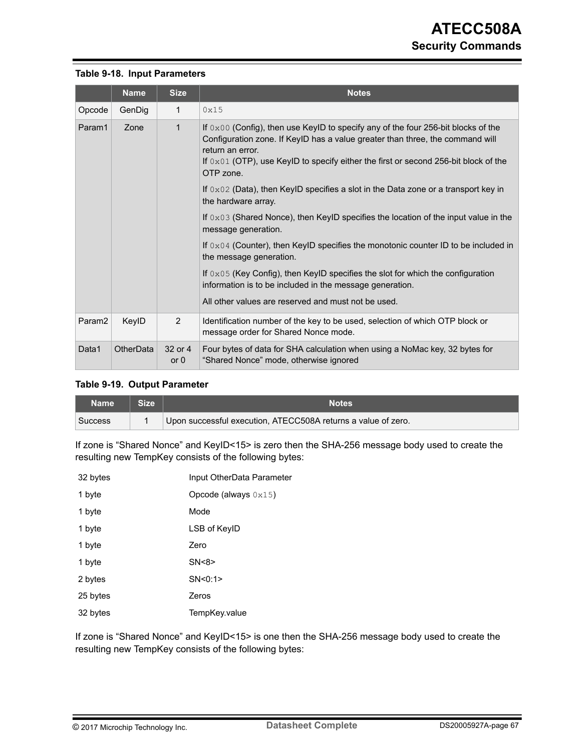**Table 9-18. Input Parameters**

| | Name | Size | Notes |
|---|---|---|---|
| Opcode | GenDig | 1 | `0x15` |
| Param1 | Zone | 1 | If `0x00` (Config), then use KeyID to specify any of the four 256-bit blocks of the Configuration zone. If KeyID has a value greater than three, the command will return an error.<br>If `0x01` (OTP), use KeyID to specify either the first or second 256-bit block of the OTP zone.<br>If `0x02` (Data), then KeyID specifies a slot in the Data zone or a transport key in the hardware array.<br>If `0x03` (Shared Nonce), then KeyID specifies the location of the input value in the message generation.<br>If `0x04` (Counter), then KeyID specifies the monotonic counter ID to be included in the message generation.<br>If `0x05` (Key Config), then KeyID specifies the slot for which the configuration information is to be included in the message generation.<br>All other values are reserved and must not be used. |
| Param2 | KeyID | 2 | Identification number of the key to be used, selection of which OTP block or message order for Shared Nonce mode. |
| Data1 | OtherData | 32 or 4 or 0 | Four bytes of data for SHA calculation when using a NoMac key, 32 bytes for “Shared Nonce” mode, otherwise ignored |

**Table 9-19. Output Parameter**

| Name | Size | Notes |
|---|---|---|
| Success | 1 | Upon successful execution, ATECC508A returns a value of zero. |

If zone is “Shared Nonce” and KeyID<15> is zero then the SHA-256 message body used to create the resulting new TempKey consists of the following bytes:

| | |
|---|---|
| 32 bytes | Input OtherData Parameter |
| 1 byte | Opcode (always `0x15`) |
| 1 byte | Mode |
| 1 byte | LSB of KeyID |
| 1 byte | Zero |
| 1 byte | SN<8> |
| 2 bytes | SN<0:1> |
| 25 bytes | Zeros |
| 32 bytes | TempKey.value |

If zone is “Shared Nonce” and KeyID<15> is one then the SHA-256 message body used to create the resulting new TempKey consists of the following bytes: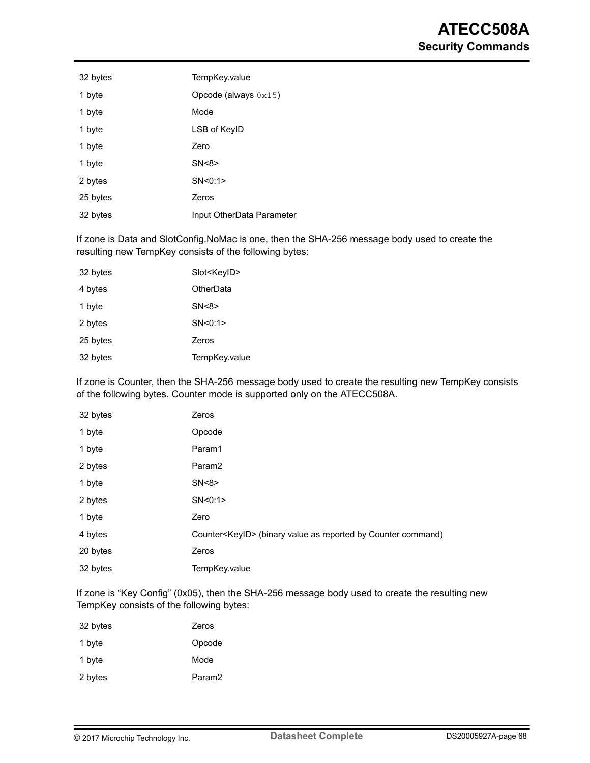| | |
|---|---|
| 32 bytes | TempKey.value |
| 1 byte | Opcode (always `0x15`) |
| 1 byte | Mode |
| 1 byte | LSB of KeyID |
| 1 byte | Zero |
| 1 byte | SN<8> |
| 2 bytes | SN<0:1> |
| 25 bytes | Zeros |
| 32 bytes | Input OtherData Parameter |

If zone is Data and SlotConfig.NoMac is one, then the SHA-256 message body used to create the resulting new TempKey consists of the following bytes:

| | |
|---|---|
| 32 bytes | Slot<KeyID> |
| 4 bytes | OtherData |
| 1 byte | SN<8> |
| 2 bytes | SN<0:1> |
| 25 bytes | Zeros |
| 32 bytes | TempKey.value |

If zone is Counter, then the SHA-256 message body used to create the resulting new TempKey consists of the following bytes. Counter mode is supported only on the ATECC508A.

| | |
|---|---|
| 32 bytes | Zeros |
| 1 byte | Opcode |
| 1 byte | Param1 |
| 2 bytes | Param2 |
| 1 byte | SN<8> |
| 2 bytes | SN<0:1> |
| 1 byte | Zero |
| 4 bytes | Counter<KeyID> (binary value as reported by Counter command) |
| 20 bytes | Zeros |
| 32 bytes | TempKey.value |

If zone is “Key Config” (0x05), then the SHA-256 message body used to create the resulting new TempKey consists of the following bytes:

| | |
|---|---|
| 32 bytes | Zeros |
| 1 byte | Opcode |
| 1 byte | Mode |
| 2 bytes | Param2 |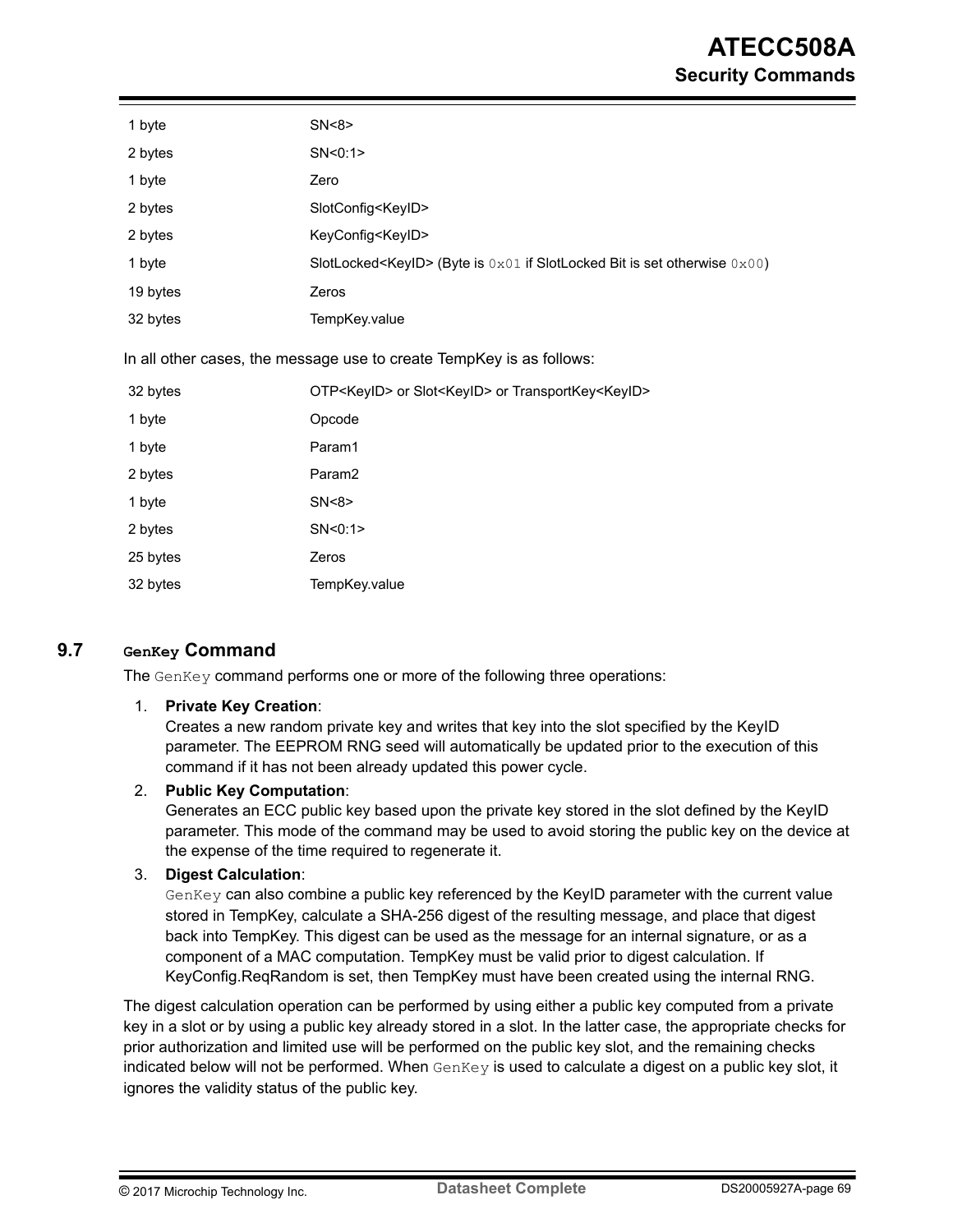| | |
|---|---|
| 1 byte | SN<8> |
| 2 bytes | SN<0:1> |
| 1 byte | Zero |
| 2 bytes | SlotConfig<KeyID> |
| 2 bytes | KeyConfig<KeyID> |
| 1 byte | SlotLocked<KeyID> (Byte is `0x01` if SlotLocked Bit is set otherwise `0x00`) |
| 19 bytes | Zeros |
| 32 bytes | TempKey.value |

In all other cases, the message use to create TempKey is as follows:

| | |
|---|---|
| 32 bytes | OTP<KeyID> or Slot<KeyID> or TransportKey<KeyID> |
| 1 byte | Opcode |
| 1 byte | Param1 |
| 2 bytes | Param2 |
| 1 byte | SN<8> |
| 2 bytes | SN<0:1> |
| 25 bytes | Zeros |
| 32 bytes | TempKey.value |

## 9.7 `GenKey` Command

The `GenKey` command performs one or more of the following three operations:

1. **Private Key Creation**:
   Creates a new random private key and writes that key into the slot specified by the KeyID parameter. The EEPROM RNG seed will automatically be updated prior to the execution of this command if it has not been already updated this power cycle.
2. **Public Key Computation**:
   Generates an ECC public key based upon the private key stored in the slot defined by the KeyID parameter. This mode of the command may be used to avoid storing the public key on the device at the expense of the time required to regenerate it.
3. **Digest Calculation**:
   `GenKey` can also combine a public key referenced by the KeyID parameter with the current value stored in TempKey, calculate a SHA-256 digest of the resulting message, and place that digest back into TempKey. This digest can be used as the message for an internal signature, or as a component of a MAC computation. TempKey must be valid prior to digest calculation. If KeyConfig.ReqRandom is set, then TempKey must have been created using the internal RNG.

The digest calculation operation can be performed by using either a public key computed from a private key in a slot or by using a public key already stored in a slot. In the latter case, the appropriate checks for prior authorization and limited use will be performed on the public key slot, and the remaining checks indicated below will not be performed. When `GenKey` is used to calculate a digest on a public key slot, it ignores the validity status of the public key.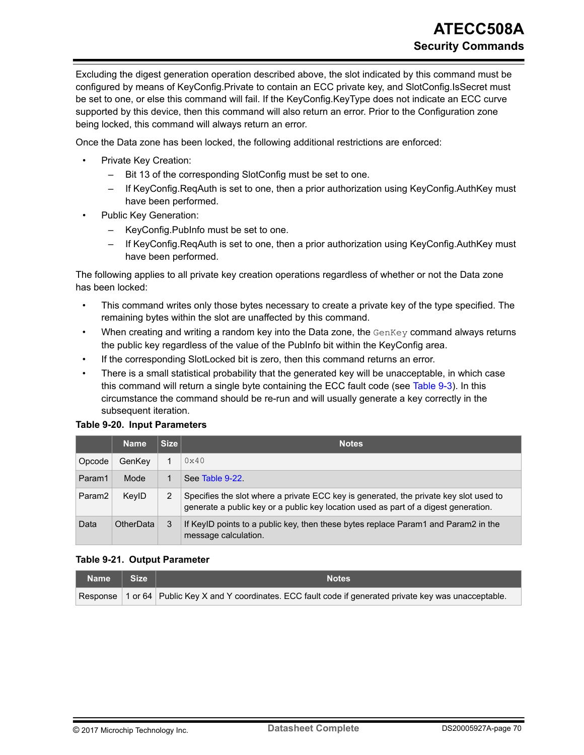Excluding the digest generation operation described above, the slot indicated by this command must be configured by means of KeyConfig.Private to contain an ECC private key, and SlotConfig.IsSecret must be set to one, or else this command will fail. If the KeyConfig.KeyType does not indicate an ECC curve supported by this device, then this command will also return an error. Prior to the Configuration zone being locked, this command will always return an error.

Once the Data zone has been locked, the following additional restrictions are enforced:

- Private Key Creation:
  - Bit 13 of the corresponding SlotConfig must be set to one.
  - If KeyConfig.ReqAuth is set to one, then a prior authorization using KeyConfig.AuthKey must have been performed.
- Public Key Generation:
  - KeyConfig.PubInfo must be set to one.
  - If KeyConfig.ReqAuth is set to one, then a prior authorization using KeyConfig.AuthKey must have been performed.

The following applies to all private key creation operations regardless of whether or not the Data zone has been locked:

- This command writes only those bytes necessary to create a private key of the type specified. The remaining bytes within the slot are unaffected by this command.
- When creating and writing a random key into the Data zone, the `GenKey` command always returns the public key regardless of the value of the PubInfo bit within the KeyConfig area.
- If the corresponding SlotLocked bit is zero, then this command returns an error.
- There is a small statistical probability that the generated key will be unacceptable, in which case this command will return a single byte containing the ECC fault code (see Table 9-3). In this circumstance the command should be re-run and will usually generate a key correctly in the subsequent iteration.

**Table 9-20. Input Parameters**

| | Name | Size | Notes |
|---|---|---|---|
| Opcode | GenKey | 1 | `0x40` |
| Param1 | Mode | 1 | See Table 9-22. |
| Param2 | KeyID | 2 | Specifies the slot where a private ECC key is generated, the private key slot used to generate a public key or a public key location used as part of a digest generation. |
| Data | OtherData | 3 | If KeyID points to a public key, then these bytes replace Param1 and Param2 in the message calculation. |

**Table 9-21. Output Parameter**

| Name | Size | Notes |
|---|---|---|
| Response | 1 or 64 | Public Key X and Y coordinates. ECC fault code if generated private key was unacceptable. |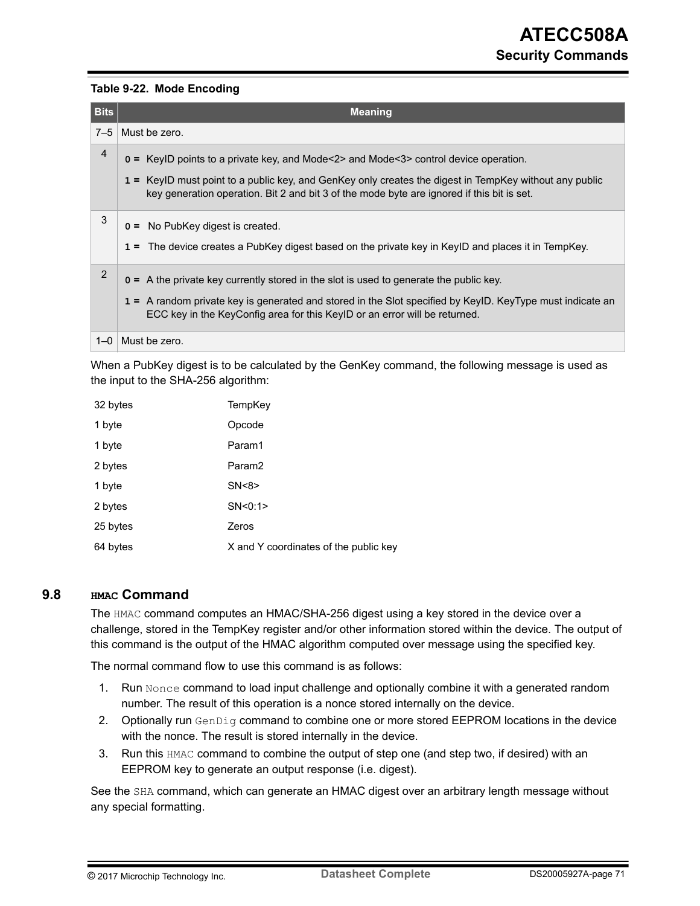**Table 9-22. Mode Encoding**

| Bits | Meaning |
|---|---|
| 7–5 | Must be zero. |
| 4 | **0 =** KeyID points to a private key, and Mode<2> and Mode<3> control device operation.<br>**1 =** KeyID must point to a public key, and GenKey only creates the digest in TempKey without any public key generation operation. Bit 2 and bit 3 of the mode byte are ignored if this bit is set. |
| 3 | **0 =** No PubKey digest is created.<br>**1 =** The device creates a PubKey digest based on the private key in KeyID and places it in TempKey. |
| 2 | **0 =** A the private key currently stored in the slot is used to generate the public key.<br>**1 =** A random private key is generated and stored in the Slot specified by KeyID. KeyType must indicate an ECC key in the KeyConfig area for this KeyID or an error will be returned. |
| 1–0 | Must be zero. |

When a PubKey digest is to be calculated by the GenKey command, the following message is used as the input to the SHA-256 algorithm:

| | |
|---|---|
| 32 bytes | TempKey |
| 1 byte | Opcode |
| 1 byte | Param1 |
| 2 bytes | Param2 |
| 1 byte | SN<8> |
| 2 bytes | SN<0:1> |
| 25 bytes | Zeros |
| 64 bytes | X and Y coordinates of the public key |

## 9.8 `HMAC` Command

The `HMAC` command computes an HMAC/SHA-256 digest using a key stored in the device over a challenge, stored in the TempKey register and/or other information stored within the device. The output of this command is the output of the HMAC algorithm computed over message using the specified key.

The normal command flow to use this command is as follows:

1. Run `Nonce` command to load input challenge and optionally combine it with a generated random number. The result of this operation is a nonce stored internally on the device.
2. Optionally run `GenDig` command to combine one or more stored EEPROM locations in the device with the nonce. The result is stored internally in the device.
3. Run this `HMAC` command to combine the output of step one (and step two, if desired) with an EEPROM key to generate an output response (i.e. digest).

See the `SHA` command, which can generate an HMAC digest over an arbitrary length message without any special formatting.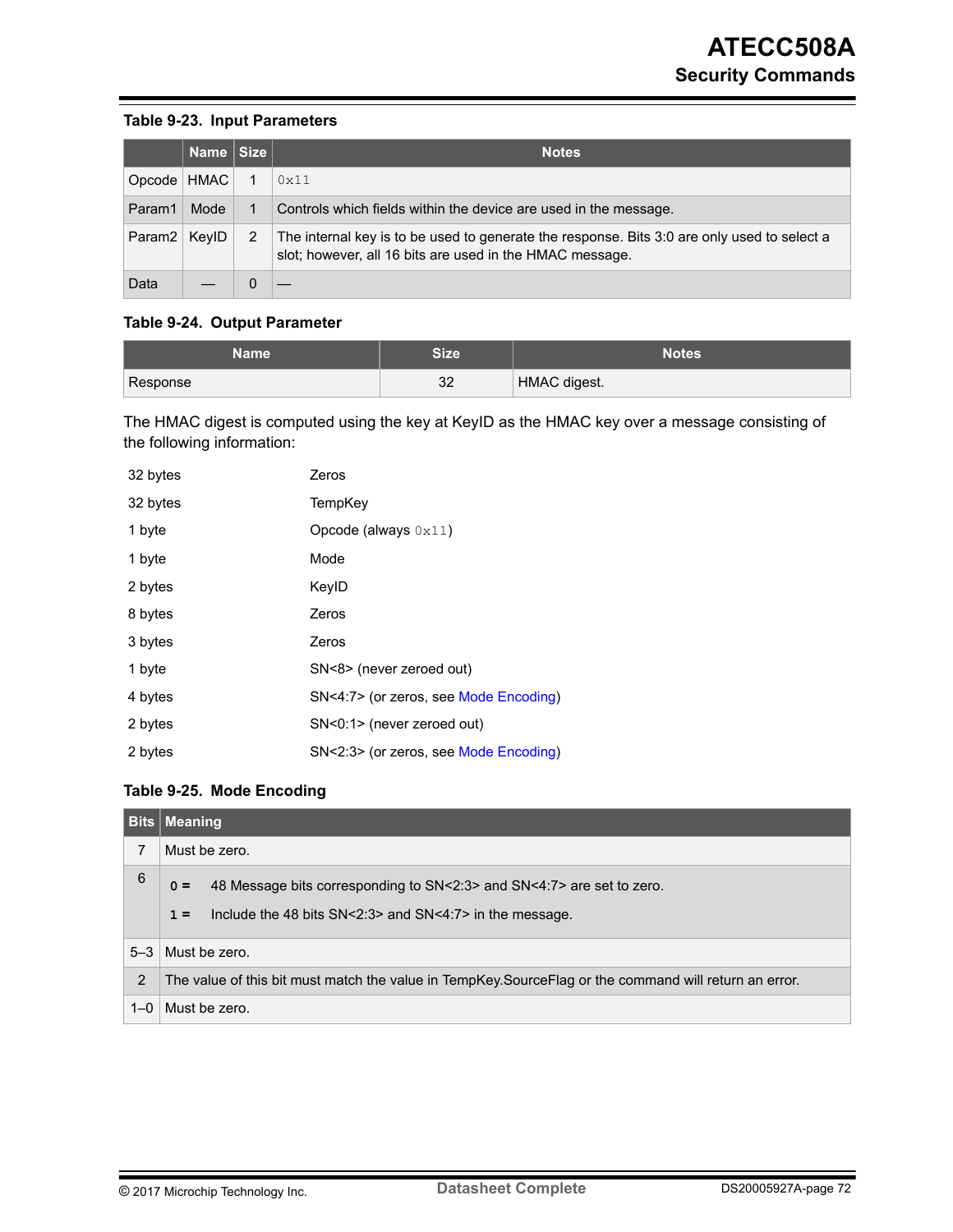**Table 9-23. Input Parameters**

| | Name | Size | Notes |
|---|---|---|---|
| Opcode | HMAC | 1 | `0x11` |
| Param1 | Mode | 1 | Controls which fields within the device are used in the message. |
| Param2 | KeyID | 2 | The internal key is to be used to generate the response. Bits 3:0 are only used to select a slot; however, all 16 bits are used in the HMAC message. |
| Data | — | 0 | — |

**Table 9-24. Output Parameter**

| Name | Size | Notes |
|---|---|---|
| Response | 32 | HMAC digest. |

The HMAC digest is computed using the key at KeyID as the HMAC key over a message consisting of the following information:

| | |
|---|---|
| 32 bytes | Zeros |
| 32 bytes | TempKey |
| 1 byte | Opcode (always `0x11`) |
| 1 byte | Mode |
| 2 bytes | KeyID |
| 8 bytes | Zeros |
| 3 bytes | Zeros |
| 1 byte | SN<8> (never zeroed out) |
| 4 bytes | SN<4:7> (or zeros, see Mode Encoding) |
| 2 bytes | SN<0:1> (never zeroed out) |
| 2 bytes | SN<2:3> (or zeros, see Mode Encoding) |

**Table 9-25. Mode Encoding**

| Bits | Meaning |
|---|---|
| 7 | Must be zero. |
| 6 | **0 =** 48 Message bits corresponding to SN<2:3> and SN<4:7> are set to zero.<br>**1 =** Include the 48 bits SN<2:3> and SN<4:7> in the message. |
| 5–3 | Must be zero. |
| 2 | The value of this bit must match the value in TempKey.SourceFlag or the command will return an error. |
| 1–0 | Must be zero. |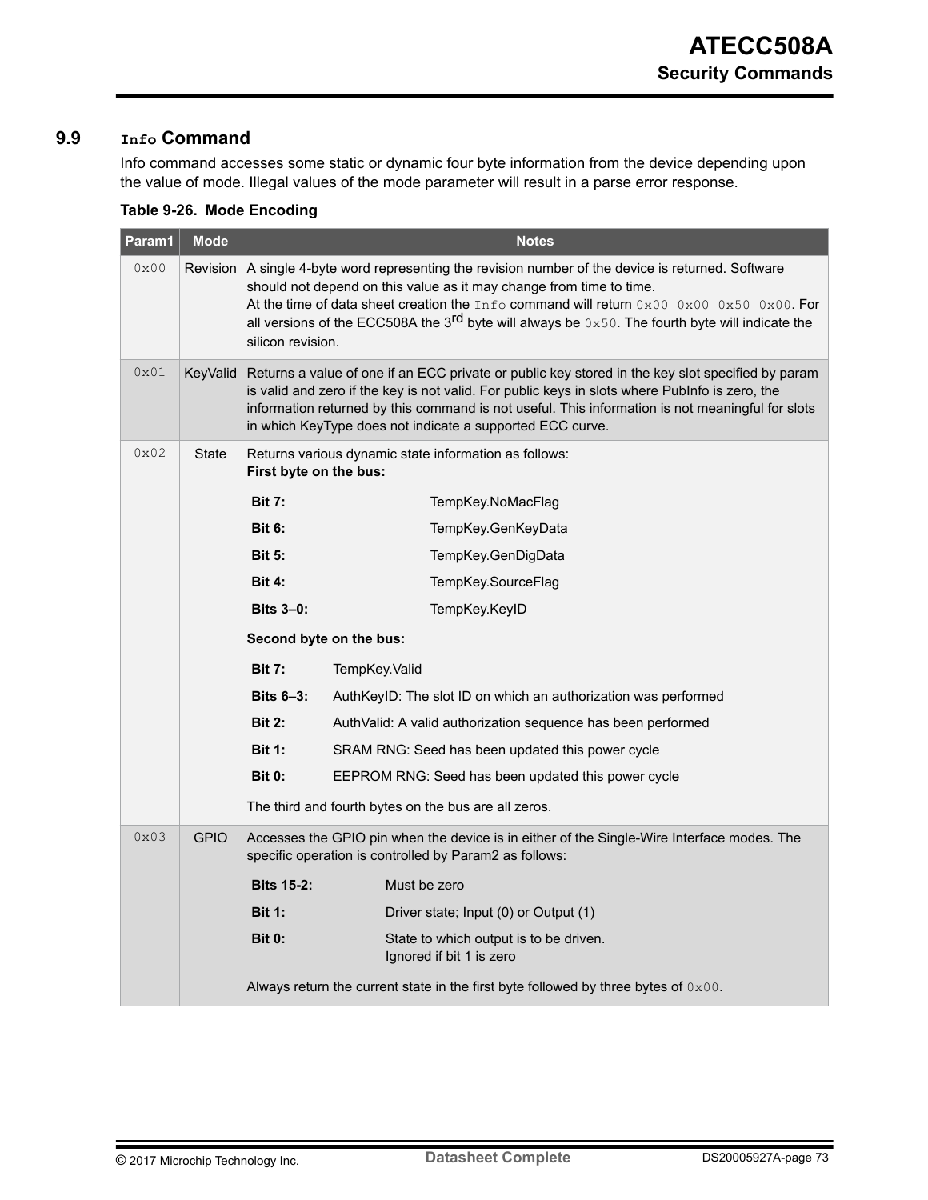## 9.9 `Info` Command

Info command accesses some static or dynamic four byte information from the device depending upon the value of mode. Illegal values of the mode parameter will result in a parse error response.

**Table 9-26. Mode Encoding**

| Param1 | Mode | Notes |
|---|---|---|
| `0x00` | Revision | A single 4-byte word representing the revision number of the device is returned. Software should not depend on this value as it may change from time to time.<br>At the time of data sheet creation the `Info` command will return `0x00 0x00 0x50 0x00`. For all versions of the ECC508A the 3rd byte will always be `0x50`. The fourth byte will indicate the silicon revision. |
| `0x01` | KeyValid | Returns a value of one if an ECC private or public key stored in the key slot specified by param is valid and zero if the key is not valid. For public keys in slots where PubInfo is zero, the information returned by this command is not useful. This information is not meaningful for slots in which KeyType does not indicate a supported ECC curve. |
| `0x02` | State | Returns various dynamic state information as follows:<br>**First byte on the bus:**<br>**Bit 7:** TempKey.NoMacFlag<br>**Bit 6:** TempKey.GenKeyData<br>**Bit 5:** TempKey.GenDigData<br>**Bit 4:** TempKey.SourceFlag<br>**Bits 3–0:** TempKey.KeyID<br>**Second byte on the bus:**<br>**Bit 7:** TempKey.Valid<br>**Bits 6–3:** AuthKeyID: The slot ID on which an authorization was performed<br>**Bit 2:** AuthValid: A valid authorization sequence has been performed<br>**Bit 1:** SRAM RNG: Seed has been updated this power cycle<br>**Bit 0:** EEPROM RNG: Seed has been updated this power cycle<br>The third and fourth bytes on the bus are all zeros. |
| `0x03` | GPIO | Accesses the GPIO pin when the device is in either of the Single-Wire Interface modes. The specific operation is controlled by Param2 as follows:<br>**Bits 15-2:** Must be zero<br>**Bit 1:** Driver state; Input (0) or Output (1)<br>**Bit 0:** State to which output is to be driven. Ignored if bit 1 is zero<br>Always return the current state in the first byte followed by three bytes of `0x00`. |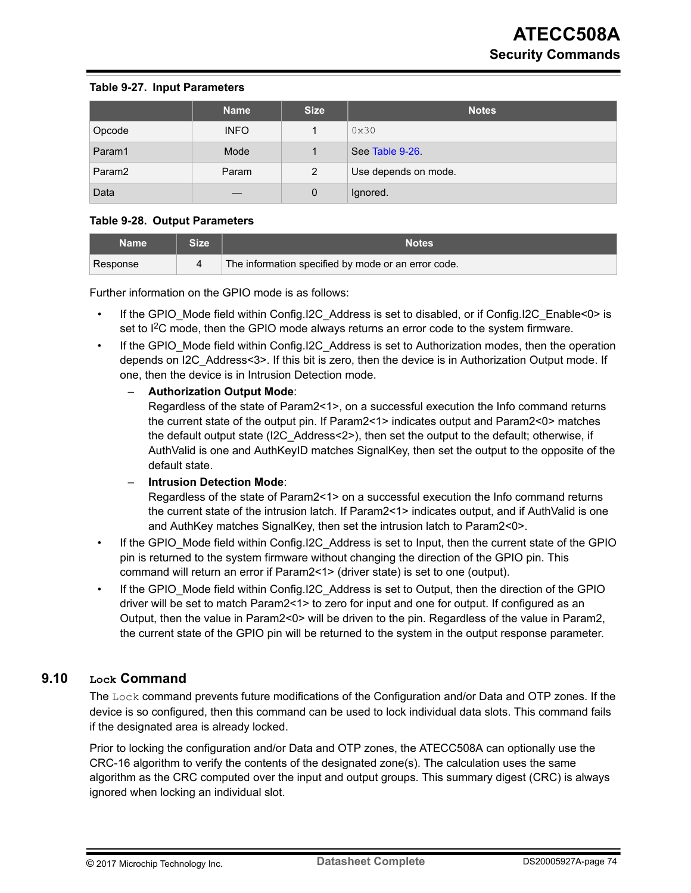**Table 9-27. Input Parameters**

| | Name | Size | Notes |
|---|---|---|---|
| Opcode | INFO | 1 | `0x30` |
| Param1 | Mode | 1 | See Table 9-26. |
| Param2 | Param | 2 | Use depends on mode. |
| Data | — | 0 | Ignored. |

**Table 9-28. Output Parameters**

| Name | Size | Notes |
|---|---|---|
| Response | 4 | The information specified by mode or an error code. |

Further information on the GPIO mode is as follows:

- If the GPIO_Mode field within Config.I2C_Address is set to disabled, or if Config.I2C_Enable<0> is set to $I^2C$ mode, then the GPIO mode always returns an error code to the system firmware.
- If the GPIO_Mode field within Config.I2C_Address is set to Authorization modes, then the operation depends on I2C_Address<3>. If this bit is zero, then the device is in Authorization Output mode. If one, then the device is in Intrusion Detection mode.
  - **Authorization Output Mode**:
    Regardless of the state of Param2<1>, on a successful execution the Info command returns the current state of the output pin. If Param2<1> indicates output and Param2<0> matches the default output state (I2C_Address<2>), then set the output to the default; otherwise, if AuthValid is one and AuthKeyID matches SignalKey, then set the output to the opposite of the default state.
  - **Intrusion Detection Mode**:
    Regardless of the state of Param2<1> on a successful execution the Info command returns the current state of the intrusion latch. If Param2<1> indicates output, and if AuthValid is one and AuthKey matches SignalKey, then set the intrusion latch to Param2<0>.
- If the GPIO_Mode field within Config.I2C_Address is set to Input, then the current state of the GPIO pin is returned to the system firmware without changing the direction of the GPIO pin. This command will return an error if Param2<1> (driver state) is set to one (output).
- If the GPIO_Mode field within Config.I2C_Address is set to Output, then the direction of the GPIO driver will be set to match Param2<1> to zero for input and one for output. If configured as an Output, then the value in Param2<0> will be driven to the pin. Regardless of the value in Param2, the current state of the GPIO pin will be returned to the system in the output response parameter.

## 9.10 `Lock` Command

The `Lock` command prevents future modifications of the Configuration and/or Data and OTP zones. If the device is so configured, then this command can be used to lock individual data slots. This command fails if the designated area is already locked.

Prior to locking the configuration and/or Data and OTP zones, the ATECC508A can optionally use the CRC-16 algorithm to verify the contents of the designated zone(s). The calculation uses the same algorithm as the CRC computed over the input and output groups. This summary digest (CRC) is always ignored when locking an individual slot.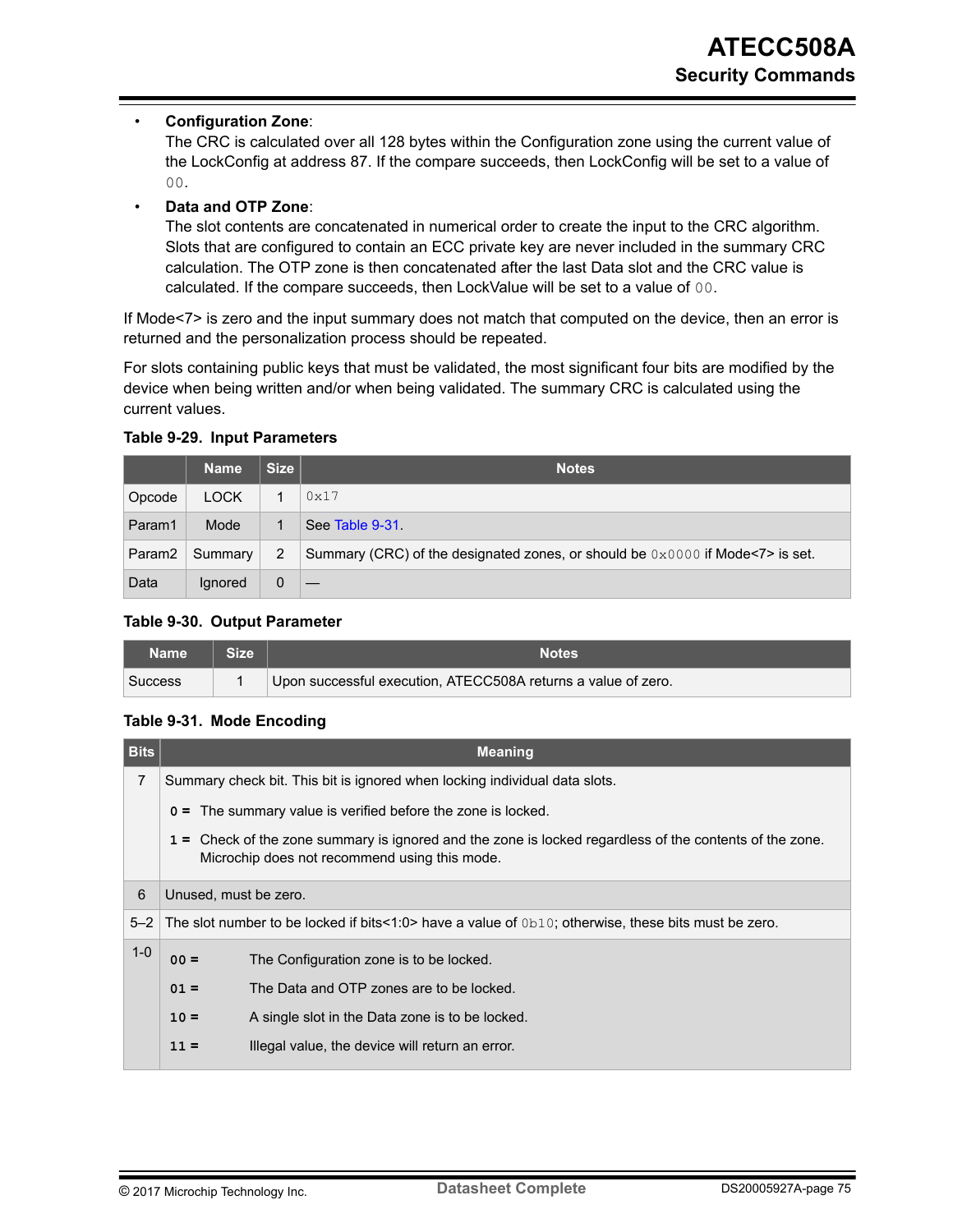- **Configuration Zone**:
  The CRC is calculated over all 128 bytes within the Configuration zone using the current value of the LockConfig at address 87. If the compare succeeds, then LockConfig will be set to a value of `00`.
- **Data and OTP Zone**:
  The slot contents are concatenated in numerical order to create the input to the CRC algorithm. Slots that are configured to contain an ECC private key are never included in the summary CRC calculation. The OTP zone is then concatenated after the last Data slot and the CRC value is calculated. If the compare succeeds, then LockValue will be set to a value of `00`.

If Mode<7> is zero and the input summary does not match that computed on the device, then an error is returned and the personalization process should be repeated.

For slots containing public keys that must be validated, the most significant four bits are modified by the device when being written and/or when being validated. The summary CRC is calculated using the current values.

**Table 9-29. Input Parameters**

| | Name | Size | Notes |
|---|---|---|---|
| Opcode | LOCK | 1 | `0x17` |
| Param1 | Mode | 1 | See Table 9-31. |
| Param2 | Summary | 2 | Summary (CRC) of the designated zones, or should be `0x0000` if Mode<7> is set. |
| Data | Ignored | 0 | — |

**Table 9-30. Output Parameter**

| Name | Size | Notes |
|---|---|---|
| Success | 1 | Upon successful execution, ATECC508A returns a value of zero. |

**Table 9-31. Mode Encoding**

| Bits | Meaning |
|---|---|
| 7 | Summary check bit. This bit is ignored when locking individual data slots.<br>**0 =** The summary value is verified before the zone is locked.<br>**1 =** Check of the zone summary is ignored and the zone is locked regardless of the contents of the zone. Microchip does not recommend using this mode. |
| 6 | Unused, must be zero. |
| 5–2 | The slot number to be locked if bits<1:0> have a value of `0b10`; otherwise, these bits must be zero. |
| 1-0 | **00 =** The Configuration zone is to be locked.<br>**01 =** The Data and OTP zones are to be locked.<br>**10 =** A single slot in the Data zone is to be locked.<br>**11 =** Illegal value, the device will return an error. |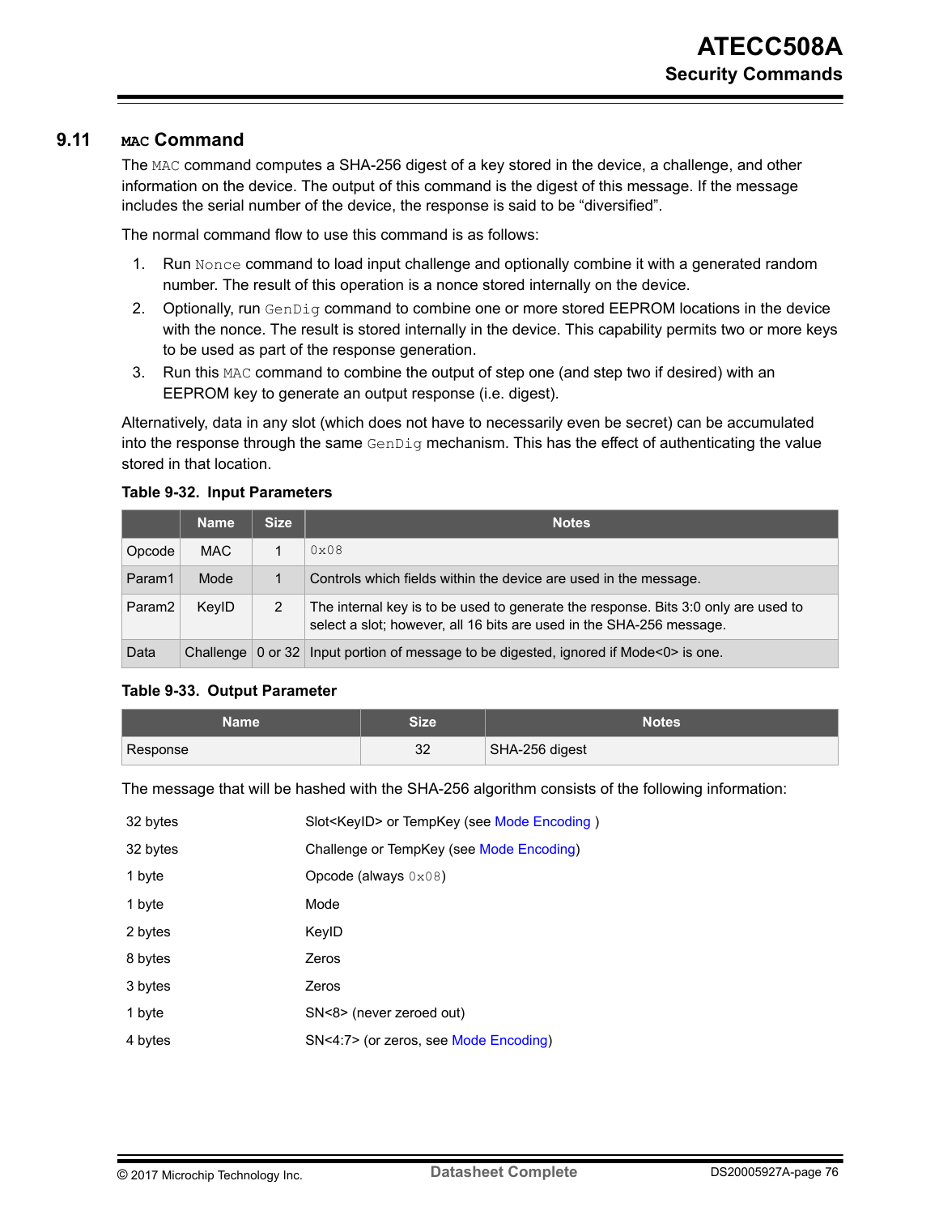## 9.11 MAC Command

The MAC command computes a SHA-256 digest of a key stored in the device, a challenge, and other information on the device. The output of this command is the digest of this message. If the message includes the serial number of the device, the response is said to be "diversified".

The normal command flow to use this command is as follows:

1. Run Nonce command to load input challenge and optionally combine it with a generated random number. The result of this operation is a nonce stored internally on the device.
2. Optionally, run GenDig command to combine one or more stored EEPROM locations in the device with the nonce. The result is stored internally in the device. This capability permits two or more keys to be used as part of the response generation.
3. Run this MAC command to combine the output of step one (and step two if desired) with an EEPROM key to generate an output response (i.e. digest).

Alternatively, data in any slot (which does not have to necessarily even be secret) can be accumulated into the response through the same GenDig mechanism. This has the effect of authenticating the value stored in that location.

**Table 9-32. Input Parameters**

| | Name | Size | Notes |
|---|---|---|---|
| Opcode | MAC | 1 | 0x08 |
| Param1 | Mode | 1 | Controls which fields within the device are used in the message. |
| Param2 | KeyID | 2 | The internal key is to be used to generate the response. Bits 3:0 only are used to select a slot; however, all 16 bits are used in the SHA-256 message. |
| Data | Challenge | 0 or 32 | Input portion of message to be digested, ignored if Mode<0> is one. |

**Table 9-33. Output Parameter**

| Name | Size | Notes |
|---|---|---|
| Response | 32 | SHA-256 digest |

The message that will be hashed with the SHA-256 algorithm consists of the following information:

| | |
|---|---|
| 32 bytes | Slot<KeyID> or TempKey (see Mode Encoding ) |
| 32 bytes | Challenge or TempKey (see Mode Encoding) |
| 1 byte | Opcode (always 0x08) |
| 1 byte | Mode |
| 2 bytes | KeyID |
| 8 bytes | Zeros |
| 3 bytes | Zeros |
| 1 byte | SN<8> (never zeroed out) |
| 4 bytes | SN<4:7> (or zeros, see Mode Encoding) |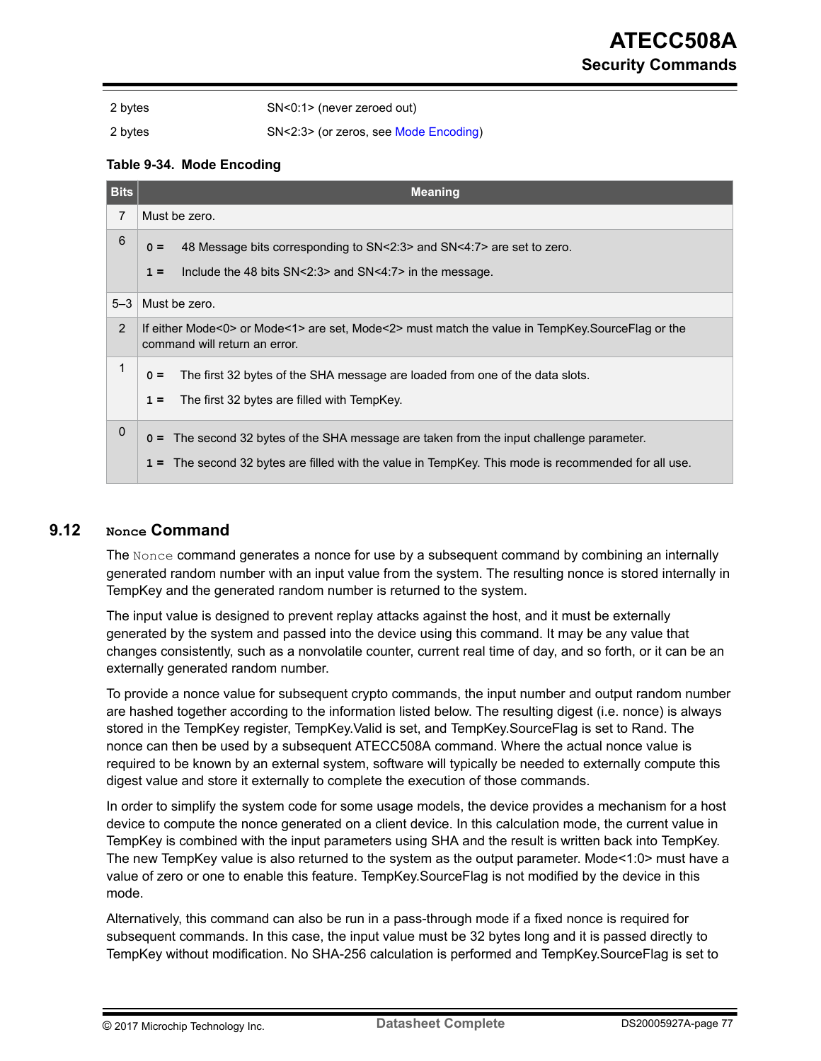| | |
|---|---|
| 2 bytes | SN<0:1> (never zeroed out) |
| 2 bytes | SN<2:3> (or zeros, see Mode Encoding) |

**Table 9-34. Mode Encoding**

| Bits | Meaning |
|---|---|
| 7 | Must be zero. |
| 6 | **0 =** 48 Message bits corresponding to SN<2:3> and SN<4:7> are set to zero.<br>**1 =** Include the 48 bits SN<2:3> and SN<4:7> in the message. |
| 5–3 | Must be zero. |
| 2 | If either Mode<0> or Mode<1> are set, Mode<2> must match the value in TempKey.SourceFlag or the command will return an error. |
| 1 | **0 =** The first 32 bytes of the SHA message are loaded from one of the data slots.<br>**1 =** The first 32 bytes are filled with TempKey. |
| 0 | **0 =** The second 32 bytes of the SHA message are taken from the input challenge parameter.<br>**1 =** The second 32 bytes are filled with the value in TempKey. This mode is recommended for all use. |

## 9.12 `Nonce` Command

The `Nonce` command generates a nonce for use by a subsequent command by combining an internally generated random number with an input value from the system. The resulting nonce is stored internally in TempKey and the generated random number is returned to the system.

The input value is designed to prevent replay attacks against the host, and it must be externally generated by the system and passed into the device using this command. It may be any value that changes consistently, such as a nonvolatile counter, current real time of day, and so forth, or it can be an externally generated random number.

To provide a nonce value for subsequent crypto commands, the input number and output random number are hashed together according to the information listed below. The resulting digest (i.e. nonce) is always stored in the TempKey register, TempKey.Valid is set, and TempKey.SourceFlag is set to Rand. The nonce can then be used by a subsequent ATECC508A command. Where the actual nonce value is required to be known by an external system, software will typically be needed to externally compute this digest value and store it externally to complete the execution of those commands.

In order to simplify the system code for some usage models, the device provides a mechanism for a host device to compute the nonce generated on a client device. In this calculation mode, the current value in TempKey is combined with the input parameters using SHA and the result is written back into TempKey. The new TempKey value is also returned to the system as the output parameter. Mode<1:0> must have a value of zero or one to enable this feature. TempKey.SourceFlag is not modified by the device in this mode.

Alternatively, this command can also be run in a pass-through mode if a fixed nonce is required for subsequent commands. In this case, the input value must be 32 bytes long and it is passed directly to TempKey without modification. No SHA-256 calculation is performed and TempKey.SourceFlag is set to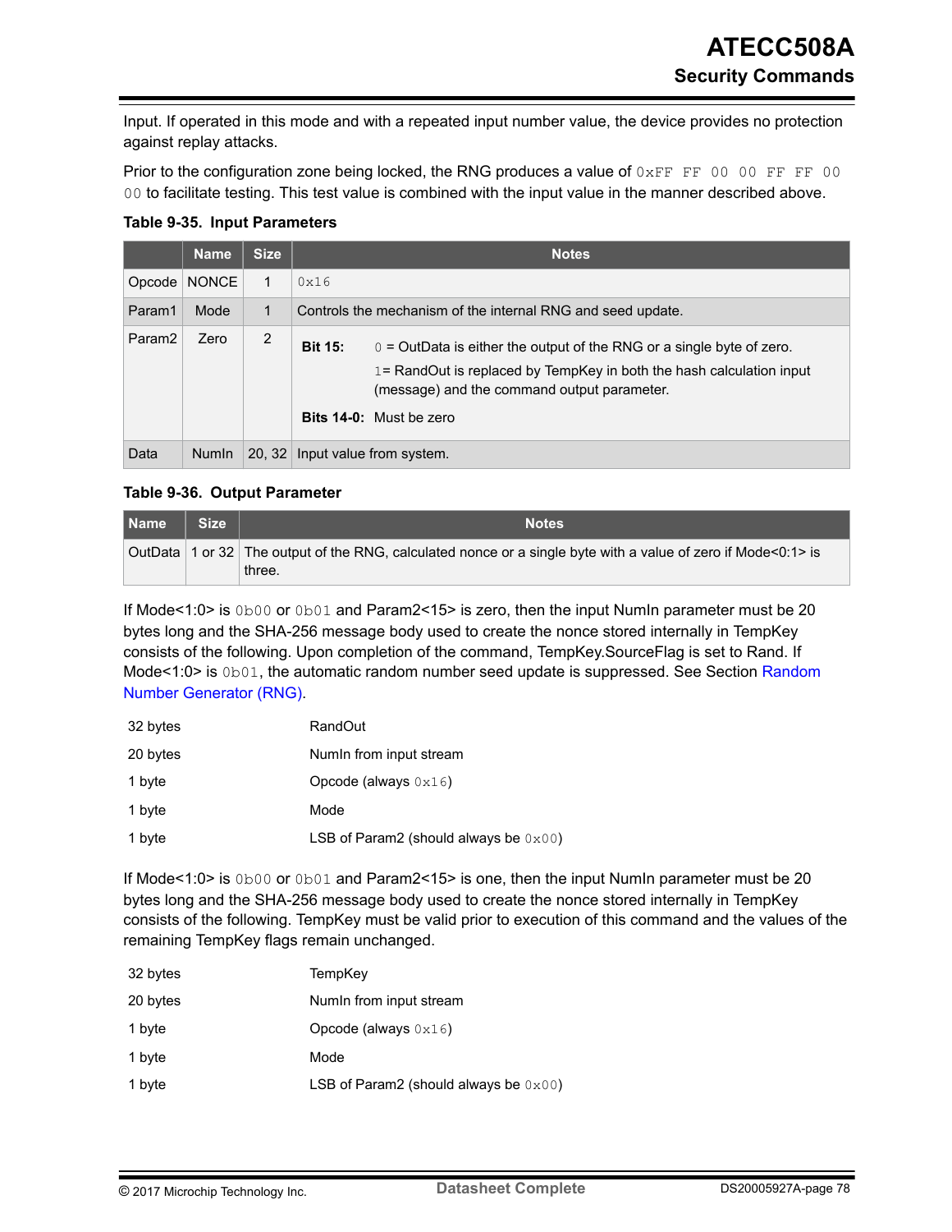Input. If operated in this mode and with a repeated input number value, the device provides no protection against replay attacks.

Prior to the configuration zone being locked, the RNG produces a value of `0xFF FF 00 00 FF FF 00 00` to facilitate testing. This test value is combined with the input value in the manner described above.

**Table 9-35. Input Parameters**

| | Name | Size | Notes |
|---|---|---|---|
| Opcode | NONCE | 1 | `0x16` |
| Param1 | Mode | 1 | Controls the mechanism of the internal RNG and seed update. |
| Param2 | Zero | 2 | **Bit 15:** `0` = OutData is either the output of the RNG or a single byte of zero. `1`= RandOut is replaced by TempKey in both the hash calculation input (message) and the command output parameter. **Bits 14-0:** Must be zero |
| Data | NumIn | 20, 32 | Input value from system. |

**Table 9-36. Output Parameter**

| Name | Size | Notes |
|---|---|---|
| OutData | 1 or 32 | The output of the RNG, calculated nonce or a single byte with a value of zero if Mode<0:1> is three. |

If Mode<1:0> is `0b00` or `0b01` and Param2<15> is zero, then the input NumIn parameter must be 20 bytes long and the SHA-256 message body used to create the nonce stored internally in TempKey consists of the following. Upon completion of the command, TempKey.SourceFlag is set to Rand. If Mode<1:0> is `0b01`, the automatic random number seed update is suppressed. See Section Random Number Generator (RNG).

| | |
|---|---|
| 32 bytes | RandOut |
| 20 bytes | NumIn from input stream |
| 1 byte | Opcode (always `0x16`) |
| 1 byte | Mode |
| 1 byte | LSB of Param2 (should always be `0x00`) |

If Mode<1:0> is `0b00` or `0b01` and Param2<15> is one, then the input NumIn parameter must be 20 bytes long and the SHA-256 message body used to create the nonce stored internally in TempKey consists of the following. TempKey must be valid prior to execution of this command and the values of the remaining TempKey flags remain unchanged.

| | |
|---|---|
| 32 bytes | TempKey |
| 20 bytes | NumIn from input stream |
| 1 byte | Opcode (always `0x16`) |
| 1 byte | Mode |
| 1 byte | LSB of Param2 (should always be `0x00`) |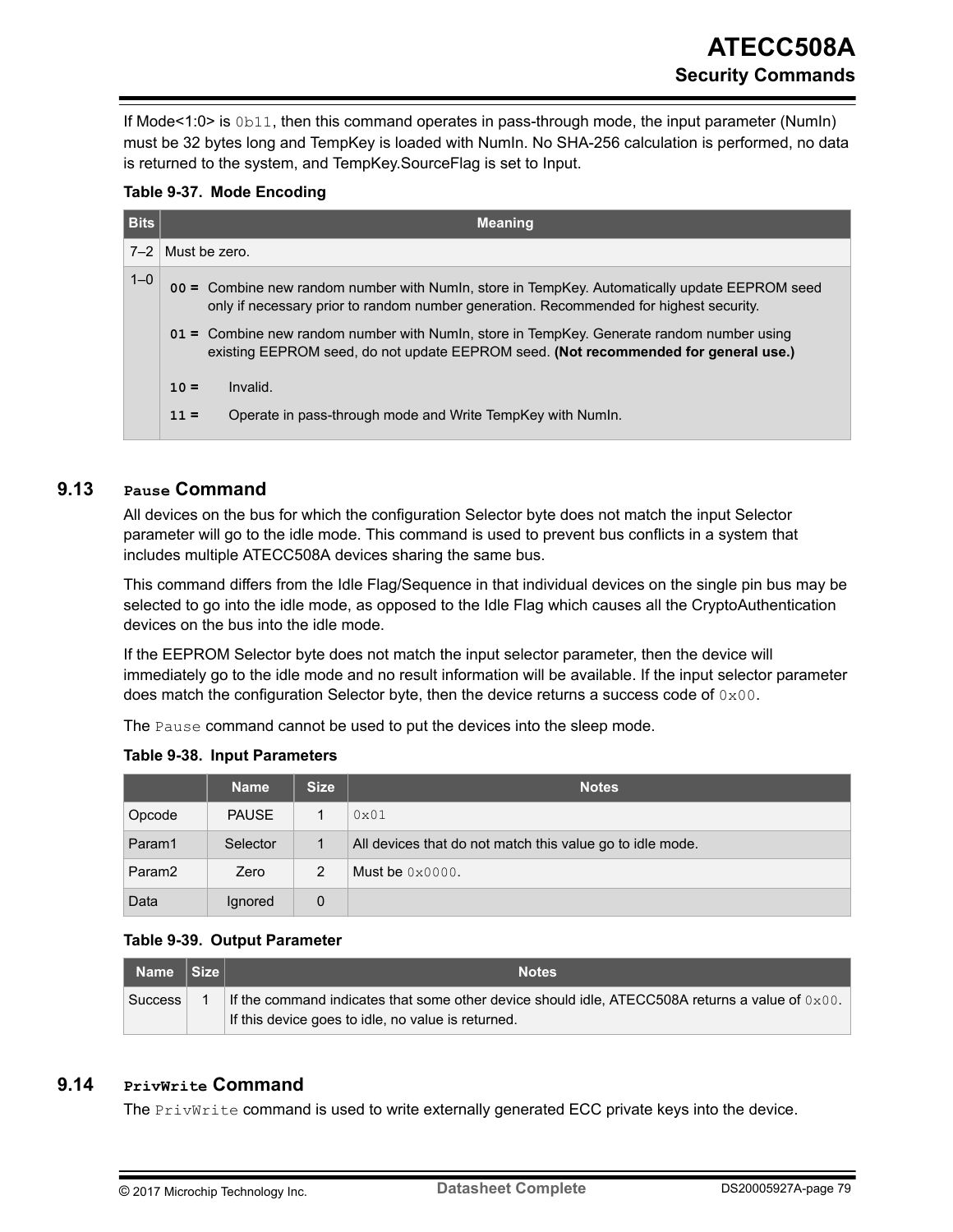If Mode<1:0> is `0b11`, then this command operates in pass-through mode, the input parameter (NumIn) must be 32 bytes long and TempKey is loaded with NumIn. No SHA-256 calculation is performed, no data is returned to the system, and TempKey.SourceFlag is set to Input.

**Table 9-37. Mode Encoding**

| Bits | Meaning |
| --- | --- |
| 7–2 | Must be zero. |
| 1–0 | **00 =** Combine new random number with NumIn, store in TempKey. Automatically update EEPROM seed only if necessary prior to random number generation. Recommended for highest security.<br>**01 =** Combine new random number with NumIn, store in TempKey. Generate random number using existing EEPROM seed, do not update EEPROM seed. **(Not recommended for general use.)**<br>**10 =** Invalid.<br>**11 =** Operate in pass-through mode and Write TempKey with NumIn. |

## 9.13 `Pause` Command

All devices on the bus for which the configuration Selector byte does not match the input Selector parameter will go to the idle mode. This command is used to prevent bus conflicts in a system that includes multiple ATECC508A devices sharing the same bus.

This command differs from the Idle Flag/Sequence in that individual devices on the single pin bus may be selected to go into the idle mode, as opposed to the Idle Flag which causes all the CryptoAuthentication devices on the bus into the idle mode.

If the EEPROM Selector byte does not match the input selector parameter, then the device will immediately go to the idle mode and no result information will be available. If the input selector parameter does match the configuration Selector byte, then the device returns a success code of `0x00`.

The `Pause` command cannot be used to put the devices into the sleep mode.

**Table 9-38. Input Parameters**

| | Name | Size | Notes |
| --- | --- | --- | --- |
| Opcode | PAUSE | 1 | `0x01` |
| Param1 | Selector | 1 | All devices that do not match this value go to idle mode. |
| Param2 | Zero | 2 | Must be `0x0000`. |
| Data | Ignored | 0 | |

**Table 9-39. Output Parameter**

| Name | Size | Notes |
| --- | --- | --- |
| Success | 1 | If the command indicates that some other device should idle, ATECC508A returns a value of `0x00`. If this device goes to idle, no value is returned. |

## 9.14 `PrivWrite` Command

The `PrivWrite` command is used to write externally generated ECC private keys into the device.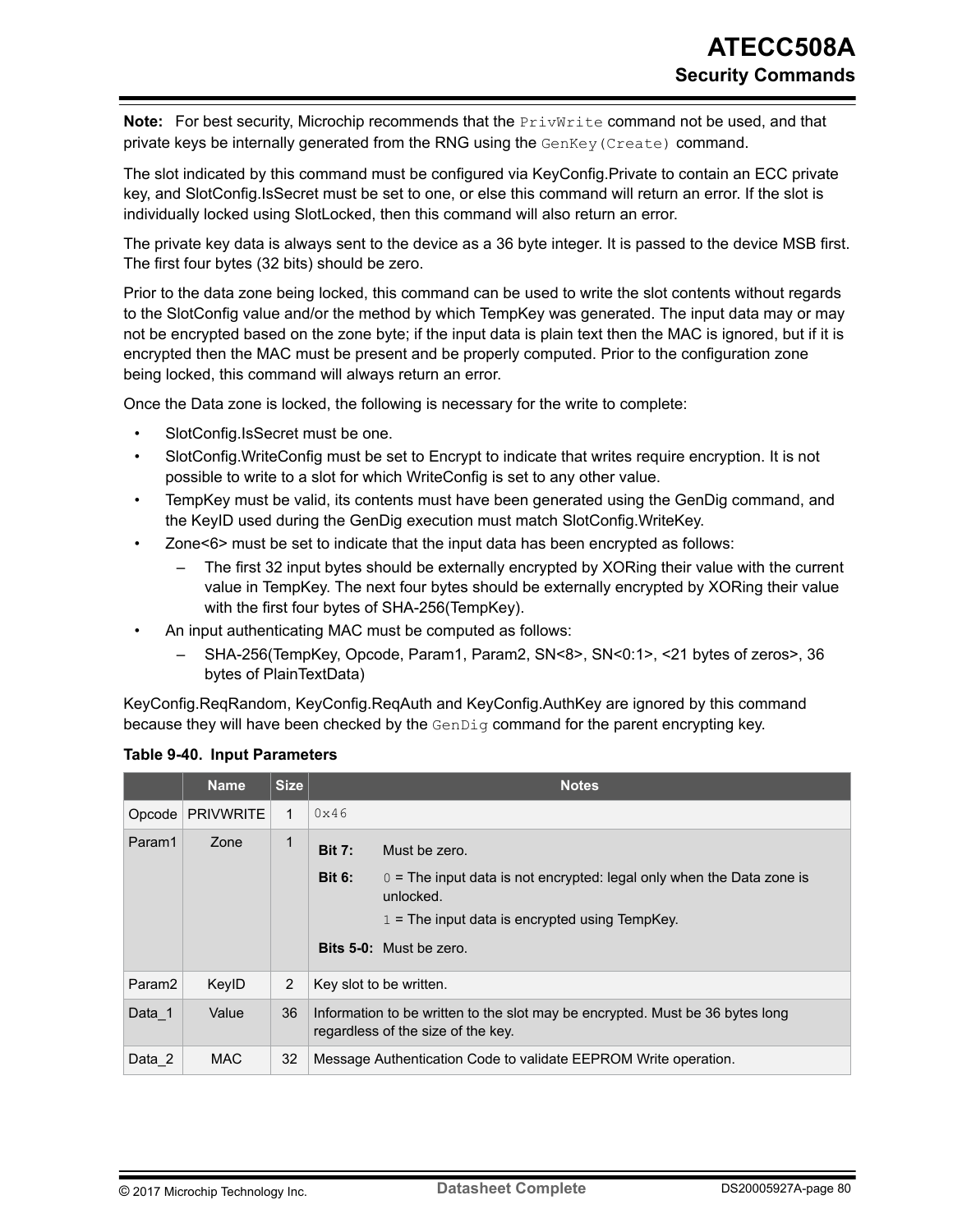**Note:** For best security, Microchip recommends that the `PrivWrite` command not be used, and that private keys be internally generated from the RNG using the `GenKey(Create)` command.

The slot indicated by this command must be configured via KeyConfig.Private to contain an ECC private key, and SlotConfig.IsSecret must be set to one, or else this command will return an error. If the slot is individually locked using SlotLocked, then this command will also return an error.

The private key data is always sent to the device as a 36 byte integer. It is passed to the device MSB first. The first four bytes (32 bits) should be zero.

Prior to the data zone being locked, this command can be used to write the slot contents without regards to the SlotConfig value and/or the method by which TempKey was generated. The input data may or may not be encrypted based on the zone byte; if the input data is plain text then the MAC is ignored, but if it is encrypted then the MAC must be present and be properly computed. Prior to the configuration zone being locked, this command will always return an error.

Once the Data zone is locked, the following is necessary for the write to complete:

- SlotConfig.IsSecret must be one.
- SlotConfig.WriteConfig must be set to Encrypt to indicate that writes require encryption. It is not possible to write to a slot for which WriteConfig is set to any other value.
- TempKey must be valid, its contents must have been generated using the GenDig command, and the KeyID used during the GenDig execution must match SlotConfig.WriteKey.
- Zone<6> must be set to indicate that the input data has been encrypted as follows:
  - The first 32 input bytes should be externally encrypted by XORing their value with the current value in TempKey. The next four bytes should be externally encrypted by XORing their value with the first four bytes of SHA-256(TempKey).
- An input authenticating MAC must be computed as follows:
  - SHA-256(TempKey, Opcode, Param1, Param2, SN<8>, SN<0:1>, <21 bytes of zeros>, 36 bytes of PlainTextData)

KeyConfig.ReqRandom, KeyConfig.ReqAuth and KeyConfig.AuthKey are ignored by this command because they will have been checked by the `GenDig` command for the parent encrypting key.

**Table 9-40. Input Parameters**

| | Name | Size | Notes |
|---|---|---|---|
| Opcode | PRIVWRITE | 1 | `0x46` |
| Param1 | Zone | 1 | **Bit 7:** Must be zero.<br>**Bit 6:** `0` = The input data is not encrypted: legal only when the Data zone is unlocked.<br>`1` = The input data is encrypted using TempKey.<br>**Bits 5-0:** Must be zero. |
| Param2 | KeyID | 2 | Key slot to be written. |
| Data_1 | Value | 36 | Information to be written to the slot may be encrypted. Must be 36 bytes long regardless of the size of the key. |
| Data_2 | MAC | 32 | Message Authentication Code to validate EEPROM Write operation. |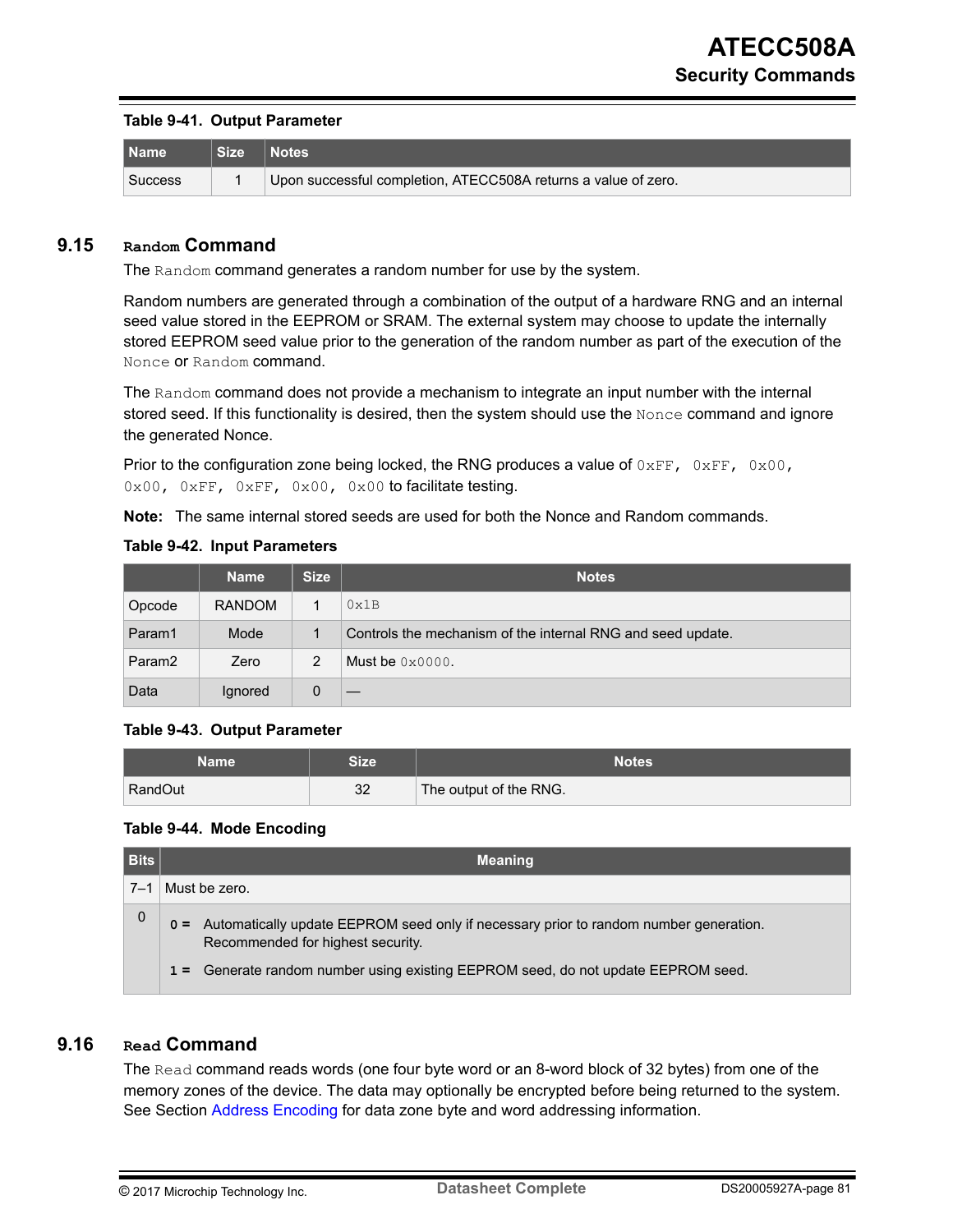**Table 9-41. Output Parameter**

| Name | Size | Notes |
|---|---|---|
| Success | 1 | Upon successful completion, ATECC508A returns a value of zero. |

## 9.15 `Random` Command

The `Random` command generates a random number for use by the system.

Random numbers are generated through a combination of the output of a hardware RNG and an internal seed value stored in the EEPROM or SRAM. The external system may choose to update the internally stored EEPROM seed value prior to the generation of the random number as part of the execution of the `Nonce` or `Random` command.

The `Random` command does not provide a mechanism to integrate an input number with the internal stored seed. If this functionality is desired, then the system should use the `Nonce` command and ignore the generated Nonce.

Prior to the configuration zone being locked, the RNG produces a value of `0xFF, 0xFF, 0x00, 0x00, 0xFF, 0xFF, 0x00, 0x00` to facilitate testing.

**Note:** The same internal stored seeds are used for both the Nonce and Random commands.

**Table 9-42. Input Parameters**

| | Name | Size | Notes |
|---|---|---|---|
| Opcode | RANDOM | 1 | `0x1B` |
| Param1 | Mode | 1 | Controls the mechanism of the internal RNG and seed update. |
| Param2 | Zero | 2 | Must be `0x0000`. |
| Data | Ignored | 0 | — |

**Table 9-43. Output Parameter**

| Name | Size | Notes |
|---|---|---|
| RandOut | 32 | The output of the RNG. |

**Table 9-44. Mode Encoding**

| Bits | Meaning |
|---|---|
| 7–1 | Must be zero. |
| 0 | **0 =** Automatically update EEPROM seed only if necessary prior to random number generation. Recommended for highest security.<br>**1 =** Generate random number using existing EEPROM seed, do not update EEPROM seed. |

## 9.16 `Read` Command

The `Read` command reads words (one four byte word or an 8-word block of 32 bytes) from one of the memory zones of the device. The data may optionally be encrypted before being returned to the system. See Section Address Encoding for data zone byte and word addressing information.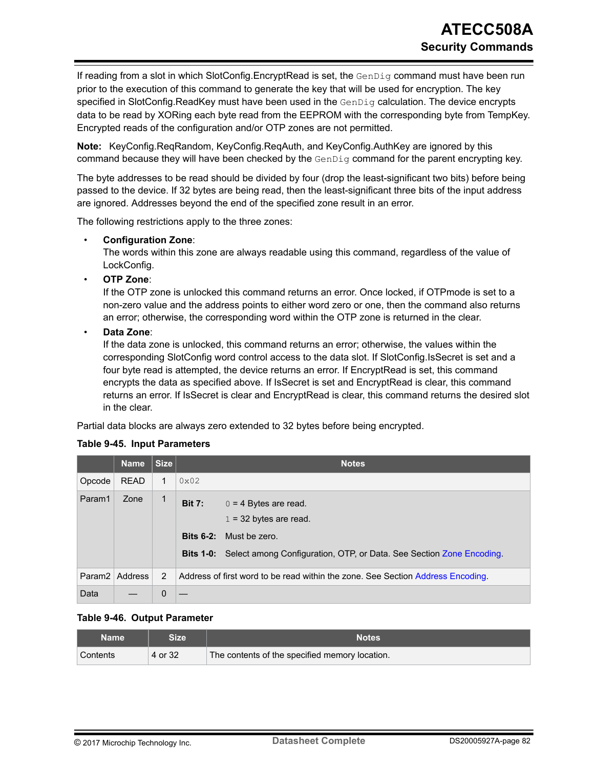If reading from a slot in which SlotConfig.EncryptRead is set, the `GenDig` command must have been run prior to the execution of this command to generate the key that will be used for encryption. The key specified in SlotConfig.ReadKey must have been used in the `GenDig` calculation. The device encrypts data to be read by XORing each byte read from the EEPROM with the corresponding byte from TempKey. Encrypted reads of the configuration and/or OTP zones are not permitted.

**Note:** KeyConfig.ReqRandom, KeyConfig.ReqAuth, and KeyConfig.AuthKey are ignored by this command because they will have been checked by the `GenDig` command for the parent encrypting key.

The byte addresses to be read should be divided by four (drop the least-significant two bits) before being passed to the device. If 32 bytes are being read, then the least-significant three bits of the input address are ignored. Addresses beyond the end of the specified zone result in an error.

The following restrictions apply to the three zones:

- **Configuration Zone**:
  The words within this zone are always readable using this command, regardless of the value of LockConfig.
- **OTP Zone**:
  If the OTP zone is unlocked this command returns an error. Once locked, if OTPmode is set to a non-zero value and the address points to either word zero or one, then the command also returns an error; otherwise, the corresponding word within the OTP zone is returned in the clear.
- **Data Zone**:
  If the data zone is unlocked, this command returns an error; otherwise, the values within the corresponding SlotConfig word control access to the data slot. If SlotConfig.IsSecret is set and a four byte read is attempted, the device returns an error. If EncryptRead is set, this command encrypts the data as specified above. If IsSecret is set and EncryptRead is clear, this command returns an error. If IsSecret is clear and EncryptRead is clear, this command returns the desired slot in the clear.

Partial data blocks are always zero extended to 32 bytes before being encrypted.

**Table 9-45. Input Parameters**

| | Name | Size | Notes |
|---|---|---|---|
| Opcode | READ | 1 | `0x02` |
| Param1 | Zone | 1 | **Bit 7:** `0` = 4 Bytes are read. `1` = 32 bytes are read.<br>**Bits 6-2:** Must be zero.<br>**Bits 1-0:** Select among Configuration, OTP, or Data. See Section Zone Encoding. |
| Param2 | Address | 2 | Address of first word to be read within the zone. See Section Address Encoding. |
| Data | — | 0 | — |

**Table 9-46. Output Parameter**

| Name | Size | Notes |
|---|---|---|
| Contents | 4 or 32 | The contents of the specified memory location. |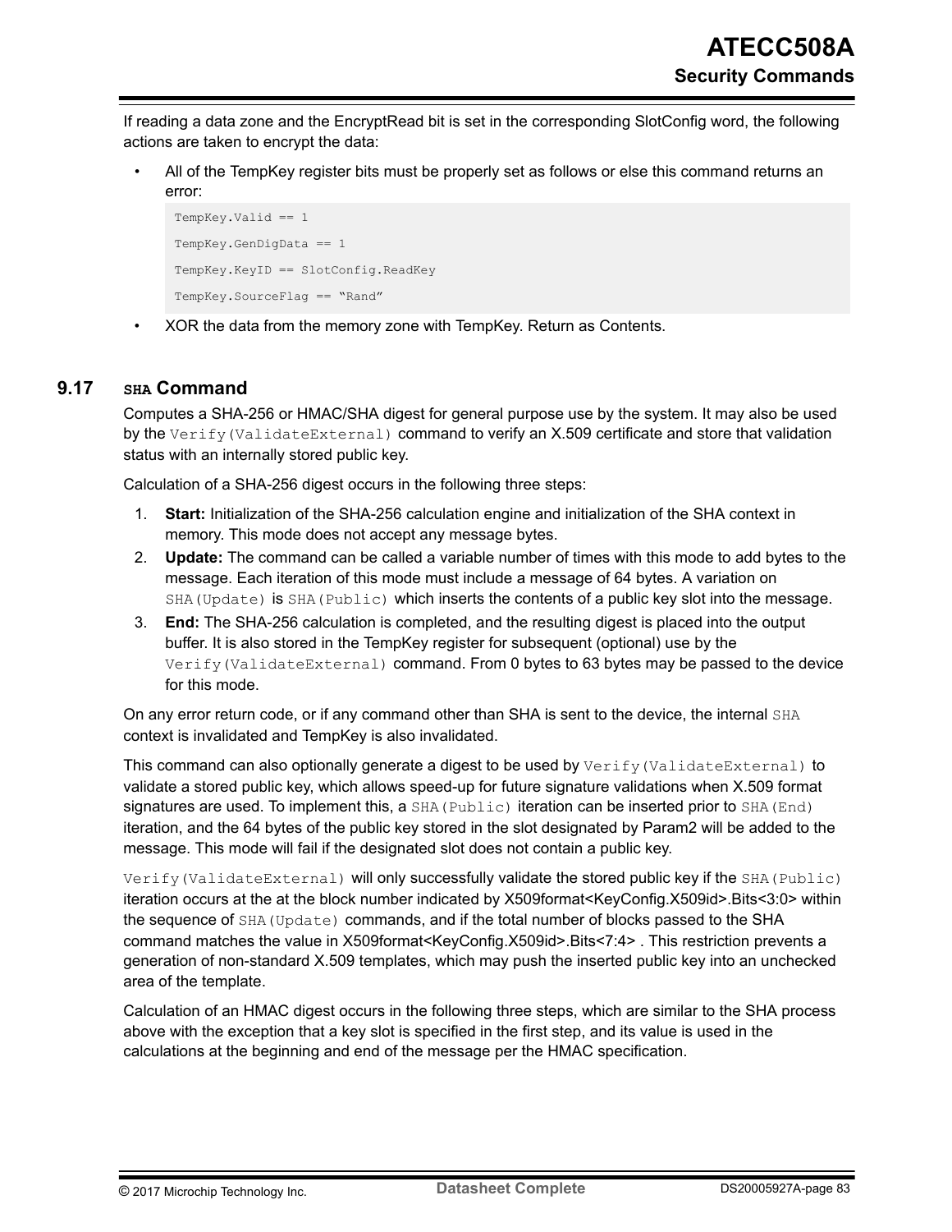If reading a data zone and the EncryptRead bit is set in the corresponding SlotConfig word, the following actions are taken to encrypt the data:

- All of the TempKey register bits must be properly set as follows or else this command returns an error:

```
TempKey.Valid == 1
TempKey.GenDigData == 1
TempKey.KeyID == SlotConfig.ReadKey
TempKey.SourceFlag == "Rand"
```

- XOR the data from the memory zone with TempKey. Return as Contents.

## 9.17 SHA Command

Computes a SHA-256 or HMAC/SHA digest for general purpose use by the system. It may also be used by the `Verify(ValidateExternal)` command to verify an X.509 certificate and store that validation status with an internally stored public key.

Calculation of a SHA-256 digest occurs in the following three steps:

1. **Start:** Initialization of the SHA-256 calculation engine and initialization of the SHA context in memory. This mode does not accept any message bytes.
2. **Update:** The command can be called a variable number of times with this mode to add bytes to the message. Each iteration of this mode must include a message of 64 bytes. A variation on `SHA(Update)` is `SHA(Public)` which inserts the contents of a public key slot into the message.
3. **End:** The SHA-256 calculation is completed, and the resulting digest is placed into the output buffer. It is also stored in the TempKey register for subsequent (optional) use by the `Verify(ValidateExternal)` command. From 0 bytes to 63 bytes may be passed to the device for this mode.

On any error return code, or if any command other than SHA is sent to the device, the internal `SHA` context is invalidated and TempKey is also invalidated.

This command can also optionally generate a digest to be used by `Verify(ValidateExternal)` to validate a stored public key, which allows speed-up for future signature validations when X.509 format signatures are used. To implement this, a `SHA(Public)` iteration can be inserted prior to `SHA(End)` iteration, and the 64 bytes of the public key stored in the slot designated by Param2 will be added to the message. This mode will fail if the designated slot does not contain a public key.

`Verify(ValidateExternal)` will only successfully validate the stored public key if the `SHA(Public)` iteration occurs at the at the block number indicated by X509format<KeyConfig.X509id>.Bits<3:0> within the sequence of `SHA(Update)` commands, and if the total number of blocks passed to the SHA command matches the value in X509format<KeyConfig.X509id>.Bits<7:4> . This restriction prevents a generation of non-standard X.509 templates, which may push the inserted public key into an unchecked area of the template.

Calculation of an HMAC digest occurs in the following three steps, which are similar to the SHA process above with the exception that a key slot is specified in the first step, and its value is used in the calculations at the beginning and end of the message per the HMAC specification.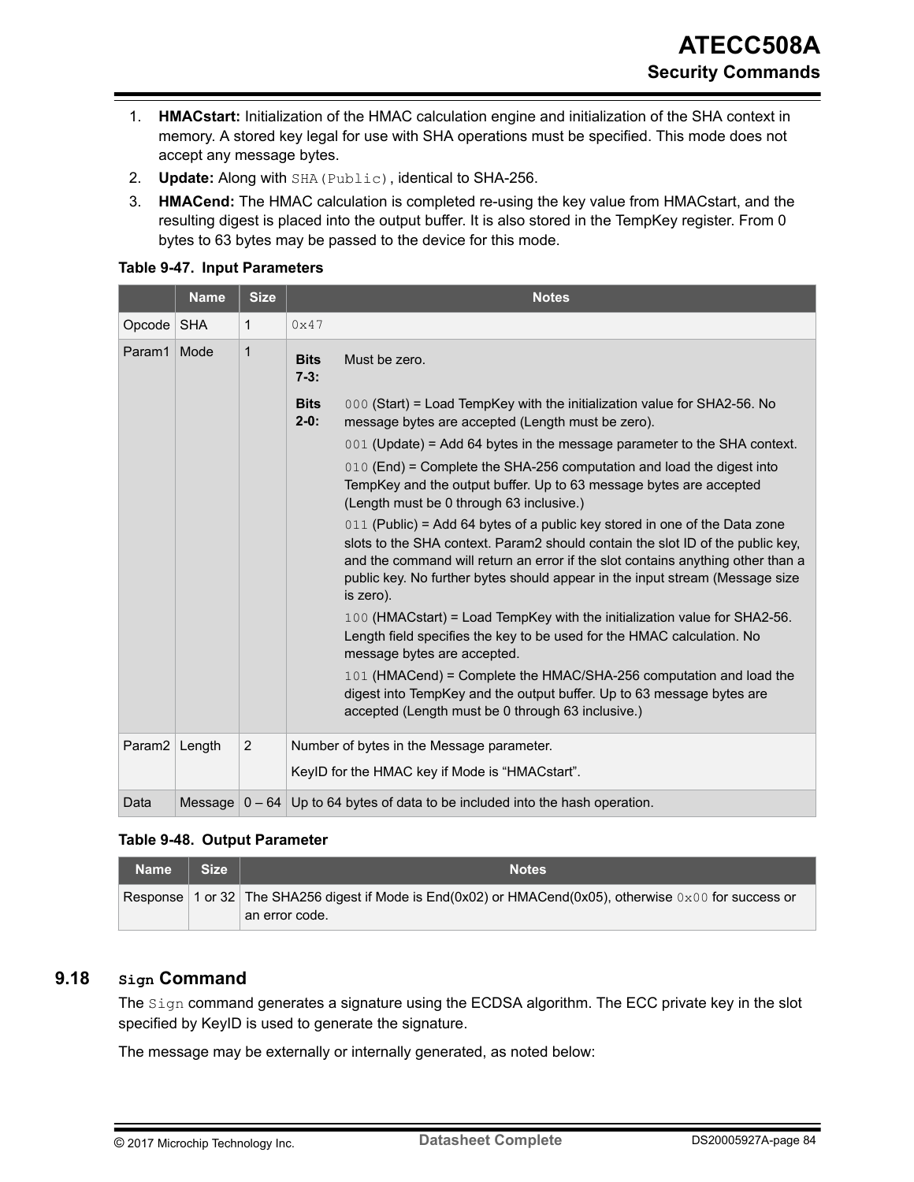1. **HMACstart:** Initialization of the HMAC calculation engine and initialization of the SHA context in memory. A stored key legal for use with SHA operations must be specified. This mode does not accept any message bytes.
2. **Update:** Along with `SHA(Public)`, identical to SHA-256.
3. **HMACend:** The HMAC calculation is completed re-using the key value from HMACstart, and the resulting digest is placed into the output buffer. It is also stored in the TempKey register. From 0 bytes to 63 bytes may be passed to the device for this mode.

**Table 9-47. Input Parameters**

| | Name | Size | Notes |
|---|---|---|---|
| Opcode | SHA | 1 | `0x47` |
| Param1 | Mode | 1 | **Bits 7-3:** Must be zero.<br>**Bits 2-0:** `000` (Start) = Load TempKey with the initialization value for SHA2-56. No message bytes are accepted (Length must be zero).<br>`001` (Update) = Add 64 bytes in the message parameter to the SHA context.<br>`010` (End) = Complete the SHA-256 computation and load the digest into TempKey and the output buffer. Up to 63 message bytes are accepted (Length must be 0 through 63 inclusive.)<br>`011` (Public) = Add 64 bytes of a public key stored in one of the Data zone slots to the SHA context. Param2 should contain the slot ID of the public key, and the command will return an error if the slot contains anything other than a public key. No further bytes should appear in the input stream (Message size is zero).<br>`100` (HMACstart) = Load TempKey with the initialization value for SHA2-56. Length field specifies the key to be used for the HMAC calculation. No message bytes are accepted.<br>`101` (HMACend) = Complete the HMAC/SHA-256 computation and load the digest into TempKey and the output buffer. Up to 63 message bytes are accepted (Length must be 0 through 63 inclusive.) |
| Param2 | Length | 2 | Number of bytes in the Message parameter.<br>KeyID for the HMAC key if Mode is "HMACstart". |
| Data | Message | 0 – 64 | Up to 64 bytes of data to be included into the hash operation. |

**Table 9-48. Output Parameter**

| Name | Size | Notes |
|---|---|---|
| Response | 1 or 32 | The SHA256 digest if Mode is End(0x02) or HMACend(0x05), otherwise `0x00` for success or an error code. |

## 9.18 `Sign` Command

The `Sign` command generates a signature using the ECDSA algorithm. The ECC private key in the slot specified by KeyID is used to generate the signature.

The message may be externally or internally generated, as noted below: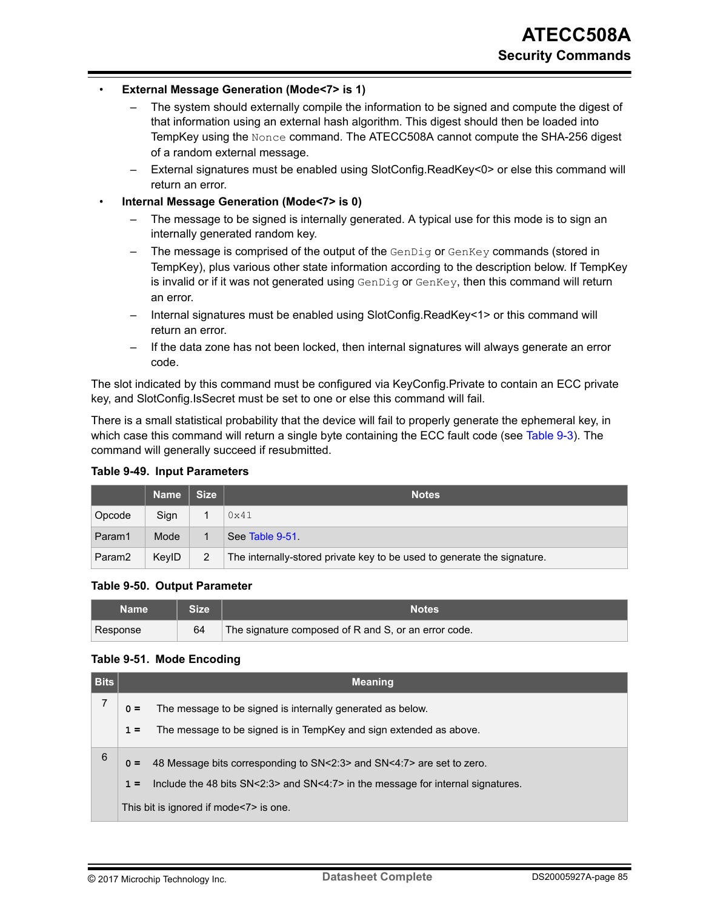- **External Message Generation (Mode<7> is 1)**
  - The system should externally compile the information to be signed and compute the digest of that information using an external hash algorithm. This digest should then be loaded into TempKey using the `Nonce` command. The ATECC508A cannot compute the SHA-256 digest of a random external message.
  - External signatures must be enabled using SlotConfig.ReadKey<0> or else this command will return an error.
- **Internal Message Generation (Mode<7> is 0)**
  - The message to be signed is internally generated. A typical use for this mode is to sign an internally generated random key.
  - The message is comprised of the output of the `GenDig` or `GenKey` commands (stored in TempKey), plus various other state information according to the description below. If TempKey is invalid or if it was not generated using `GenDig` or `GenKey`, then this command will return an error.
  - Internal signatures must be enabled using SlotConfig.ReadKey<1> or this command will return an error.
  - If the data zone has not been locked, then internal signatures will always generate an error code.

The slot indicated by this command must be configured via KeyConfig.Private to contain an ECC private key, and SlotConfig.IsSecret must be set to one or else this command will fail.

There is a small statistical probability that the device will fail to properly generate the ephemeral key, in which case this command will return a single byte containing the ECC fault code (see Table 9-3). The command will generally succeed if resubmitted.

**Table 9-49. Input Parameters**

| | Name | Size | Notes |
|---|---|---|---|
| Opcode | Sign | 1 | `0x41` |
| Param1 | Mode | 1 | See Table 9-51. |
| Param2 | KeyID | 2 | The internally-stored private key to be used to generate the signature. |

**Table 9-50. Output Parameter**

| Name | Size | Notes |
|---|---|---|
| Response | 64 | The signature composed of R and S, or an error code. |

**Table 9-51. Mode Encoding**

| Bits | Meaning |
|---|---|
| 7 | **0 =** The message to be signed is internally generated as below.<br>**1 =** The message to be signed is in TempKey and sign extended as above. |
| 6 | **0 =** 48 Message bits corresponding to SN<2:3> and SN<4:7> are set to zero.<br>**1 =** Include the 48 bits SN<2:3> and SN<4:7> in the message for internal signatures.<br>This bit is ignored if mode<7> is one. |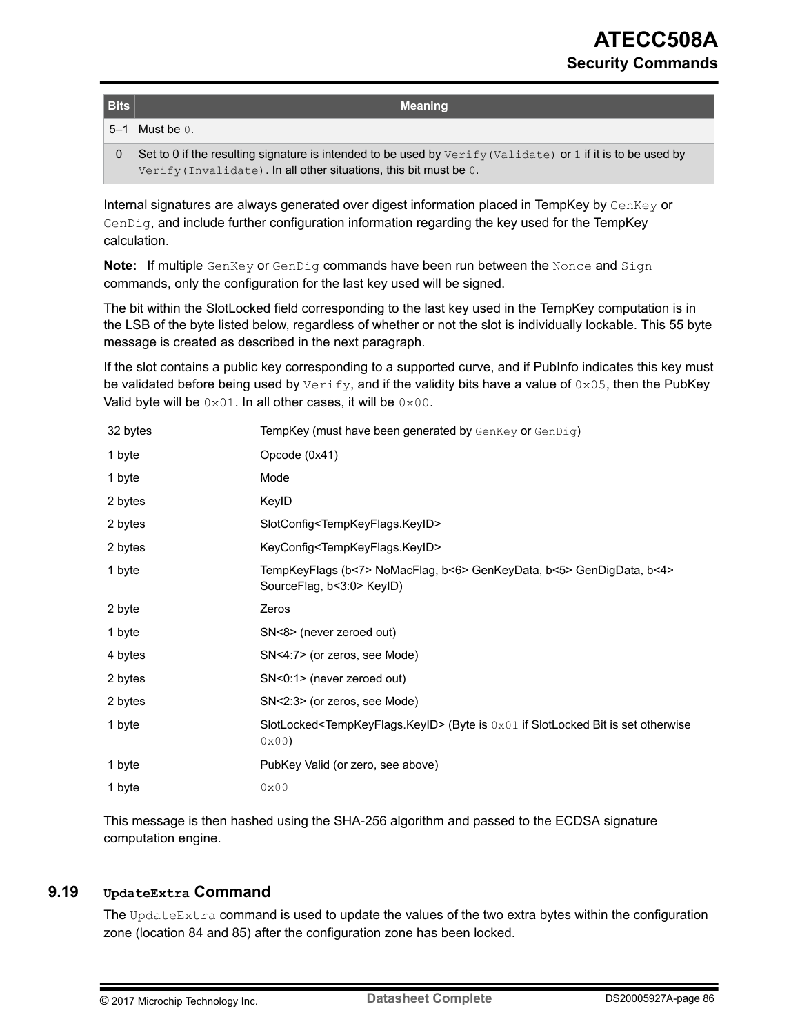| Bits | Meaning |
|---|---|
| 5–1 | Must be 0. |
| 0 | Set to 0 if the resulting signature is intended to be used by `Verify(Validate)` or 1 if it is to be used by `Verify(Invalidate)`. In all other situations, this bit must be 0. |

Internal signatures are always generated over digest information placed in TempKey by `GenKey` or `GenDig`, and include further configuration information regarding the key used for the TempKey calculation.

**Note:** If multiple `GenKey` or `GenDig` commands have been run between the `Nonce` and `Sign` commands, only the configuration for the last key used will be signed.

The bit within the SlotLocked field corresponding to the last key used in the TempKey computation is in the LSB of the byte listed below, regardless of whether or not the slot is individually lockable. This 55 byte message is created as described in the next paragraph.

If the slot contains a public key corresponding to a supported curve, and if PubInfo indicates this key must be validated before being used by `Verify`, and if the validity bits have a value of `0x05`, then the PubKey Valid byte will be `0x01`. In all other cases, it will be `0x00`.

| | |
|---|---|
| 32 bytes | TempKey (must have been generated by `GenKey` or `GenDig`) |
| 1 byte | Opcode (0x41) |
| 1 byte | Mode |
| 2 bytes | KeyID |
| 2 bytes | SlotConfig<TempKeyFlags.KeyID> |
| 2 bytes | KeyConfig<TempKeyFlags.KeyID> |
| 1 byte | TempKeyFlags (b<7> NoMacFlag, b<6> GenKeyData, b<5> GenDigData, b<4> SourceFlag, b<3:0> KeyID) |
| 2 byte | Zeros |
| 1 byte | SN<8> (never zeroed out) |
| 4 bytes | SN<4:7> (or zeros, see Mode) |
| 2 bytes | SN<0:1> (never zeroed out) |
| 2 bytes | SN<2:3> (or zeros, see Mode) |
| 1 byte | SlotLocked<TempKeyFlags.KeyID> (Byte is `0x01` if SlotLocked Bit is set otherwise `0x00`) |
| 1 byte | PubKey Valid (or zero, see above) |
| 1 byte | `0x00` |

This message is then hashed using the SHA-256 algorithm and passed to the ECDSA signature computation engine.

## 9.19 `UpdateExtra` Command

The `UpdateExtra` command is used to update the values of the two extra bytes within the configuration zone (location 84 and 85) after the configuration zone has been locked.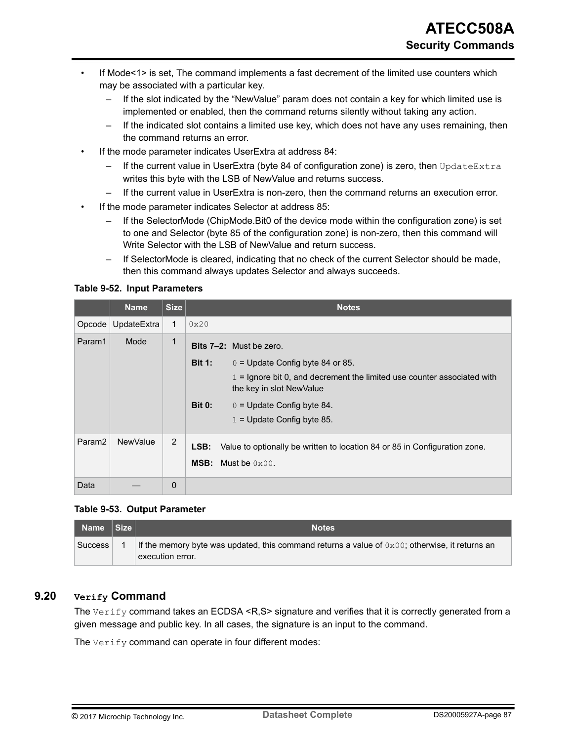- If Mode<1> is set, The command implements a fast decrement of the limited use counters which may be associated with a particular key.
  - If the slot indicated by the “NewValue” param does not contain a key for which limited use is implemented or enabled, then the command returns silently without taking any action.
  - If the indicated slot contains a limited use key, which does not have any uses remaining, then the command returns an error.
- If the mode parameter indicates UserExtra at address 84:
  - If the current value in UserExtra (byte 84 of configuration zone) is zero, then `UpdateExtra` writes this byte with the LSB of NewValue and returns success.
  - If the current value in UserExtra is non-zero, then the command returns an execution error.
- If the mode parameter indicates Selector at address 85:
  - If the SelectorMode (ChipMode.Bit0 of the device mode within the configuration zone) is set to one and Selector (byte 85 of the configuration zone) is non-zero, then this command will Write Selector with the LSB of NewValue and return success.
  - If SelectorMode is cleared, indicating that no check of the current Selector should be made, then this command always updates Selector and always succeeds.

**Table 9-52. Input Parameters**

| | Name | Size | Notes |
|---|---|---|---|
| Opcode | UpdateExtra | 1 | `0x20` |
| Param1 | Mode | 1 | **Bits 7–2:** Must be zero.<br>**Bit 1:** `0` = Update Config byte 84 or 85.<br>`1` = Ignore bit 0, and decrement the limited use counter associated with the key in slot NewValue<br>**Bit 0:** `0` = Update Config byte 84.<br>`1` = Update Config byte 85. |
| Param2 | NewValue | 2 | **LSB:** Value to optionally be written to location 84 or 85 in Configuration zone.<br>**MSB:** Must be `0x00`. |
| Data | — | 0 | |

**Table 9-53. Output Parameter**

| Name | Size | Notes |
|---|---|---|
| Success | 1 | If the memory byte was updated, this command returns a value of `0x00`; otherwise, it returns an execution error. |

## 9.20 `Verify` Command

The `Verify` command takes an ECDSA <R,S> signature and verifies that it is correctly generated from a given message and public key. In all cases, the signature is an input to the command.

The `Verify` command can operate in four different modes: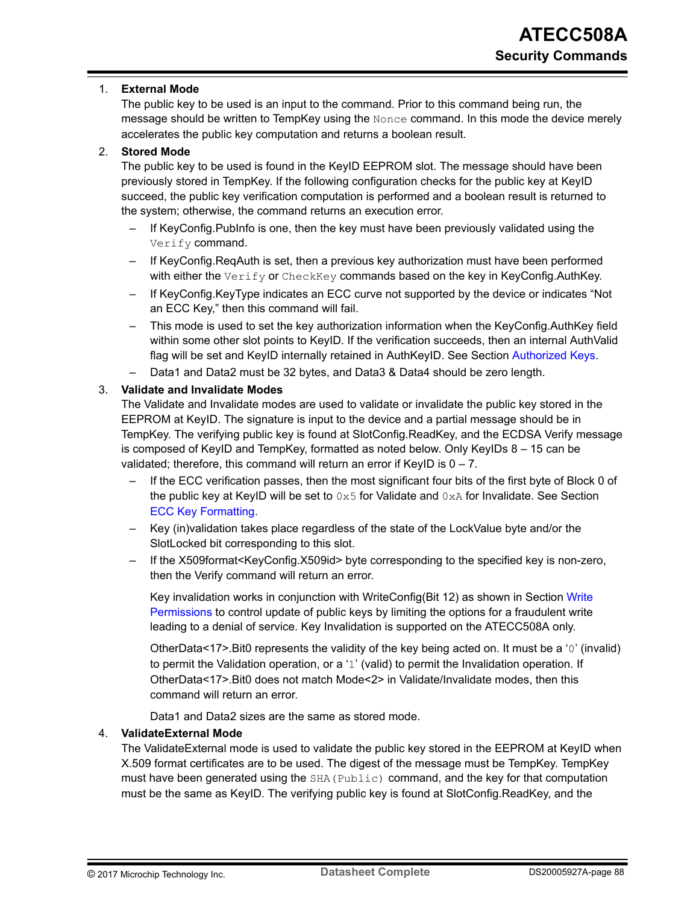1. **External Mode**

   The public key to be used is an input to the command. Prior to this command being run, the message should be written to TempKey using the `Nonce` command. In this mode the device merely accelerates the public key computation and returns a boolean result.

2. **Stored Mode**

   The public key to be used is found in the KeyID EEPROM slot. The message should have been previously stored in TempKey. If the following configuration checks for the public key at KeyID succeed, the public key verification computation is performed and a boolean result is returned to the system; otherwise, the command returns an execution error.

   – If KeyConfig.PubInfo is one, then the key must have been previously validated using the `Verify` command.

   – If KeyConfig.ReqAuth is set, then a previous key authorization must have been performed with either the `Verify` or `CheckKey` commands based on the key in KeyConfig.AuthKey.

   – If KeyConfig.KeyType indicates an ECC curve not supported by the device or indicates "Not an ECC Key," then this command will fail.

   – This mode is used to set the key authorization information when the KeyConfig.AuthKey field within some other slot points to KeyID. If the verification succeeds, then an internal AuthValid flag will be set and KeyID internally retained in AuthKeyID. See Section Authorized Keys.

   – Data1 and Data2 must be 32 bytes, and Data3 & Data4 should be zero length.

3. **Validate and Invalidate Modes**

   The Validate and Invalidate modes are used to validate or invalidate the public key stored in the EEPROM at KeyID. The signature is input to the device and a partial message should be in TempKey. The verifying public key is found at SlotConfig.ReadKey, and the ECDSA Verify message is composed of KeyID and TempKey, formatted as noted below. Only KeyIDs 8 – 15 can be validated; therefore, this command will return an error if KeyID is 0 – 7.

   – If the ECC verification passes, then the most significant four bits of the first byte of Block 0 of the public key at KeyID will be set to `0x5` for Validate and `0xA` for Invalidate. See Section ECC Key Formatting.

   – Key (in)validation takes place regardless of the state of the LockValue byte and/or the SlotLocked bit corresponding to this slot.

   – If the X509format<KeyConfig.X509id> byte corresponding to the specified key is non-zero, then the Verify command will return an error.

   Key invalidation works in conjunction with WriteConfig(Bit 12) as shown in Section Write Permissions to control update of public keys by limiting the options for a fraudulent write leading to a denial of service. Key Invalidation is supported on the ATECC508A only.

   OtherData<17>.Bit0 represents the validity of the key being acted on. It must be a '`0`' (invalid) to permit the Validation operation, or a '`1`' (valid) to permit the Invalidation operation. If OtherData<17>.Bit0 does not match Mode<2> in Validate/Invalidate modes, then this command will return an error.

   Data1 and Data2 sizes are the same as stored mode.

4. **ValidateExternal Mode**

   The ValidateExternal mode is used to validate the public key stored in the EEPROM at KeyID when X.509 format certificates are to be used. The digest of the message must be TempKey. TempKey must have been generated using the `SHA(Public)` command, and the key for that computation must be the same as KeyID. The verifying public key is found at SlotConfig.ReadKey, and the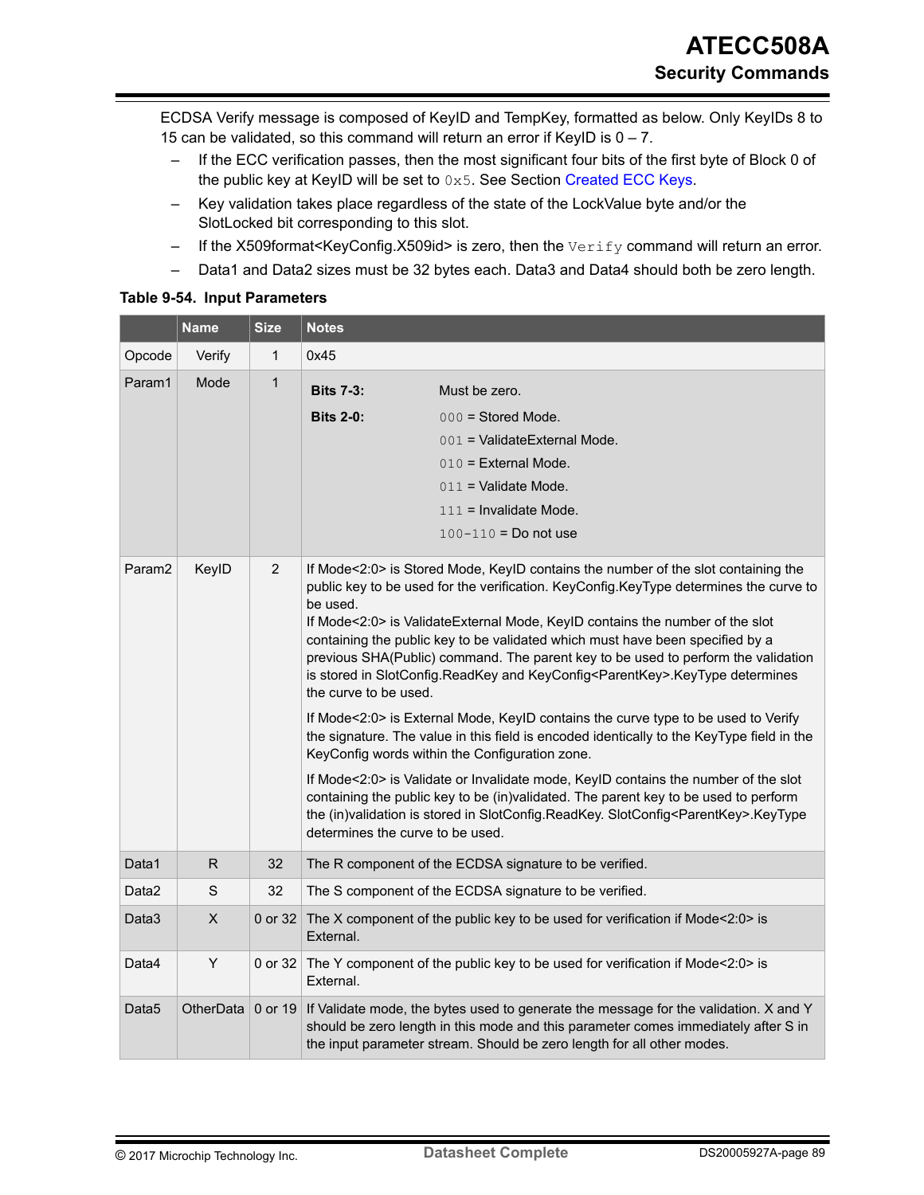ECDSA Verify message is composed of KeyID and TempKey, formatted as below. Only KeyIDs 8 to 15 can be validated, so this command will return an error if KeyID is 0 – 7.

- If the ECC verification passes, then the most significant four bits of the first byte of Block 0 of the public key at KeyID will be set to `0x5`. See Section Created ECC Keys.
- Key validation takes place regardless of the state of the LockValue byte and/or the SlotLocked bit corresponding to this slot.
- If the X509format<KeyConfig.X509id> is zero, then the `Verify` command will return an error.
- Data1 and Data2 sizes must be 32 bytes each. Data3 and Data4 should both be zero length.

**Table 9-54. Input Parameters**

| | Name | Size | Notes |
|---|---|---|---|
| Opcode | Verify | 1 | 0x45 |
| Param1 | Mode | 1 | **Bits 7-3:** Must be zero.<br>**Bits 2-0:** `000` = Stored Mode.<br>`001` = ValidateExternal Mode.<br>`010` = External Mode.<br>`011` = Validate Mode.<br>`111` = Invalidate Mode.<br>`100-110` = Do not use |
| Param2 | KeyID | 2 | If Mode<2:0> is Stored Mode, KeyID contains the number of the slot containing the public key to be used for the verification. KeyConfig.KeyType determines the curve to be used.<br>If Mode<2:0> is ValidateExternal Mode, KeyID contains the number of the slot containing the public key to be validated which must have been specified by a previous SHA(Public) command. The parent key to be used to perform the validation is stored in SlotConfig.ReadKey and KeyConfig<ParentKey>.KeyType determines the curve to be used.<br>If Mode<2:0> is External Mode, KeyID contains the curve type to be used to Verify the signature. The value in this field is encoded identically to the KeyType field in the KeyConfig words within the Configuration zone.<br>If Mode<2:0> is Validate or Invalidate mode, KeyID contains the number of the slot containing the public key to be (in)validated. The parent key to be used to perform the (in)validation is stored in SlotConfig.ReadKey. SlotConfig<ParentKey>.KeyType determines the curve to be used. |
| Data1 | R | 32 | The R component of the ECDSA signature to be verified. |
| Data2 | S | 32 | The S component of the ECDSA signature to be verified. |
| Data3 | X | 0 or 32 | The X component of the public key to be used for verification if Mode<2:0> is External. |
| Data4 | Y | 0 or 32 | The Y component of the public key to be used for verification if Mode<2:0> is External. |
| Data5 | OtherData | 0 or 19 | If Validate mode, the bytes used to generate the message for the validation. X and Y should be zero length in this mode and this parameter comes immediately after S in the input parameter stream. Should be zero length for all other modes. |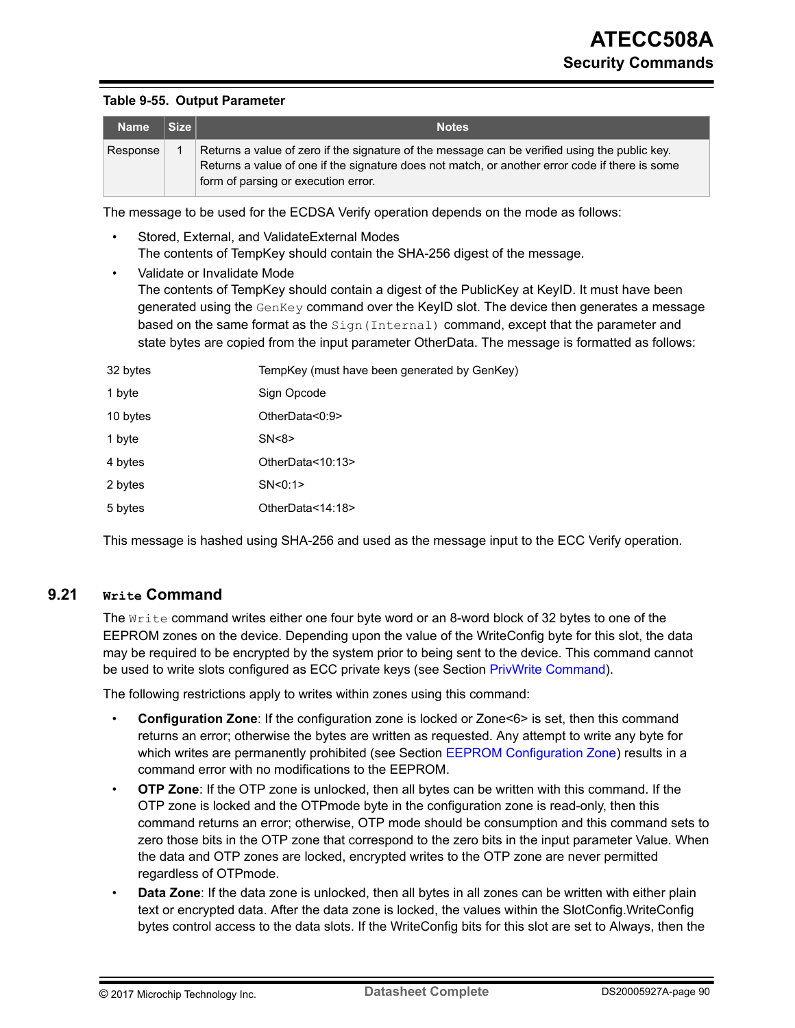**Table 9-55. Output Parameter**

| Name | Size | Notes |
|---|---|---|
| Response | 1 | Returns a value of zero if the signature of the message can be verified using the public key. Returns a value of one if the signature does not match, or another error code if there is some form of parsing or execution error. |

The message to be used for the ECDSA Verify operation depends on the mode as follows:

- Stored, External, and ValidateExternal Modes
  The contents of TempKey should contain the SHA-256 digest of the message.
- Validate or Invalidate Mode
  The contents of TempKey should contain a digest of the PublicKey at KeyID. It must have been generated using the `GenKey` command over the KeyID slot. The device then generates a message based on the same format as the `Sign(Internal)` command, except that the parameter and state bytes are copied from the input parameter OtherData. The message is formatted as follows:

| | |
|---|---|
| 32 bytes | TempKey (must have been generated by GenKey) |
| 1 byte | Sign Opcode |
| 10 bytes | OtherData<0:9> |
| 1 byte | SN<8> |
| 4 bytes | OtherData<10:13> |
| 2 bytes | SN<0:1> |
| 5 bytes | OtherData<14:18> |

This message is hashed using SHA-256 and used as the message input to the ECC Verify operation.

## 9.21 `Write` Command

The `Write` command writes either one four byte word or an 8-word block of 32 bytes to one of the EEPROM zones on the device. Depending upon the value of the WriteConfig byte for this slot, the data may be required to be encrypted by the system prior to being sent to the device. This command cannot be used to write slots configured as ECC private keys (see Section PrivWrite Command).

The following restrictions apply to writes within zones using this command:

- **Configuration Zone**: If the configuration zone is locked or Zone<6> is set, then this command returns an error; otherwise the bytes are written as requested. Any attempt to write any byte for which writes are permanently prohibited (see Section EEPROM Configuration Zone) results in a command error with no modifications to the EEPROM.
- **OTP Zone**: If the OTP zone is unlocked, then all bytes can be written with this command. If the OTP zone is locked and the OTPmode byte in the configuration zone is read-only, then this command returns an error; otherwise, OTP mode should be consumption and this command sets to zero those bits in the OTP zone that correspond to the zero bits in the input parameter Value. When the data and OTP zones are locked, encrypted writes to the OTP zone are never permitted regardless of OTPmode.
- **Data Zone**: If the data zone is unlocked, then all bytes in all zones can be written with either plain text or encrypted data. After the data zone is locked, the values within the SlotConfig.WriteConfig bytes control access to the data slots. If the WriteConfig bits for this slot are set to Always, then the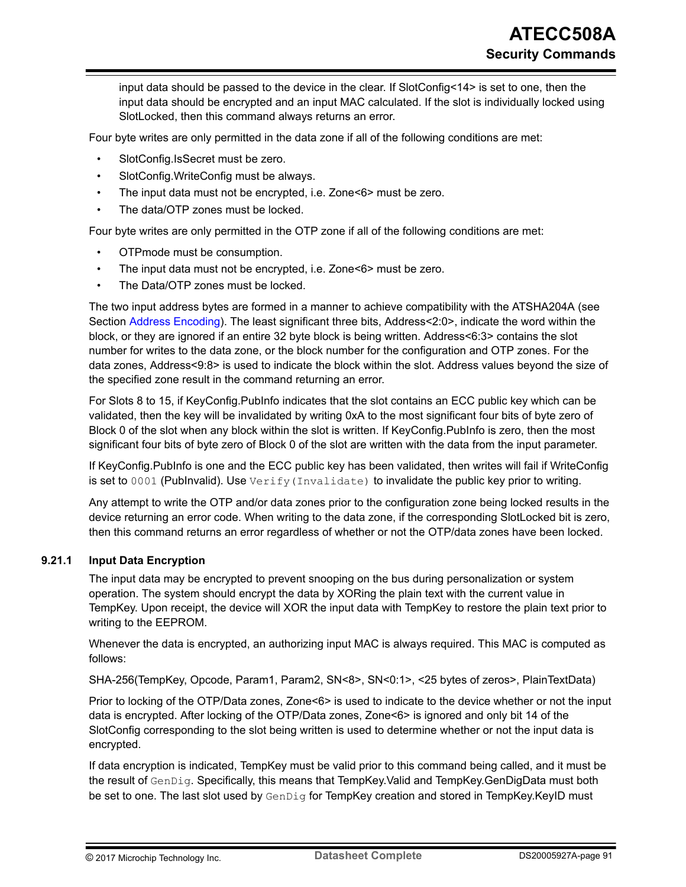input data should be passed to the device in the clear. If SlotConfig<14> is set to one, then the input data should be encrypted and an input MAC calculated. If the slot is individually locked using SlotLocked, then this command always returns an error.

Four byte writes are only permitted in the data zone if all of the following conditions are met:

- SlotConfig.IsSecret must be zero.
- SlotConfig.WriteConfig must be always.
- The input data must not be encrypted, i.e. Zone<6> must be zero.
- The data/OTP zones must be locked.

Four byte writes are only permitted in the OTP zone if all of the following conditions are met:

- OTPmode must be consumption.
- The input data must not be encrypted, i.e. Zone<6> must be zero.
- The Data/OTP zones must be locked.

The two input address bytes are formed in a manner to achieve compatibility with the ATSHA204A (see Section Address Encoding). The least significant three bits, Address<2:0>, indicate the word within the block, or they are ignored if an entire 32 byte block is being written. Address<6:3> contains the slot number for writes to the data zone, or the block number for the configuration and OTP zones. For the data zones, Address<9:8> is used to indicate the block within the slot. Address values beyond the size of the specified zone result in the command returning an error.

For Slots 8 to 15, if KeyConfig.PubInfo indicates that the slot contains an ECC public key which can be validated, then the key will be invalidated by writing 0xA to the most significant four bits of byte zero of Block 0 of the slot when any block within the slot is written. If KeyConfig.PubInfo is zero, then the most significant four bits of byte zero of Block 0 of the slot are written with the data from the input parameter.

If KeyConfig.PubInfo is one and the ECC public key has been validated, then writes will fail if WriteConfig is set to `0001` (PubInvalid). Use `Verify(Invalidate)` to invalidate the public key prior to writing.

Any attempt to write the OTP and/or data zones prior to the configuration zone being locked results in the device returning an error code. When writing to the data zone, if the corresponding SlotLocked bit is zero, then this command returns an error regardless of whether or not the OTP/data zones have been locked.

### 9.21.1 Input Data Encryption

The input data may be encrypted to prevent snooping on the bus during personalization or system operation. The system should encrypt the data by XORing the plain text with the current value in TempKey. Upon receipt, the device will XOR the input data with TempKey to restore the plain text prior to writing to the EEPROM.

Whenever the data is encrypted, an authorizing input MAC is always required. This MAC is computed as follows:

SHA-256(TempKey, Opcode, Param1, Param2, SN<8>, SN<0:1>, <25 bytes of zeros>, PlainTextData)

Prior to locking of the OTP/Data zones, Zone<6> is used to indicate to the device whether or not the input data is encrypted. After locking of the OTP/Data zones, Zone<6> is ignored and only bit 14 of the SlotConfig corresponding to the slot being written is used to determine whether or not the input data is encrypted.

If data encryption is indicated, TempKey must be valid prior to this command being called, and it must be the result of `GenDig`. Specifically, this means that TempKey.Valid and TempKey.GenDigData must both be set to one. The last slot used by `GenDig` for TempKey creation and stored in TempKey.KeyID must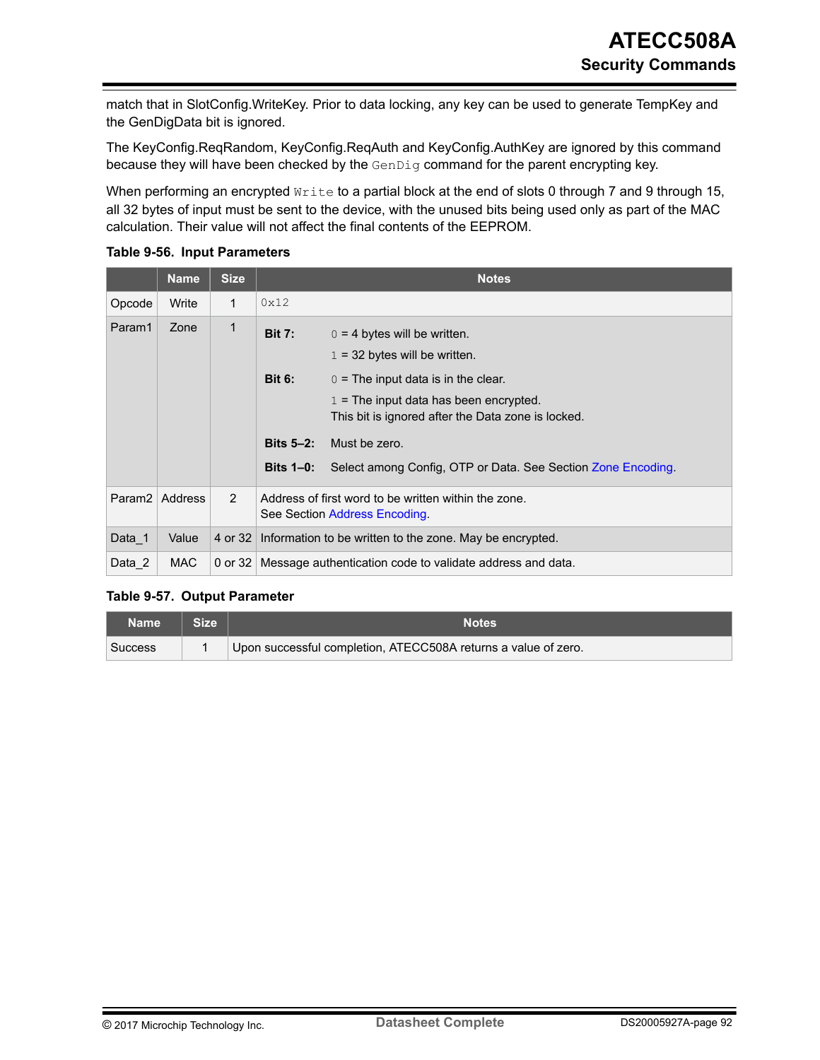match that in SlotConfig.WriteKey. Prior to data locking, any key can be used to generate TempKey and the GenDigData bit is ignored.

The KeyConfig.ReqRandom, KeyConfig.ReqAuth and KeyConfig.AuthKey are ignored by this command because they will have been checked by the `GenDig` command for the parent encrypting key.

When performing an encrypted `Write` to a partial block at the end of slots 0 through 7 and 9 through 15, all 32 bytes of input must be sent to the device, with the unused bits being used only as part of the MAC calculation. Their value will not affect the final contents of the EEPROM.

**Table 9-56. Input Parameters**

| | Name | Size | Notes |
|---|---|---|---|
| Opcode | Write | 1 | `0x12` |
| Param1 | Zone | 1 | **Bit 7:** `0` = 4 bytes will be written. `1` = 32 bytes will be written.<br>**Bit 6:** `0` = The input data is in the clear. `1` = The input data has been encrypted. This bit is ignored after the Data zone is locked.<br>**Bits 5–2:** Must be zero.<br>**Bits 1–0:** Select among Config, OTP or Data. See Section Zone Encoding. |
| Param2 | Address | 2 | Address of first word to be written within the zone. See Section Address Encoding. |
| Data_1 | Value | 4 or 32 | Information to be written to the zone. May be encrypted. |
| Data_2 | MAC | 0 or 32 | Message authentication code to validate address and data. |

**Table 9-57. Output Parameter**

| Name | Size | Notes |
|---|---|---|
| Success | 1 | Upon successful completion, ATECC508A returns a value of zero. |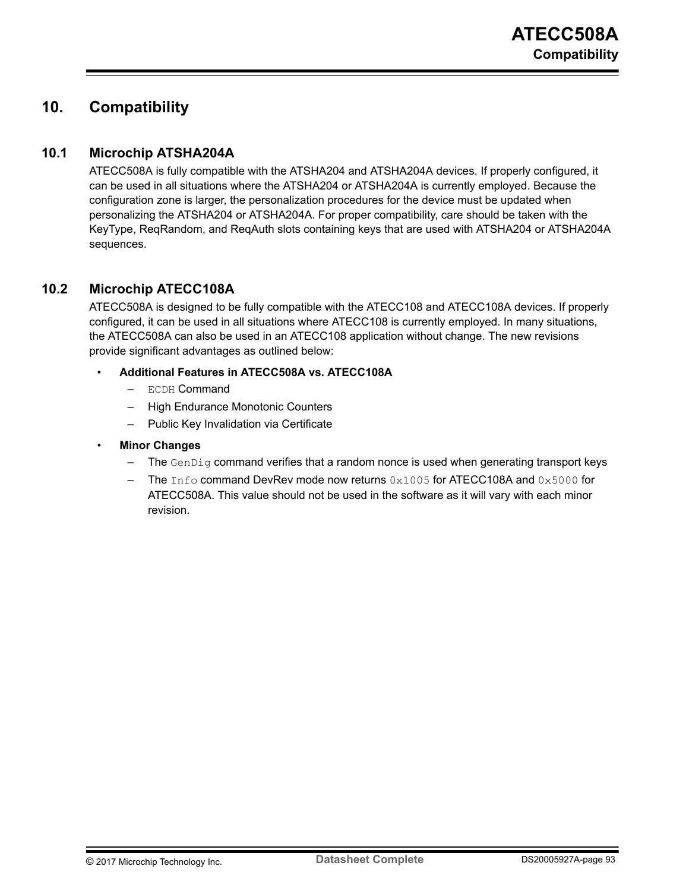# 10. Compatibility

## 10.1 Microchip ATSHA204A

ATECC508A is fully compatible with the ATSHA204 and ATSHA204A devices. If properly configured, it can be used in all situations where the ATSHA204 or ATSHA204A is currently employed. Because the configuration zone is larger, the personalization procedures for the device must be updated when personalizing the ATSHA204 or ATSHA204A. For proper compatibility, care should be taken with the KeyType, ReqRandom, and ReqAuth slots containing keys that are used with ATSHA204 or ATSHA204A sequences.

## 10.2 Microchip ATECC108A

ATECC508A is designed to be fully compatible with the ATECC108 and ATECC108A devices. If properly configured, it can be used in all situations where ATECC108 is currently employed. In many situations, the ATECC508A can also be used in an ATECC108 application without change. The new revisions provide significant advantages as outlined below:

- **Additional Features in ATECC508A vs. ATECC108A**
  - `ECDH` Command
  - High Endurance Monotonic Counters
  - Public Key Invalidation via Certificate
- **Minor Changes**
  - The `GenDig` command verifies that a random nonce is used when generating transport keys
  - The `Info` command DevRev mode now returns `0x1005` for ATECC108A and `0x5000` for ATECC508A. This value should not be used in the software as it will vary with each minor revision.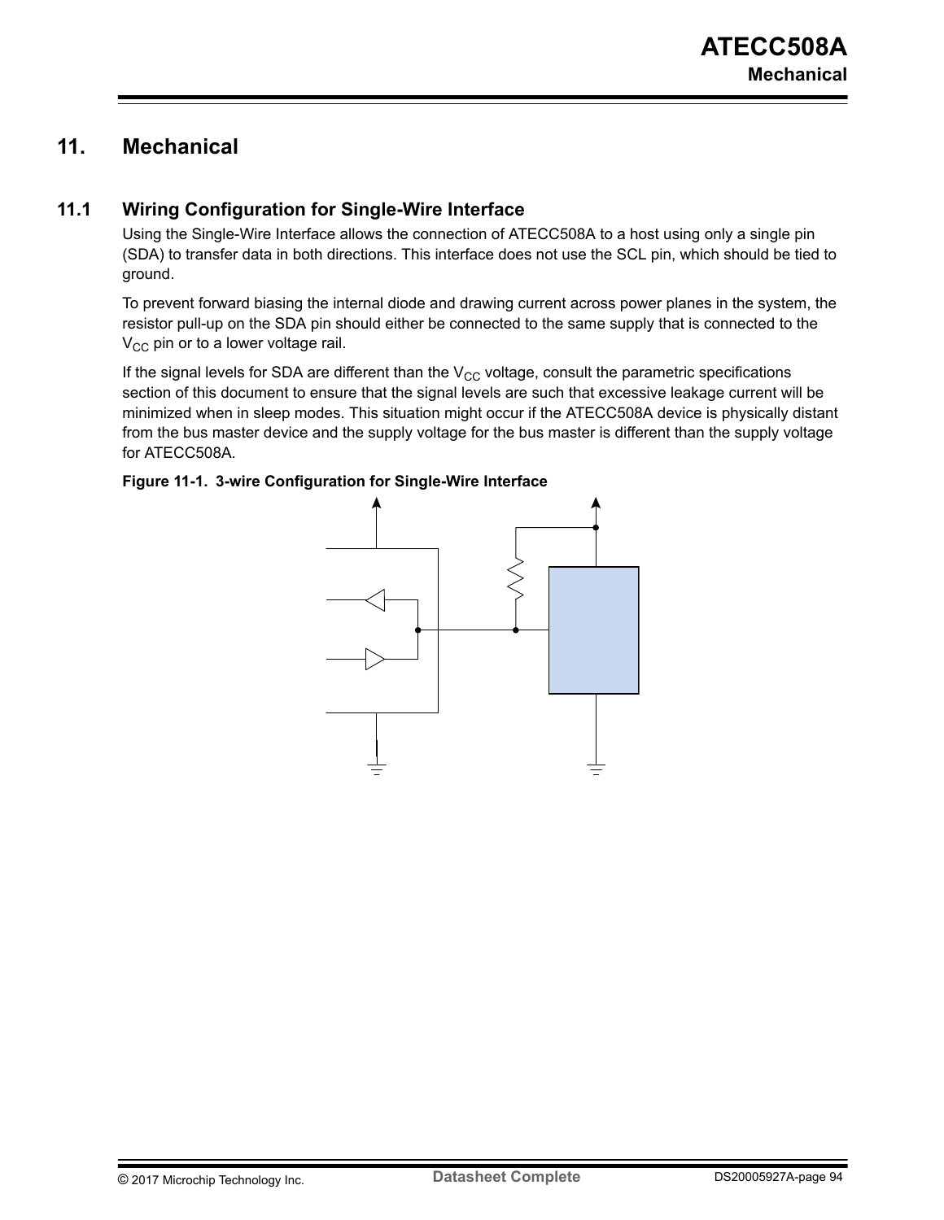## 11. Mechanical

### 11.1 Wiring Configuration for Single-Wire Interface

Using the Single-Wire Interface allows the connection of ATECC508A to a host using only a single pin (SDA) to transfer data in both directions. This interface does not use the SCL pin, which should be tied to ground.

To prevent forward biasing the internal diode and drawing current across power planes in the system, the resistor pull-up on the SDA pin should either be connected to the same supply that is connected to the $V_{CC}$ pin or to a lower voltage rail.

If the signal levels for SDA are different than the $V_{CC}$ voltage, consult the parametric specifications section of this document to ensure that the signal levels are such that excessive leakage current will be minimized when in sleep modes. This situation might occur if the ATECC508A device is physically distant from the bus master device and the supply voltage for the bus master is different than the supply voltage for ATECC508A.

**Figure 11-1. 3-wire Configuration for Single-Wire Interface**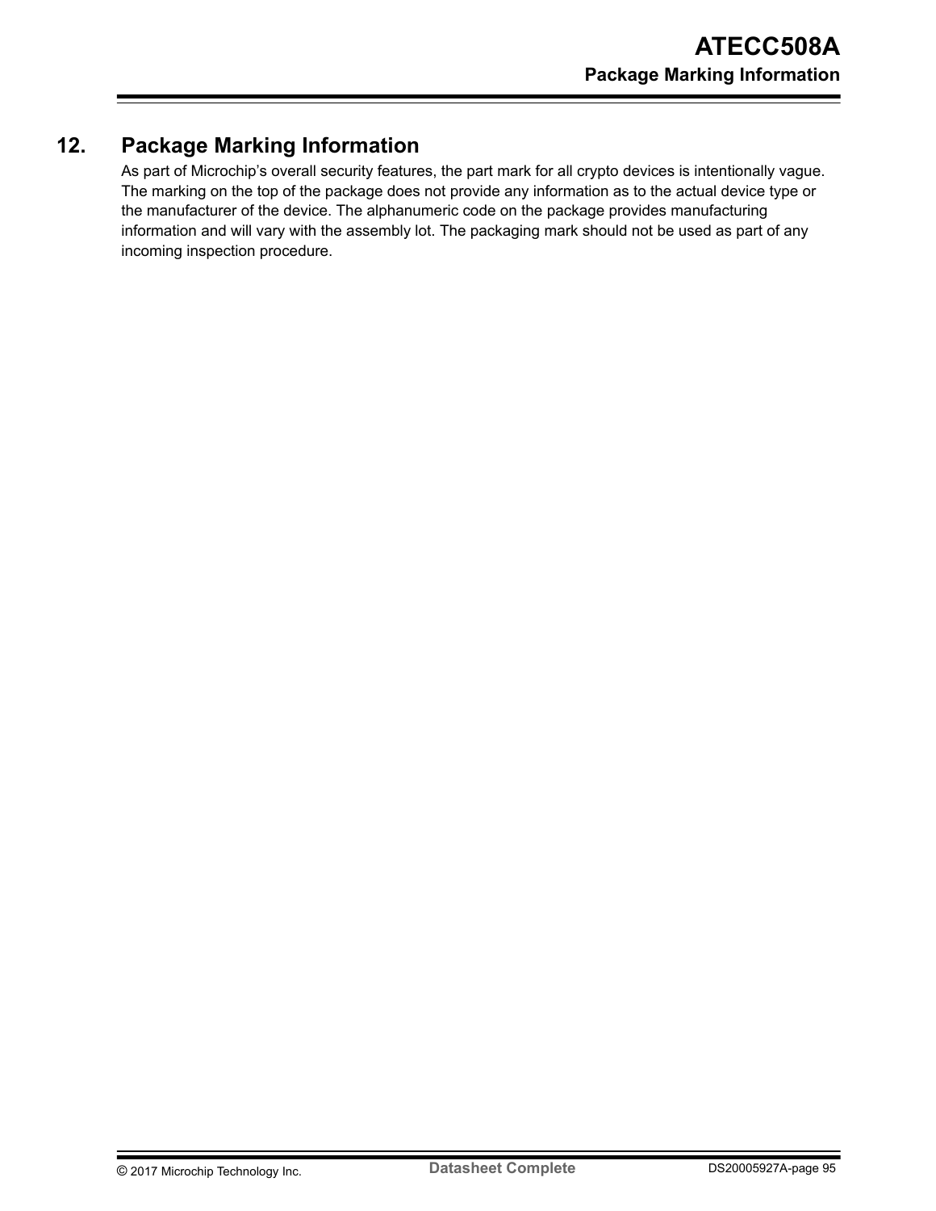# 12. Package Marking Information

As part of Microchip's overall security features, the part mark for all crypto devices is intentionally vague. The marking on the top of the package does not provide any information as to the actual device type or the manufacturer of the device. The alphanumeric code on the package provides manufacturing information and will vary with the assembly lot. The packaging mark should not be used as part of any incoming inspection procedure.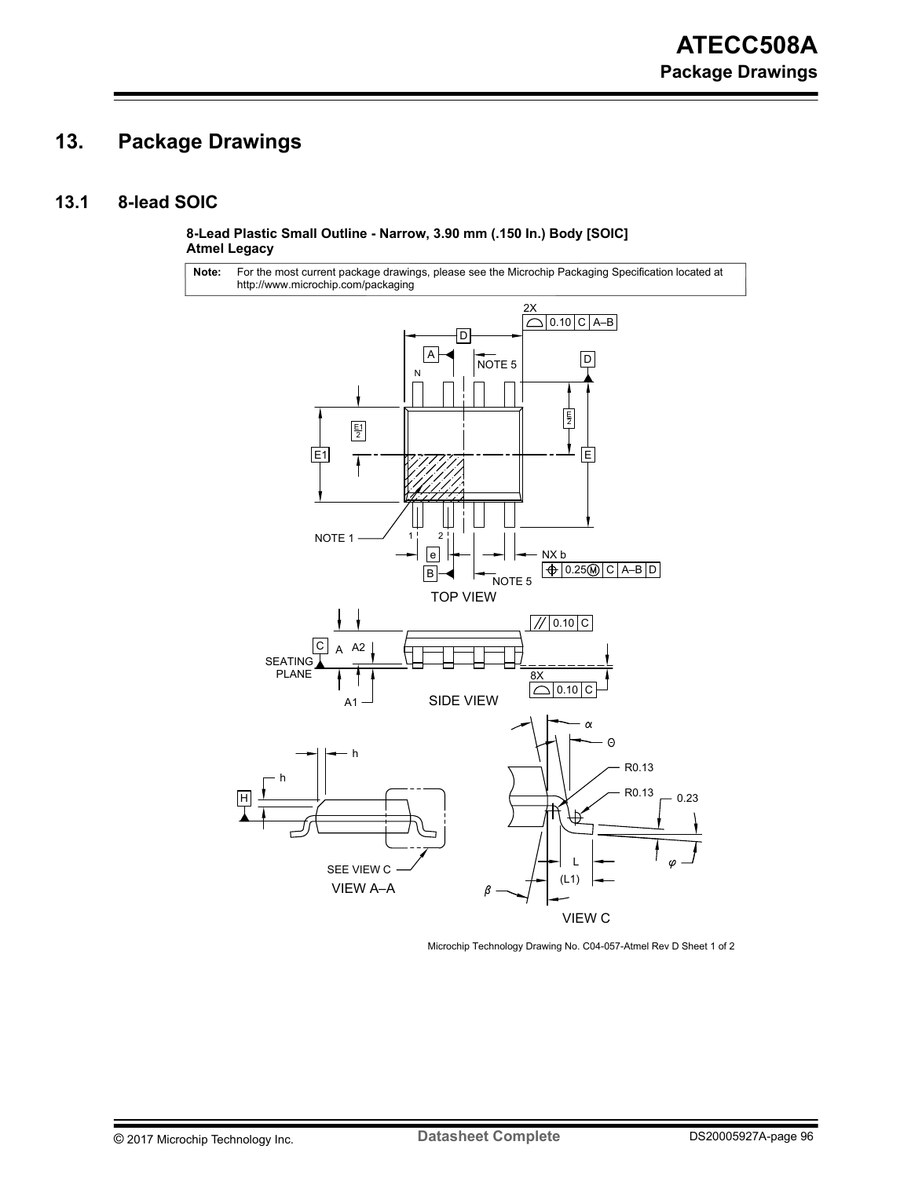# 13. Package Drawings

## 13.1 8-lead SOIC

**8-Lead Plastic Small Outline - Narrow, 3.90 mm (.150 In.) Body [SOIC]**
**Atmel Legacy**

| **Note:** | For the most current package drawings, please see the Microchip Packaging Specification located at http://www.microchip.com/packaging |
|---|---|

2X ⌓ 0.10 C A–B

D

A

NOTE 5

N

D

E1

$\frac{E1}{2}$

$\frac{E}{2}$

E

NOTE 1

1 2

e

NX b

⌖ 0.25 Ⓜ C A–B D

B

NOTE 5

TOP VIEW

// 0.10 C

C

SEATING PLANE

A A2

A1

8X ⌓ 0.10 C

SIDE VIEW

h

h

H

SEE VIEW C

VIEW A–A

α

Θ

R0.13

R0.13

0.23

L

(L1)

φ

β

VIEW C

Microchip Technology Drawing No. C04-057-Atmel Rev D Sheet 1 of 2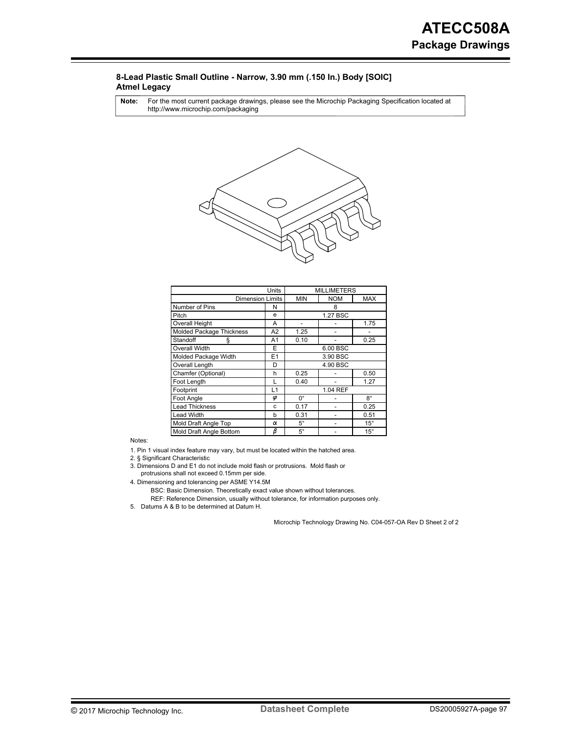### 8-Lead Plastic Small Outline - Narrow, 3.90 mm (.150 In.) Body [SOIC]
**Atmel Legacy**

| **Note:** | For the most current package drawings, please see the Microchip Packaging Specification located at http://www.microchip.com/packaging |
|---|---|

| Units | | MILLIMETERS | | |
|---|---|---|---|---|
| Dimension Limits | | MIN | NOM | MAX |
| Number of Pins | N | 8 | | |
| Pitch | e | 1.27 BSC | | |
| Overall Height | A | - | - | 1.75 |
| Molded Package Thickness | A2 | 1.25 | - | - |
| Standoff § | A1 | 0.10 | - | 0.25 |
| Overall Width | E | 6.00 BSC | | |
| Molded Package Width | E1 | 3.90 BSC | | |
| Overall Length | D | 4.90 BSC | | |
| Chamfer (Optional) | h | 0.25 | - | 0.50 |
| Foot Length | L | 0.40 | - | 1.27 |
| Footprint | L1 | 1.04 REF | | |
| Foot Angle | φ | 0° | - | 8° |
| Lead Thickness | c | 0.17 | - | 0.25 |
| Lead Width | b | 0.31 | - | 0.51 |
| Mold Draft Angle Top | α | 5° | - | 15° |
| Mold Draft Angle Bottom | β | 5° | - | 15° |

Notes:

1. Pin 1 visual index feature may vary, but must be located within the hatched area.
2. § Significant Characteristic
3. Dimensions D and E1 do not include mold flash or protrusions. Mold flash or protrusions shall not exceed 0.15mm per side.
4. Dimensioning and tolerancing per ASME Y14.5M
   BSC: Basic Dimension. Theoretically exact value shown without tolerances.
   REF: Reference Dimension, usually without tolerance, for information purposes only.
5. Datums A & B to be determined at Datum H.

Microchip Technology Drawing No. C04-057-OA Rev D Sheet 2 of 2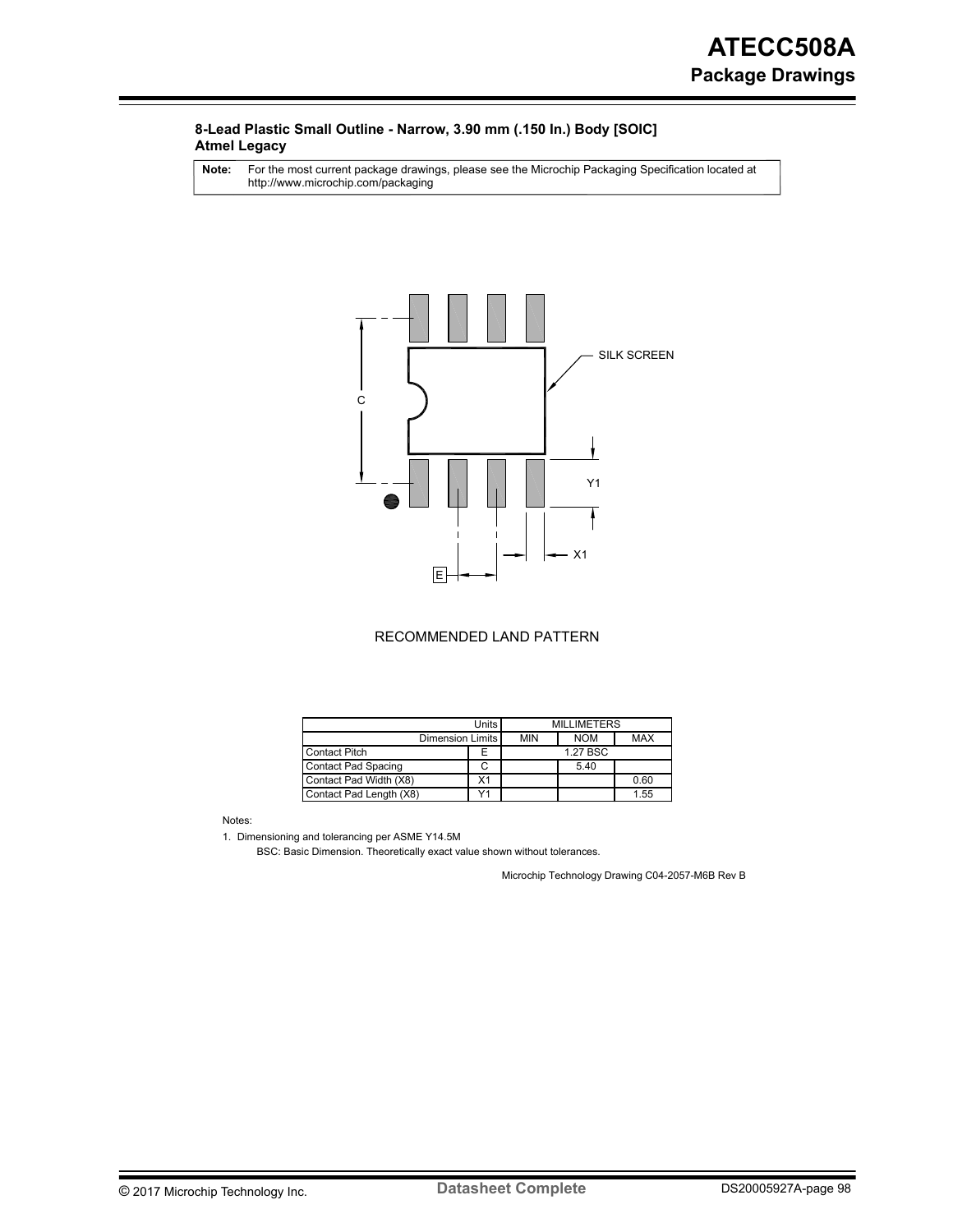**8-Lead Plastic Small Outline - Narrow, 3.90 mm (.150 In.) Body [SOIC]**
**Atmel Legacy**

| Note: | For the most current package drawings, please see the Microchip Packaging Specification located at http://www.microchip.com/packaging |
|---|---|

SILK SCREEN

C

Y1

X1

E

RECOMMENDED LAND PATTERN

| Units | | MILLIMETERS | | |
|---|---|---|---|---|
| Dimension Limits | | MIN | NOM | MAX |
| Contact Pitch | E | | 1.27 BSC | |
| Contact Pad Spacing | C | | 5.40 | |
| Contact Pad Width (X8) | X1 | | | 0.60 |
| Contact Pad Length (X8) | Y1 | | | 1.55 |

Notes:

1. Dimensioning and tolerancing per ASME Y14.5M

   BSC: Basic Dimension. Theoretically exact value shown without tolerances.

Microchip Technology Drawing C04-2057-M6B Rev B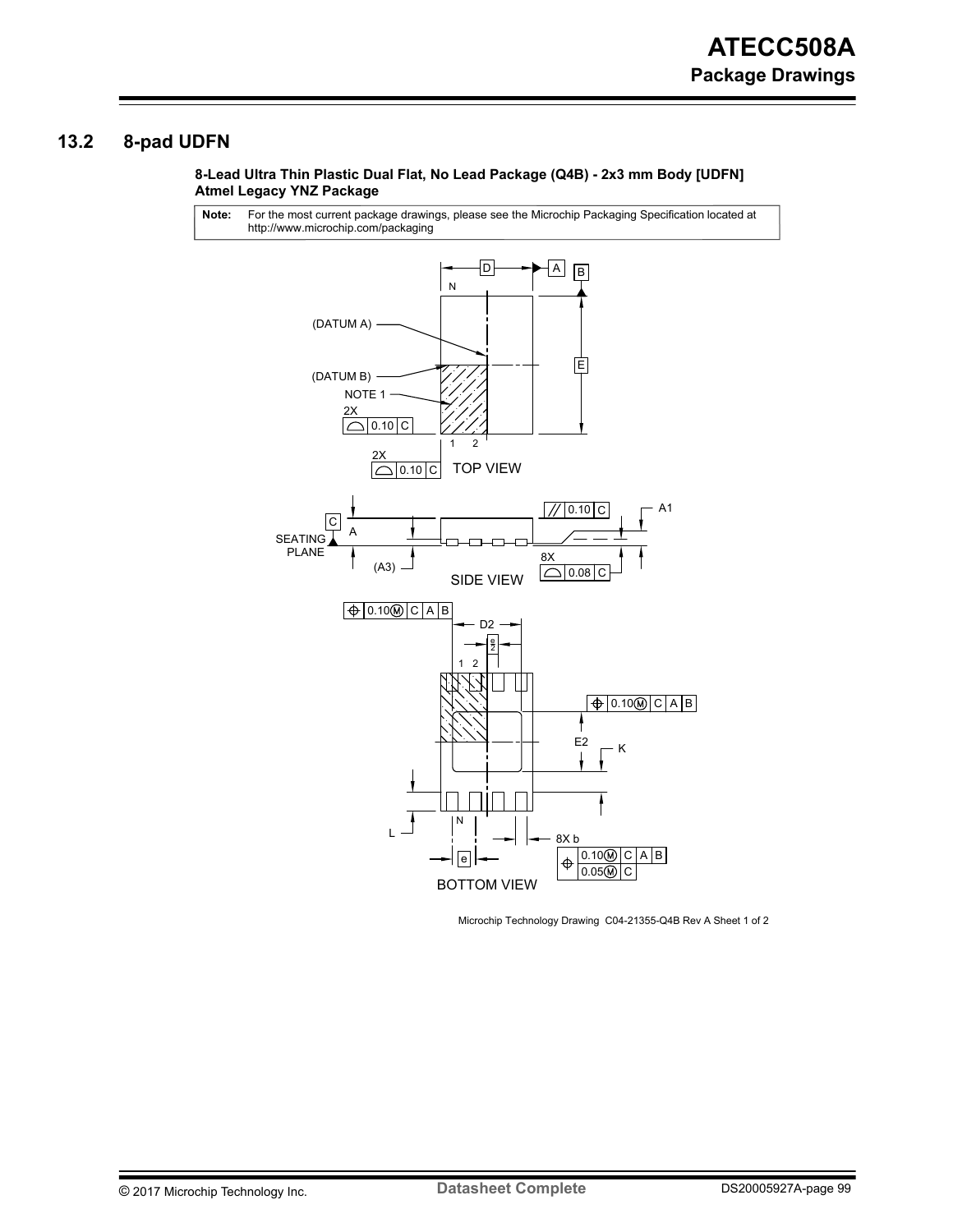## 13.2 8-pad UDFN

**8-Lead Ultra Thin Plastic Dual Flat, No Lead Package (Q4B) - 2x3 mm Body [UDFN]**
**Atmel Legacy YNZ Package**

**Note:** For the most current package drawings, please see the Microchip Packaging Specification located at http://www.microchip.com/packaging

TOP VIEW

SIDE VIEW

BOTTOM VIEW

Microchip Technology Drawing C04-21355-Q4B Rev A Sheet 1 of 2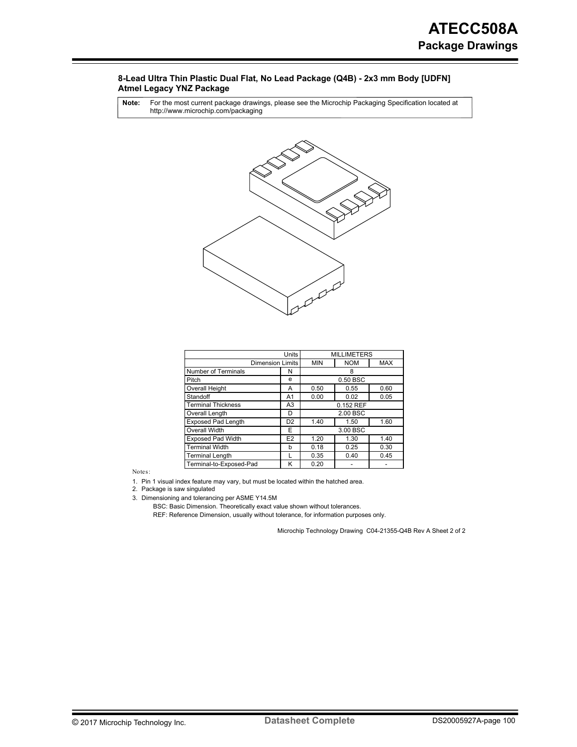**8-Lead Ultra Thin Plastic Dual Flat, No Lead Package (Q4B) - 2x3 mm Body [UDFN]**
**Atmel Legacy YNZ Package**

| **Note:** | For the most current package drawings, please see the Microchip Packaging Specification located at http://www.microchip.com/packaging |
|---|---|

| Units | | MILLIMETERS | | |
|---|---|---|---|---|
| Dimension Limits | | MIN | NOM | MAX |
| Number of Terminals | N | | 8 | |
| Pitch | e | | 0.50 BSC | |
| Overall Height | A | 0.50 | 0.55 | 0.60 |
| Standoff | A1 | 0.00 | 0.02 | 0.05 |
| Terminal Thickness | A3 | | 0.152 REF | |
| Overall Length | D | | 2.00 BSC | |
| Exposed Pad Length | D2 | 1.40 | 1.50 | 1.60 |
| Overall Width | E | | 3.00 BSC | |
| Exposed Pad Width | E2 | 1.20 | 1.30 | 1.40 |
| Terminal Width | b | 0.18 | 0.25 | 0.30 |
| Terminal Length | L | 0.35 | 0.40 | 0.45 |
| Terminal-to-Exposed-Pad | K | 0.20 | - | - |

Notes:

1. Pin 1 visual index feature may vary, but must be located within the hatched area.
2. Package is saw singulated
3. Dimensioning and tolerancing per ASME Y14.5M

   BSC: Basic Dimension. Theoretically exact value shown without tolerances.

   REF: Reference Dimension, usually without tolerance, for information purposes only.

Microchip Technology Drawing C04-21355-Q4B Rev A Sheet 2 of 2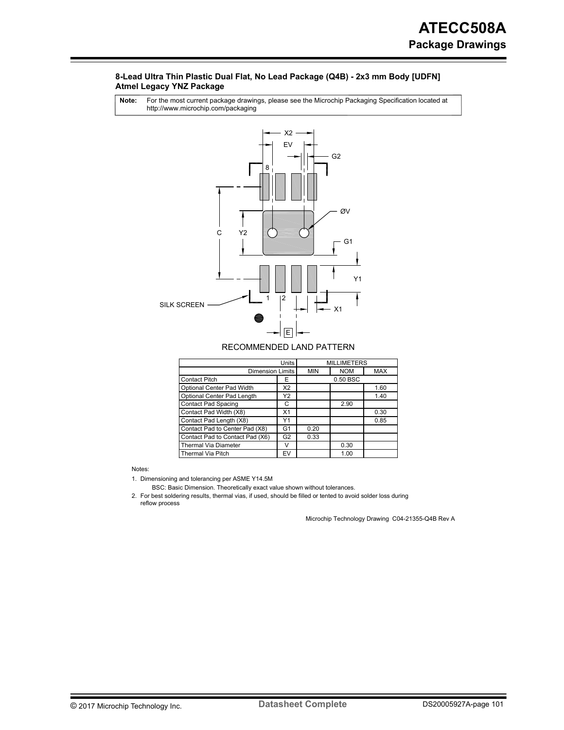**8-Lead Ultra Thin Plastic Dual Flat, No Lead Package (Q4B) - 2x3 mm Body [UDFN]**
**Atmel Legacy YNZ Package**

| **Note:** | For the most current package drawings, please see the Microchip Packaging Specification located at http://www.microchip.com/packaging |
|---|---|

RECOMMENDED LAND PATTERN

| Units | | MILLIMETERS | | |
|---|---|---|---|---|
| Dimension Limits | | MIN | NOM | MAX |
| Contact Pitch | E | | 0.50 BSC | |
| Optional Center Pad Width | X2 | | | 1.60 |
| Optional Center Pad Length | Y2 | | | 1.40 |
| Contact Pad Spacing | C | | 2.90 | |
| Contact Pad Width (X8) | X1 | | | 0.30 |
| Contact Pad Length (X8) | Y1 | | | 0.85 |
| Contact Pad to Center Pad (X8) | G1 | 0.20 | | |
| Contact Pad to Contact Pad (X6) | G2 | 0.33 | | |
| Thermal Via Diameter | V | | 0.30 | |
| Thermal Via Pitch | EV | | 1.00 | |

Notes:

1. Dimensioning and tolerancing per ASME Y14.5M

   BSC: Basic Dimension. Theoretically exact value shown without tolerances.

2. For best soldering results, thermal vias, if used, should be filled or tented to avoid solder loss during reflow process

Microchip Technology Drawing C04-21355-Q4B Rev A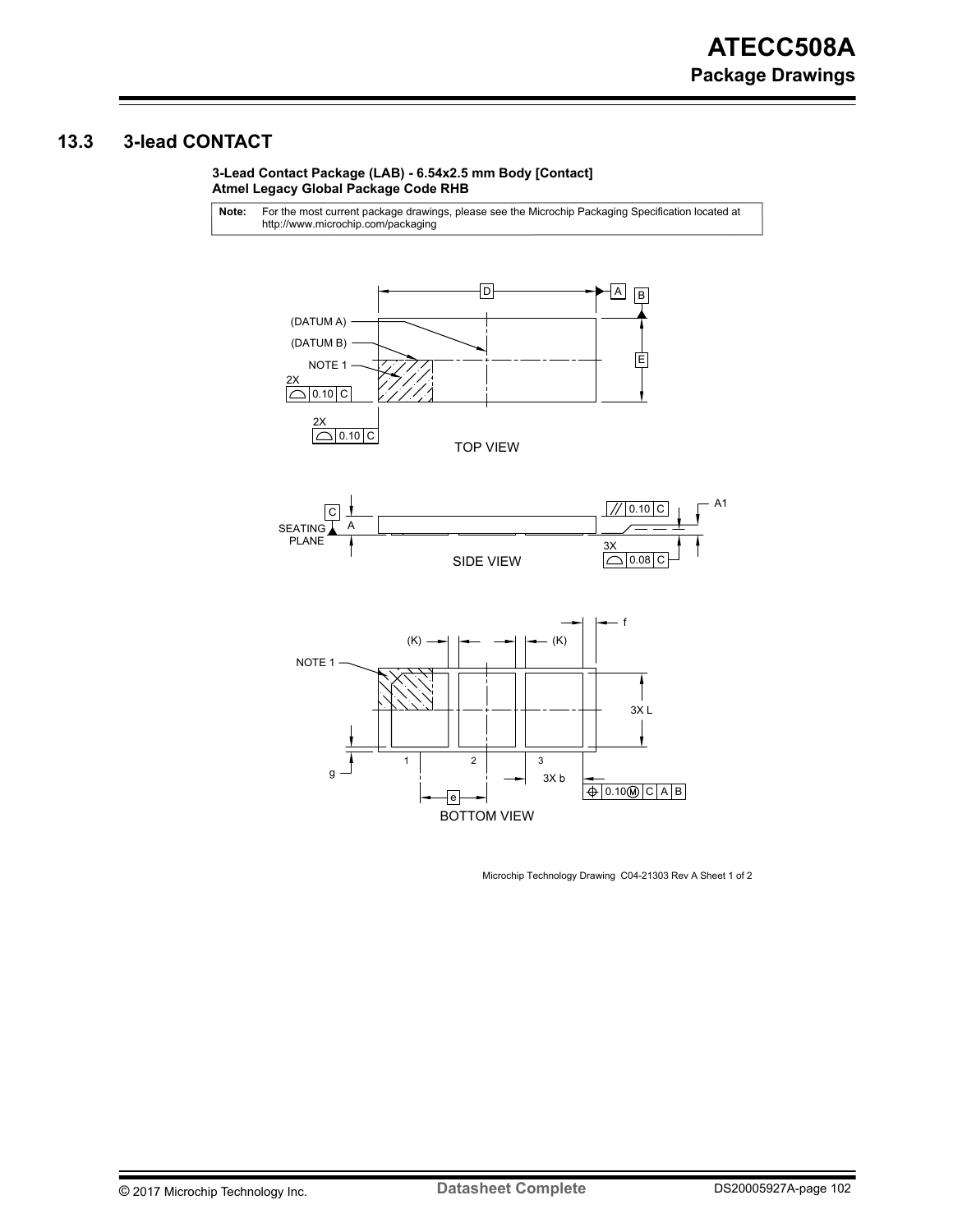## 13.3 3-lead CONTACT

**3-Lead Contact Package (LAB) - 6.54x2.5 mm Body [Contact]**
**Atmel Legacy Global Package Code RHB**

| **Note:** | For the most current package drawings, please see the Microchip Packaging Specification located at http://www.microchip.com/packaging |
|---|---|

D
A
B
(DATUM A)
(DATUM B)
NOTE 1
E
2X
0.10 C
2X
0.10 C

TOP VIEW

C
SEATING PLANE
A
0.10 C
A1
3X
0.08 C

SIDE VIEW

f
(K)
(K)
NOTE 1
3X L
1
2
3
g
3X b
0.10Ⓜ C A B
e

BOTTOM VIEW

Microchip Technology Drawing C04-21303 Rev A Sheet 1 of 2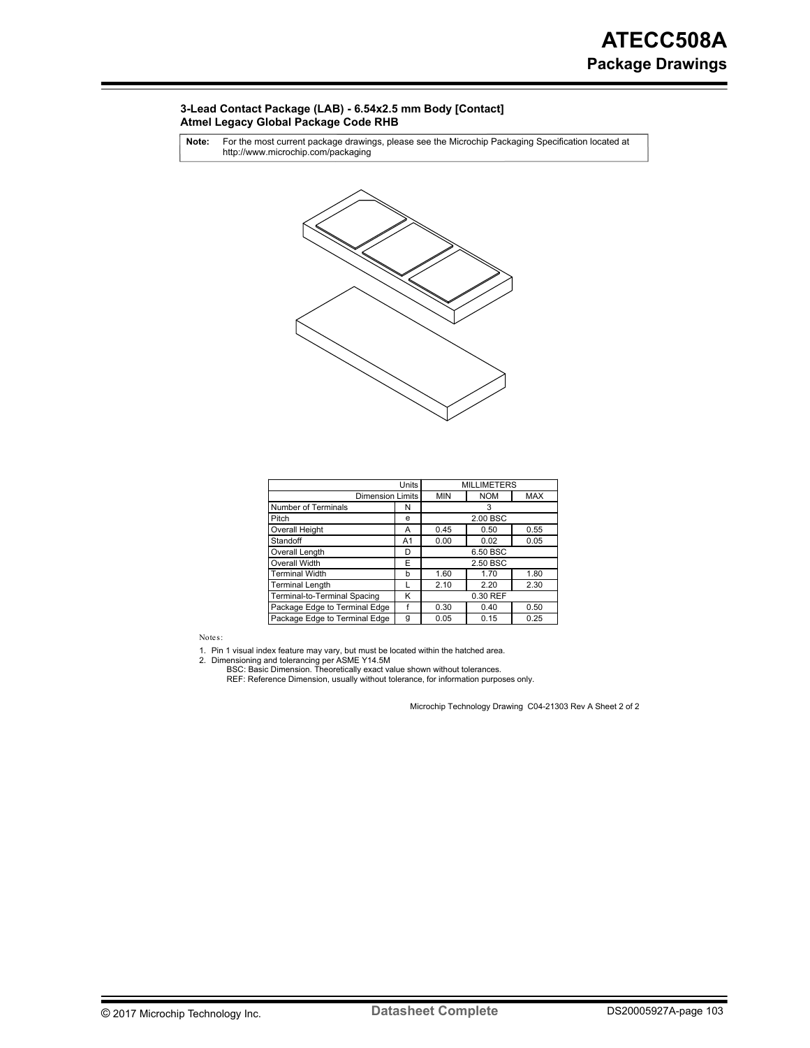### 3-Lead Contact Package (LAB) - 6.54x2.5 mm Body [Contact]
### Atmel Legacy Global Package Code RHB

**Note:** For the most current package drawings, please see the Microchip Packaging Specification located at http://www.microchip.com/packaging

| Units | | MILLIMETERS | | |
|---|---|---|---|---|
| Dimension Limits | | MIN | NOM | MAX |
| Number of Terminals | N | | 3 | |
| Pitch | e | | 2.00 BSC | |
| Overall Height | A | 0.45 | 0.50 | 0.55 |
| Standoff | A1 | 0.00 | 0.02 | 0.05 |
| Overall Length | D | | 6.50 BSC | |
| Overall Width | E | | 2.50 BSC | |
| Terminal Width | b | 1.60 | 1.70 | 1.80 |
| Terminal Length | L | 2.10 | 2.20 | 2.30 |
| Terminal-to-Terminal Spacing | K | | 0.30 REF | |
| Package Edge to Terminal Edge | f | 0.30 | 0.40 | 0.50 |
| Package Edge to Terminal Edge | g | 0.05 | 0.15 | 0.25 |

Notes:

1. Pin 1 visual index feature may vary, but must be located within the hatched area.
2. Dimensioning and tolerancing per ASME Y14.5M
   BSC: Basic Dimension. Theoretically exact value shown without tolerances.
   REF: Reference Dimension, usually without tolerance, for information purposes only.

Microchip Technology Drawing C04-21303 Rev A Sheet 2 of 2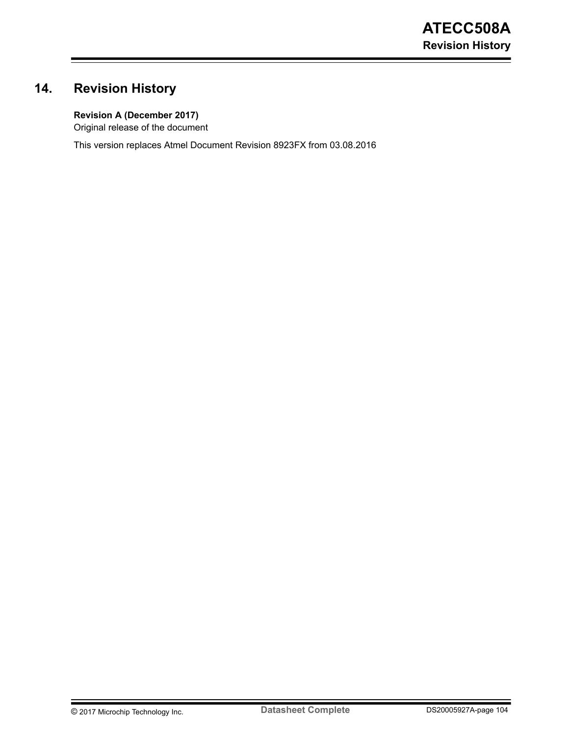# 14. Revision History

**Revision A (December 2017)**

Original release of the document

This version replaces Atmel Document Revision 8923FX from 03.08.2016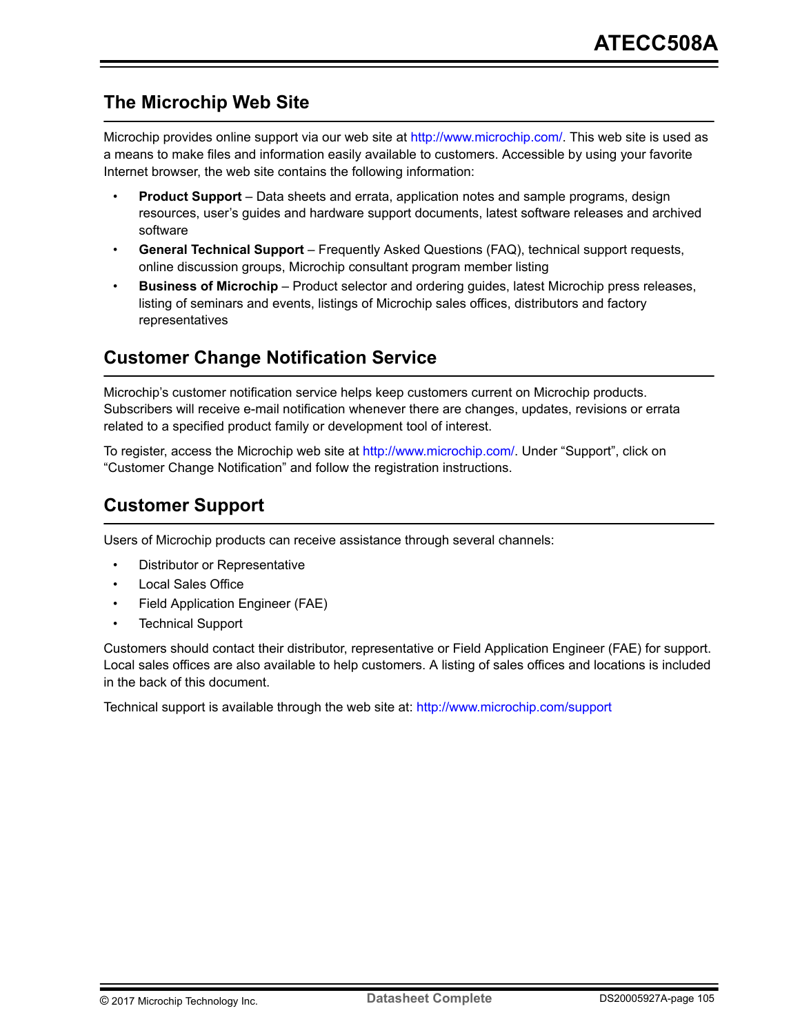## The Microchip Web Site

Microchip provides online support via our web site at http://www.microchip.com/. This web site is used as a means to make files and information easily available to customers. Accessible by using your favorite Internet browser, the web site contains the following information:

- **Product Support** – Data sheets and errata, application notes and sample programs, design resources, user's guides and hardware support documents, latest software releases and archived software
- **General Technical Support** – Frequently Asked Questions (FAQ), technical support requests, online discussion groups, Microchip consultant program member listing
- **Business of Microchip** – Product selector and ordering guides, latest Microchip press releases, listing of seminars and events, listings of Microchip sales offices, distributors and factory representatives

## Customer Change Notification Service

Microchip's customer notification service helps keep customers current on Microchip products. Subscribers will receive e-mail notification whenever there are changes, updates, revisions or errata related to a specified product family or development tool of interest.

To register, access the Microchip web site at http://www.microchip.com/. Under "Support", click on "Customer Change Notification" and follow the registration instructions.

## Customer Support

Users of Microchip products can receive assistance through several channels:

- Distributor or Representative
- Local Sales Office
- Field Application Engineer (FAE)
- Technical Support

Customers should contact their distributor, representative or Field Application Engineer (FAE) for support. Local sales offices are also available to help customers. A listing of sales offices and locations is included in the back of this document.

Technical support is available through the web site at: http://www.microchip.com/support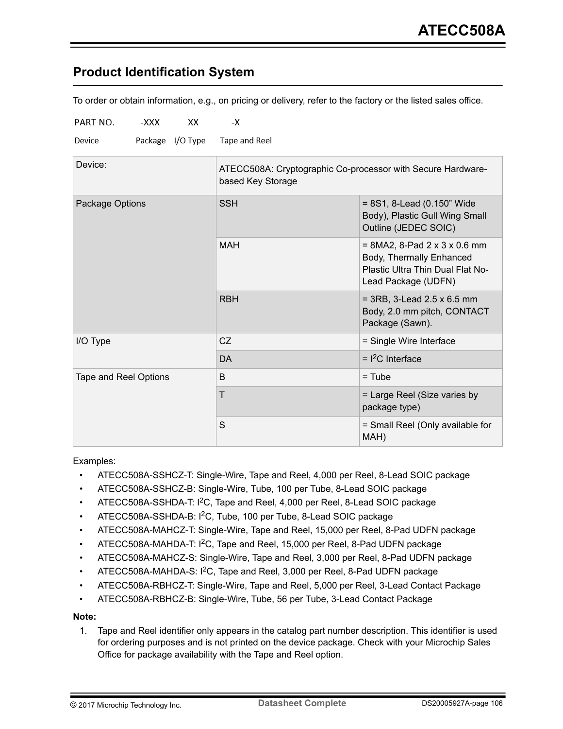## Product Identification System

To order or obtain information, e.g., on pricing or delivery, refer to the factory or the listed sales office.

| PART NO. | -XXX | XX | -X |
|---|---|---|---|
| Device | Package | I/O Type | Tape and Reel |

| Device: | ATECC508A: Cryptographic Co-processor with Secure Hardware-based Key Storage | |
|---|---|---|
| Package Options | SSH | = 8S1, 8-Lead (0.150" Wide Body), Plastic Gull Wing Small Outline (JEDEC SOIC) |
| | MAH | = 8MA2, 8-Pad 2 x 3 x 0.6 mm Body, Thermally Enhanced Plastic Ultra Thin Dual Flat No-Lead Package (UDFN) |
| | RBH | = 3RB, 3-Lead 2.5 x 6.5 mm Body, 2.0 mm pitch, CONTACT Package (Sawn). |
| I/O Type | CZ | = Single Wire Interface |
| | DA | = I²C Interface |
| Tape and Reel Options | B | = Tube |
| | T | = Large Reel (Size varies by package type) |
| | S | = Small Reel (Only available for MAH) |

Examples:

- ATECC508A-SSHCZ-T: Single-Wire, Tape and Reel, 4,000 per Reel, 8-Lead SOIC package
- ATECC508A-SSHCZ-B: Single-Wire, Tube, 100 per Tube, 8-Lead SOIC package
- ATECC508A-SSHDA-T: I²C, Tape and Reel, 4,000 per Reel, 8-Lead SOIC package
- ATECC508A-SSHDA-B: I²C, Tube, 100 per Tube, 8-Lead SOIC package
- ATECC508A-MAHCZ-T: Single-Wire, Tape and Reel, 15,000 per Reel, 8-Pad UDFN package
- ATECC508A-MAHDA-T: I²C, Tape and Reel, 15,000 per Reel, 8-Pad UDFN package
- ATECC508A-MAHCZ-S: Single-Wire, Tape and Reel, 3,000 per Reel, 8-Pad UDFN package
- ATECC508A-MAHDA-S: I²C, Tape and Reel, 3,000 per Reel, 8-Pad UDFN package
- ATECC508A-RBHCZ-T: Single-Wire, Tape and Reel, 5,000 per Reel, 3-Lead Contact Package
- ATECC508A-RBHCZ-B: Single-Wire, Tube, 56 per Tube, 3-Lead Contact Package

**Note:**

1. Tape and Reel identifier only appears in the catalog part number description. This identifier is used for ordering purposes and is not printed on the device package. Check with your Microchip Sales Office for package availability with the Tape and Reel option.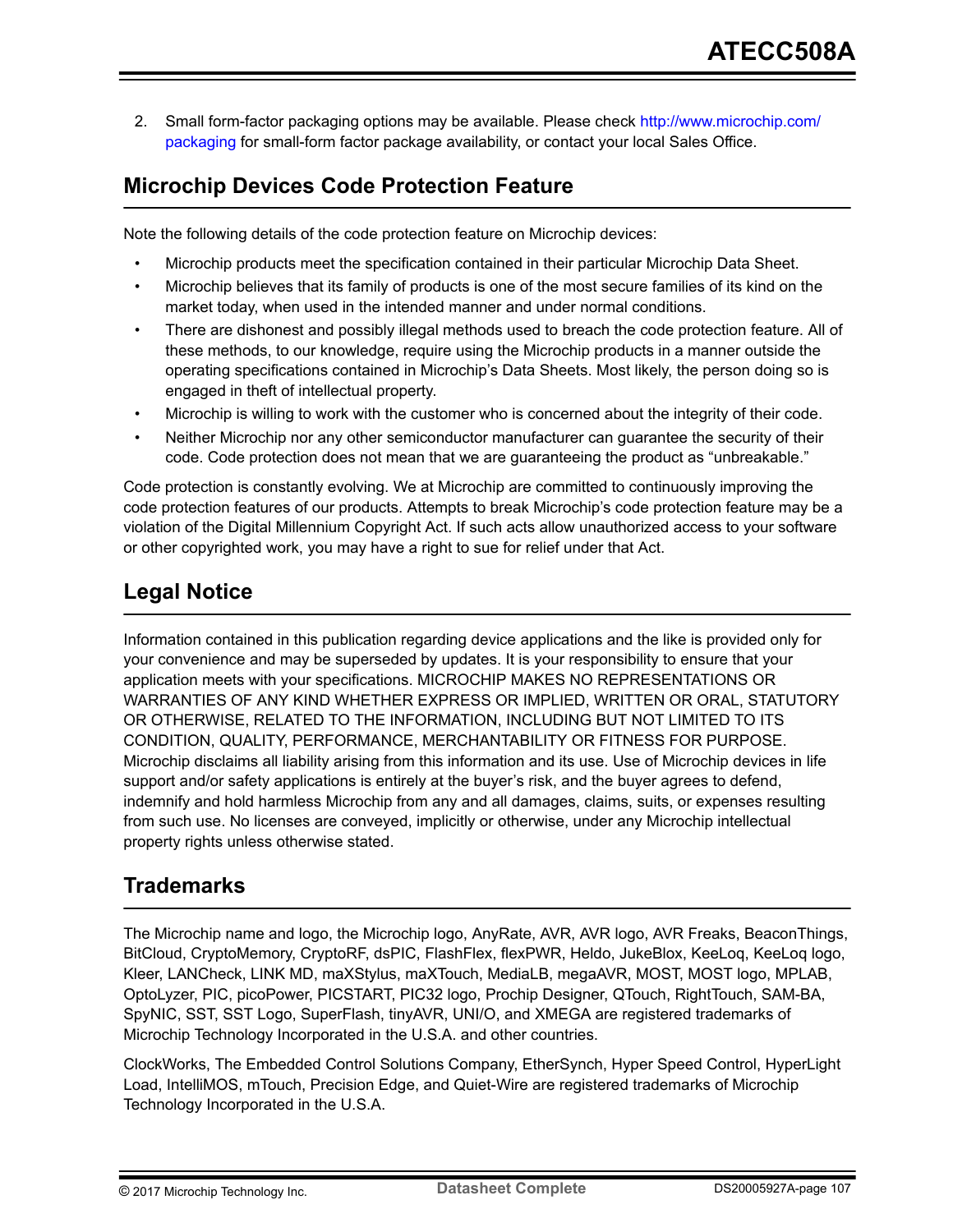2. Small form-factor packaging options may be available. Please check http://www.microchip.com/packaging for small-form factor package availability, or contact your local Sales Office.

## Microchip Devices Code Protection Feature

Note the following details of the code protection feature on Microchip devices:

- Microchip products meet the specification contained in their particular Microchip Data Sheet.
- Microchip believes that its family of products is one of the most secure families of its kind on the market today, when used in the intended manner and under normal conditions.
- There are dishonest and possibly illegal methods used to breach the code protection feature. All of these methods, to our knowledge, require using the Microchip products in a manner outside the operating specifications contained in Microchip's Data Sheets. Most likely, the person doing so is engaged in theft of intellectual property.
- Microchip is willing to work with the customer who is concerned about the integrity of their code.
- Neither Microchip nor any other semiconductor manufacturer can guarantee the security of their code. Code protection does not mean that we are guaranteeing the product as "unbreakable."

Code protection is constantly evolving. We at Microchip are committed to continuously improving the code protection features of our products. Attempts to break Microchip's code protection feature may be a violation of the Digital Millennium Copyright Act. If such acts allow unauthorized access to your software or other copyrighted work, you may have a right to sue for relief under that Act.

## Legal Notice

Information contained in this publication regarding device applications and the like is provided only for your convenience and may be superseded by updates. It is your responsibility to ensure that your application meets with your specifications. MICROCHIP MAKES NO REPRESENTATIONS OR WARRANTIES OF ANY KIND WHETHER EXPRESS OR IMPLIED, WRITTEN OR ORAL, STATUTORY OR OTHERWISE, RELATED TO THE INFORMATION, INCLUDING BUT NOT LIMITED TO ITS CONDITION, QUALITY, PERFORMANCE, MERCHANTABILITY OR FITNESS FOR PURPOSE. Microchip disclaims all liability arising from this information and its use. Use of Microchip devices in life support and/or safety applications is entirely at the buyer's risk, and the buyer agrees to defend, indemnify and hold harmless Microchip from any and all damages, claims, suits, or expenses resulting from such use. No licenses are conveyed, implicitly or otherwise, under any Microchip intellectual property rights unless otherwise stated.

## Trademarks

The Microchip name and logo, the Microchip logo, AnyRate, AVR, AVR logo, AVR Freaks, BeaconThings, BitCloud, CryptoMemory, CryptoRF, dsPIC, FlashFlex, flexPWR, Heldo, JukeBlox, KeeLoq, KeeLoq logo, Kleer, LANCheck, LINK MD, maXStylus, maXTouch, MediaLB, megaAVR, MOST, MOST logo, MPLAB, OptoLyzer, PIC, picoPower, PICSTART, PIC32 logo, Prochip Designer, QTouch, RightTouch, SAM-BA, SpyNIC, SST, SST Logo, SuperFlash, tinyAVR, UNI/O, and XMEGA are registered trademarks of Microchip Technology Incorporated in the U.S.A. and other countries.

ClockWorks, The Embedded Control Solutions Company, EtherSynch, Hyper Speed Control, HyperLight Load, IntelliMOS, mTouch, Precision Edge, and Quiet-Wire are registered trademarks of Microchip Technology Incorporated in the U.S.A.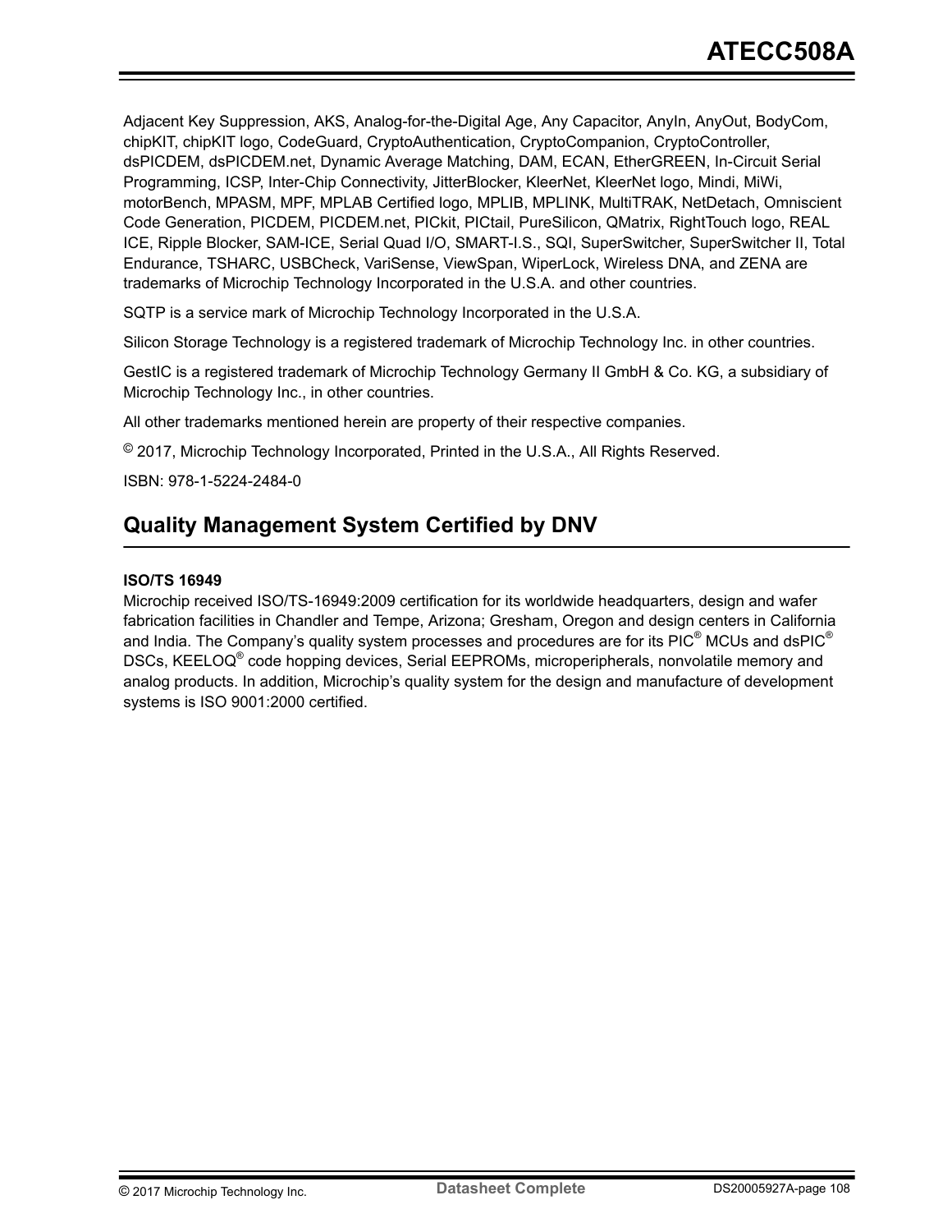Adjacent Key Suppression, AKS, Analog-for-the-Digital Age, Any Capacitor, AnyIn, AnyOut, BodyCom, chipKIT, chipKIT logo, CodeGuard, CryptoAuthentication, CryptoCompanion, CryptoController, dsPICDEM, dsPICDEM.net, Dynamic Average Matching, DAM, ECAN, EtherGREEN, In-Circuit Serial Programming, ICSP, Inter-Chip Connectivity, JitterBlocker, KleerNet, KleerNet logo, Mindi, MiWi, motorBench, MPASM, MPF, MPLAB Certified logo, MPLIB, MPLINK, MultiTRAK, NetDetach, Omniscient Code Generation, PICDEM, PICDEM.net, PICkit, PICtail, PureSilicon, QMatrix, RightTouch logo, REAL ICE, Ripple Blocker, SAM-ICE, Serial Quad I/O, SMART-I.S., SQI, SuperSwitcher, SuperSwitcher II, Total Endurance, TSHARC, USBCheck, VariSense, ViewSpan, WiperLock, Wireless DNA, and ZENA are trademarks of Microchip Technology Incorporated in the U.S.A. and other countries.

SQTP is a service mark of Microchip Technology Incorporated in the U.S.A.

Silicon Storage Technology is a registered trademark of Microchip Technology Inc. in other countries.

GestIC is a registered trademark of Microchip Technology Germany II GmbH & Co. KG, a subsidiary of Microchip Technology Inc., in other countries.

All other trademarks mentioned herein are property of their respective companies.

© 2017, Microchip Technology Incorporated, Printed in the U.S.A., All Rights Reserved.

ISBN: 978-1-5224-2484-0

## Quality Management System Certified by DNV

**ISO/TS 16949**

Microchip received ISO/TS-16949:2009 certification for its worldwide headquarters, design and wafer fabrication facilities in Chandler and Tempe, Arizona; Gresham, Oregon and design centers in California and India. The Company's quality system processes and procedures are for its PIC® MCUs and dsPIC® DSCs, KEELOQ® code hopping devices, Serial EEPROMs, microperipherals, nonvolatile memory and analog products. In addition, Microchip's quality system for the design and manufacture of development systems is ISO 9001:2000 certified.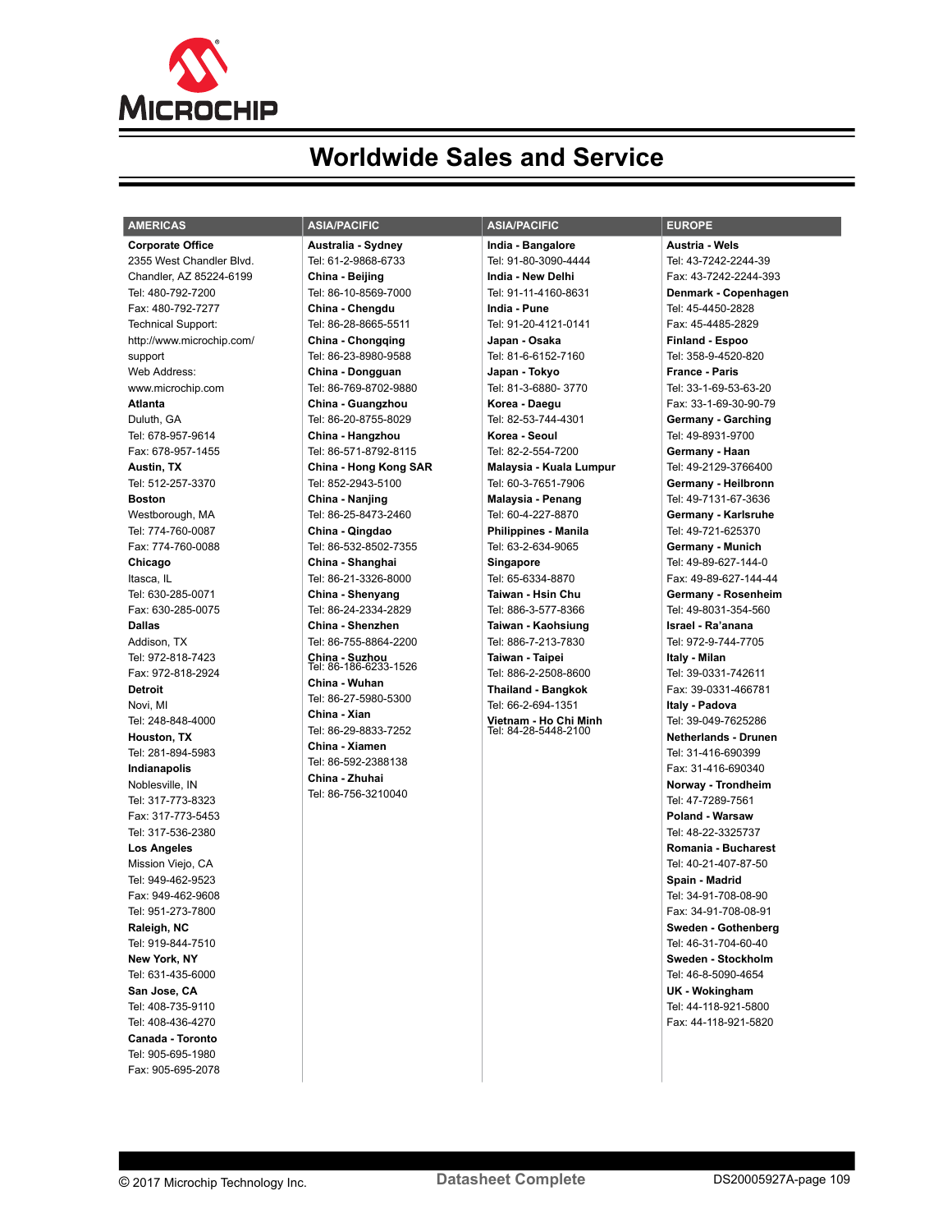# Worldwide Sales and Service

## AMERICAS

**Corporate Office**
2355 West Chandler Blvd.
Chandler, AZ 85224-6199
Tel: 480-792-7200
Fax: 480-792-7277
Technical Support:
http://www.microchip.com/support
Web Address:
www.microchip.com

**Atlanta**
Duluth, GA
Tel: 678-957-9614
Fax: 678-957-1455

**Austin, TX**
Tel: 512-257-3370

**Boston**
Westborough, MA
Tel: 774-760-0087
Fax: 774-760-0088

**Chicago**
Itasca, IL
Tel: 630-285-0071
Fax: 630-285-0075

**Dallas**
Addison, TX
Tel: 972-818-7423
Fax: 972-818-2924

**Detroit**
Novi, MI
Tel: 248-848-4000

**Houston, TX**
Tel: 281-894-5983

**Indianapolis**
Noblesville, IN
Tel: 317-773-8323
Fax: 317-773-5453
Tel: 317-536-2380

**Los Angeles**
Mission Viejo, CA
Tel: 949-462-9523
Fax: 949-462-9608
Tel: 951-273-7800

**Raleigh, NC**
Tel: 919-844-7510

**New York, NY**
Tel: 631-435-6000

**San Jose, CA**
Tel: 408-735-9110
Tel: 408-436-4270

**Canada - Toronto**
Tel: 905-695-1980
Fax: 905-695-2078

## ASIA/PACIFIC

**Australia - Sydney**
Tel: 61-2-9868-6733

**China - Beijing**
Tel: 86-10-8569-7000

**China - Chengdu**
Tel: 86-28-8665-5511

**China - Chongqing**
Tel: 86-23-8980-9588

**China - Dongguan**
Tel: 86-769-8702-9880

**China - Guangzhou**
Tel: 86-20-8755-8029

**China - Hangzhou**
Tel: 86-571-8792-8115

**China - Hong Kong SAR**
Tel: 852-2943-5100

**China - Nanjing**
Tel: 86-25-8473-2460

**China - Qingdao**
Tel: 86-532-8502-7355

**China - Shanghai**
Tel: 86-21-3326-8000

**China - Shenyang**
Tel: 86-24-2334-2829

**China - Shenzhen**
Tel: 86-755-8864-2200

**China - Suzhou**
Tel: 86-186-6233-1526

**China - Wuhan**
Tel: 86-27-5980-5300

**China - Xian**
Tel: 86-29-8833-7252

**China - Xiamen**
Tel: 86-592-2388138

**China - Zhuhai**
Tel: 86-756-3210040

## ASIA/PACIFIC

**India - Bangalore**
Tel: 91-80-3090-4444

**India - New Delhi**
Tel: 91-11-4160-8631

**India - Pune**
Tel: 91-20-4121-0141

**Japan - Osaka**
Tel: 81-6-6152-7160

**Japan - Tokyo**
Tel: 81-3-6880- 3770

**Korea - Daegu**
Tel: 82-53-744-4301

**Korea - Seoul**
Tel: 82-2-554-7200

**Malaysia - Kuala Lumpur**
Tel: 60-3-7651-7906

**Malaysia - Penang**
Tel: 60-4-227-8870

**Philippines - Manila**
Tel: 63-2-634-9065

**Singapore**
Tel: 65-6334-8870

**Taiwan - Hsin Chu**
Tel: 886-3-577-8366

**Taiwan - Kaohsiung**
Tel: 886-7-213-7830

**Taiwan - Taipei**
Tel: 886-2-2508-8600

**Thailand - Bangkok**
Tel: 66-2-694-1351

**Vietnam - Ho Chi Minh**
Tel: 84-28-5448-2100

## EUROPE

**Austria - Wels**
Tel: 43-7242-2244-39
Fax: 43-7242-2244-393

**Denmark - Copenhagen**
Tel: 45-4450-2828
Fax: 45-4485-2829

**Finland - Espoo**
Tel: 358-9-4520-820

**France - Paris**
Tel: 33-1-69-53-63-20
Fax: 33-1-69-30-90-79

**Germany - Garching**
Tel: 49-8931-9700

**Germany - Haan**
Tel: 49-2129-3766400

**Germany - Heilbronn**
Tel: 49-7131-67-3636

**Germany - Karlsruhe**
Tel: 49-721-625370

**Germany - Munich**
Tel: 49-89-627-144-0
Fax: 49-89-627-144-44

**Germany - Rosenheim**
Tel: 49-8031-354-560

**Israel - Ra'anana**
Tel: 972-9-744-7705

**Italy - Milan**
Tel: 39-0331-742611
Fax: 39-0331-466781

**Italy - Padova**
Tel: 39-049-7625286

**Netherlands - Drunen**
Tel: 31-416-690399
Fax: 31-416-690340

**Norway - Trondheim**
Tel: 47-7289-7561

**Poland - Warsaw**
Tel: 48-22-3325737

**Romania - Bucharest**
Tel: 40-21-407-87-50

**Spain - Madrid**
Tel: 34-91-708-08-90
Fax: 34-91-708-08-91

**Sweden - Gothenberg**
Tel: 46-31-704-60-40

**Sweden - Stockholm**
Tel: 46-8-5090-4654

**UK - Wokingham**
Tel: 44-118-921-5800
Fax: 44-118-921-5820